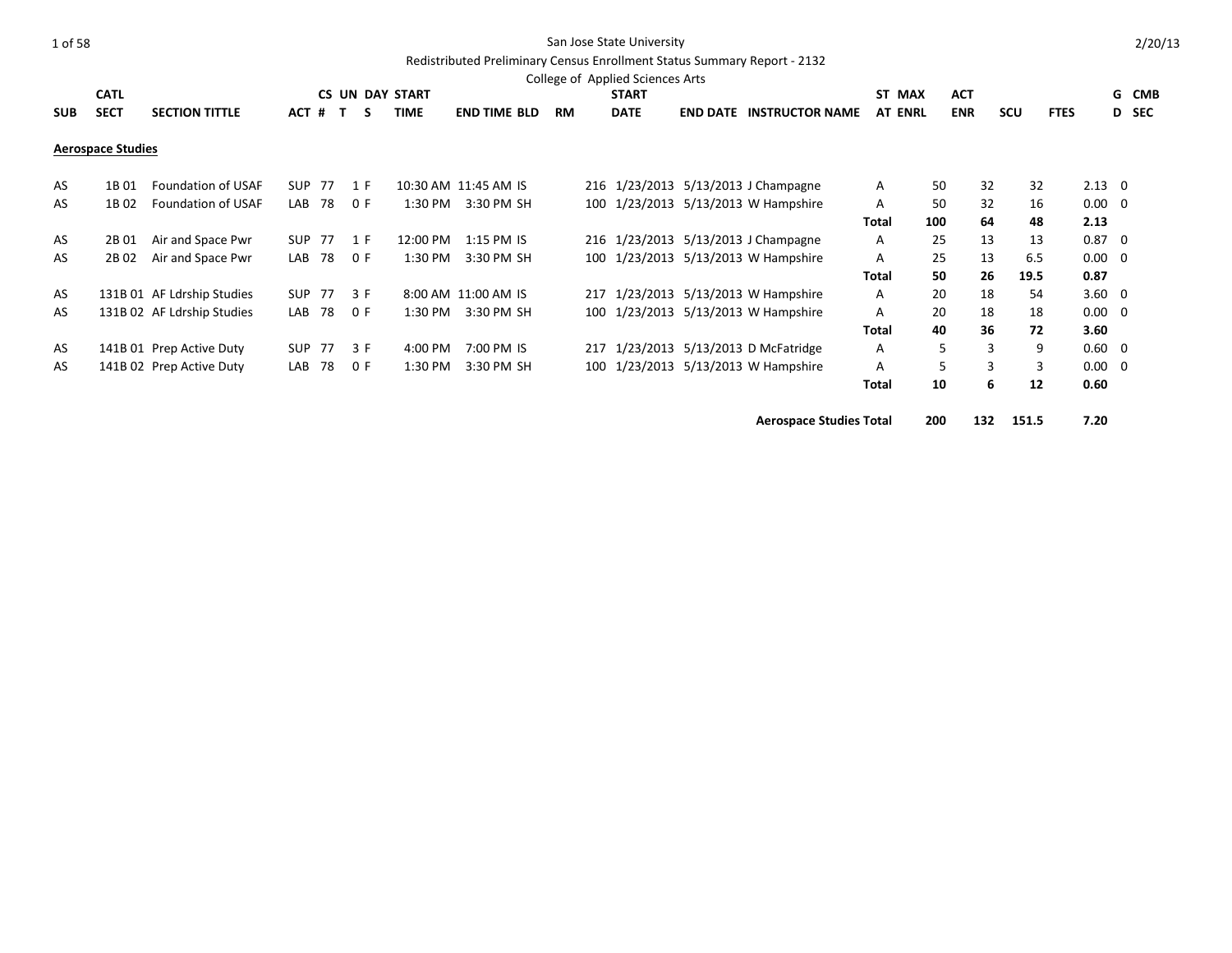San Jose State University

Redistributed Preliminary Census Enrollment Status Summary Report - 2132

College of Applied Sciences Arts

| SUB | CATL SECT | SECTION TITTLE | ACT | CS # | UN T | DAY S | START TIME | END TIME | BLD | RM | START DATE | END DATE | INSTRUCTOR NAME | ST AT | MAX ENRL | ACT ENR | SCU | FTES | G D | CMB SEC |
|---|---|---|---|---|---|---|---|---|---|---|---|---|---|---|---|---|---|---|---|---|
| **Aerospace Studies** | | | | | | | | | | | | | | | | | | | | |
| AS | 1B 01 | Foundation of USAF | SUP | 77 | 1 | F | 10:30 AM | 11:45 AM | IS | 216 | 1/23/2013 | 5/13/2013 | J Champagne | A | 50 | 32 | 32 | 2.13 | 0 | |
| AS | 1B 02 | Foundation of USAF | LAB | 78 | 0 | F | 1:30 PM | 3:30 PM | SH | 100 | 1/23/2013 | 5/13/2013 | W Hampshire | A | 50 | 32 | 16 | 0.00 | 0 | |
| | | | | | | | | | | | | | | **Total** | **100** | **64** | **48** | **2.13** | | |
| AS | 2B 01 | Air and Space Pwr | SUP | 77 | 1 | F | 12:00 PM | 1:15 PM | IS | 216 | 1/23/2013 | 5/13/2013 | J Champagne | A | 25 | 13 | 13 | 0.87 | 0 | |
| AS | 2B 02 | Air and Space Pwr | LAB | 78 | 0 | F | 1:30 PM | 3:30 PM | SH | 100 | 1/23/2013 | 5/13/2013 | W Hampshire | A | 25 | 13 | 6.5 | 0.00 | 0 | |
| | | | | | | | | | | | | | | **Total** | **50** | **26** | **19.5** | **0.87** | | |
| AS | 131B 01 | AF Ldrship Studies | SUP | 77 | 3 | F | 8:00 AM | 11:00 AM | IS | 217 | 1/23/2013 | 5/13/2013 | W Hampshire | A | 20 | 18 | 54 | 3.60 | 0 | |
| AS | 131B 02 | AF Ldrship Studies | LAB | 78 | 0 | F | 1:30 PM | 3:30 PM | SH | 100 | 1/23/2013 | 5/13/2013 | W Hampshire | A | 20 | 18 | 18 | 0.00 | 0 | |
| | | | | | | | | | | | | | | **Total** | **40** | **36** | **72** | **3.60** | | |
| AS | 141B 01 | Prep Active Duty | SUP | 77 | 3 | F | 4:00 PM | 7:00 PM | IS | 217 | 1/23/2013 | 5/13/2013 | D McFatridge | A | 5 | 3 | 9 | 0.60 | 0 | |
| AS | 141B 02 | Prep Active Duty | LAB | 78 | 0 | F | 1:30 PM | 3:30 PM | SH | 100 | 1/23/2013 | 5/13/2013 | W Hampshire | A | 5 | 3 | 3 | 0.00 | 0 | |
| | | | | | | | | | | | | | | **Total** | **10** | **6** | **12** | **0.60** | | |
| | | | | | | | | | | | | | **Aerospace Studies Total** | | **200** | **132** | **151.5** | **7.20** | | |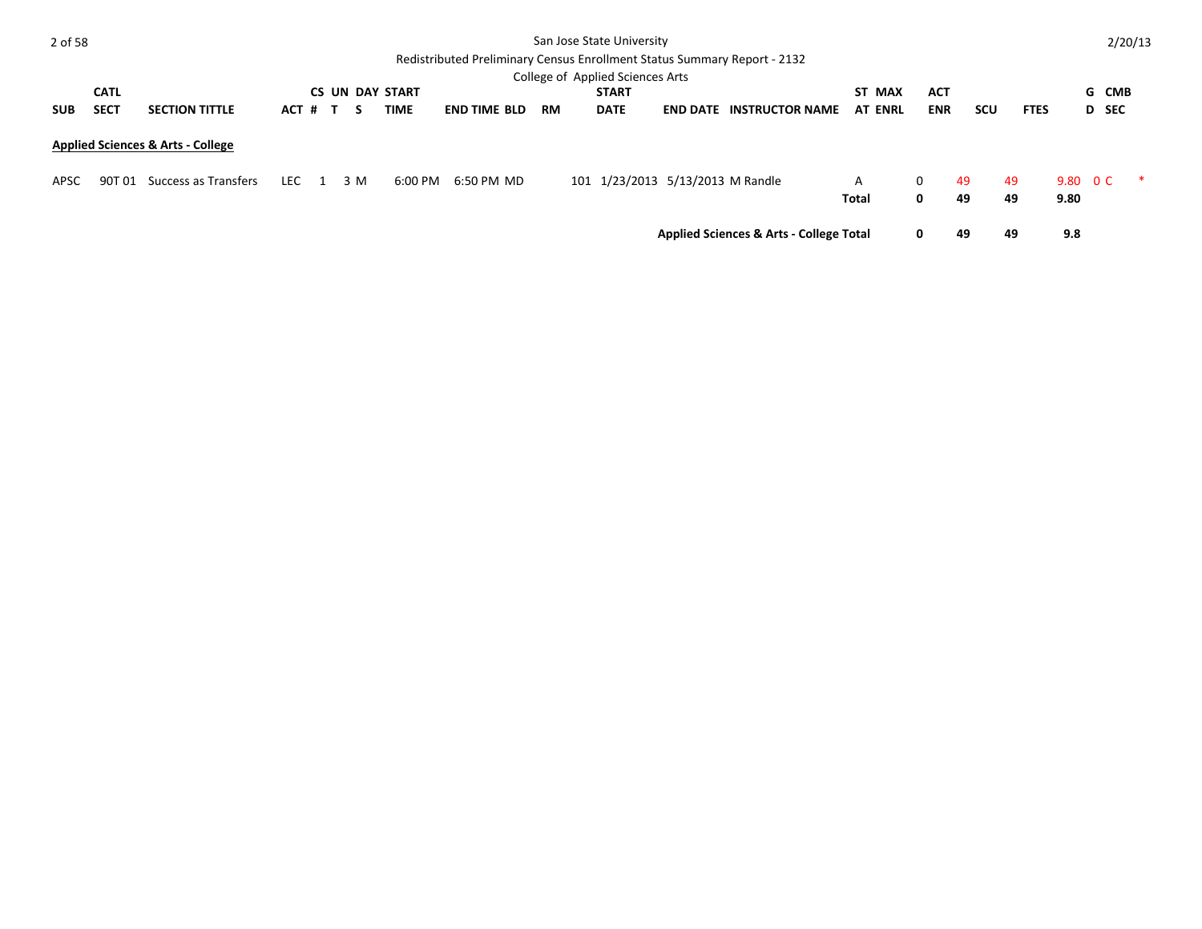San Jose State University

Redistributed Preliminary Census Enrollment Status Summary Report - 2132

College of Applied Sciences Arts

2/20/13

| SUB | CATL SECT | SECTION TITTLE | ACT # | CS T | UN S | DAY | START TIME | END TIME | BLD | RM | START DATE | END DATE | INSTRUCTOR NAME | ST AT | MAX ENRL | ACT ENR | SCU | FTES | GD | CMB SEC | |
|---|---|---|---|---|---|---|---|---|---|---|---|---|---|---|---|---|---|---|---|---|---|
| **Applied Sciences & Arts - College** | | | | | | | | | | | | | | | | | | | | | |
| APSC | 90T 01 | Success as Transfers | LEC | 1 | 3 | M | 6:00 PM | 6:50 PM | MD | 101 | 1/23/2013 | 5/13/2013 | M Randle | A | 0 | 49 | 49 | 9.80 | 0 | C | * |
| | | | | | | | | | | | | | | **Total** | **0** | **49** | **49** | **9.80** | | | |
| | | | | | | | | | | | | | **Applied Sciences & Arts - College Total** | | **0** | **49** | **49** | **9.8** | | | |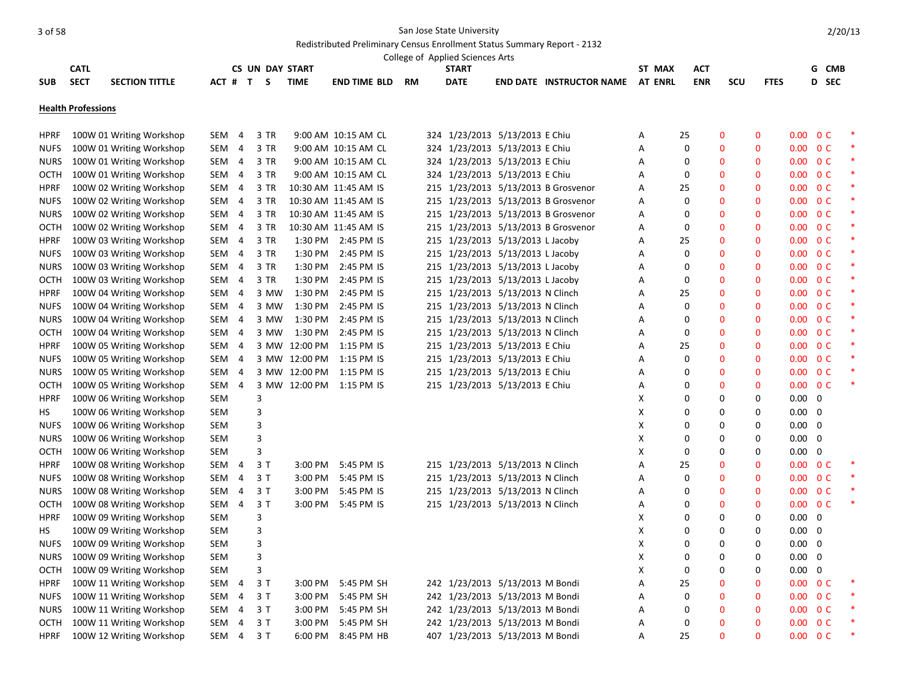San Jose State University

Redistributed Preliminary Census Enrollment Status Summary Report - 2132

College of Applied Sciences Arts

2/20/13

## Health Professions

| SUB | CATL SECT | SECTION TITTLE | ACT # | CS T | UN S | DAY | START TIME | END TIME | BLD | RM | START DATE | END DATE | INSTRUCTOR NAME | ST AT | MAX ENRL | ACT ENR | SCU | FTES | G D | CMB SEC |
|---|---|---|---|---|---|---|---|---|---|---|---|---|---|---|---|---|---|---|---|---|
| HPRF | 100W 01 | Writing Workshop | SEM | 4 | 3 | TR | 9:00 AM | 10:15 AM | CL | 324 | 1/23/2013 | 5/13/2013 | E Chiu | A | 25 | 0 | 0 | 0.00 | 0 C | * |
| NUFS | 100W 01 | Writing Workshop | SEM | 4 | 3 | TR | 9:00 AM | 10:15 AM | CL | 324 | 1/23/2013 | 5/13/2013 | E Chiu | A | 0 | 0 | 0 | 0.00 | 0 C | * |
| NURS | 100W 01 | Writing Workshop | SEM | 4 | 3 | TR | 9:00 AM | 10:15 AM | CL | 324 | 1/23/2013 | 5/13/2013 | E Chiu | A | 0 | 0 | 0 | 0.00 | 0 C | * |
| OCTH | 100W 01 | Writing Workshop | SEM | 4 | 3 | TR | 9:00 AM | 10:15 AM | CL | 324 | 1/23/2013 | 5/13/2013 | E Chiu | A | 0 | 0 | 0 | 0.00 | 0 C | * |
| HPRF | 100W 02 | Writing Workshop | SEM | 4 | 3 | TR | 10:30 AM | 11:45 AM | IS | 215 | 1/23/2013 | 5/13/2013 | B Grosvenor | A | 25 | 0 | 0 | 0.00 | 0 C | * |
| NUFS | 100W 02 | Writing Workshop | SEM | 4 | 3 | TR | 10:30 AM | 11:45 AM | IS | 215 | 1/23/2013 | 5/13/2013 | B Grosvenor | A | 0 | 0 | 0 | 0.00 | 0 C | * |
| NURS | 100W 02 | Writing Workshop | SEM | 4 | 3 | TR | 10:30 AM | 11:45 AM | IS | 215 | 1/23/2013 | 5/13/2013 | B Grosvenor | A | 0 | 0 | 0 | 0.00 | 0 C | * |
| OCTH | 100W 02 | Writing Workshop | SEM | 4 | 3 | TR | 10:30 AM | 11:45 AM | IS | 215 | 1/23/2013 | 5/13/2013 | B Grosvenor | A | 0 | 0 | 0 | 0.00 | 0 C | * |
| HPRF | 100W 03 | Writing Workshop | SEM | 4 | 3 | TR | 1:30 PM | 2:45 PM | IS | 215 | 1/23/2013 | 5/13/2013 | L Jacoby | A | 25 | 0 | 0 | 0.00 | 0 C | * |
| NUFS | 100W 03 | Writing Workshop | SEM | 4 | 3 | TR | 1:30 PM | 2:45 PM | IS | 215 | 1/23/2013 | 5/13/2013 | L Jacoby | A | 0 | 0 | 0 | 0.00 | 0 C | * |
| NURS | 100W 03 | Writing Workshop | SEM | 4 | 3 | TR | 1:30 PM | 2:45 PM | IS | 215 | 1/23/2013 | 5/13/2013 | L Jacoby | A | 0 | 0 | 0 | 0.00 | 0 C | * |
| OCTH | 100W 03 | Writing Workshop | SEM | 4 | 3 | TR | 1:30 PM | 2:45 PM | IS | 215 | 1/23/2013 | 5/13/2013 | L Jacoby | A | 0 | 0 | 0 | 0.00 | 0 C | * |
| HPRF | 100W 04 | Writing Workshop | SEM | 4 | 3 | MW | 1:30 PM | 2:45 PM | IS | 215 | 1/23/2013 | 5/13/2013 | N Clinch | A | 25 | 0 | 0 | 0.00 | 0 C | * |
| NUFS | 100W 04 | Writing Workshop | SEM | 4 | 3 | MW | 1:30 PM | 2:45 PM | IS | 215 | 1/23/2013 | 5/13/2013 | N Clinch | A | 0 | 0 | 0 | 0.00 | 0 C | * |
| NURS | 100W 04 | Writing Workshop | SEM | 4 | 3 | MW | 1:30 PM | 2:45 PM | IS | 215 | 1/23/2013 | 5/13/2013 | N Clinch | A | 0 | 0 | 0 | 0.00 | 0 C | * |
| OCTH | 100W 04 | Writing Workshop | SEM | 4 | 3 | MW | 1:30 PM | 2:45 PM | IS | 215 | 1/23/2013 | 5/13/2013 | N Clinch | A | 0 | 0 | 0 | 0.00 | 0 C | * |
| HPRF | 100W 05 | Writing Workshop | SEM | 4 | 3 | MW | 12:00 PM | 1:15 PM | IS | 215 | 1/23/2013 | 5/13/2013 | E Chiu | A | 25 | 0 | 0 | 0.00 | 0 C | * |
| NUFS | 100W 05 | Writing Workshop | SEM | 4 | 3 | MW | 12:00 PM | 1:15 PM | IS | 215 | 1/23/2013 | 5/13/2013 | E Chiu | A | 0 | 0 | 0 | 0.00 | 0 C | * |
| NURS | 100W 05 | Writing Workshop | SEM | 4 | 3 | MW | 12:00 PM | 1:15 PM | IS | 215 | 1/23/2013 | 5/13/2013 | E Chiu | A | 0 | 0 | 0 | 0.00 | 0 C | * |
| OCTH | 100W 05 | Writing Workshop | SEM | 4 | 3 | MW | 12:00 PM | 1:15 PM | IS | 215 | 1/23/2013 | 5/13/2013 | E Chiu | A | 0 | 0 | 0 | 0.00 | 0 C | * |
| HPRF | 100W 06 | Writing Workshop | SEM | | 3 | | | | | | | | | X | 0 | 0 | 0 | 0.00 | 0 | |
| HS | 100W 06 | Writing Workshop | SEM | | 3 | | | | | | | | | X | 0 | 0 | 0 | 0.00 | 0 | |
| NUFS | 100W 06 | Writing Workshop | SEM | | 3 | | | | | | | | | X | 0 | 0 | 0 | 0.00 | 0 | |
| NURS | 100W 06 | Writing Workshop | SEM | | 3 | | | | | | | | | X | 0 | 0 | 0 | 0.00 | 0 | |
| OCTH | 100W 06 | Writing Workshop | SEM | | 3 | | | | | | | | | X | 0 | 0 | 0 | 0.00 | 0 | |
| HPRF | 100W 08 | Writing Workshop | SEM | 4 | 3 | T | 3:00 PM | 5:45 PM | IS | 215 | 1/23/2013 | 5/13/2013 | N Clinch | A | 25 | 0 | 0 | 0.00 | 0 C | * |
| NUFS | 100W 08 | Writing Workshop | SEM | 4 | 3 | T | 3:00 PM | 5:45 PM | IS | 215 | 1/23/2013 | 5/13/2013 | N Clinch | A | 0 | 0 | 0 | 0.00 | 0 C | * |
| NURS | 100W 08 | Writing Workshop | SEM | 4 | 3 | T | 3:00 PM | 5:45 PM | IS | 215 | 1/23/2013 | 5/13/2013 | N Clinch | A | 0 | 0 | 0 | 0.00 | 0 C | * |
| OCTH | 100W 08 | Writing Workshop | SEM | 4 | 3 | T | 3:00 PM | 5:45 PM | IS | 215 | 1/23/2013 | 5/13/2013 | N Clinch | A | 0 | 0 | 0 | 0.00 | 0 C | * |
| HPRF | 100W 09 | Writing Workshop | SEM | | 3 | | | | | | | | | X | 0 | 0 | 0 | 0.00 | 0 | |
| HS | 100W 09 | Writing Workshop | SEM | | 3 | | | | | | | | | X | 0 | 0 | 0 | 0.00 | 0 | |
| NUFS | 100W 09 | Writing Workshop | SEM | | 3 | | | | | | | | | X | 0 | 0 | 0 | 0.00 | 0 | |
| NURS | 100W 09 | Writing Workshop | SEM | | 3 | | | | | | | | | X | 0 | 0 | 0 | 0.00 | 0 | |
| OCTH | 100W 09 | Writing Workshop | SEM | | 3 | | | | | | | | | X | 0 | 0 | 0 | 0.00 | 0 | |
| HPRF | 100W 11 | Writing Workshop | SEM | 4 | 3 | T | 3:00 PM | 5:45 PM | SH | 242 | 1/23/2013 | 5/13/2013 | M Bondi | A | 25 | 0 | 0 | 0.00 | 0 C | * |
| NUFS | 100W 11 | Writing Workshop | SEM | 4 | 3 | T | 3:00 PM | 5:45 PM | SH | 242 | 1/23/2013 | 5/13/2013 | M Bondi | A | 0 | 0 | 0 | 0.00 | 0 C | * |
| NURS | 100W 11 | Writing Workshop | SEM | 4 | 3 | T | 3:00 PM | 5:45 PM | SH | 242 | 1/23/2013 | 5/13/2013 | M Bondi | A | 0 | 0 | 0 | 0.00 | 0 C | * |
| OCTH | 100W 11 | Writing Workshop | SEM | 4 | 3 | T | 3:00 PM | 5:45 PM | SH | 242 | 1/23/2013 | 5/13/2013 | M Bondi | A | 0 | 0 | 0 | 0.00 | 0 C | * |
| HPRF | 100W 12 | Writing Workshop | SEM | 4 | 3 | T | 6:00 PM | 8:45 PM | HB | 407 | 1/23/2013 | 5/13/2013 | M Bondi | A | 25 | 0 | 0 | 0.00 | 0 C | * |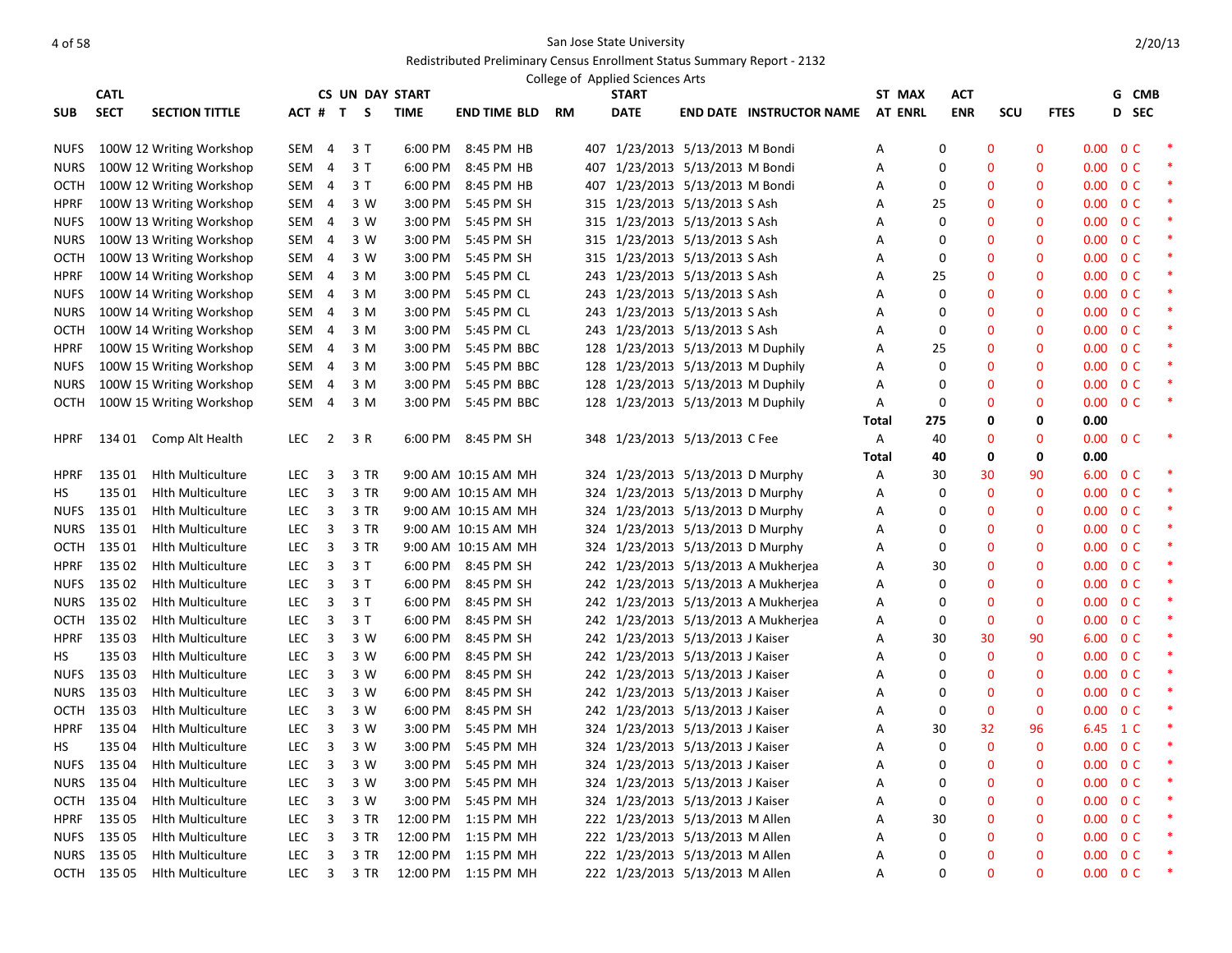San Jose State University

Redistributed Preliminary Census Enrollment Status Summary Report - 2132

College of Applied Sciences Arts

| SUB | CATL SECT | SECTION TITTLE | ACT # | CS UN T | DAY S | START TIME | END TIME | BLD | RM | START DATE | END DATE | INSTRUCTOR NAME | ST AT | MAX ENRL | ACT ENR | SCU | FTES | G D | CMB SEC | |
|---|---|---|---|---|---|---|---|---|---|---|---|---|---|---|---|---|---|---|---|---|
| NUFS | 100W 12 | Writing Workshop | SEM | 4 | 3 T | 6:00 PM | 8:45 PM | HB | 407 | 1/23/2013 | 5/13/2013 | M Bondi | A | 0 | 0 | 0 | 0.00 | 0 | C | * |
| NURS | 100W 12 | Writing Workshop | SEM | 4 | 3 T | 6:00 PM | 8:45 PM | HB | 407 | 1/23/2013 | 5/13/2013 | M Bondi | A | 0 | 0 | 0 | 0.00 | 0 | C | * |
| OCTH | 100W 12 | Writing Workshop | SEM | 4 | 3 T | 6:00 PM | 8:45 PM | HB | 407 | 1/23/2013 | 5/13/2013 | M Bondi | A | 0 | 0 | 0 | 0.00 | 0 | C | * |
| HPRF | 100W 13 | Writing Workshop | SEM | 4 | 3 W | 3:00 PM | 5:45 PM | SH | 315 | 1/23/2013 | 5/13/2013 | S Ash | A | 25 | 0 | 0 | 0.00 | 0 | C | * |
| NUFS | 100W 13 | Writing Workshop | SEM | 4 | 3 W | 3:00 PM | 5:45 PM | SH | 315 | 1/23/2013 | 5/13/2013 | S Ash | A | 0 | 0 | 0 | 0.00 | 0 | C | * |
| NURS | 100W 13 | Writing Workshop | SEM | 4 | 3 W | 3:00 PM | 5:45 PM | SH | 315 | 1/23/2013 | 5/13/2013 | S Ash | A | 0 | 0 | 0 | 0.00 | 0 | C | * |
| OCTH | 100W 13 | Writing Workshop | SEM | 4 | 3 W | 3:00 PM | 5:45 PM | SH | 315 | 1/23/2013 | 5/13/2013 | S Ash | A | 0 | 0 | 0 | 0.00 | 0 | C | * |
| HPRF | 100W 14 | Writing Workshop | SEM | 4 | 3 M | 3:00 PM | 5:45 PM | CL | 243 | 1/23/2013 | 5/13/2013 | S Ash | A | 25 | 0 | 0 | 0.00 | 0 | C | * |
| NUFS | 100W 14 | Writing Workshop | SEM | 4 | 3 M | 3:00 PM | 5:45 PM | CL | 243 | 1/23/2013 | 5/13/2013 | S Ash | A | 0 | 0 | 0 | 0.00 | 0 | C | * |
| NURS | 100W 14 | Writing Workshop | SEM | 4 | 3 M | 3:00 PM | 5:45 PM | CL | 243 | 1/23/2013 | 5/13/2013 | S Ash | A | 0 | 0 | 0 | 0.00 | 0 | C | * |
| OCTH | 100W 14 | Writing Workshop | SEM | 4 | 3 M | 3:00 PM | 5:45 PM | CL | 243 | 1/23/2013 | 5/13/2013 | S Ash | A | 0 | 0 | 0 | 0.00 | 0 | C | * |
| HPRF | 100W 15 | Writing Workshop | SEM | 4 | 3 M | 3:00 PM | 5:45 PM | BBC | 128 | 1/23/2013 | 5/13/2013 | M Duphily | A | 25 | 0 | 0 | 0.00 | 0 | C | * |
| NUFS | 100W 15 | Writing Workshop | SEM | 4 | 3 M | 3:00 PM | 5:45 PM | BBC | 128 | 1/23/2013 | 5/13/2013 | M Duphily | A | 0 | 0 | 0 | 0.00 | 0 | C | * |
| NURS | 100W 15 | Writing Workshop | SEM | 4 | 3 M | 3:00 PM | 5:45 PM | BBC | 128 | 1/23/2013 | 5/13/2013 | M Duphily | A | 0 | 0 | 0 | 0.00 | 0 | C | * |
| OCTH | 100W 15 | Writing Workshop | SEM | 4 | 3 M | 3:00 PM | 5:45 PM | BBC | 128 | 1/23/2013 | 5/13/2013 | M Duphily | A | 0 | 0 | 0 | 0.00 | 0 | C | * |
| | | | | | | | | | | | | | **Total** | **275** | **0** | **0** | **0.00** | | | |
| HPRF | 134 01 | Comp Alt Health | LEC | 2 | 3 R | 6:00 PM | 8:45 PM | SH | 348 | 1/23/2013 | 5/13/2013 | C Fee | A | 40 | 0 | 0 | 0.00 | 0 | C | * |
| | | | | | | | | | | | | | **Total** | **40** | **0** | **0** | **0.00** | | | |
| HPRF | 135 01 | Hlth Multiculture | LEC | 3 | 3 TR | 9:00 AM | 10:15 AM | MH | 324 | 1/23/2013 | 5/13/2013 | D Murphy | A | 30 | 30 | 90 | 6.00 | 0 | C | * |
| HS | 135 01 | Hlth Multiculture | LEC | 3 | 3 TR | 9:00 AM | 10:15 AM | MH | 324 | 1/23/2013 | 5/13/2013 | D Murphy | A | 0 | 0 | 0 | 0.00 | 0 | C | * |
| NUFS | 135 01 | Hlth Multiculture | LEC | 3 | 3 TR | 9:00 AM | 10:15 AM | MH | 324 | 1/23/2013 | 5/13/2013 | D Murphy | A | 0 | 0 | 0 | 0.00 | 0 | C | * |
| NURS | 135 01 | Hlth Multiculture | LEC | 3 | 3 TR | 9:00 AM | 10:15 AM | MH | 324 | 1/23/2013 | 5/13/2013 | D Murphy | A | 0 | 0 | 0 | 0.00 | 0 | C | * |
| OCTH | 135 01 | Hlth Multiculture | LEC | 3 | 3 TR | 9:00 AM | 10:15 AM | MH | 324 | 1/23/2013 | 5/13/2013 | D Murphy | A | 0 | 0 | 0 | 0.00 | 0 | C | * |
| HPRF | 135 02 | Hlth Multiculture | LEC | 3 | 3 T | 6:00 PM | 8:45 PM | SH | 242 | 1/23/2013 | 5/13/2013 | A Mukherjea | A | 30 | 0 | 0 | 0.00 | 0 | C | * |
| NUFS | 135 02 | Hlth Multiculture | LEC | 3 | 3 T | 6:00 PM | 8:45 PM | SH | 242 | 1/23/2013 | 5/13/2013 | A Mukherjea | A | 0 | 0 | 0 | 0.00 | 0 | C | * |
| NURS | 135 02 | Hlth Multiculture | LEC | 3 | 3 T | 6:00 PM | 8:45 PM | SH | 242 | 1/23/2013 | 5/13/2013 | A Mukherjea | A | 0 | 0 | 0 | 0.00 | 0 | C | * |
| OCTH | 135 02 | Hlth Multiculture | LEC | 3 | 3 T | 6:00 PM | 8:45 PM | SH | 242 | 1/23/2013 | 5/13/2013 | A Mukherjea | A | 0 | 0 | 0 | 0.00 | 0 | C | * |
| HPRF | 135 03 | Hlth Multiculture | LEC | 3 | 3 W | 6:00 PM | 8:45 PM | SH | 242 | 1/23/2013 | 5/13/2013 | J Kaiser | A | 30 | 30 | 90 | 6.00 | 0 | C | * |
| HS | 135 03 | Hlth Multiculture | LEC | 3 | 3 W | 6:00 PM | 8:45 PM | SH | 242 | 1/23/2013 | 5/13/2013 | J Kaiser | A | 0 | 0 | 0 | 0.00 | 0 | C | * |
| NUFS | 135 03 | Hlth Multiculture | LEC | 3 | 3 W | 6:00 PM | 8:45 PM | SH | 242 | 1/23/2013 | 5/13/2013 | J Kaiser | A | 0 | 0 | 0 | 0.00 | 0 | C | * |
| NURS | 135 03 | Hlth Multiculture | LEC | 3 | 3 W | 6:00 PM | 8:45 PM | SH | 242 | 1/23/2013 | 5/13/2013 | J Kaiser | A | 0 | 0 | 0 | 0.00 | 0 | C | * |
| OCTH | 135 03 | Hlth Multiculture | LEC | 3 | 3 W | 6:00 PM | 8:45 PM | SH | 242 | 1/23/2013 | 5/13/2013 | J Kaiser | A | 0 | 0 | 0 | 0.00 | 0 | C | * |
| HPRF | 135 04 | Hlth Multiculture | LEC | 3 | 3 W | 3:00 PM | 5:45 PM | MH | 324 | 1/23/2013 | 5/13/2013 | J Kaiser | A | 30 | 32 | 96 | 6.45 | 1 | C | * |
| HS | 135 04 | Hlth Multiculture | LEC | 3 | 3 W | 3:00 PM | 5:45 PM | MH | 324 | 1/23/2013 | 5/13/2013 | J Kaiser | A | 0 | 0 | 0 | 0.00 | 0 | C | * |
| NUFS | 135 04 | Hlth Multiculture | LEC | 3 | 3 W | 3:00 PM | 5:45 PM | MH | 324 | 1/23/2013 | 5/13/2013 | J Kaiser | A | 0 | 0 | 0 | 0.00 | 0 | C | * |
| NURS | 135 04 | Hlth Multiculture | LEC | 3 | 3 W | 3:00 PM | 5:45 PM | MH | 324 | 1/23/2013 | 5/13/2013 | J Kaiser | A | 0 | 0 | 0 | 0.00 | 0 | C | * |
| OCTH | 135 04 | Hlth Multiculture | LEC | 3 | 3 W | 3:00 PM | 5:45 PM | MH | 324 | 1/23/2013 | 5/13/2013 | J Kaiser | A | 0 | 0 | 0 | 0.00 | 0 | C | * |
| HPRF | 135 05 | Hlth Multiculture | LEC | 3 | 3 TR | 12:00 PM | 1:15 PM | MH | 222 | 1/23/2013 | 5/13/2013 | M Allen | A | 30 | 0 | 0 | 0.00 | 0 | C | * |
| NUFS | 135 05 | Hlth Multiculture | LEC | 3 | 3 TR | 12:00 PM | 1:15 PM | MH | 222 | 1/23/2013 | 5/13/2013 | M Allen | A | 0 | 0 | 0 | 0.00 | 0 | C | * |
| NURS | 135 05 | Hlth Multiculture | LEC | 3 | 3 TR | 12:00 PM | 1:15 PM | MH | 222 | 1/23/2013 | 5/13/2013 | M Allen | A | 0 | 0 | 0 | 0.00 | 0 | C | * |
| OCTH | 135 05 | Hlth Multiculture | LEC | 3 | 3 TR | 12:00 PM | 1:15 PM | MH | 222 | 1/23/2013 | 5/13/2013 | M Allen | A | 0 | 0 | 0 | 0.00 | 0 | C | * |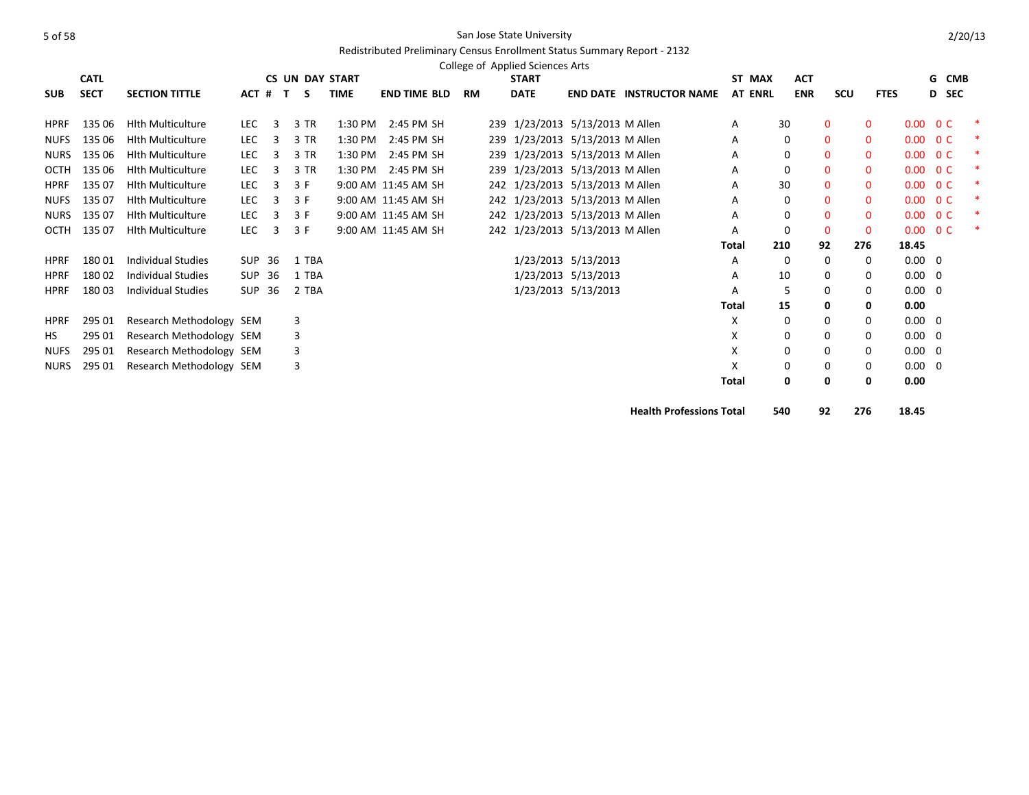San Jose State University

Redistributed Preliminary Census Enrollment Status Summary Report - 2132

College of Applied Sciences Arts

| SUB | CATL | SECT | SECTION TITTLE | ACT # | CS # | UN T | DAY S | START TIME | END TIME | BLD | RM | START DATE | END DATE | INSTRUCTOR NAME | ST AT | MAX ENRL | ACT ENR | SCU | FTES | G D | CMB SEC | |
|---|---|---|---|---|---|---|---|---|---|---|---|---|---|---|---|---|---|---|---|---|---|---|
| HPRF | 135 | 06 | Hlth Multiculture | LEC | 3 | 3 | TR | 1:30 PM | 2:45 PM | SH | 239 | 1/23/2013 | 5/13/2013 | M Allen | A | 30 | 0 | 0 | 0.00 | 0 | C | * |
| NUFS | 135 | 06 | Hlth Multiculture | LEC | 3 | 3 | TR | 1:30 PM | 2:45 PM | SH | 239 | 1/23/2013 | 5/13/2013 | M Allen | A | 0 | 0 | 0 | 0.00 | 0 | C | * |
| NURS | 135 | 06 | Hlth Multiculture | LEC | 3 | 3 | TR | 1:30 PM | 2:45 PM | SH | 239 | 1/23/2013 | 5/13/2013 | M Allen | A | 0 | 0 | 0 | 0.00 | 0 | C | * |
| OCTH | 135 | 06 | Hlth Multiculture | LEC | 3 | 3 | TR | 1:30 PM | 2:45 PM | SH | 239 | 1/23/2013 | 5/13/2013 | M Allen | A | 0 | 0 | 0 | 0.00 | 0 | C | * |
| HPRF | 135 | 07 | Hlth Multiculture | LEC | 3 | 3 | F | 9:00 AM | 11:45 AM | SH | 242 | 1/23/2013 | 5/13/2013 | M Allen | A | 30 | 0 | 0 | 0.00 | 0 | C | * |
| NUFS | 135 | 07 | Hlth Multiculture | LEC | 3 | 3 | F | 9:00 AM | 11:45 AM | SH | 242 | 1/23/2013 | 5/13/2013 | M Allen | A | 0 | 0 | 0 | 0.00 | 0 | C | * |
| NURS | 135 | 07 | Hlth Multiculture | LEC | 3 | 3 | F | 9:00 AM | 11:45 AM | SH | 242 | 1/23/2013 | 5/13/2013 | M Allen | A | 0 | 0 | 0 | 0.00 | 0 | C | * |
| OCTH | 135 | 07 | Hlth Multiculture | LEC | 3 | 3 | F | 9:00 AM | 11:45 AM | SH | 242 | 1/23/2013 | 5/13/2013 | M Allen | A | 0 | 0 | 0 | 0.00 | 0 | C | * |
| | | | | | | | | | | | | | | | **Total** | **210** | **92** | **276** | **18.45** | | | |
| HPRF | 180 | 01 | Individual Studies | SUP | 36 | 1 | TBA | | | | | 1/23/2013 | 5/13/2013 | | A | 0 | 0 | 0 | 0.00 | 0 | | |
| HPRF | 180 | 02 | Individual Studies | SUP | 36 | 1 | TBA | | | | | 1/23/2013 | 5/13/2013 | | A | 10 | 0 | 0 | 0.00 | 0 | | |
| HPRF | 180 | 03 | Individual Studies | SUP | 36 | 2 | TBA | | | | | 1/23/2013 | 5/13/2013 | | A | 5 | 0 | 0 | 0.00 | 0 | | |
| | | | | | | | | | | | | | | | **Total** | **15** | **0** | **0** | **0.00** | | | |
| HPRF | 295 | 01 | Research Methodology | SEM | | 3 | | | | | | | | | X | 0 | 0 | 0 | 0.00 | 0 | | |
| HS | 295 | 01 | Research Methodology | SEM | | 3 | | | | | | | | | X | 0 | 0 | 0 | 0.00 | 0 | | |
| NUFS | 295 | 01 | Research Methodology | SEM | | 3 | | | | | | | | | X | 0 | 0 | 0 | 0.00 | 0 | | |
| NURS | 295 | 01 | Research Methodology | SEM | | 3 | | | | | | | | | X | 0 | 0 | 0 | 0.00 | 0 | | |
| | | | | | | | | | | | | | | | **Total** | **0** | **0** | **0** | **0.00** | | | |
| | | | | | | | | | | | | | | **Health Professions Total** | | **540** | **92** | **276** | **18.45** | | | |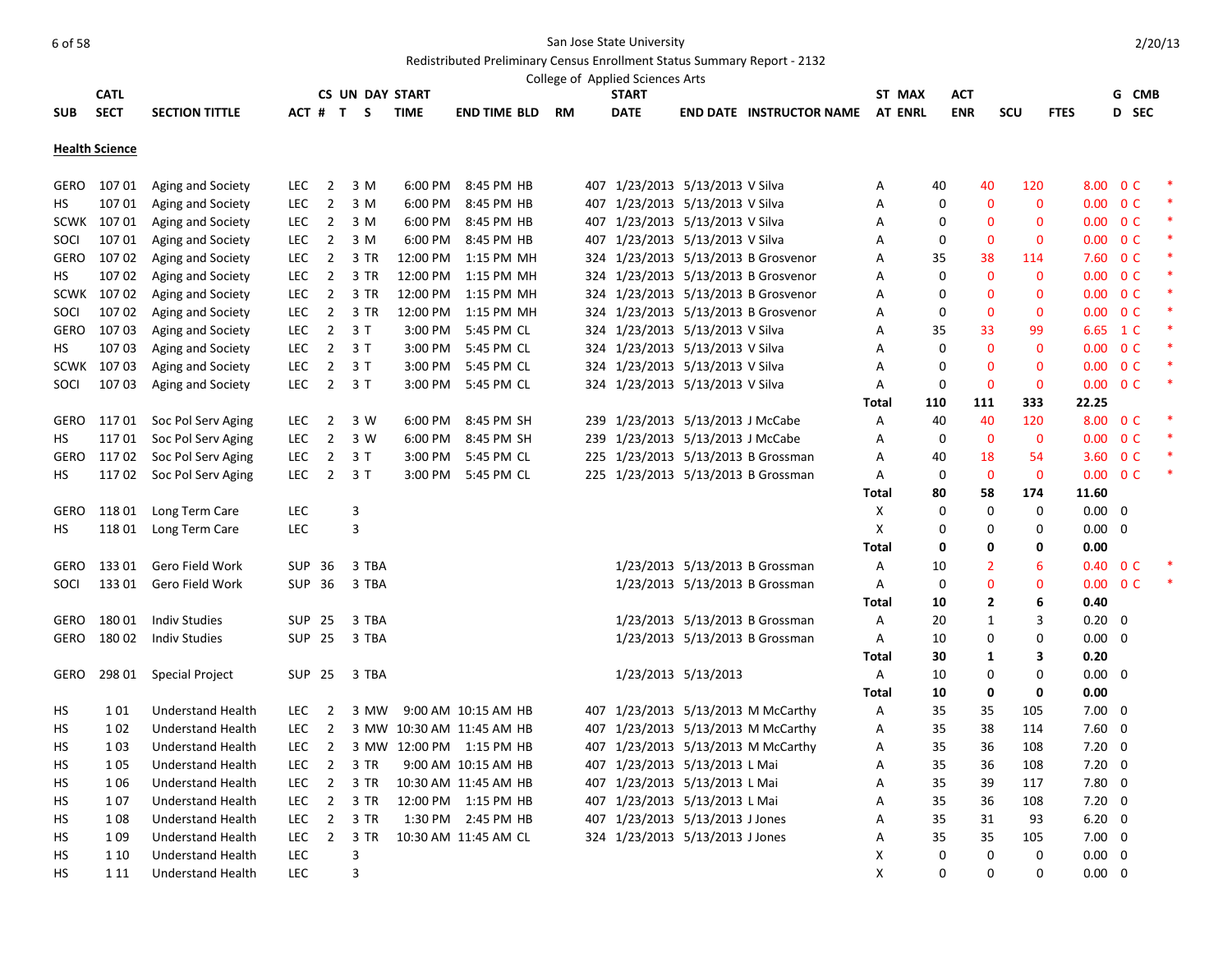San Jose State University

Redistributed Preliminary Census Enrollment Status Summary Report - 2132

College of Applied Sciences Arts

2/20/13

| SUB | CATL SECT | SECTION TITTLE | ACT # | CS T | UN S | DAY | START TIME | END TIME | BLD | RM | START DATE | END DATE | INSTRUCTOR NAME | ST AT | MAX ENRL | ACT ENR | SCU | FTES | G D | CMB SEC |
|---|---|---|---|---|---|---|---|---|---|---|---|---|---|---|---|---|---|---|---|---|
| **Health Science** | | | | | | | | | | | | | | | | | | | | |
| GERO | 107 01 | Aging and Society | LEC | 2 | 3 | M | 6:00 PM | 8:45 PM | HB | 407 | 1/23/2013 | 5/13/2013 | V Silva | A | 40 | 40 | 120 | 8.00 | 0 | C * |
| HS | 107 01 | Aging and Society | LEC | 2 | 3 | M | 6:00 PM | 8:45 PM | HB | 407 | 1/23/2013 | 5/13/2013 | V Silva | A | 0 | 0 | 0 | 0.00 | 0 | C * |
| SCWK | 107 01 | Aging and Society | LEC | 2 | 3 | M | 6:00 PM | 8:45 PM | HB | 407 | 1/23/2013 | 5/13/2013 | V Silva | A | 0 | 0 | 0 | 0.00 | 0 | C * |
| SOCI | 107 01 | Aging and Society | LEC | 2 | 3 | M | 6:00 PM | 8:45 PM | HB | 407 | 1/23/2013 | 5/13/2013 | V Silva | A | 0 | 0 | 0 | 0.00 | 0 | C * |
| GERO | 107 02 | Aging and Society | LEC | 2 | 3 | TR | 12:00 PM | 1:15 PM | MH | 324 | 1/23/2013 | 5/13/2013 | B Grosvenor | A | 35 | 38 | 114 | 7.60 | 0 | C * |
| HS | 107 02 | Aging and Society | LEC | 2 | 3 | TR | 12:00 PM | 1:15 PM | MH | 324 | 1/23/2013 | 5/13/2013 | B Grosvenor | A | 0 | 0 | 0 | 0.00 | 0 | C * |
| SCWK | 107 02 | Aging and Society | LEC | 2 | 3 | TR | 12:00 PM | 1:15 PM | MH | 324 | 1/23/2013 | 5/13/2013 | B Grosvenor | A | 0 | 0 | 0 | 0.00 | 0 | C * |
| SOCI | 107 02 | Aging and Society | LEC | 2 | 3 | TR | 12:00 PM | 1:15 PM | MH | 324 | 1/23/2013 | 5/13/2013 | B Grosvenor | A | 0 | 0 | 0 | 0.00 | 0 | C * |
| GERO | 107 03 | Aging and Society | LEC | 2 | 3 | T | 3:00 PM | 5:45 PM | CL | 324 | 1/23/2013 | 5/13/2013 | V Silva | A | 35 | 33 | 99 | 6.65 | 1 | C * |
| HS | 107 03 | Aging and Society | LEC | 2 | 3 | T | 3:00 PM | 5:45 PM | CL | 324 | 1/23/2013 | 5/13/2013 | V Silva | A | 0 | 0 | 0 | 0.00 | 0 | C * |
| SCWK | 107 03 | Aging and Society | LEC | 2 | 3 | T | 3:00 PM | 5:45 PM | CL | 324 | 1/23/2013 | 5/13/2013 | V Silva | A | 0 | 0 | 0 | 0.00 | 0 | C * |
| SOCI | 107 03 | Aging and Society | LEC | 2 | 3 | T | 3:00 PM | 5:45 PM | CL | 324 | 1/23/2013 | 5/13/2013 | V Silva | A | 0 | 0 | 0 | 0.00 | 0 | C * |
| | | | | | | | | | | | | | | **Total** | **110** | **111** | **333** | **22.25** | | |
| GERO | 117 01 | Soc Pol Serv Aging | LEC | 2 | 3 | W | 6:00 PM | 8:45 PM | SH | 239 | 1/23/2013 | 5/13/2013 | J McCabe | A | 40 | 40 | 120 | 8.00 | 0 | C * |
| HS | 117 01 | Soc Pol Serv Aging | LEC | 2 | 3 | W | 6:00 PM | 8:45 PM | SH | 239 | 1/23/2013 | 5/13/2013 | J McCabe | A | 0 | 0 | 0 | 0.00 | 0 | C * |
| GERO | 117 02 | Soc Pol Serv Aging | LEC | 2 | 3 | T | 3:00 PM | 5:45 PM | CL | 225 | 1/23/2013 | 5/13/2013 | B Grossman | A | 40 | 18 | 54 | 3.60 | 0 | C * |
| HS | 117 02 | Soc Pol Serv Aging | LEC | 2 | 3 | T | 3:00 PM | 5:45 PM | CL | 225 | 1/23/2013 | 5/13/2013 | B Grossman | A | 0 | 0 | 0 | 0.00 | 0 | C * |
| | | | | | | | | | | | | | | **Total** | **80** | **58** | **174** | **11.60** | | |
| GERO | 118 01 | Long Term Care | LEC | | 3 | | | | | | | | | X | 0 | 0 | 0 | 0.00 | 0 | |
| HS | 118 01 | Long Term Care | LEC | | 3 | | | | | | | | | X | 0 | 0 | 0 | 0.00 | 0 | |
| | | | | | | | | | | | | | | **Total** | **0** | **0** | **0** | **0.00** | | |
| GERO | 133 01 | Gero Field Work | SUP | 36 | 3 | TBA | | | | | 1/23/2013 | 5/13/2013 | B Grossman | A | 10 | 2 | 6 | 0.40 | 0 | C * |
| SOCI | 133 01 | Gero Field Work | SUP | 36 | 3 | TBA | | | | | 1/23/2013 | 5/13/2013 | B Grossman | A | 0 | 0 | 0 | 0.00 | 0 | C * |
| | | | | | | | | | | | | | | **Total** | **10** | **2** | **6** | **0.40** | | |
| GERO | 180 01 | Indiv Studies | SUP | 25 | 3 | TBA | | | | | 1/23/2013 | 5/13/2013 | B Grossman | A | 20 | 1 | 3 | 0.20 | 0 | |
| GERO | 180 02 | Indiv Studies | SUP | 25 | 3 | TBA | | | | | 1/23/2013 | 5/13/2013 | B Grossman | A | 10 | 0 | 0 | 0.00 | 0 | |
| | | | | | | | | | | | | | | **Total** | **30** | **1** | **3** | **0.20** | | |
| GERO | 298 01 | Special Project | SUP | 25 | 3 | TBA | | | | | 1/23/2013 | 5/13/2013 | | A | 10 | 0 | 0 | 0.00 | 0 | |
| | | | | | | | | | | | | | | **Total** | **10** | **0** | **0** | **0.00** | | |
| HS | 1 01 | Understand Health | LEC | 2 | 3 | MW | 9:00 AM | 10:15 AM | HB | 407 | 1/23/2013 | 5/13/2013 | M McCarthy | A | 35 | 35 | 105 | 7.00 | 0 | |
| HS | 1 02 | Understand Health | LEC | 2 | 3 | MW | 10:30 AM | 11:45 AM | HB | 407 | 1/23/2013 | 5/13/2013 | M McCarthy | A | 35 | 38 | 114 | 7.60 | 0 | |
| HS | 1 03 | Understand Health | LEC | 2 | 3 | MW | 12:00 PM | 1:15 PM | HB | 407 | 1/23/2013 | 5/13/2013 | M McCarthy | A | 35 | 36 | 108 | 7.20 | 0 | |
| HS | 1 05 | Understand Health | LEC | 2 | 3 | TR | 9:00 AM | 10:15 AM | HB | 407 | 1/23/2013 | 5/13/2013 | L Mai | A | 35 | 36 | 108 | 7.20 | 0 | |
| HS | 1 06 | Understand Health | LEC | 2 | 3 | TR | 10:30 AM | 11:45 AM | HB | 407 | 1/23/2013 | 5/13/2013 | L Mai | A | 35 | 39 | 117 | 7.80 | 0 | |
| HS | 1 07 | Understand Health | LEC | 2 | 3 | TR | 12:00 PM | 1:15 PM | HB | 407 | 1/23/2013 | 5/13/2013 | L Mai | A | 35 | 36 | 108 | 7.20 | 0 | |
| HS | 1 08 | Understand Health | LEC | 2 | 3 | TR | 1:30 PM | 2:45 PM | HB | 407 | 1/23/2013 | 5/13/2013 | J Jones | A | 35 | 31 | 93 | 6.20 | 0 | |
| HS | 1 09 | Understand Health | LEC | 2 | 3 | TR | 10:30 AM | 11:45 AM | CL | 324 | 1/23/2013 | 5/13/2013 | J Jones | A | 35 | 35 | 105 | 7.00 | 0 | |
| HS | 1 10 | Understand Health | LEC | | 3 | | | | | | | | | X | 0 | 0 | 0 | 0.00 | 0 | |
| HS | 1 11 | Understand Health | LEC | | 3 | | | | | | | | | X | 0 | 0 | 0 | 0.00 | 0 | |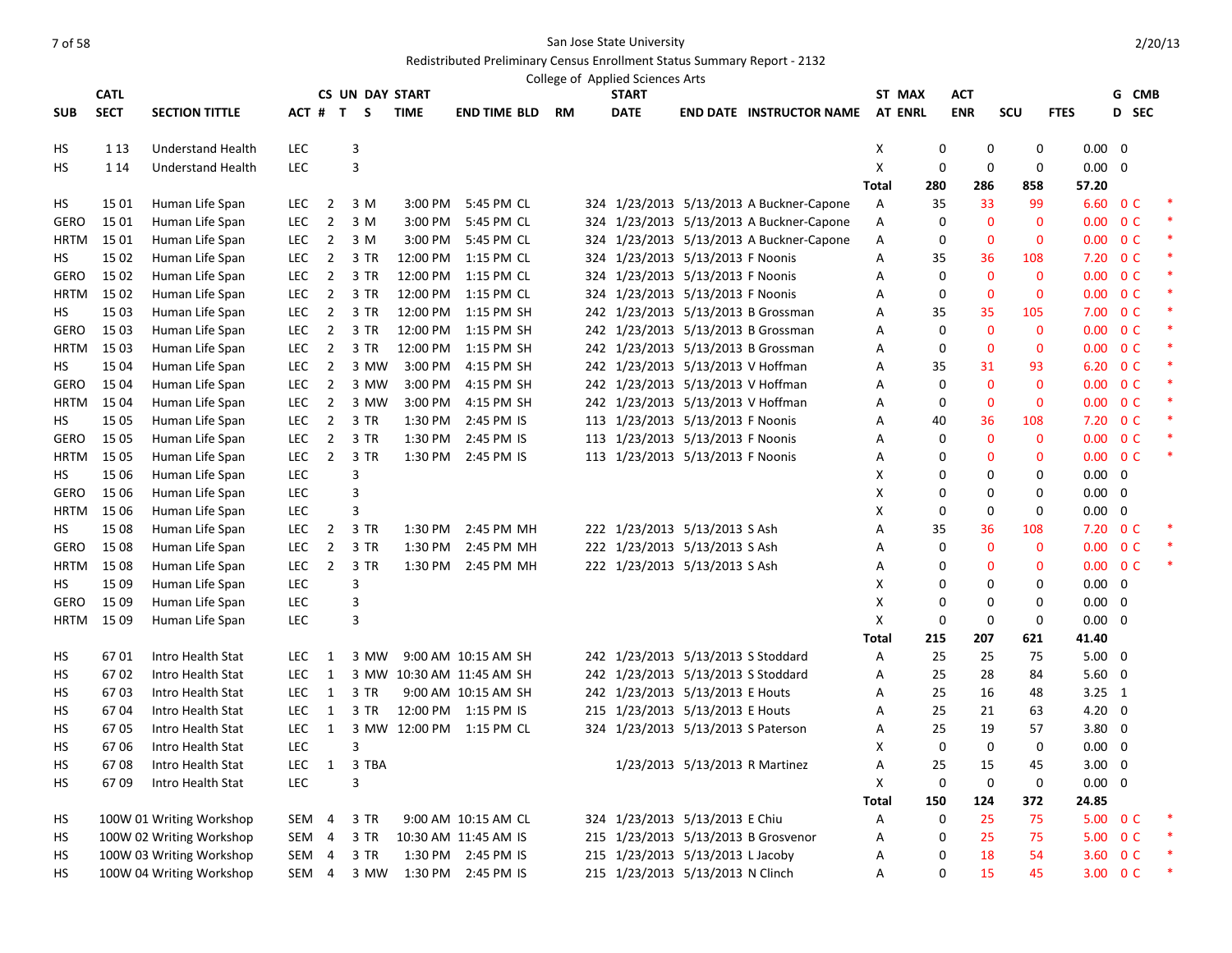San Jose State University

Redistributed Preliminary Census Enrollment Status Summary Report - 2132

College of Applied Sciences Arts

2/20/13

| SUB | CATL SECT | SECTION TITTLE | ACT | CS # | UN T | DAY S | START TIME | END TIME | BLD | RM | START DATE | END DATE | INSTRUCTOR NAME | ST AT | MAX ENRL | ACT ENR | SCU | FTES | G D | CMB SEC | |
|---|---|---|---|---|---|---|---|---|---|---|---|---|---|---|---|---|---|---|---|---|---|
| HS | 1 13 | Understand Health | LEC | | 3 | | | | | | | | | X | 0 | 0 | 0 | 0.00 | 0 | | |
| HS | 1 14 | Understand Health | LEC | | 3 | | | | | | | | | X | 0 | 0 | 0 | 0.00 | 0 | | |
| | | | | | | | | | | | | | | Total | 280 | 286 | 858 | 57.20 | | | |
| HS | 15 01 | Human Life Span | LEC | 2 | 3 | M | 3:00 PM | 5:45 PM | CL | 324 | 1/23/2013 | 5/13/2013 | A Buckner-Capone | A | 35 | 33 | 99 | 6.60 | 0 | C | * |
| GERO | 15 01 | Human Life Span | LEC | 2 | 3 | M | 3:00 PM | 5:45 PM | CL | 324 | 1/23/2013 | 5/13/2013 | A Buckner-Capone | A | 0 | 0 | 0 | 0.00 | 0 | C | * |
| HRTM | 15 01 | Human Life Span | LEC | 2 | 3 | M | 3:00 PM | 5:45 PM | CL | 324 | 1/23/2013 | 5/13/2013 | A Buckner-Capone | A | 0 | 0 | 0 | 0.00 | 0 | C | * |
| HS | 15 02 | Human Life Span | LEC | 2 | 3 | TR | 12:00 PM | 1:15 PM | CL | 324 | 1/23/2013 | 5/13/2013 | F Noonis | A | 35 | 36 | 108 | 7.20 | 0 | C | * |
| GERO | 15 02 | Human Life Span | LEC | 2 | 3 | TR | 12:00 PM | 1:15 PM | CL | 324 | 1/23/2013 | 5/13/2013 | F Noonis | A | 0 | 0 | 0 | 0.00 | 0 | C | * |
| HRTM | 15 02 | Human Life Span | LEC | 2 | 3 | TR | 12:00 PM | 1:15 PM | CL | 324 | 1/23/2013 | 5/13/2013 | F Noonis | A | 0 | 0 | 0 | 0.00 | 0 | C | * |
| HS | 15 03 | Human Life Span | LEC | 2 | 3 | TR | 12:00 PM | 1:15 PM | SH | 242 | 1/23/2013 | 5/13/2013 | B Grossman | A | 35 | 35 | 105 | 7.00 | 0 | C | * |
| GERO | 15 03 | Human Life Span | LEC | 2 | 3 | TR | 12:00 PM | 1:15 PM | SH | 242 | 1/23/2013 | 5/13/2013 | B Grossman | A | 0 | 0 | 0 | 0.00 | 0 | C | * |
| HRTM | 15 03 | Human Life Span | LEC | 2 | 3 | TR | 12:00 PM | 1:15 PM | SH | 242 | 1/23/2013 | 5/13/2013 | B Grossman | A | 0 | 0 | 0 | 0.00 | 0 | C | * |
| HS | 15 04 | Human Life Span | LEC | 2 | 3 | MW | 3:00 PM | 4:15 PM | SH | 242 | 1/23/2013 | 5/13/2013 | V Hoffman | A | 35 | 31 | 93 | 6.20 | 0 | C | * |
| GERO | 15 04 | Human Life Span | LEC | 2 | 3 | MW | 3:00 PM | 4:15 PM | SH | 242 | 1/23/2013 | 5/13/2013 | V Hoffman | A | 0 | 0 | 0 | 0.00 | 0 | C | * |
| HRTM | 15 04 | Human Life Span | LEC | 2 | 3 | MW | 3:00 PM | 4:15 PM | SH | 242 | 1/23/2013 | 5/13/2013 | V Hoffman | A | 0 | 0 | 0 | 0.00 | 0 | C | * |
| HS | 15 05 | Human Life Span | LEC | 2 | 3 | TR | 1:30 PM | 2:45 PM | IS | 113 | 1/23/2013 | 5/13/2013 | F Noonis | A | 40 | 36 | 108 | 7.20 | 0 | C | * |
| GERO | 15 05 | Human Life Span | LEC | 2 | 3 | TR | 1:30 PM | 2:45 PM | IS | 113 | 1/23/2013 | 5/13/2013 | F Noonis | A | 0 | 0 | 0 | 0.00 | 0 | C | * |
| HRTM | 15 05 | Human Life Span | LEC | 2 | 3 | TR | 1:30 PM | 2:45 PM | IS | 113 | 1/23/2013 | 5/13/2013 | F Noonis | A | 0 | 0 | 0 | 0.00 | 0 | C | * |
| HS | 15 06 | Human Life Span | LEC | | 3 | | | | | | | | | X | 0 | 0 | 0 | 0.00 | 0 | | |
| GERO | 15 06 | Human Life Span | LEC | | 3 | | | | | | | | | X | 0 | 0 | 0 | 0.00 | 0 | | |
| HRTM | 15 06 | Human Life Span | LEC | | 3 | | | | | | | | | X | 0 | 0 | 0 | 0.00 | 0 | | |
| HS | 15 08 | Human Life Span | LEC | 2 | 3 | TR | 1:30 PM | 2:45 PM | MH | 222 | 1/23/2013 | 5/13/2013 | S Ash | A | 35 | 36 | 108 | 7.20 | 0 | C | * |
| GERO | 15 08 | Human Life Span | LEC | 2 | 3 | TR | 1:30 PM | 2:45 PM | MH | 222 | 1/23/2013 | 5/13/2013 | S Ash | A | 0 | 0 | 0 | 0.00 | 0 | C | * |
| HRTM | 15 08 | Human Life Span | LEC | 2 | 3 | TR | 1:30 PM | 2:45 PM | MH | 222 | 1/23/2013 | 5/13/2013 | S Ash | A | 0 | 0 | 0 | 0.00 | 0 | C | * |
| HS | 15 09 | Human Life Span | LEC | | 3 | | | | | | | | | X | 0 | 0 | 0 | 0.00 | 0 | | |
| GERO | 15 09 | Human Life Span | LEC | | 3 | | | | | | | | | X | 0 | 0 | 0 | 0.00 | 0 | | |
| HRTM | 15 09 | Human Life Span | LEC | | 3 | | | | | | | | | X | 0 | 0 | 0 | 0.00 | 0 | | |
| | | | | | | | | | | | | | | Total | 215 | 207 | 621 | 41.40 | | | |
| HS | 67 01 | Intro Health Stat | LEC | 1 | 3 | MW | 9:00 AM | 10:15 AM | SH | 242 | 1/23/2013 | 5/13/2013 | S Stoddard | A | 25 | 25 | 75 | 5.00 | 0 | | |
| HS | 67 02 | Intro Health Stat | LEC | 1 | 3 | MW | 10:30 AM | 11:45 AM | SH | 242 | 1/23/2013 | 5/13/2013 | S Stoddard | A | 25 | 28 | 84 | 5.60 | 0 | | |
| HS | 67 03 | Intro Health Stat | LEC | 1 | 3 | TR | 9:00 AM | 10:15 AM | SH | 242 | 1/23/2013 | 5/13/2013 | E Houts | A | 25 | 16 | 48 | 3.25 | 1 | | |
| HS | 67 04 | Intro Health Stat | LEC | 1 | 3 | TR | 12:00 PM | 1:15 PM | IS | 215 | 1/23/2013 | 5/13/2013 | E Houts | A | 25 | 21 | 63 | 4.20 | 0 | | |
| HS | 67 05 | Intro Health Stat | LEC | 1 | 3 | MW | 12:00 PM | 1:15 PM | CL | 324 | 1/23/2013 | 5/13/2013 | S Paterson | A | 25 | 19 | 57 | 3.80 | 0 | | |
| HS | 67 06 | Intro Health Stat | LEC | | 3 | | | | | | | | | X | 0 | 0 | 0 | 0.00 | 0 | | |
| HS | 67 08 | Intro Health Stat | LEC | 1 | 3 | TBA | | | | | 1/23/2013 | 5/13/2013 | R Martinez | A | 25 | 15 | 45 | 3.00 | 0 | | |
| HS | 67 09 | Intro Health Stat | LEC | | 3 | | | | | | | | | X | 0 | 0 | 0 | 0.00 | 0 | | |
| | | | | | | | | | | | | | | Total | 150 | 124 | 372 | 24.85 | | | |
| HS | 100W 01 | Writing Workshop | SEM | 4 | 3 | TR | 9:00 AM | 10:15 AM | CL | 324 | 1/23/2013 | 5/13/2013 | E Chiu | A | 0 | 25 | 75 | 5.00 | 0 | C | * |
| HS | 100W 02 | Writing Workshop | SEM | 4 | 3 | TR | 10:30 AM | 11:45 AM | IS | 215 | 1/23/2013 | 5/13/2013 | B Grosvenor | A | 0 | 25 | 75 | 5.00 | 0 | C | * |
| HS | 100W 03 | Writing Workshop | SEM | 4 | 3 | TR | 1:30 PM | 2:45 PM | IS | 215 | 1/23/2013 | 5/13/2013 | L Jacoby | A | 0 | 18 | 54 | 3.60 | 0 | C | * |
| HS | 100W 04 | Writing Workshop | SEM | 4 | 3 | MW | 1:30 PM | 2:45 PM | IS | 215 | 1/23/2013 | 5/13/2013 | N Clinch | A | 0 | 15 | 45 | 3.00 | 0 | C | * |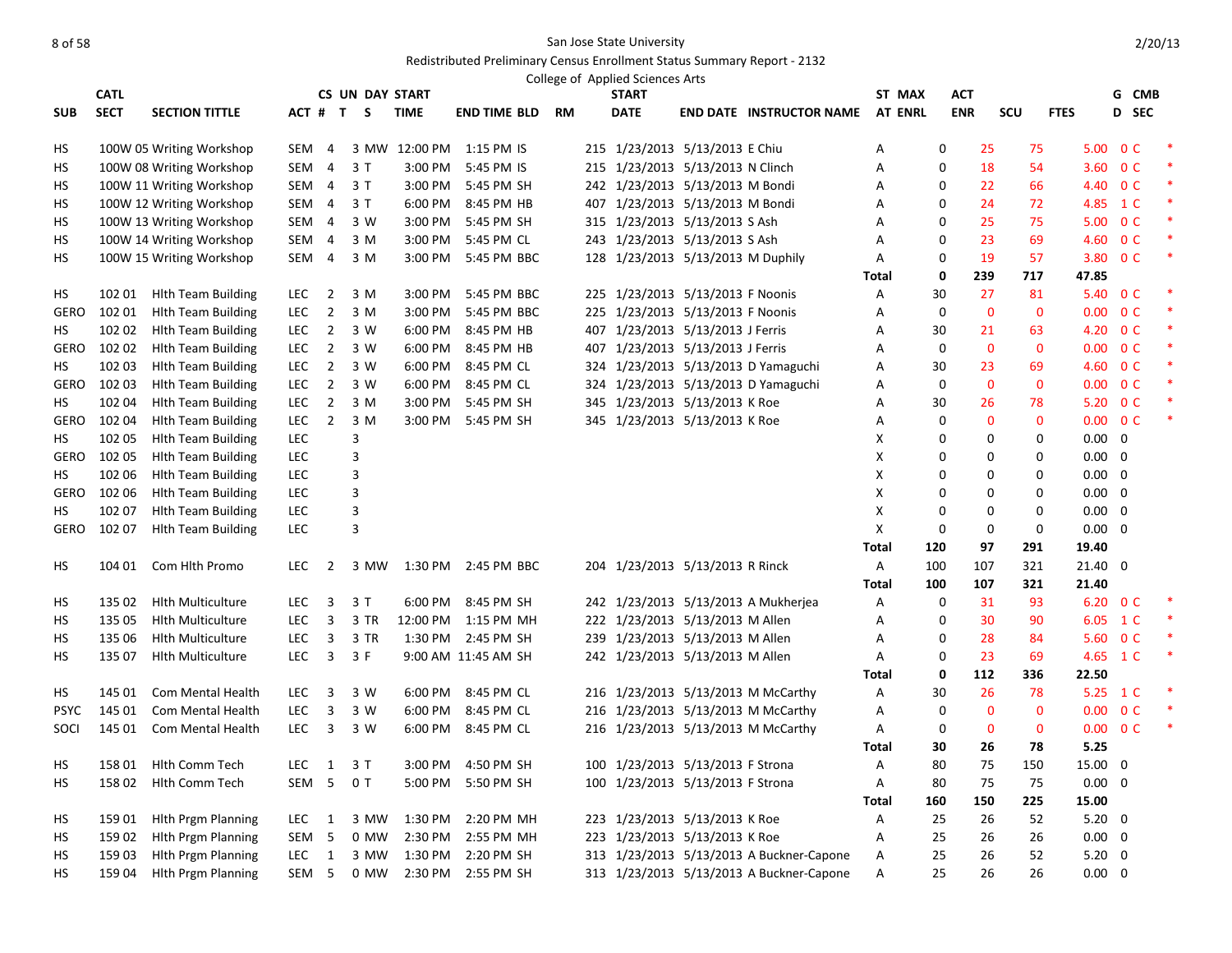San Jose State University

Redistributed Preliminary Census Enrollment Status Summary Report - 2132

College of Applied Sciences Arts

| SUB | CATL SECT | SECTION TITTLE | ACT # | CS T | UN S | DAY | START TIME | END TIME | BLD | RM | START DATE | END DATE | INSTRUCTOR NAME | ST AT | MAX ENRL | ACT ENR | SCU | FTES | G D | CMB SEC | |
|---|---|---|---|---|---|---|---|---|---|---|---|---|---|---|---|---|---|---|---|---|---|
| HS | 100W 05 | Writing Workshop | SEM | 4 | 3 | MW | 12:00 PM | 1:15 PM | IS | 215 | 1/23/2013 | 5/13/2013 | E Chiu | A | 0 | 25 | 75 | 5.00 | 0 | C | * |
| HS | 100W 08 | Writing Workshop | SEM | 4 | 3 | T | 3:00 PM | 5:45 PM | IS | 215 | 1/23/2013 | 5/13/2013 | N Clinch | A | 0 | 18 | 54 | 3.60 | 0 | C | * |
| HS | 100W 11 | Writing Workshop | SEM | 4 | 3 | T | 3:00 PM | 5:45 PM | SH | 242 | 1/23/2013 | 5/13/2013 | M Bondi | A | 0 | 22 | 66 | 4.40 | 0 | C | * |
| HS | 100W 12 | Writing Workshop | SEM | 4 | 3 | T | 6:00 PM | 8:45 PM | HB | 407 | 1/23/2013 | 5/13/2013 | M Bondi | A | 0 | 24 | 72 | 4.85 | 1 | C | * |
| HS | 100W 13 | Writing Workshop | SEM | 4 | 3 | W | 3:00 PM | 5:45 PM | SH | 315 | 1/23/2013 | 5/13/2013 | S Ash | A | 0 | 25 | 75 | 5.00 | 0 | C | * |
| HS | 100W 14 | Writing Workshop | SEM | 4 | 3 | M | 3:00 PM | 5:45 PM | CL | 243 | 1/23/2013 | 5/13/2013 | S Ash | A | 0 | 23 | 69 | 4.60 | 0 | C | * |
| HS | 100W 15 | Writing Workshop | SEM | 4 | 3 | M | 3:00 PM | 5:45 PM | BBC | 128 | 1/23/2013 | 5/13/2013 | M Duphily | A | 0 | 19 | 57 | 3.80 | 0 | C | * |
| | | | | | | | | | | | | | | Total | 0 | 239 | 717 | 47.85 | | | |
| HS | 102 01 | Hlth Team Building | LEC | 2 | 3 | M | 3:00 PM | 5:45 PM | BBC | 225 | 1/23/2013 | 5/13/2013 | F Noonis | A | 30 | 27 | 81 | 5.40 | 0 | C | * |
| GERO | 102 01 | Hlth Team Building | LEC | 2 | 3 | M | 3:00 PM | 5:45 PM | BBC | 225 | 1/23/2013 | 5/13/2013 | F Noonis | A | 0 | 0 | 0 | 0.00 | 0 | C | * |
| HS | 102 02 | Hlth Team Building | LEC | 2 | 3 | W | 6:00 PM | 8:45 PM | HB | 407 | 1/23/2013 | 5/13/2013 | J Ferris | A | 30 | 21 | 63 | 4.20 | 0 | C | * |
| GERO | 102 02 | Hlth Team Building | LEC | 2 | 3 | W | 6:00 PM | 8:45 PM | HB | 407 | 1/23/2013 | 5/13/2013 | J Ferris | A | 0 | 0 | 0 | 0.00 | 0 | C | * |
| HS | 102 03 | Hlth Team Building | LEC | 2 | 3 | W | 6:00 PM | 8:45 PM | CL | 324 | 1/23/2013 | 5/13/2013 | D Yamaguchi | A | 30 | 23 | 69 | 4.60 | 0 | C | * |
| GERO | 102 03 | Hlth Team Building | LEC | 2 | 3 | W | 6:00 PM | 8:45 PM | CL | 324 | 1/23/2013 | 5/13/2013 | D Yamaguchi | A | 0 | 0 | 0 | 0.00 | 0 | C | * |
| HS | 102 04 | Hlth Team Building | LEC | 2 | 3 | M | 3:00 PM | 5:45 PM | SH | 345 | 1/23/2013 | 5/13/2013 | K Roe | A | 30 | 26 | 78 | 5.20 | 0 | C | * |
| GERO | 102 04 | Hlth Team Building | LEC | 2 | 3 | M | 3:00 PM | 5:45 PM | SH | 345 | 1/23/2013 | 5/13/2013 | K Roe | A | 0 | 0 | 0 | 0.00 | 0 | C | * |
| HS | 102 05 | Hlth Team Building | LEC | | 3 | | | | | | | | | X | 0 | 0 | 0 | 0.00 | 0 | | |
| GERO | 102 05 | Hlth Team Building | LEC | | 3 | | | | | | | | | X | 0 | 0 | 0 | 0.00 | 0 | | |
| HS | 102 06 | Hlth Team Building | LEC | | 3 | | | | | | | | | X | 0 | 0 | 0 | 0.00 | 0 | | |
| GERO | 102 06 | Hlth Team Building | LEC | | 3 | | | | | | | | | X | 0 | 0 | 0 | 0.00 | 0 | | |
| HS | 102 07 | Hlth Team Building | LEC | | 3 | | | | | | | | | X | 0 | 0 | 0 | 0.00 | 0 | | |
| GERO | 102 07 | Hlth Team Building | LEC | | 3 | | | | | | | | | X | 0 | 0 | 0 | 0.00 | 0 | | |
| | | | | | | | | | | | | | | Total | 120 | 97 | 291 | 19.40 | | | |
| HS | 104 01 | Com Hlth Promo | LEC | 2 | 3 | MW | 1:30 PM | 2:45 PM | BBC | 204 | 1/23/2013 | 5/13/2013 | R Rinck | A | 100 | 107 | 321 | 21.40 | 0 | | |
| | | | | | | | | | | | | | | Total | 100 | 107 | 321 | 21.40 | | | |
| HS | 135 02 | Hlth Multiculture | LEC | 3 | 3 | T | 6:00 PM | 8:45 PM | SH | 242 | 1/23/2013 | 5/13/2013 | A Mukherjea | A | 0 | 31 | 93 | 6.20 | 0 | C | * |
| HS | 135 05 | Hlth Multiculture | LEC | 3 | 3 | TR | 12:00 PM | 1:15 PM | MH | 222 | 1/23/2013 | 5/13/2013 | M Allen | A | 0 | 30 | 90 | 6.05 | 1 | C | * |
| HS | 135 06 | Hlth Multiculture | LEC | 3 | 3 | TR | 1:30 PM | 2:45 PM | SH | 239 | 1/23/2013 | 5/13/2013 | M Allen | A | 0 | 28 | 84 | 5.60 | 0 | C | * |
| HS | 135 07 | Hlth Multiculture | LEC | 3 | 3 | F | 9:00 AM | 11:45 AM | SH | 242 | 1/23/2013 | 5/13/2013 | M Allen | A | 0 | 23 | 69 | 4.65 | 1 | C | * |
| | | | | | | | | | | | | | | Total | 0 | 112 | 336 | 22.50 | | | |
| HS | 145 01 | Com Mental Health | LEC | 3 | 3 | W | 6:00 PM | 8:45 PM | CL | 216 | 1/23/2013 | 5/13/2013 | M McCarthy | A | 30 | 26 | 78 | 5.25 | 1 | C | * |
| PSYC | 145 01 | Com Mental Health | LEC | 3 | 3 | W | 6:00 PM | 8:45 PM | CL | 216 | 1/23/2013 | 5/13/2013 | M McCarthy | A | 0 | 0 | 0 | 0.00 | 0 | C | * |
| SOCI | 145 01 | Com Mental Health | LEC | 3 | 3 | W | 6:00 PM | 8:45 PM | CL | 216 | 1/23/2013 | 5/13/2013 | M McCarthy | A | 0 | 0 | 0 | 0.00 | 0 | C | * |
| | | | | | | | | | | | | | | Total | 30 | 26 | 78 | 5.25 | | | |
| HS | 158 01 | Hlth Comm Tech | LEC | 1 | 3 | T | 3:00 PM | 4:50 PM | SH | 100 | 1/23/2013 | 5/13/2013 | F Strona | A | 80 | 75 | 150 | 15.00 | 0 | | |
| HS | 158 02 | Hlth Comm Tech | SEM | 5 | 0 | T | 5:00 PM | 5:50 PM | SH | 100 | 1/23/2013 | 5/13/2013 | F Strona | A | 80 | 75 | 75 | 0.00 | 0 | | |
| | | | | | | | | | | | | | | Total | 160 | 150 | 225 | 15.00 | | | |
| HS | 159 01 | Hlth Prgm Planning | LEC | 1 | 3 | MW | 1:30 PM | 2:20 PM | MH | 223 | 1/23/2013 | 5/13/2013 | K Roe | A | 25 | 26 | 52 | 5.20 | 0 | | |
| HS | 159 02 | Hlth Prgm Planning | SEM | 5 | 0 | MW | 2:30 PM | 2:55 PM | MH | 223 | 1/23/2013 | 5/13/2013 | K Roe | A | 25 | 26 | 26 | 0.00 | 0 | | |
| HS | 159 03 | Hlth Prgm Planning | LEC | 1 | 3 | MW | 1:30 PM | 2:20 PM | SH | 313 | 1/23/2013 | 5/13/2013 | A Buckner-Capone | A | 25 | 26 | 52 | 5.20 | 0 | | |
| HS | 159 04 | Hlth Prgm Planning | SEM | 5 | 0 | MW | 2:30 PM | 2:55 PM | SH | 313 | 1/23/2013 | 5/13/2013 | A Buckner-Capone | A | 25 | 26 | 26 | 0.00 | 0 | | |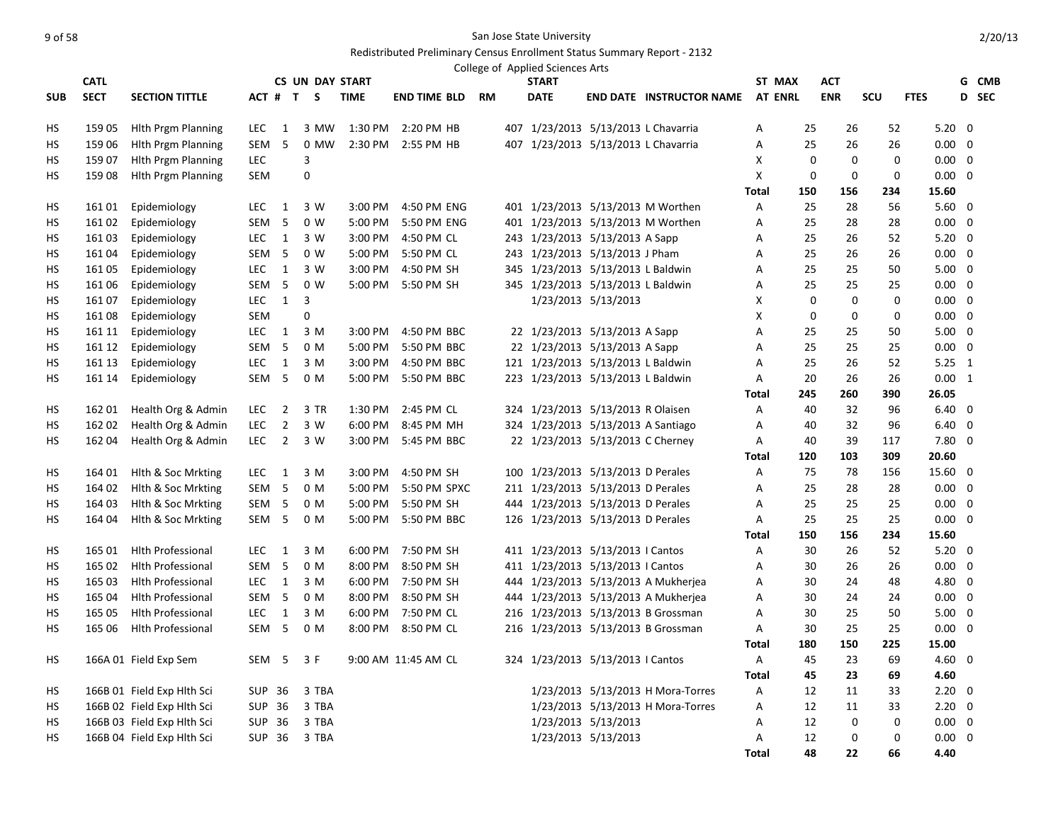San Jose State University

Redistributed Preliminary Census Enrollment Status Summary Report - 2132

College of Applied Sciences Arts

| SUB | CATL SECT | SECTION TITTLE | ACT # | CS T | UN S | DAY | START TIME | END TIME | BLD | RM | START DATE | END DATE | INSTRUCTOR NAME | ST AT | MAX ENRL | ACT ENR | SCU | FTES | GD | CMB SEC |
|---|---|---|---|---|---|---|---|---|---|---|---|---|---|---|---|---|---|---|---|---|
| HS | 159 05 | Hlth Prgm Planning | LEC | 1 | 3 | MW | 1:30 PM | 2:20 PM | HB | 407 | 1/23/2013 | 5/13/2013 | L Chavarria | A | 25 | 26 | 52 | 5.20 | 0 | |
| HS | 159 06 | Hlth Prgm Planning | SEM | 5 | 0 | MW | 2:30 PM | 2:55 PM | HB | 407 | 1/23/2013 | 5/13/2013 | L Chavarria | A | 25 | 26 | 26 | 0.00 | 0 | |
| HS | 159 07 | Hlth Prgm Planning | LEC | | 3 | | | | | | | | | X | 0 | 0 | 0 | 0.00 | 0 | |
| HS | 159 08 | Hlth Prgm Planning | SEM | | 0 | | | | | | | | | X | 0 | 0 | 0 | 0.00 | 0 | |
| | | | | | | | | | | | | | | Total | 150 | 156 | 234 | 15.60 | | |
| HS | 161 01 | Epidemiology | LEC | 1 | 3 | W | 3:00 PM | 4:50 PM | ENG | 401 | 1/23/2013 | 5/13/2013 | M Worthen | A | 25 | 28 | 56 | 5.60 | 0 | |
| HS | 161 02 | Epidemiology | SEM | 5 | 0 | W | 5:00 PM | 5:50 PM | ENG | 401 | 1/23/2013 | 5/13/2013 | M Worthen | A | 25 | 28 | 28 | 0.00 | 0 | |
| HS | 161 03 | Epidemiology | LEC | 1 | 3 | W | 3:00 PM | 4:50 PM | CL | 243 | 1/23/2013 | 5/13/2013 | A Sapp | A | 25 | 26 | 52 | 5.20 | 0 | |
| HS | 161 04 | Epidemiology | SEM | 5 | 0 | W | 5:00 PM | 5:50 PM | CL | 243 | 1/23/2013 | 5/13/2013 | J Pham | A | 25 | 26 | 26 | 0.00 | 0 | |
| HS | 161 05 | Epidemiology | LEC | 1 | 3 | W | 3:00 PM | 4:50 PM | SH | 345 | 1/23/2013 | 5/13/2013 | L Baldwin | A | 25 | 25 | 50 | 5.00 | 0 | |
| HS | 161 06 | Epidemiology | SEM | 5 | 0 | W | 5:00 PM | 5:50 PM | SH | 345 | 1/23/2013 | 5/13/2013 | L Baldwin | A | 25 | 25 | 25 | 0.00 | 0 | |
| HS | 161 07 | Epidemiology | LEC | 1 | 3 | | | | | | 1/23/2013 | 5/13/2013 | | X | 0 | 0 | 0 | 0.00 | 0 | |
| HS | 161 08 | Epidemiology | SEM | | 0 | | | | | | | | | X | 0 | 0 | 0 | 0.00 | 0 | |
| HS | 161 11 | Epidemiology | LEC | 1 | 3 | M | 3:00 PM | 4:50 PM | BBC | 22 | 1/23/2013 | 5/13/2013 | A Sapp | A | 25 | 25 | 50 | 5.00 | 0 | |
| HS | 161 12 | Epidemiology | SEM | 5 | 0 | M | 5:00 PM | 5:50 PM | BBC | 22 | 1/23/2013 | 5/13/2013 | A Sapp | A | 25 | 25 | 25 | 0.00 | 0 | |
| HS | 161 13 | Epidemiology | LEC | 1 | 3 | M | 3:00 PM | 4:50 PM | BBC | 121 | 1/23/2013 | 5/13/2013 | L Baldwin | A | 25 | 26 | 52 | 5.25 | 1 | |
| HS | 161 14 | Epidemiology | SEM | 5 | 0 | M | 5:00 PM | 5:50 PM | BBC | 223 | 1/23/2013 | 5/13/2013 | L Baldwin | A | 20 | 26 | 26 | 0.00 | 1 | |
| | | | | | | | | | | | | | | Total | 245 | 260 | 390 | 26.05 | | |
| HS | 162 01 | Health Org & Admin | LEC | 2 | 3 | TR | 1:30 PM | 2:45 PM | CL | 324 | 1/23/2013 | 5/13/2013 | R Olaisen | A | 40 | 32 | 96 | 6.40 | 0 | |
| HS | 162 02 | Health Org & Admin | LEC | 2 | 3 | W | 6:00 PM | 8:45 PM | MH | 324 | 1/23/2013 | 5/13/2013 | A Santiago | A | 40 | 32 | 96 | 6.40 | 0 | |
| HS | 162 04 | Health Org & Admin | LEC | 2 | 3 | W | 3:00 PM | 5:45 PM | BBC | 22 | 1/23/2013 | 5/13/2013 | C Cherney | A | 40 | 39 | 117 | 7.80 | 0 | |
| | | | | | | | | | | | | | | Total | 120 | 103 | 309 | 20.60 | | |
| HS | 164 01 | Hlth & Soc Mrkting | LEC | 1 | 3 | M | 3:00 PM | 4:50 PM | SH | 100 | 1/23/2013 | 5/13/2013 | D Perales | A | 75 | 78 | 156 | 15.60 | 0 | |
| HS | 164 02 | Hlth & Soc Mrkting | SEM | 5 | 0 | M | 5:00 PM | 5:50 PM | SPXC | 211 | 1/23/2013 | 5/13/2013 | D Perales | A | 25 | 28 | 28 | 0.00 | 0 | |
| HS | 164 03 | Hlth & Soc Mrkting | SEM | 5 | 0 | M | 5:00 PM | 5:50 PM | SH | 444 | 1/23/2013 | 5/13/2013 | D Perales | A | 25 | 25 | 25 | 0.00 | 0 | |
| HS | 164 04 | Hlth & Soc Mrkting | SEM | 5 | 0 | M | 5:00 PM | 5:50 PM | BBC | 126 | 1/23/2013 | 5/13/2013 | D Perales | A | 25 | 25 | 25 | 0.00 | 0 | |
| | | | | | | | | | | | | | | Total | 150 | 156 | 234 | 15.60 | | |
| HS | 165 01 | Hlth Professional | LEC | 1 | 3 | M | 6:00 PM | 7:50 PM | SH | 411 | 1/23/2013 | 5/13/2013 | I Cantos | A | 30 | 26 | 52 | 5.20 | 0 | |
| HS | 165 02 | Hlth Professional | SEM | 5 | 0 | M | 8:00 PM | 8:50 PM | SH | 411 | 1/23/2013 | 5/13/2013 | I Cantos | A | 30 | 26 | 26 | 0.00 | 0 | |
| HS | 165 03 | Hlth Professional | LEC | 1 | 3 | M | 6:00 PM | 7:50 PM | SH | 444 | 1/23/2013 | 5/13/2013 | A Mukherjea | A | 30 | 24 | 48 | 4.80 | 0 | |
| HS | 165 04 | Hlth Professional | SEM | 5 | 0 | M | 8:00 PM | 8:50 PM | SH | 444 | 1/23/2013 | 5/13/2013 | A Mukherjea | A | 30 | 24 | 24 | 0.00 | 0 | |
| HS | 165 05 | Hlth Professional | LEC | 1 | 3 | M | 6:00 PM | 7:50 PM | CL | 216 | 1/23/2013 | 5/13/2013 | B Grossman | A | 30 | 25 | 50 | 5.00 | 0 | |
| HS | 165 06 | Hlth Professional | SEM | 5 | 0 | M | 8:00 PM | 8:50 PM | CL | 216 | 1/23/2013 | 5/13/2013 | B Grossman | A | 30 | 25 | 25 | 0.00 | 0 | |
| | | | | | | | | | | | | | | Total | 180 | 150 | 225 | 15.00 | | |
| HS | 166A 01 | Field Exp Sem | SEM | 5 | 3 | F | 9:00 AM | 11:45 AM | CL | 324 | 1/23/2013 | 5/13/2013 | I Cantos | A | 45 | 23 | 69 | 4.60 | 0 | |
| | | | | | | | | | | | | | | Total | 45 | 23 | 69 | 4.60 | | |
| HS | 166B 01 | Field Exp Hlth Sci | SUP | 36 | 3 | TBA | | | | | 1/23/2013 | 5/13/2013 | H Mora-Torres | A | 12 | 11 | 33 | 2.20 | 0 | |
| HS | 166B 02 | Field Exp Hlth Sci | SUP | 36 | 3 | TBA | | | | | 1/23/2013 | 5/13/2013 | H Mora-Torres | A | 12 | 11 | 33 | 2.20 | 0 | |
| HS | 166B 03 | Field Exp Hlth Sci | SUP | 36 | 3 | TBA | | | | | 1/23/2013 | 5/13/2013 | | A | 12 | 0 | 0 | 0.00 | 0 | |
| HS | 166B 04 | Field Exp Hlth Sci | SUP | 36 | 3 | TBA | | | | | 1/23/2013 | 5/13/2013 | | A | 12 | 0 | 0 | 0.00 | 0 | |
| | | | | | | | | | | | | | | Total | 48 | 22 | 66 | 4.40 | | |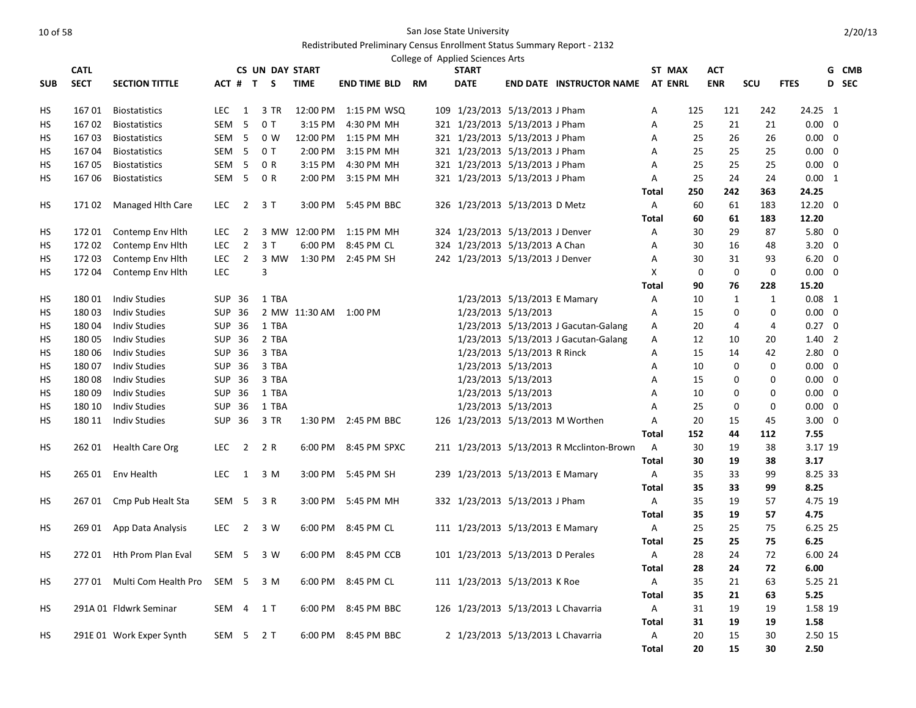San Jose State University

Redistributed Preliminary Census Enrollment Status Summary Report - 2132

College of Applied Sciences Arts

| SUB | CATL SECT | SECTION TITTLE | ACT | CS # | UN T | DAY S | START TIME | END TIME | BLD | RM | START DATE | END DATE | INSTRUCTOR NAME | ST AT | MAX ENRL | ACT ENR | SCU | FTES | GD | CMB SEC |
|---|---|---|---|---|---|---|---|---|---|---|---|---|---|---|---|---|---|---|---|---|
| HS | 167 01 | Biostatistics | LEC | 1 | 3 | TR | 12:00 PM | 1:15 PM | WSQ | 109 | 1/23/2013 | 5/13/2013 | J Pham | A | 125 | 121 | 242 | 24.25 | 1 | |
| HS | 167 02 | Biostatistics | SEM | 5 | 0 | T | 3:15 PM | 4:30 PM | MH | 321 | 1/23/2013 | 5/13/2013 | J Pham | A | 25 | 21 | 21 | 0.00 | 0 | |
| HS | 167 03 | Biostatistics | SEM | 5 | 0 | W | 12:00 PM | 1:15 PM | MH | 321 | 1/23/2013 | 5/13/2013 | J Pham | A | 25 | 26 | 26 | 0.00 | 0 | |
| HS | 167 04 | Biostatistics | SEM | 5 | 0 | T | 2:00 PM | 3:15 PM | MH | 321 | 1/23/2013 | 5/13/2013 | J Pham | A | 25 | 25 | 25 | 0.00 | 0 | |
| HS | 167 05 | Biostatistics | SEM | 5 | 0 | R | 3:15 PM | 4:30 PM | MH | 321 | 1/23/2013 | 5/13/2013 | J Pham | A | 25 | 25 | 25 | 0.00 | 0 | |
| HS | 167 06 | Biostatistics | SEM | 5 | 0 | R | 2:00 PM | 3:15 PM | MH | 321 | 1/23/2013 | 5/13/2013 | J Pham | A | 25 | 24 | 24 | 0.00 | 1 | |
| | | | | | | | | | | | | | | **Total** | **250** | **242** | **363** | **24.25** | | |
| HS | 171 02 | Managed Hlth Care | LEC | 2 | 3 | T | 3:00 PM | 5:45 PM | BBC | 326 | 1/23/2013 | 5/13/2013 | D Metz | A | 60 | 61 | 183 | 12.20 | 0 | |
| | | | | | | | | | | | | | | **Total** | **60** | **61** | **183** | **12.20** | | |
| HS | 172 01 | Contemp Env Hlth | LEC | 2 | 3 | MW | 12:00 PM | 1:15 PM | MH | 324 | 1/23/2013 | 5/13/2013 | J Denver | A | 30 | 29 | 87 | 5.80 | 0 | |
| HS | 172 02 | Contemp Env Hlth | LEC | 2 | 3 | T | 6:00 PM | 8:45 PM | CL | 324 | 1/23/2013 | 5/13/2013 | A Chan | A | 30 | 16 | 48 | 3.20 | 0 | |
| HS | 172 03 | Contemp Env Hlth | LEC | 2 | 3 | MW | 1:30 PM | 2:45 PM | SH | 242 | 1/23/2013 | 5/13/2013 | J Denver | A | 30 | 31 | 93 | 6.20 | 0 | |
| HS | 172 04 | Contemp Env Hlth | LEC | | 3 | | | | | | | | | X | 0 | 0 | 0 | 0.00 | 0 | |
| | | | | | | | | | | | | | | **Total** | **90** | **76** | **228** | **15.20** | | |
| HS | 180 01 | Indiv Studies | SUP | 36 | 1 | TBA | | | | | 1/23/2013 | 5/13/2013 | E Mamary | A | 10 | 1 | 1 | 0.08 | 1 | |
| HS | 180 03 | Indiv Studies | SUP | 36 | 2 | MW | 11:30 AM | 1:00 PM | | | 1/23/2013 | 5/13/2013 | | A | 15 | 0 | 0 | 0.00 | 0 | |
| HS | 180 04 | Indiv Studies | SUP | 36 | 1 | TBA | | | | | 1/23/2013 | 5/13/2013 | J Gacutan-Galang | A | 20 | 4 | 4 | 0.27 | 0 | |
| HS | 180 05 | Indiv Studies | SUP | 36 | 2 | TBA | | | | | 1/23/2013 | 5/13/2013 | J Gacutan-Galang | A | 12 | 10 | 20 | 1.40 | 2 | |
| HS | 180 06 | Indiv Studies | SUP | 36 | 3 | TBA | | | | | 1/23/2013 | 5/13/2013 | R Rinck | A | 15 | 14 | 42 | 2.80 | 0 | |
| HS | 180 07 | Indiv Studies | SUP | 36 | 3 | TBA | | | | | 1/23/2013 | 5/13/2013 | | A | 10 | 0 | 0 | 0.00 | 0 | |
| HS | 180 08 | Indiv Studies | SUP | 36 | 3 | TBA | | | | | 1/23/2013 | 5/13/2013 | | A | 15 | 0 | 0 | 0.00 | 0 | |
| HS | 180 09 | Indiv Studies | SUP | 36 | 1 | TBA | | | | | 1/23/2013 | 5/13/2013 | | A | 10 | 0 | 0 | 0.00 | 0 | |
| HS | 180 10 | Indiv Studies | SUP | 36 | 1 | TBA | | | | | 1/23/2013 | 5/13/2013 | | A | 25 | 0 | 0 | 0.00 | 0 | |
| HS | 180 11 | Indiv Studies | SUP | 36 | 3 | TR | 1:30 PM | 2:45 PM | BBC | 126 | 1/23/2013 | 5/13/2013 | M Worthen | A | 20 | 15 | 45 | 3.00 | 0 | |
| | | | | | | | | | | | | | | **Total** | **152** | **44** | **112** | **7.55** | | |
| HS | 262 01 | Health Care Org | LEC | 2 | 2 | R | 6:00 PM | 8:45 PM | SPXC | 211 | 1/23/2013 | 5/13/2013 | R Mcclinton-Brown | A | 30 | 19 | 38 | 3.17 | 19 | |
| | | | | | | | | | | | | | | **Total** | **30** | **19** | **38** | **3.17** | | |
| HS | 265 01 | Env Health | LEC | 1 | 3 | M | 3:00 PM | 5:45 PM | SH | 239 | 1/23/2013 | 5/13/2013 | E Mamary | A | 35 | 33 | 99 | 8.25 | 33 | |
| | | | | | | | | | | | | | | **Total** | **35** | **33** | **99** | **8.25** | | |
| HS | 267 01 | Cmp Pub Healt Sta | SEM | 5 | 3 | R | 3:00 PM | 5:45 PM | MH | 332 | 1/23/2013 | 5/13/2013 | J Pham | A | 35 | 19 | 57 | 4.75 | 19 | |
| | | | | | | | | | | | | | | **Total** | **35** | **19** | **57** | **4.75** | | |
| HS | 269 01 | App Data Analysis | LEC | 2 | 3 | W | 6:00 PM | 8:45 PM | CL | 111 | 1/23/2013 | 5/13/2013 | E Mamary | A | 25 | 25 | 75 | 6.25 | 25 | |
| | | | | | | | | | | | | | | **Total** | **25** | **25** | **75** | **6.25** | | |
| HS | 272 01 | Hth Prom Plan Eval | SEM | 5 | 3 | W | 6:00 PM | 8:45 PM | CCB | 101 | 1/23/2013 | 5/13/2013 | D Perales | A | 28 | 24 | 72 | 6.00 | 24 | |
| | | | | | | | | | | | | | | **Total** | **28** | **24** | **72** | **6.00** | | |
| HS | 277 01 | Multi Com Health Pro | SEM | 5 | 3 | M | 6:00 PM | 8:45 PM | CL | 111 | 1/23/2013 | 5/13/2013 | K Roe | A | 35 | 21 | 63 | 5.25 | 21 | |
| | | | | | | | | | | | | | | **Total** | **35** | **21** | **63** | **5.25** | | |
| HS | 291A 01 | Fldwrk Seminar | SEM | 4 | 1 | T | 6:00 PM | 8:45 PM | BBC | 126 | 1/23/2013 | 5/13/2013 | L Chavarria | A | 31 | 19 | 19 | 1.58 | 19 | |
| | | | | | | | | | | | | | | **Total** | **31** | **19** | **19** | **1.58** | | |
| HS | 291E 01 | Work Exper Synth | SEM | 5 | 2 | T | 6:00 PM | 8:45 PM | BBC | 2 | 1/23/2013 | 5/13/2013 | L Chavarria | A | 20 | 15 | 30 | 2.50 | 15 | |
| | | | | | | | | | | | | | | **Total** | **20** | **15** | **30** | **2.50** | | |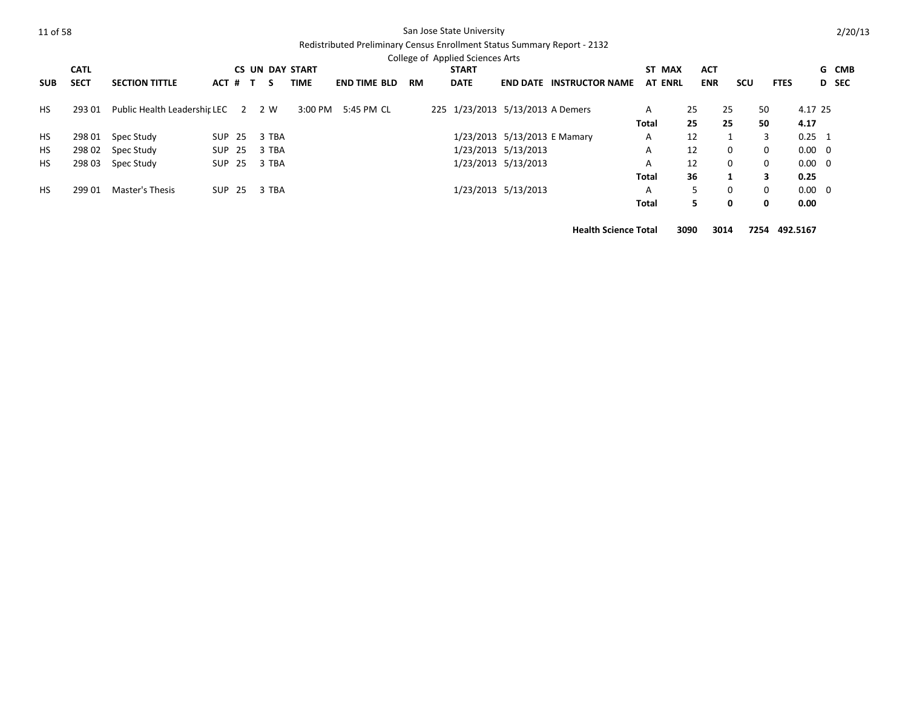San Jose State University

Redistributed Preliminary Census Enrollment Status Summary Report - 2132

College of Applied Sciences Arts

| SUB | CATL SECT | SECTION TITTLE | ACT | CS # | UN T | DAY S | START TIME | END TIME | BLD | RM | START DATE | END DATE | INSTRUCTOR NAME | ST AT | MAX ENRL | ACT ENR | SCU | FTES | GD | CMB SEC |
|---|---|---|---|---|---|---|---|---|---|---|---|---|---|---|---|---|---|---|---|---|
| HS | 293 01 | Public Health Leadership | LEC | 2 | 2 | W | 3:00 PM | 5:45 PM | CL | 225 | 1/23/2013 | 5/13/2013 | A Demers | A | 25 | 25 | 50 | 4.17 | | 25 |
| | | | | | | | | | | | | | | Total | 25 | 25 | 50 | 4.17 | | |
| HS | 298 01 | Spec Study | SUP | 25 | 3 | TBA | | | | | 1/23/2013 | 5/13/2013 | E Mamary | A | 12 | 1 | 3 | 0.25 | | 1 |
| HS | 298 02 | Spec Study | SUP | 25 | 3 | TBA | | | | | 1/23/2013 | 5/13/2013 | | A | 12 | 0 | 0 | 0.00 | | 0 |
| HS | 298 03 | Spec Study | SUP | 25 | 3 | TBA | | | | | 1/23/2013 | 5/13/2013 | | A | 12 | 0 | 0 | 0.00 | | 0 |
| | | | | | | | | | | | | | | Total | 36 | 1 | 3 | 0.25 | | |
| HS | 299 01 | Master's Thesis | SUP | 25 | 3 | TBA | | | | | 1/23/2013 | 5/13/2013 | | A | 5 | 0 | 0 | 0.00 | | 0 |
| | | | | | | | | | | | | | | Total | 5 | 0 | 0 | 0.00 | | |
| | | | | | | | | | | | | | Health Science Total | | 3090 | 3014 | 7254 | 492.5167 | | |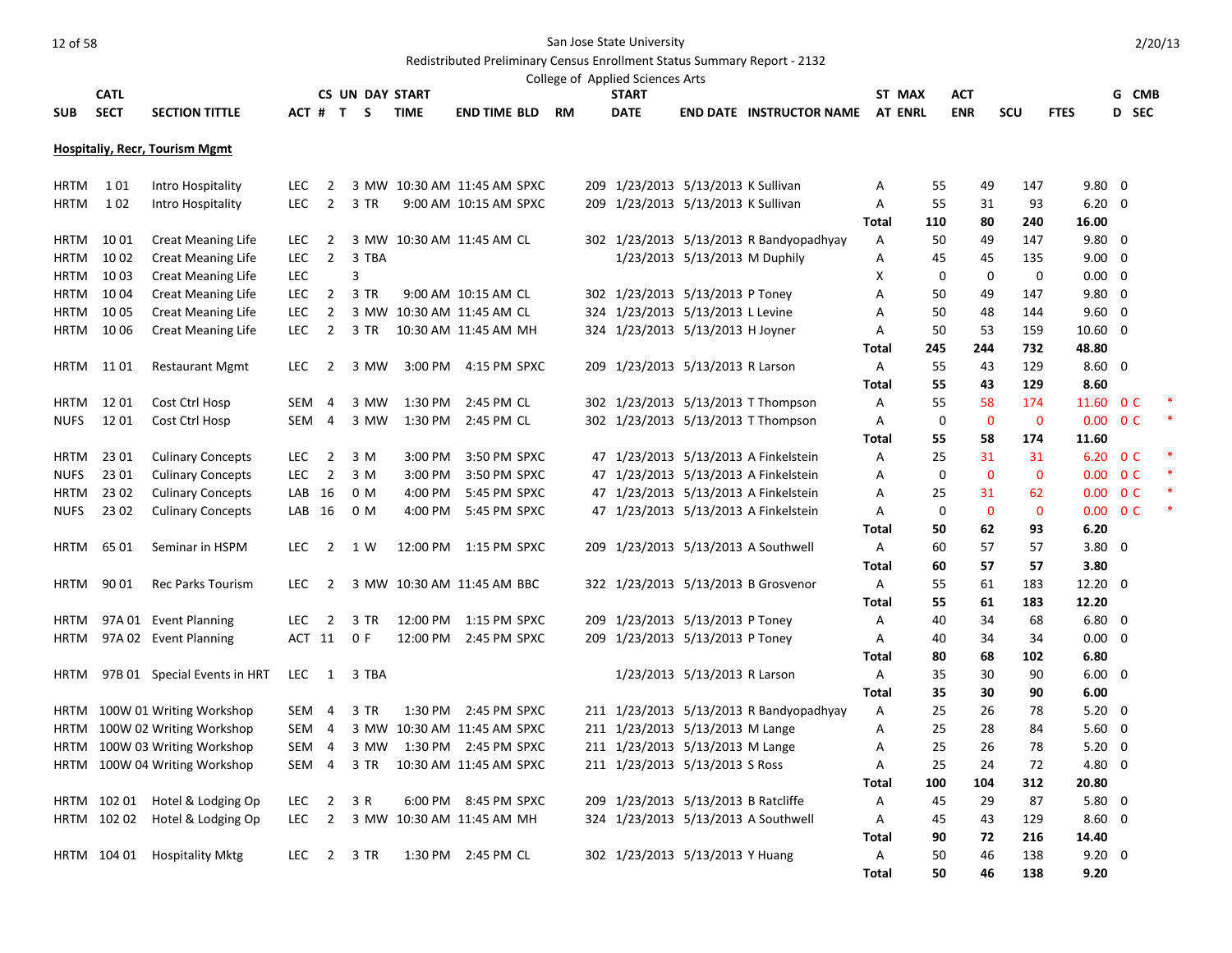San Jose State University

Redistributed Preliminary Census Enrollment Status Summary Report - 2132

College of Applied Sciences Arts

2/20/13

| SUB | CATL SECT | SECTION TITTLE | ACT # | CS UN T | DAY S | START TIME | END TIME | BLD | RM | START DATE | END DATE | INSTRUCTOR NAME | ST AT | MAX ENRL | ACT ENR | SCU | FTES | G D | CMB SEC | |
|---|---|---|---|---|---|---|---|---|---|---|---|---|---|---|---|---|---|---|---|---|
| **Hospitaliy, Recr, Tourism Mgmt** | | | | | | | | | | | | | | | | | | | | |
| HRTM | 1 01 | Intro Hospitality | LEC 2 | 3 | MW | 10:30 AM | 11:45 AM | SPXC | 209 | 1/23/2013 | 5/13/2013 | K Sullivan | A | 55 | 49 | 147 | 9.80 | 0 | | |
| HRTM | 1 02 | Intro Hospitality | LEC 2 | 3 | TR | 9:00 AM | 10:15 AM | SPXC | 209 | 1/23/2013 | 5/13/2013 | K Sullivan | A | 55 | 31 | 93 | 6.20 | 0 | | |
| | | | | | | | | | | | | | **Total** | **110** | **80** | **240** | **16.00** | | | |
| HRTM | 10 01 | Creat Meaning Life | LEC 2 | 3 | MW | 10:30 AM | 11:45 AM | CL | 302 | 1/23/2013 | 5/13/2013 | R Bandyopadhyay | A | 50 | 49 | 147 | 9.80 | 0 | | |
| HRTM | 10 02 | Creat Meaning Life | LEC 2 | 3 | TBA | | | | | 1/23/2013 | 5/13/2013 | M Duphily | A | 45 | 45 | 135 | 9.00 | 0 | | |
| HRTM | 10 03 | Creat Meaning Life | LEC | 3 | | | | | | | | | X | 0 | 0 | 0 | 0.00 | 0 | | |
| HRTM | 10 04 | Creat Meaning Life | LEC 2 | 3 | TR | 9:00 AM | 10:15 AM | CL | 302 | 1/23/2013 | 5/13/2013 | P Toney | A | 50 | 49 | 147 | 9.80 | 0 | | |
| HRTM | 10 05 | Creat Meaning Life | LEC 2 | 3 | MW | 10:30 AM | 11:45 AM | CL | 324 | 1/23/2013 | 5/13/2013 | L Levine | A | 50 | 48 | 144 | 9.60 | 0 | | |
| HRTM | 10 06 | Creat Meaning Life | LEC 2 | 3 | TR | 10:30 AM | 11:45 AM | MH | 324 | 1/23/2013 | 5/13/2013 | H Joyner | A | 50 | 53 | 159 | 10.60 | 0 | | |
| | | | | | | | | | | | | | **Total** | **245** | **244** | **732** | **48.80** | | | |
| HRTM | 11 01 | Restaurant Mgmt | LEC 2 | 3 | MW | 3:00 PM | 4:15 PM | SPXC | 209 | 1/23/2013 | 5/13/2013 | R Larson | A | 55 | 43 | 129 | 8.60 | 0 | | |
| | | | | | | | | | | | | | **Total** | **55** | **43** | **129** | **8.60** | | | |
| HRTM | 12 01 | Cost Ctrl Hosp | SEM 4 | 3 | MW | 1:30 PM | 2:45 PM | CL | 302 | 1/23/2013 | 5/13/2013 | T Thompson | A | 55 | 58 | 174 | 11.60 | 0 | C | * |
| NUFS | 12 01 | Cost Ctrl Hosp | SEM 4 | 3 | MW | 1:30 PM | 2:45 PM | CL | 302 | 1/23/2013 | 5/13/2013 | T Thompson | A | 0 | 0 | 0 | 0.00 | 0 | C | * |
| | | | | | | | | | | | | | **Total** | **55** | **58** | **174** | **11.60** | | | |
| HRTM | 23 01 | Culinary Concepts | LEC 2 | 3 | M | 3:00 PM | 3:50 PM | SPXC | 47 | 1/23/2013 | 5/13/2013 | A Finkelstein | A | 25 | 31 | 31 | 6.20 | 0 | C | * |
| NUFS | 23 01 | Culinary Concepts | LEC 2 | 3 | M | 3:00 PM | 3:50 PM | SPXC | 47 | 1/23/2013 | 5/13/2013 | A Finkelstein | A | 0 | 0 | 0 | 0.00 | 0 | C | * |
| HRTM | 23 02 | Culinary Concepts | LAB 16 | 0 | M | 4:00 PM | 5:45 PM | SPXC | 47 | 1/23/2013 | 5/13/2013 | A Finkelstein | A | 25 | 31 | 62 | 0.00 | 0 | C | * |
| NUFS | 23 02 | Culinary Concepts | LAB 16 | 0 | M | 4:00 PM | 5:45 PM | SPXC | 47 | 1/23/2013 | 5/13/2013 | A Finkelstein | A | 0 | 0 | 0 | 0.00 | 0 | C | * |
| | | | | | | | | | | | | | **Total** | **50** | **62** | **93** | **6.20** | | | |
| HRTM | 65 01 | Seminar in HSPM | LEC 2 | 1 | W | 12:00 PM | 1:15 PM | SPXC | 209 | 1/23/2013 | 5/13/2013 | A Southwell | A | 60 | 57 | 57 | 3.80 | 0 | | |
| | | | | | | | | | | | | | **Total** | **60** | **57** | **57** | **3.80** | | | |
| HRTM | 90 01 | Rec Parks Tourism | LEC 2 | 3 | MW | 10:30 AM | 11:45 AM | BBC | 322 | 1/23/2013 | 5/13/2013 | B Grosvenor | A | 55 | 61 | 183 | 12.20 | 0 | | |
| | | | | | | | | | | | | | **Total** | **55** | **61** | **183** | **12.20** | | | |
| HRTM | 97A 01 | Event Planning | LEC 2 | 3 | TR | 12:00 PM | 1:15 PM | SPXC | 209 | 1/23/2013 | 5/13/2013 | P Toney | A | 40 | 34 | 68 | 6.80 | 0 | | |
| HRTM | 97A 02 | Event Planning | ACT 11 | 0 | F | 12:00 PM | 2:45 PM | SPXC | 209 | 1/23/2013 | 5/13/2013 | P Toney | A | 40 | 34 | 34 | 0.00 | 0 | | |
| | | | | | | | | | | | | | **Total** | **80** | **68** | **102** | **6.80** | | | |
| HRTM | 97B 01 | Special Events in HRT | LEC 1 | 3 | TBA | | | | | 1/23/2013 | 5/13/2013 | R Larson | A | 35 | 30 | 90 | 6.00 | 0 | | |
| | | | | | | | | | | | | | **Total** | **35** | **30** | **90** | **6.00** | | | |
| HRTM | 100W 01 | Writing Workshop | SEM 4 | 3 | TR | 1:30 PM | 2:45 PM | SPXC | 211 | 1/23/2013 | 5/13/2013 | R Bandyopadhyay | A | 25 | 26 | 78 | 5.20 | 0 | | |
| HRTM | 100W 02 | Writing Workshop | SEM 4 | 3 | MW | 10:30 AM | 11:45 AM | SPXC | 211 | 1/23/2013 | 5/13/2013 | M Lange | A | 25 | 28 | 84 | 5.60 | 0 | | |
| HRTM | 100W 03 | Writing Workshop | SEM 4 | 3 | MW | 1:30 PM | 2:45 PM | SPXC | 211 | 1/23/2013 | 5/13/2013 | M Lange | A | 25 | 26 | 78 | 5.20 | 0 | | |
| HRTM | 100W 04 | Writing Workshop | SEM 4 | 3 | TR | 10:30 AM | 11:45 AM | SPXC | 211 | 1/23/2013 | 5/13/2013 | S Ross | A | 25 | 24 | 72 | 4.80 | 0 | | |
| | | | | | | | | | | | | | **Total** | **100** | **104** | **312** | **20.80** | | | |
| HRTM | 102 01 | Hotel & Lodging Op | LEC 2 | 3 | R | 6:00 PM | 8:45 PM | SPXC | 209 | 1/23/2013 | 5/13/2013 | B Ratcliffe | A | 45 | 29 | 87 | 5.80 | 0 | | |
| HRTM | 102 02 | Hotel & Lodging Op | LEC 2 | 3 | MW | 10:30 AM | 11:45 AM | MH | 324 | 1/23/2013 | 5/13/2013 | A Southwell | A | 45 | 43 | 129 | 8.60 | 0 | | |
| | | | | | | | | | | | | | **Total** | **90** | **72** | **216** | **14.40** | | | |
| HRTM | 104 01 | Hospitality Mktg | LEC 2 | 3 | TR | 1:30 PM | 2:45 PM | CL | 302 | 1/23/2013 | 5/13/2013 | Y Huang | A | 50 | 46 | 138 | 9.20 | 0 | | |
| | | | | | | | | | | | | | **Total** | **50** | **46** | **138** | **9.20** | | | |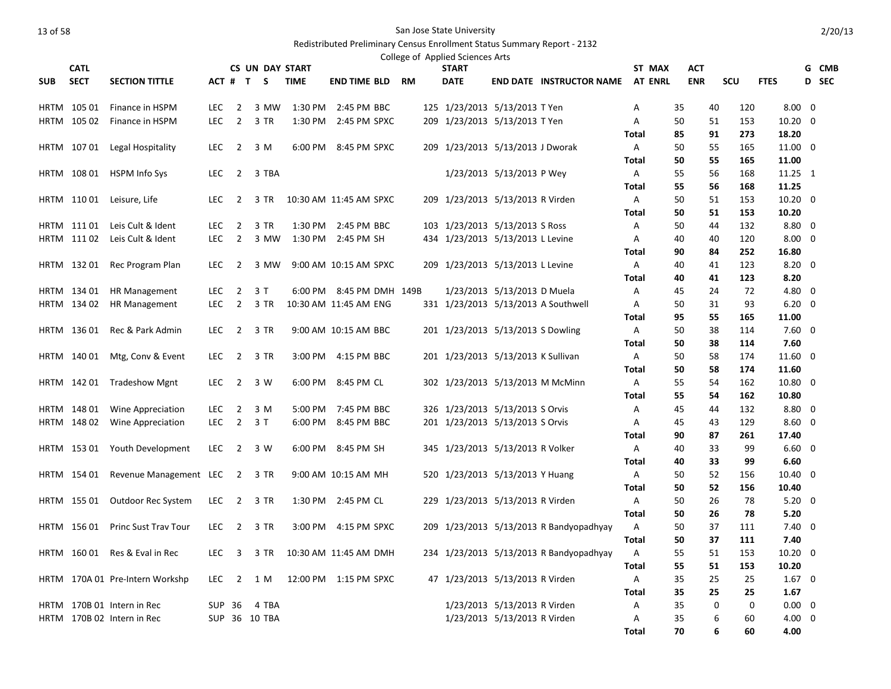San Jose State University

Redistributed Preliminary Census Enrollment Status Summary Report - 2132

College of Applied Sciences Arts

2/20/13

| SUB | CATL SECT | SECTION TITTLE | ACT | CS # | UN T | DAY S | START TIME | END TIME | BLD | RM | START DATE | END DATE | INSTRUCTOR NAME | ST AT | MAX ENRL | ACT ENR | SCU | FTES | G D | CMB SEC |
|---|---|---|---|---|---|---|---|---|---|---|---|---|---|---|---|---|---|---|---|---|
| HRTM | 105 01 | Finance in HSPM | LEC | 2 | 3 | MW | 1:30 PM | 2:45 PM | BBC | 125 | 1/23/2013 | 5/13/2013 | T Yen | A | 35 | 40 | 120 | 8.00 | 0 | |
| HRTM | 105 02 | Finance in HSPM | LEC | 2 | 3 | TR | 1:30 PM | 2:45 PM | SPXC | 209 | 1/23/2013 | 5/13/2013 | T Yen | A | 50 | 51 | 153 | 10.20 | 0 | |
| | | | | | | | | | | | | | | **Total** | **85** | **91** | **273** | **18.20** | | |
| HRTM | 107 01 | Legal Hospitality | LEC | 2 | 3 | M | 6:00 PM | 8:45 PM | SPXC | 209 | 1/23/2013 | 5/13/2013 | J Dworak | A | 50 | 55 | 165 | 11.00 | 0 | |
| | | | | | | | | | | | | | | **Total** | **50** | **55** | **165** | **11.00** | | |
| HRTM | 108 01 | HSPM Info Sys | LEC | 2 | 3 | TBA | | | | | 1/23/2013 | 5/13/2013 | P Wey | A | 55 | 56 | 168 | 11.25 | 1 | |
| | | | | | | | | | | | | | | **Total** | **55** | **56** | **168** | **11.25** | | |
| HRTM | 110 01 | Leisure, Life | LEC | 2 | 3 | TR | 10:30 AM | 11:45 AM | SPXC | 209 | 1/23/2013 | 5/13/2013 | R Virden | A | 50 | 51 | 153 | 10.20 | 0 | |
| | | | | | | | | | | | | | | **Total** | **50** | **51** | **153** | **10.20** | | |
| HRTM | 111 01 | Leis Cult & Ident | LEC | 2 | 3 | TR | 1:30 PM | 2:45 PM | BBC | 103 | 1/23/2013 | 5/13/2013 | S Ross | A | 50 | 44 | 132 | 8.80 | 0 | |
| HRTM | 111 02 | Leis Cult & Ident | LEC | 2 | 3 | MW | 1:30 PM | 2:45 PM | SH | 434 | 1/23/2013 | 5/13/2013 | L Levine | A | 40 | 40 | 120 | 8.00 | 0 | |
| | | | | | | | | | | | | | | **Total** | **90** | **84** | **252** | **16.80** | | |
| HRTM | 132 01 | Rec Program Plan | LEC | 2 | 3 | MW | 9:00 AM | 10:15 AM | SPXC | 209 | 1/23/2013 | 5/13/2013 | L Levine | A | 40 | 41 | 123 | 8.20 | 0 | |
| | | | | | | | | | | | | | | **Total** | **40** | **41** | **123** | **8.20** | | |
| HRTM | 134 01 | HR Management | LEC | 2 | 3 | T | 6:00 PM | 8:45 PM | DMH | 149B | 1/23/2013 | 5/13/2013 | D Muela | A | 45 | 24 | 72 | 4.80 | 0 | |
| HRTM | 134 02 | HR Management | LEC | 2 | 3 | TR | 10:30 AM | 11:45 AM | ENG | 331 | 1/23/2013 | 5/13/2013 | A Southwell | A | 50 | 31 | 93 | 6.20 | 0 | |
| | | | | | | | | | | | | | | **Total** | **95** | **55** | **165** | **11.00** | | |
| HRTM | 136 01 | Rec & Park Admin | LEC | 2 | 3 | TR | 9:00 AM | 10:15 AM | BBC | 201 | 1/23/2013 | 5/13/2013 | S Dowling | A | 50 | 38 | 114 | 7.60 | 0 | |
| | | | | | | | | | | | | | | **Total** | **50** | **38** | **114** | **7.60** | | |
| HRTM | 140 01 | Mtg, Conv & Event | LEC | 2 | 3 | TR | 3:00 PM | 4:15 PM | BBC | 201 | 1/23/2013 | 5/13/2013 | K Sullivan | A | 50 | 58 | 174 | 11.60 | 0 | |
| | | | | | | | | | | | | | | **Total** | **50** | **58** | **174** | **11.60** | | |
| HRTM | 142 01 | Tradeshow Mgnt | LEC | 2 | 3 | W | 6:00 PM | 8:45 PM | CL | 302 | 1/23/2013 | 5/13/2013 | M McMinn | A | 55 | 54 | 162 | 10.80 | 0 | |
| | | | | | | | | | | | | | | **Total** | **55** | **54** | **162** | **10.80** | | |
| HRTM | 148 01 | Wine Appreciation | LEC | 2 | 3 | M | 5:00 PM | 7:45 PM | BBC | 326 | 1/23/2013 | 5/13/2013 | S Orvis | A | 45 | 44 | 132 | 8.80 | 0 | |
| HRTM | 148 02 | Wine Appreciation | LEC | 2 | 3 | T | 6:00 PM | 8:45 PM | BBC | 201 | 1/23/2013 | 5/13/2013 | S Orvis | A | 45 | 43 | 129 | 8.60 | 0 | |
| | | | | | | | | | | | | | | **Total** | **90** | **87** | **261** | **17.40** | | |
| HRTM | 153 01 | Youth Development | LEC | 2 | 3 | W | 6:00 PM | 8:45 PM | SH | 345 | 1/23/2013 | 5/13/2013 | R Volker | A | 40 | 33 | 99 | 6.60 | 0 | |
| | | | | | | | | | | | | | | **Total** | **40** | **33** | **99** | **6.60** | | |
| HRTM | 154 01 | Revenue Management | LEC | 2 | 3 | TR | 9:00 AM | 10:15 AM | MH | 520 | 1/23/2013 | 5/13/2013 | Y Huang | A | 50 | 52 | 156 | 10.40 | 0 | |
| | | | | | | | | | | | | | | **Total** | **50** | **52** | **156** | **10.40** | | |
| HRTM | 155 01 | Outdoor Rec System | LEC | 2 | 3 | TR | 1:30 PM | 2:45 PM | CL | 229 | 1/23/2013 | 5/13/2013 | R Virden | A | 50 | 26 | 78 | 5.20 | 0 | |
| | | | | | | | | | | | | | | **Total** | **50** | **26** | **78** | **5.20** | | |
| HRTM | 156 01 | Princ Sust Trav Tour | LEC | 2 | 3 | TR | 3:00 PM | 4:15 PM | SPXC | 209 | 1/23/2013 | 5/13/2013 | R Bandyopadhyay | A | 50 | 37 | 111 | 7.40 | 0 | |
| | | | | | | | | | | | | | | **Total** | **50** | **37** | **111** | **7.40** | | |
| HRTM | 160 01 | Res & Eval in Rec | LEC | 3 | 3 | TR | 10:30 AM | 11:45 AM | DMH | 234 | 1/23/2013 | 5/13/2013 | R Bandyopadhyay | A | 55 | 51 | 153 | 10.20 | 0 | |
| | | | | | | | | | | | | | | **Total** | **55** | **51** | **153** | **10.20** | | |
| HRTM | 170A 01 | Pre-Intern Workshp | LEC | 2 | 1 | M | 12:00 PM | 1:15 PM | SPXC | 47 | 1/23/2013 | 5/13/2013 | R Virden | A | 35 | 25 | 25 | 1.67 | 0 | |
| | | | | | | | | | | | | | | **Total** | **35** | **25** | **25** | **1.67** | | |
| HRTM | 170B 01 | Intern in Rec | SUP | 36 | 4 | TBA | | | | | 1/23/2013 | 5/13/2013 | R Virden | A | 35 | 0 | 0 | 0.00 | 0 | |
| HRTM | 170B 02 | Intern in Rec | SUP | 36 | 10 | TBA | | | | | 1/23/2013 | 5/13/2013 | R Virden | A | 35 | 6 | 60 | 4.00 | 0 | |
| | | | | | | | | | | | | | | **Total** | **70** | **6** | **60** | **4.00** | | |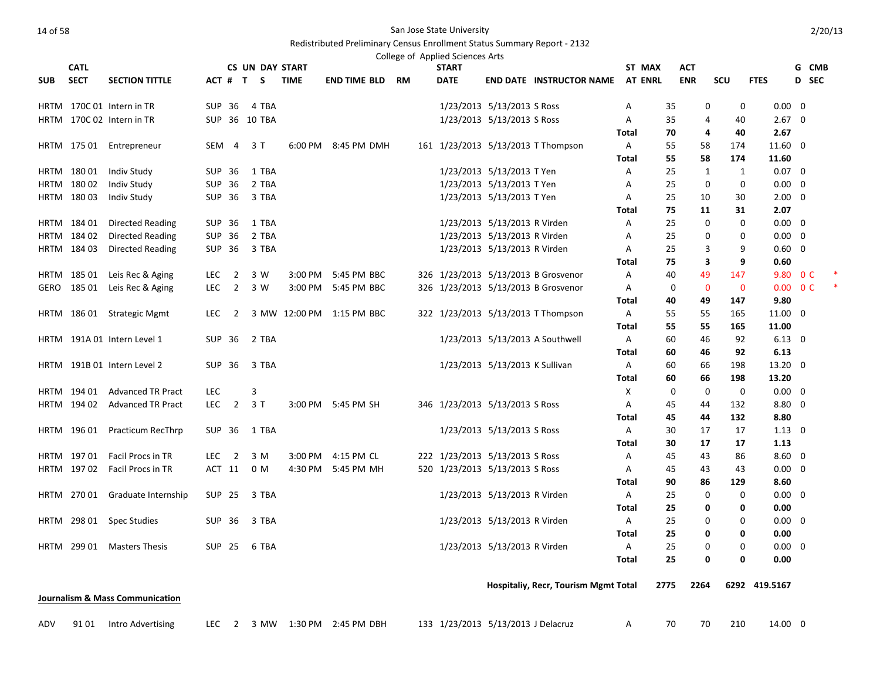San Jose State University

Redistributed Preliminary Census Enrollment Status Summary Report - 2132

College of Applied Sciences Arts

| SUB | CATL SECT | SECTION TITTLE | ACT | CS # | UN T | DAY S | START TIME | END TIME | BLD | RM | START DATE | END DATE | INSTRUCTOR NAME | ST AT | MAX ENRL | ACT ENR | SCU | FTES | G D | CMB SEC |
|---|---|---|---|---|---|---|---|---|---|---|---|---|---|---|---|---|---|---|---|---|
| HRTM | 170C 01 | Intern in TR | SUP | 36 | 4 | TBA | | | | | 1/23/2013 | 5/13/2013 | S Ross | A | 35 | 0 | 0 | 0.00 | 0 | |
| HRTM | 170C 02 | Intern in TR | SUP | 36 | 10 | TBA | | | | | 1/23/2013 | 5/13/2013 | S Ross | A | 35 | 4 | 40 | 2.67 | 0 | |
| | | | | | | | | | | | | | | Total | 70 | 4 | 40 | 2.67 | | |
| HRTM | 175 01 | Entrepreneur | SEM | 4 | 3 | T | 6:00 PM | 8:45 PM | DMH | 161 | 1/23/2013 | 5/13/2013 | T Thompson | A | 55 | 58 | 174 | 11.60 | 0 | |
| | | | | | | | | | | | | | | Total | 55 | 58 | 174 | 11.60 | | |
| HRTM | 180 01 | Indiv Study | SUP | 36 | 1 | TBA | | | | | 1/23/2013 | 5/13/2013 | T Yen | A | 25 | 1 | 1 | 0.07 | 0 | |
| HRTM | 180 02 | Indiv Study | SUP | 36 | 2 | TBA | | | | | 1/23/2013 | 5/13/2013 | T Yen | A | 25 | 0 | 0 | 0.00 | 0 | |
| HRTM | 180 03 | Indiv Study | SUP | 36 | 3 | TBA | | | | | 1/23/2013 | 5/13/2013 | T Yen | A | 25 | 10 | 30 | 2.00 | 0 | |
| | | | | | | | | | | | | | | Total | 75 | 11 | 31 | 2.07 | | |
| HRTM | 184 01 | Directed Reading | SUP | 36 | 1 | TBA | | | | | 1/23/2013 | 5/13/2013 | R Virden | A | 25 | 0 | 0 | 0.00 | 0 | |
| HRTM | 184 02 | Directed Reading | SUP | 36 | 2 | TBA | | | | | 1/23/2013 | 5/13/2013 | R Virden | A | 25 | 0 | 0 | 0.00 | 0 | |
| HRTM | 184 03 | Directed Reading | SUP | 36 | 3 | TBA | | | | | 1/23/2013 | 5/13/2013 | R Virden | A | 25 | 3 | 9 | 0.60 | 0 | |
| | | | | | | | | | | | | | | Total | 75 | 3 | 9 | 0.60 | | |
| HRTM | 185 01 | Leis Rec & Aging | LEC | 2 | 3 | W | 3:00 PM | 5:45 PM | BBC | 326 | 1/23/2013 | 5/13/2013 | B Grosvenor | A | 40 | 49 | 147 | 9.80 | 0 | C * |
| GERO | 185 01 | Leis Rec & Aging | LEC | 2 | 3 | W | 3:00 PM | 5:45 PM | BBC | 326 | 1/23/2013 | 5/13/2013 | B Grosvenor | A | 0 | 0 | 0 | 0.00 | 0 | C * |
| | | | | | | | | | | | | | | Total | 40 | 49 | 147 | 9.80 | | |
| HRTM | 186 01 | Strategic Mgmt | LEC | 2 | 3 | MW | 12:00 PM | 1:15 PM | BBC | 322 | 1/23/2013 | 5/13/2013 | T Thompson | A | 55 | 55 | 165 | 11.00 | 0 | |
| | | | | | | | | | | | | | | Total | 55 | 55 | 165 | 11.00 | | |
| HRTM | 191A 01 | Intern Level 1 | SUP | 36 | 2 | TBA | | | | | 1/23/2013 | 5/13/2013 | A Southwell | A | 60 | 46 | 92 | 6.13 | 0 | |
| | | | | | | | | | | | | | | Total | 60 | 46 | 92 | 6.13 | | |
| HRTM | 191B 01 | Intern Level 2 | SUP | 36 | 3 | TBA | | | | | 1/23/2013 | 5/13/2013 | K Sullivan | A | 60 | 66 | 198 | 13.20 | 0 | |
| | | | | | | | | | | | | | | Total | 60 | 66 | 198 | 13.20 | | |
| HRTM | 194 01 | Advanced TR Pract | LEC | | 3 | | | | | | | | | X | 0 | 0 | 0 | 0.00 | 0 | |
| HRTM | 194 02 | Advanced TR Pract | LEC | 2 | 3 | T | 3:00 PM | 5:45 PM | SH | 346 | 1/23/2013 | 5/13/2013 | S Ross | A | 45 | 44 | 132 | 8.80 | 0 | |
| | | | | | | | | | | | | | | Total | 45 | 44 | 132 | 8.80 | | |
| HRTM | 196 01 | Practicum RecThrp | SUP | 36 | 1 | TBA | | | | | 1/23/2013 | 5/13/2013 | S Ross | A | 30 | 17 | 17 | 1.13 | 0 | |
| | | | | | | | | | | | | | | Total | 30 | 17 | 17 | 1.13 | | |
| HRTM | 197 01 | Facil Procs in TR | LEC | 2 | 3 | M | 3:00 PM | 4:15 PM | CL | 222 | 1/23/2013 | 5/13/2013 | S Ross | A | 45 | 43 | 86 | 8.60 | 0 | |
| HRTM | 197 02 | Facil Procs in TR | ACT | 11 | 0 | M | 4:30 PM | 5:45 PM | MH | 520 | 1/23/2013 | 5/13/2013 | S Ross | A | 45 | 43 | 43 | 0.00 | 0 | |
| | | | | | | | | | | | | | | Total | 90 | 86 | 129 | 8.60 | | |
| HRTM | 270 01 | Graduate Internship | SUP | 25 | 3 | TBA | | | | | 1/23/2013 | 5/13/2013 | R Virden | A | 25 | 0 | 0 | 0.00 | 0 | |
| | | | | | | | | | | | | | | Total | 25 | 0 | 0 | 0.00 | | |
| HRTM | 298 01 | Spec Studies | SUP | 36 | 3 | TBA | | | | | 1/23/2013 | 5/13/2013 | R Virden | A | 25 | 0 | 0 | 0.00 | 0 | |
| | | | | | | | | | | | | | | Total | 25 | 0 | 0 | 0.00 | | |
| HRTM | 299 01 | Masters Thesis | SUP | 25 | 6 | TBA | | | | | 1/23/2013 | 5/13/2013 | R Virden | A | 25 | 0 | 0 | 0.00 | 0 | |
| | | | | | | | | | | | | | | Total | 25 | 0 | 0 | 0.00 | | |

**Hospitaliy, Recr, Tourism Mgmt Total** 2775 2264 6292 419.5167

**Journalism & Mass Communication**

| SUB | CATL SECT | SECTION TITTLE | ACT | CS # | UN T | DAY S | START TIME | END TIME | BLD | RM | START DATE | END DATE | INSTRUCTOR NAME | ST AT | MAX ENRL | ACT ENR | SCU | FTES | G D | CMB SEC |
|---|---|---|---|---|---|---|---|---|---|---|---|---|---|---|---|---|---|---|---|---|
| ADV | 91 01 | Intro Advertising | LEC | 2 | 3 | MW | 1:30 PM | 2:45 PM | DBH | 133 | 1/23/2013 | 5/13/2013 | J Delacruz | A | 70 | 70 | 210 | 14.00 | 0 | |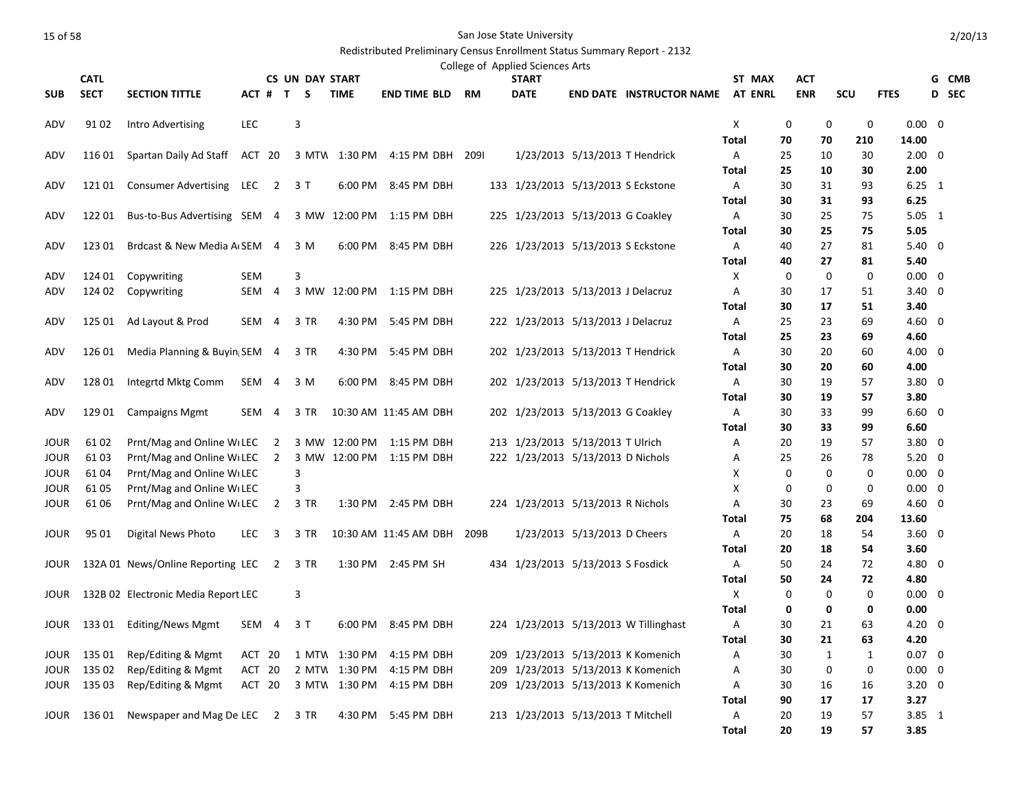San Jose State University

Redistributed Preliminary Census Enrollment Status Summary Report - 2132

College of Applied Sciences Arts

| SUB | CATL SECT | SECTION TITTLE | ACT # | CS UN T | DAY S | START TIME | END TIME | BLD | RM | START DATE | END DATE | INSTRUCTOR NAME | ST AT | MAX ENRL | ACT ENR | SCU | FTES | G D | CMB SEC |
|---|---|---|---|---|---|---|---|---|---|---|---|---|---|---|---|---|---|---|---|
| ADV | 91 02 | Intro Advertising | LEC | | 3 | | | | | | | | X | 0 | 0 | 0 | 0.00 | 0 | |
| | | | | | | | | | | | | | Total | 70 | 70 | 210 | 14.00 | | |
| ADV | 116 01 | Spartan Daily Ad Staff | ACT | 20 | 3 | MTW | 1:30 PM | 4:15 PM | DBH | 209I | 1/23/2013 | 5/13/2013 | T Hendrick | A | 25 | 10 | 30 | 2.00 | 0 |
| | | | | | | | | | | | | | Total | 25 | 10 | 30 | 2.00 | | |
| ADV | 121 01 | Consumer Advertising | LEC | 2 | 3 | T | 6:00 PM | 8:45 PM | DBH | 133 | 1/23/2013 | 5/13/2013 | S Eckstone | A | 30 | 31 | 93 | 6.25 | 1 |
| | | | | | | | | | | | | | Total | 30 | 31 | 93 | 6.25 | | |
| ADV | 122 01 | Bus-to-Bus Advertising | SEM | 4 | 3 | MW | 12:00 PM | 1:15 PM | DBH | 225 | 1/23/2013 | 5/13/2013 | G Coakley | A | 30 | 25 | 75 | 5.05 | 1 |
| | | | | | | | | | | | | | Total | 30 | 25 | 75 | 5.05 | | |
| ADV | 123 01 | Brdcast & New Media A | SEM | 4 | 3 | M | 6:00 PM | 8:45 PM | DBH | 226 | 1/23/2013 | 5/13/2013 | S Eckstone | A | 40 | 27 | 81 | 5.40 | 0 |
| | | | | | | | | | | | | | Total | 40 | 27 | 81 | 5.40 | | |
| ADV | 124 01 | Copywriting | SEM | | 3 | | | | | | | | | X | 0 | 0 | 0 | 0.00 | 0 |
| ADV | 124 02 | Copywriting | SEM | 4 | 3 | MW | 12:00 PM | 1:15 PM | DBH | 225 | 1/23/2013 | 5/13/2013 | J Delacruz | A | 30 | 17 | 51 | 3.40 | 0 |
| | | | | | | | | | | | | | Total | 30 | 17 | 51 | 3.40 | | |
| ADV | 125 01 | Ad Layout & Prod | SEM | 4 | 3 | TR | 4:30 PM | 5:45 PM | DBH | 222 | 1/23/2013 | 5/13/2013 | J Delacruz | A | 25 | 23 | 69 | 4.60 | 0 |
| | | | | | | | | | | | | | Total | 25 | 23 | 69 | 4.60 | | |
| ADV | 126 01 | Media Planning & Buyin | SEM | 4 | 3 | TR | 4:30 PM | 5:45 PM | DBH | 202 | 1/23/2013 | 5/13/2013 | T Hendrick | A | 30 | 20 | 60 | 4.00 | 0 |
| | | | | | | | | | | | | | Total | 30 | 20 | 60 | 4.00 | | |
| ADV | 128 01 | Integrtd Mktg Comm | SEM | 4 | 3 | M | 6:00 PM | 8:45 PM | DBH | 202 | 1/23/2013 | 5/13/2013 | T Hendrick | A | 30 | 19 | 57 | 3.80 | 0 |
| | | | | | | | | | | | | | Total | 30 | 19 | 57 | 3.80 | | |
| ADV | 129 01 | Campaigns Mgmt | SEM | 4 | 3 | TR | 10:30 AM | 11:45 AM | DBH | 202 | 1/23/2013 | 5/13/2013 | G Coakley | A | 30 | 33 | 99 | 6.60 | 0 |
| | | | | | | | | | | | | | Total | 30 | 33 | 99 | 6.60 | | |
| JOUR | 61 02 | Prnt/Mag and Online Wr | LEC | 2 | 3 | MW | 12:00 PM | 1:15 PM | DBH | 213 | 1/23/2013 | 5/13/2013 | T Ulrich | A | 20 | 19 | 57 | 3.80 | 0 |
| JOUR | 61 03 | Prnt/Mag and Online Wr | LEC | 2 | 3 | MW | 12:00 PM | 1:15 PM | DBH | 222 | 1/23/2013 | 5/13/2013 | D Nichols | A | 25 | 26 | 78 | 5.20 | 0 |
| JOUR | 61 04 | Prnt/Mag and Online Wr | LEC | | 3 | | | | | | | | | X | 0 | 0 | 0 | 0.00 | 0 |
| JOUR | 61 05 | Prnt/Mag and Online Wr | LEC | | 3 | | | | | | | | | X | 0 | 0 | 0 | 0.00 | 0 |
| JOUR | 61 06 | Prnt/Mag and Online Wr | LEC | 2 | 3 | TR | 1:30 PM | 2:45 PM | DBH | 224 | 1/23/2013 | 5/13/2013 | R Nichols | A | 30 | 23 | 69 | 4.60 | 0 |
| | | | | | | | | | | | | | Total | 75 | 68 | 204 | 13.60 | | |
| JOUR | 95 01 | Digital News Photo | LEC | 3 | 3 | TR | 10:30 AM | 11:45 AM | DBH | 209B | 1/23/2013 | 5/13/2013 | D Cheers | A | 20 | 18 | 54 | 3.60 | 0 |
| | | | | | | | | | | | | | Total | 20 | 18 | 54 | 3.60 | | |
| JOUR | 132A 01 | News/Online Reporting | LEC | 2 | 3 | TR | 1:30 PM | 2:45 PM | SH | 434 | 1/23/2013 | 5/13/2013 | S Fosdick | A | 50 | 24 | 72 | 4.80 | 0 |
| | | | | | | | | | | | | | Total | 50 | 24 | 72 | 4.80 | | |
| JOUR | 132B 02 | Electronic Media Report | LEC | | 3 | | | | | | | | | X | 0 | 0 | 0 | 0.00 | 0 |
| | | | | | | | | | | | | | Total | 0 | 0 | 0 | 0.00 | | |
| JOUR | 133 01 | Editing/News Mgmt | SEM | 4 | 3 | T | 6:00 PM | 8:45 PM | DBH | 224 | 1/23/2013 | 5/13/2013 | W Tillinghast | A | 30 | 21 | 63 | 4.20 | 0 |
| | | | | | | | | | | | | | Total | 30 | 21 | 63 | 4.20 | | |
| JOUR | 135 01 | Rep/Editing & Mgmt | ACT | 20 | 1 | MTW | 1:30 PM | 4:15 PM | DBH | 209 | 1/23/2013 | 5/13/2013 | K Komenich | A | 30 | 1 | 1 | 0.07 | 0 |
| JOUR | 135 02 | Rep/Editing & Mgmt | ACT | 20 | 2 | MTW | 1:30 PM | 4:15 PM | DBH | 209 | 1/23/2013 | 5/13/2013 | K Komenich | A | 30 | 0 | 0 | 0.00 | 0 |
| JOUR | 135 03 | Rep/Editing & Mgmt | ACT | 20 | 3 | MTW | 1:30 PM | 4:15 PM | DBH | 209 | 1/23/2013 | 5/13/2013 | K Komenich | A | 30 | 16 | 16 | 3.20 | 0 |
| | | | | | | | | | | | | | Total | 90 | 17 | 17 | 3.27 | | |
| JOUR | 136 01 | Newspaper and Mag De | LEC | 2 | 3 | TR | 4:30 PM | 5:45 PM | DBH | 213 | 1/23/2013 | 5/13/2013 | T Mitchell | A | 20 | 19 | 57 | 3.85 | 1 |
| | | | | | | | | | | | | | Total | 20 | 19 | 57 | 3.85 | | |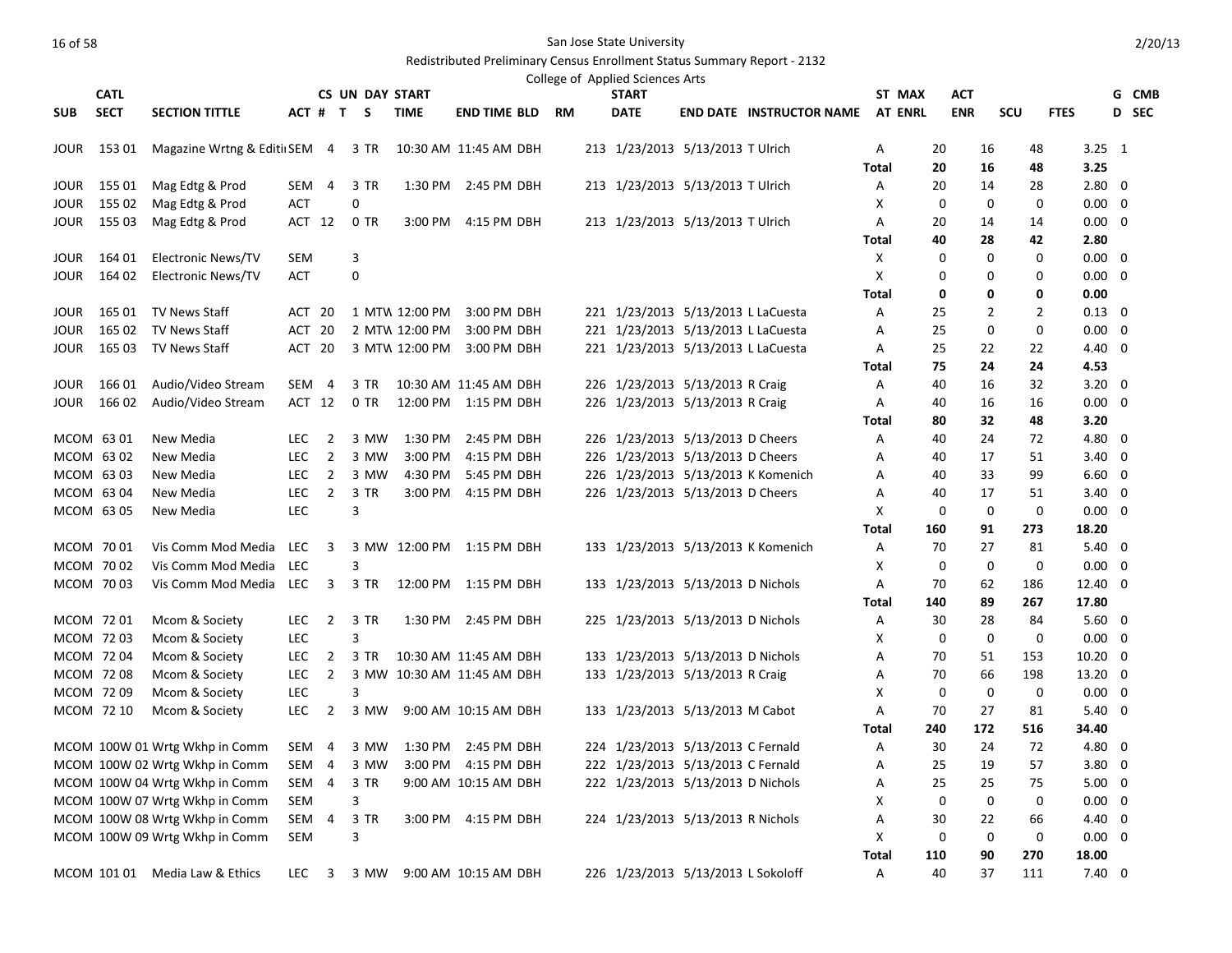San Jose State University

Redistributed Preliminary Census Enrollment Status Summary Report - 2132

College of Applied Sciences Arts

| SUB | CATL SECT | SECTION TITTLE | ACT # | CS T | UN S | DAY | START TIME | END TIME | BLD | RM | START DATE | END DATE | INSTRUCTOR NAME | ST AT | MAX ENRL | ACT ENR | SCU | FTES | GD | CMB SEC |
|---|---|---|---|---|---|---|---|---|---|---|---|---|---|---|---|---|---|---|---|---|
| JOUR | 153 01 | Magazine Wrtng & Editi | SEM | 4 | 3 | TR | 10:30 AM | 11:45 AM | DBH | 213 | 1/23/2013 | 5/13/2013 | T Ulrich | A | 20 | 16 | 48 | 3.25 | 1 | |
| | | | | | | | | | | | | | | **Total** | **20** | **16** | **48** | **3.25** | | |
| JOUR | 155 01 | Mag Edtg & Prod | SEM | 4 | 3 | TR | 1:30 PM | 2:45 PM | DBH | 213 | 1/23/2013 | 5/13/2013 | T Ulrich | A | 20 | 14 | 28 | 2.80 | 0 | |
| JOUR | 155 02 | Mag Edtg & Prod | ACT | | 0 | | | | | | | | | X | 0 | 0 | 0 | 0.00 | 0 | |
| JOUR | 155 03 | Mag Edtg & Prod | ACT | 12 | 0 | TR | 3:00 PM | 4:15 PM | DBH | 213 | 1/23/2013 | 5/13/2013 | T Ulrich | A | 20 | 14 | 14 | 0.00 | 0 | |
| | | | | | | | | | | | | | | **Total** | **40** | **28** | **42** | **2.80** | | |
| JOUR | 164 01 | Electronic News/TV | SEM | | 3 | | | | | | | | | X | 0 | 0 | 0 | 0.00 | 0 | |
| JOUR | 164 02 | Electronic News/TV | ACT | | 0 | | | | | | | | | X | 0 | 0 | 0 | 0.00 | 0 | |
| | | | | | | | | | | | | | | **Total** | **0** | **0** | **0** | **0.00** | | |
| JOUR | 165 01 | TV News Staff | ACT | 20 | 1 | MTW | 12:00 PM | 3:00 PM | DBH | 221 | 1/23/2013 | 5/13/2013 | L LaCuesta | A | 25 | 2 | 2 | 0.13 | 0 | |
| JOUR | 165 02 | TV News Staff | ACT | 20 | 2 | MTW | 12:00 PM | 3:00 PM | DBH | 221 | 1/23/2013 | 5/13/2013 | L LaCuesta | A | 25 | 0 | 0 | 0.00 | 0 | |
| JOUR | 165 03 | TV News Staff | ACT | 20 | 3 | MTW | 12:00 PM | 3:00 PM | DBH | 221 | 1/23/2013 | 5/13/2013 | L LaCuesta | A | 25 | 22 | 22 | 4.40 | 0 | |
| | | | | | | | | | | | | | | **Total** | **75** | **24** | **24** | **4.53** | | |
| JOUR | 166 01 | Audio/Video Stream | SEM | 4 | 3 | TR | 10:30 AM | 11:45 AM | DBH | 226 | 1/23/2013 | 5/13/2013 | R Craig | A | 40 | 16 | 32 | 3.20 | 0 | |
| JOUR | 166 02 | Audio/Video Stream | ACT | 12 | 0 | TR | 12:00 PM | 1:15 PM | DBH | 226 | 1/23/2013 | 5/13/2013 | R Craig | A | 40 | 16 | 16 | 0.00 | 0 | |
| | | | | | | | | | | | | | | **Total** | **80** | **32** | **48** | **3.20** | | |
| MCOM | 63 01 | New Media | LEC | 2 | 3 | MW | 1:30 PM | 2:45 PM | DBH | 226 | 1/23/2013 | 5/13/2013 | D Cheers | A | 40 | 24 | 72 | 4.80 | 0 | |
| MCOM | 63 02 | New Media | LEC | 2 | 3 | MW | 3:00 PM | 4:15 PM | DBH | 226 | 1/23/2013 | 5/13/2013 | D Cheers | A | 40 | 17 | 51 | 3.40 | 0 | |
| MCOM | 63 03 | New Media | LEC | 2 | 3 | MW | 4:30 PM | 5:45 PM | DBH | 226 | 1/23/2013 | 5/13/2013 | K Komenich | A | 40 | 33 | 99 | 6.60 | 0 | |
| MCOM | 63 04 | New Media | LEC | 2 | 3 | TR | 3:00 PM | 4:15 PM | DBH | 226 | 1/23/2013 | 5/13/2013 | D Cheers | A | 40 | 17 | 51 | 3.40 | 0 | |
| MCOM | 63 05 | New Media | LEC | | 3 | | | | | | | | | X | 0 | 0 | 0 | 0.00 | 0 | |
| | | | | | | | | | | | | | | **Total** | **160** | **91** | **273** | **18.20** | | |
| MCOM | 70 01 | Vis Comm Mod Media | LEC | 3 | 3 | MW | 12:00 PM | 1:15 PM | DBH | 133 | 1/23/2013 | 5/13/2013 | K Komenich | A | 70 | 27 | 81 | 5.40 | 0 | |
| MCOM | 70 02 | Vis Comm Mod Media | LEC | | 3 | | | | | | | | | X | 0 | 0 | 0 | 0.00 | 0 | |
| MCOM | 70 03 | Vis Comm Mod Media | LEC | 3 | 3 | TR | 12:00 PM | 1:15 PM | DBH | 133 | 1/23/2013 | 5/13/2013 | D Nichols | A | 70 | 62 | 186 | 12.40 | 0 | |
| | | | | | | | | | | | | | | **Total** | **140** | **89** | **267** | **17.80** | | |
| MCOM | 72 01 | Mcom & Society | LEC | 2 | 3 | TR | 1:30 PM | 2:45 PM | DBH | 225 | 1/23/2013 | 5/13/2013 | D Nichols | A | 30 | 28 | 84 | 5.60 | 0 | |
| MCOM | 72 03 | Mcom & Society | LEC | | 3 | | | | | | | | | X | 0 | 0 | 0 | 0.00 | 0 | |
| MCOM | 72 04 | Mcom & Society | LEC | 2 | 3 | TR | 10:30 AM | 11:45 AM | DBH | 133 | 1/23/2013 | 5/13/2013 | D Nichols | A | 70 | 51 | 153 | 10.20 | 0 | |
| MCOM | 72 08 | Mcom & Society | LEC | 2 | 3 | MW | 10:30 AM | 11:45 AM | DBH | 133 | 1/23/2013 | 5/13/2013 | R Craig | A | 70 | 66 | 198 | 13.20 | 0 | |
| MCOM | 72 09 | Mcom & Society | LEC | | 3 | | | | | | | | | X | 0 | 0 | 0 | 0.00 | 0 | |
| MCOM | 72 10 | Mcom & Society | LEC | 2 | 3 | MW | 9:00 AM | 10:15 AM | DBH | 133 | 1/23/2013 | 5/13/2013 | M Cabot | A | 70 | 27 | 81 | 5.40 | 0 | |
| | | | | | | | | | | | | | | **Total** | **240** | **172** | **516** | **34.40** | | |
| MCOM | 100W 01 | Wrtg Wkhp in Comm | SEM | 4 | 3 | MW | 1:30 PM | 2:45 PM | DBH | 224 | 1/23/2013 | 5/13/2013 | C Fernald | A | 30 | 24 | 72 | 4.80 | 0 | |
| MCOM | 100W 02 | Wrtg Wkhp in Comm | SEM | 4 | 3 | MW | 3:00 PM | 4:15 PM | DBH | 222 | 1/23/2013 | 5/13/2013 | C Fernald | A | 25 | 19 | 57 | 3.80 | 0 | |
| MCOM | 100W 04 | Wrtg Wkhp in Comm | SEM | 4 | 3 | TR | 9:00 AM | 10:15 AM | DBH | 222 | 1/23/2013 | 5/13/2013 | D Nichols | A | 25 | 25 | 75 | 5.00 | 0 | |
| MCOM | 100W 07 | Wrtg Wkhp in Comm | SEM | | 3 | | | | | | | | | X | 0 | 0 | 0 | 0.00 | 0 | |
| MCOM | 100W 08 | Wrtg Wkhp in Comm | SEM | 4 | 3 | TR | 3:00 PM | 4:15 PM | DBH | 224 | 1/23/2013 | 5/13/2013 | R Nichols | A | 30 | 22 | 66 | 4.40 | 0 | |
| MCOM | 100W 09 | Wrtg Wkhp in Comm | SEM | | 3 | | | | | | | | | X | 0 | 0 | 0 | 0.00 | 0 | |
| | | | | | | | | | | | | | | **Total** | **110** | **90** | **270** | **18.00** | | |
| MCOM | 101 01 | Media Law & Ethics | LEC | 3 | 3 | MW | 9:00 AM | 10:15 AM | DBH | 226 | 1/23/2013 | 5/13/2013 | L Sokoloff | A | 40 | 37 | 111 | 7.40 | 0 | |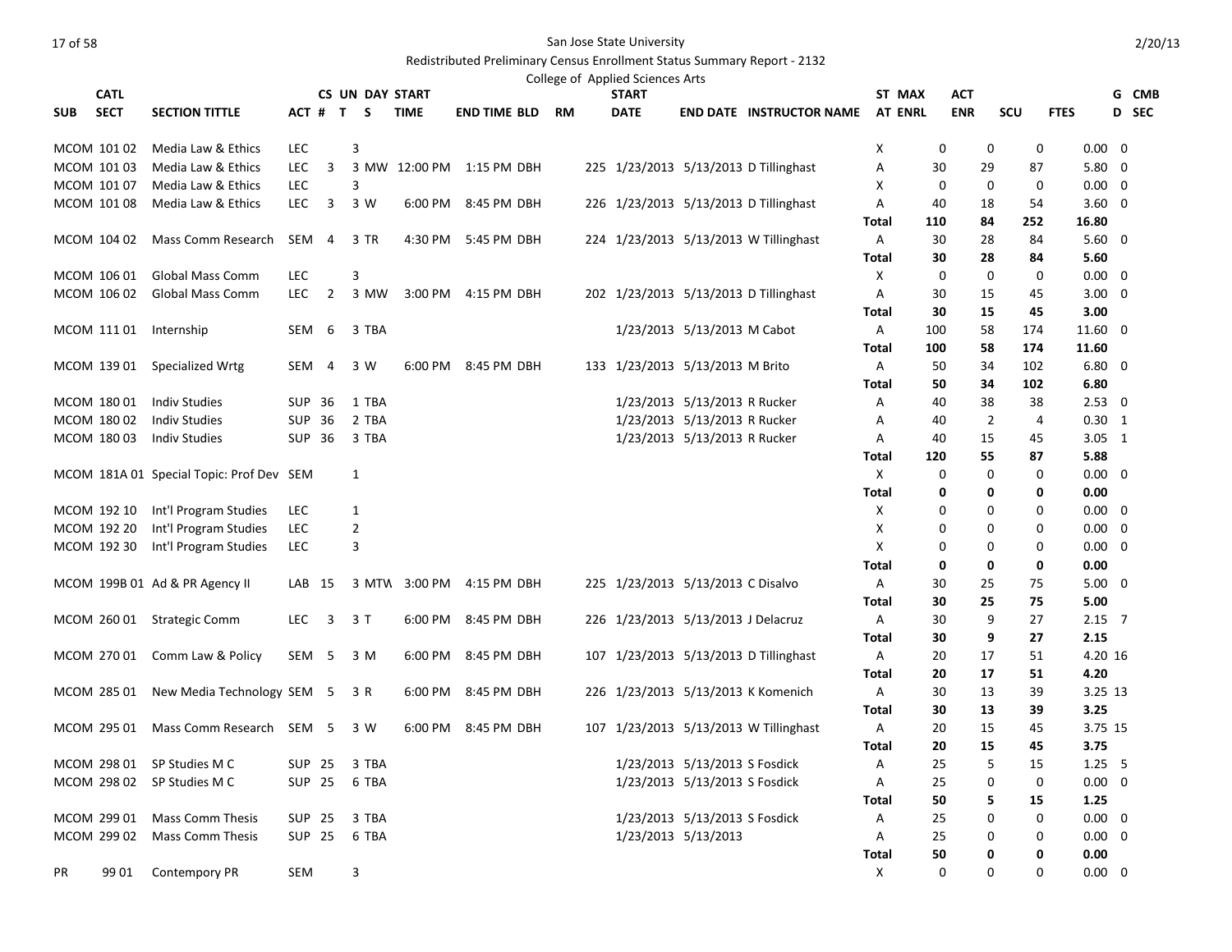San Jose State University

Redistributed Preliminary Census Enrollment Status Summary Report - 2132

College of Applied Sciences Arts

| SUB | CATL SECT | SECTION TITTLE | ACT # | CS # | UN T | DAY S | START TIME | END TIME | BLD | RM | START DATE | END DATE | INSTRUCTOR NAME | ST AT | MAX ENRL | ACT ENR | SCU | FTES | G D | CMB SEC |
|---|---|---|---|---|---|---|---|---|---|---|---|---|---|---|---|---|---|---|---|---|
| MCOM | 101 02 | Media Law & Ethics | LEC | | 3 | | | | | | | | | X | 0 | 0 | 0 | 0.00 | 0 | |
| MCOM | 101 03 | Media Law & Ethics | LEC | 3 | 3 | MW | 12:00 PM | 1:15 PM | DBH | 225 | 1/23/2013 | 5/13/2013 | D Tillinghast | A | 30 | 29 | 87 | 5.80 | 0 | |
| MCOM | 101 07 | Media Law & Ethics | LEC | | 3 | | | | | | | | | X | 0 | 0 | 0 | 0.00 | 0 | |
| MCOM | 101 08 | Media Law & Ethics | LEC | 3 | 3 | W | 6:00 PM | 8:45 PM | DBH | 226 | 1/23/2013 | 5/13/2013 | D Tillinghast | A | 40 | 18 | 54 | 3.60 | 0 | |
| | | | | | | | | | | | | | | **Total** | **110** | **84** | **252** | **16.80** | | |
| MCOM | 104 02 | Mass Comm Research | SEM | 4 | 3 | TR | 4:30 PM | 5:45 PM | DBH | 224 | 1/23/2013 | 5/13/2013 | W Tillinghast | A | 30 | 28 | 84 | 5.60 | 0 | |
| | | | | | | | | | | | | | | **Total** | **30** | **28** | **84** | **5.60** | | |
| MCOM | 106 01 | Global Mass Comm | LEC | | 3 | | | | | | | | | X | 0 | 0 | 0 | 0.00 | 0 | |
| MCOM | 106 02 | Global Mass Comm | LEC | 2 | 3 | MW | 3:00 PM | 4:15 PM | DBH | 202 | 1/23/2013 | 5/13/2013 | D Tillinghast | A | 30 | 15 | 45 | 3.00 | 0 | |
| | | | | | | | | | | | | | | **Total** | **30** | **15** | **45** | **3.00** | | |
| MCOM | 111 01 | Internship | SEM | 6 | 3 | TBA | | | | | 1/23/2013 | 5/13/2013 | M Cabot | A | 100 | 58 | 174 | 11.60 | 0 | |
| | | | | | | | | | | | | | | **Total** | **100** | **58** | **174** | **11.60** | | |
| MCOM | 139 01 | Specialized Wrtg | SEM | 4 | 3 | W | 6:00 PM | 8:45 PM | DBH | 133 | 1/23/2013 | 5/13/2013 | M Brito | A | 50 | 34 | 102 | 6.80 | 0 | |
| | | | | | | | | | | | | | | **Total** | **50** | **34** | **102** | **6.80** | | |
| MCOM | 180 01 | Indiv Studies | SUP | 36 | 1 | TBA | | | | | 1/23/2013 | 5/13/2013 | R Rucker | A | 40 | 38 | 38 | 2.53 | 0 | |
| MCOM | 180 02 | Indiv Studies | SUP | 36 | 2 | TBA | | | | | 1/23/2013 | 5/13/2013 | R Rucker | A | 40 | 2 | 4 | 0.30 | 1 | |
| MCOM | 180 03 | Indiv Studies | SUP | 36 | 3 | TBA | | | | | 1/23/2013 | 5/13/2013 | R Rucker | A | 40 | 15 | 45 | 3.05 | 1 | |
| | | | | | | | | | | | | | | **Total** | **120** | **55** | **87** | **5.88** | | |
| MCOM | 181A 01 | Special Topic: Prof Dev | SEM | | 1 | | | | | | | | | X | 0 | 0 | 0 | 0.00 | 0 | |
| | | | | | | | | | | | | | | **Total** | **0** | **0** | **0** | **0.00** | | |
| MCOM | 192 10 | Int'l Program Studies | LEC | | 1 | | | | | | | | | X | 0 | 0 | 0 | 0.00 | 0 | |
| MCOM | 192 20 | Int'l Program Studies | LEC | | 2 | | | | | | | | | X | 0 | 0 | 0 | 0.00 | 0 | |
| MCOM | 192 30 | Int'l Program Studies | LEC | | 3 | | | | | | | | | X | 0 | 0 | 0 | 0.00 | 0 | |
| | | | | | | | | | | | | | | **Total** | **0** | **0** | **0** | **0.00** | | |
| MCOM | 199B 01 | Ad & PR Agency II | LAB | 15 | 3 | MTW | 3:00 PM | 4:15 PM | DBH | 225 | 1/23/2013 | 5/13/2013 | C Disalvo | A | 30 | 25 | 75 | 5.00 | 0 | |
| | | | | | | | | | | | | | | **Total** | **30** | **25** | **75** | **5.00** | | |
| MCOM | 260 01 | Strategic Comm | LEC | 3 | 3 | T | 6:00 PM | 8:45 PM | DBH | 226 | 1/23/2013 | 5/13/2013 | J Delacruz | A | 30 | 9 | 27 | 2.15 | 7 | |
| | | | | | | | | | | | | | | **Total** | **30** | **9** | **27** | **2.15** | | |
| MCOM | 270 01 | Comm Law & Policy | SEM | 5 | 3 | M | 6:00 PM | 8:45 PM | DBH | 107 | 1/23/2013 | 5/13/2013 | D Tillinghast | A | 20 | 17 | 51 | 4.20 | 16 | |
| | | | | | | | | | | | | | | **Total** | **20** | **17** | **51** | **4.20** | | |
| MCOM | 285 01 | New Media Technology | SEM | 5 | 3 | R | 6:00 PM | 8:45 PM | DBH | 226 | 1/23/2013 | 5/13/2013 | K Komenich | A | 30 | 13 | 39 | 3.25 | 13 | |
| | | | | | | | | | | | | | | **Total** | **30** | **13** | **39** | **3.25** | | |
| MCOM | 295 01 | Mass Comm Research | SEM | 5 | 3 | W | 6:00 PM | 8:45 PM | DBH | 107 | 1/23/2013 | 5/13/2013 | W Tillinghast | A | 20 | 15 | 45 | 3.75 | 15 | |
| | | | | | | | | | | | | | | **Total** | **20** | **15** | **45** | **3.75** | | |
| MCOM | 298 01 | SP Studies M C | SUP | 25 | 3 | TBA | | | | | 1/23/2013 | 5/13/2013 | S Fosdick | A | 25 | 5 | 15 | 1.25 | 5 | |
| MCOM | 298 02 | SP Studies M C | SUP | 25 | 6 | TBA | | | | | 1/23/2013 | 5/13/2013 | S Fosdick | A | 25 | 0 | 0 | 0.00 | 0 | |
| | | | | | | | | | | | | | | **Total** | **50** | **5** | **15** | **1.25** | | |
| MCOM | 299 01 | Mass Comm Thesis | SUP | 25 | 3 | TBA | | | | | 1/23/2013 | 5/13/2013 | S Fosdick | A | 25 | 0 | 0 | 0.00 | 0 | |
| MCOM | 299 02 | Mass Comm Thesis | SUP | 25 | 6 | TBA | | | | | 1/23/2013 | 5/13/2013 | | A | 25 | 0 | 0 | 0.00 | 0 | |
| | | | | | | | | | | | | | | **Total** | **50** | **0** | **0** | **0.00** | | |
| PR | 99 01 | Contempory PR | SEM | | 3 | | | | | | | | | X | 0 | 0 | 0 | 0.00 | 0 | |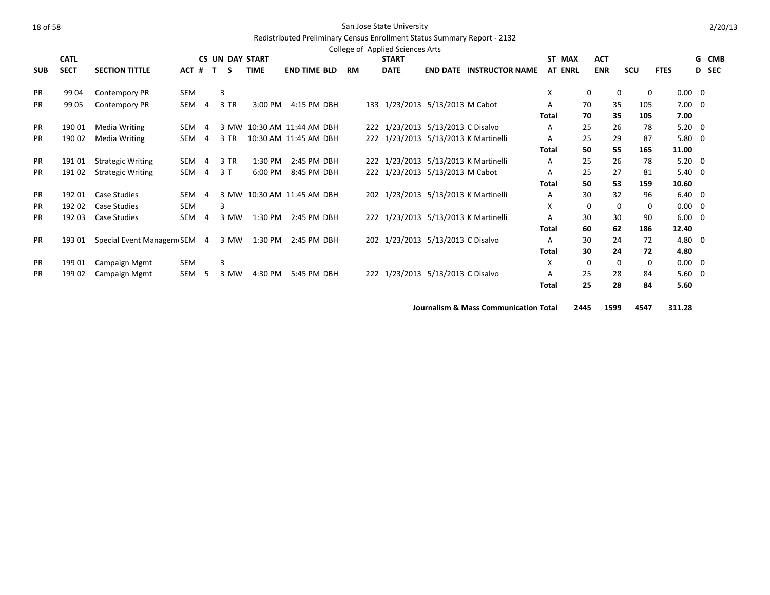San Jose State University

Redistributed Preliminary Census Enrollment Status Summary Report - 2132

College of Applied Sciences Arts

| SUB | CATL SECT | SECTION TITTLE | ACT # | CS UN T | DAY S | START TIME | END TIME | BLD | RM | START DATE | END DATE | INSTRUCTOR NAME | ST AT | MAX ENRL | ACT ENR | SCU | FTES | GD | CMB SEC |
|---|---|---|---|---|---|---|---|---|---|---|---|---|---|---|---|---|---|---|---|
| PR | 99 04 | Contempory PR | SEM | | 3 | | | | | | | | X | 0 | 0 | 0 | 0.00 | 0 | |
| PR | 99 05 | Contempory PR | SEM | 4 | 3 TR | 3:00 PM | 4:15 PM | DBH | 133 | 1/23/2013 | 5/13/2013 | M Cabot | A | 70 | 35 | 105 | 7.00 | 0 | |
| | | | | | | | | | | | | | Total | 70 | 35 | 105 | 7.00 | | |
| PR | 190 01 | Media Writing | SEM | 4 | 3 MW | 10:30 AM | 11:44 AM | DBH | 222 | 1/23/2013 | 5/13/2013 | C Disalvo | A | 25 | 26 | 78 | 5.20 | 0 | |
| PR | 190 02 | Media Writing | SEM | 4 | 3 TR | 10:30 AM | 11:45 AM | DBH | 222 | 1/23/2013 | 5/13/2013 | K Martinelli | A | 25 | 29 | 87 | 5.80 | 0 | |
| | | | | | | | | | | | | | Total | 50 | 55 | 165 | 11.00 | | |
| PR | 191 01 | Strategic Writing | SEM | 4 | 3 TR | 1:30 PM | 2:45 PM | DBH | 222 | 1/23/2013 | 5/13/2013 | K Martinelli | A | 25 | 26 | 78 | 5.20 | 0 | |
| PR | 191 02 | Strategic Writing | SEM | 4 | 3 T | 6:00 PM | 8:45 PM | DBH | 222 | 1/23/2013 | 5/13/2013 | M Cabot | A | 25 | 27 | 81 | 5.40 | 0 | |
| | | | | | | | | | | | | | Total | 50 | 53 | 159 | 10.60 | | |
| PR | 192 01 | Case Studies | SEM | 4 | 3 MW | 10:30 AM | 11:45 AM | DBH | 202 | 1/23/2013 | 5/13/2013 | K Martinelli | A | 30 | 32 | 96 | 6.40 | 0 | |
| PR | 192 02 | Case Studies | SEM | | 3 | | | | | | | | X | 0 | 0 | 0 | 0.00 | 0 | |
| PR | 192 03 | Case Studies | SEM | 4 | 3 MW | 1:30 PM | 2:45 PM | DBH | 222 | 1/23/2013 | 5/13/2013 | K Martinelli | A | 30 | 30 | 90 | 6.00 | 0 | |
| | | | | | | | | | | | | | Total | 60 | 62 | 186 | 12.40 | | |
| PR | 193 01 | Special Event Managem | SEM | 4 | 3 MW | 1:30 PM | 2:45 PM | DBH | 202 | 1/23/2013 | 5/13/2013 | C Disalvo | A | 30 | 24 | 72 | 4.80 | 0 | |
| | | | | | | | | | | | | | Total | 30 | 24 | 72 | 4.80 | | |
| PR | 199 01 | Campaign Mgmt | SEM | | 3 | | | | | | | | X | 0 | 0 | 0 | 0.00 | 0 | |
| PR | 199 02 | Campaign Mgmt | SEM | 5 | 3 MW | 4:30 PM | 5:45 PM | DBH | 222 | 1/23/2013 | 5/13/2013 | C Disalvo | A | 25 | 28 | 84 | 5.60 | 0 | |
| | | | | | | | | | | | | | Total | 25 | 28 | 84 | 5.60 | | |

**Journalism & Mass Communication Total 2445 1599 4547 311.28**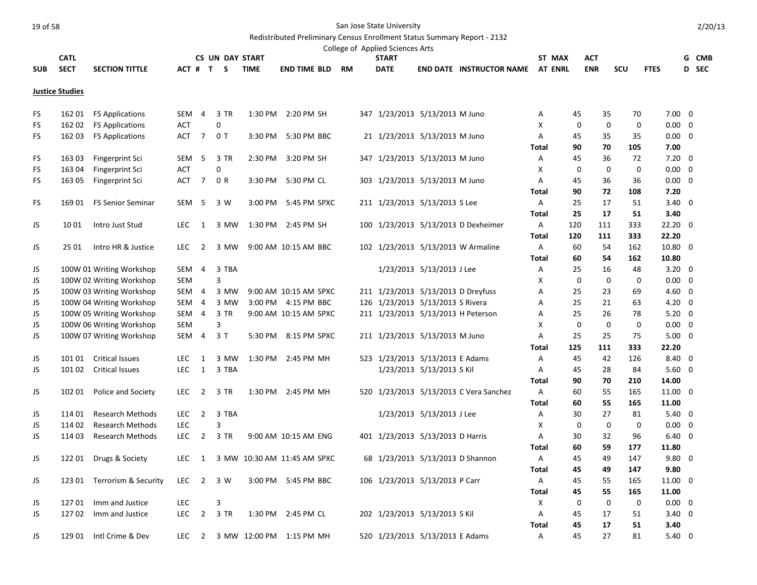San Jose State University

Redistributed Preliminary Census Enrollment Status Summary Report - 2132

College of Applied Sciences Arts

| SUB | CATL SECT | SECTION TITTLE | ACT | CS # | UN T | DAY S | START TIME | END TIME | BLD | RM | START DATE | END DATE | INSTRUCTOR NAME | ST AT | MAX ENRL | ACT ENR | SCU | FTES | G D | CMB SEC |
|---|---|---|---|---|---|---|---|---|---|---|---|---|---|---|---|---|---|---|---|---|
| **Justice Studies** | | | | | | | | | | | | | | | | | | | | |
| FS | 162 01 | FS Applications | SEM | 4 | 3 | TR | 1:30 PM | 2:20 PM | SH | 347 | 1/23/2013 | 5/13/2013 | M Juno | A | 45 | 35 | 70 | 7.00 | 0 | |
| FS | 162 02 | FS Applications | ACT | | 0 | | | | | | | | | X | 0 | 0 | 0 | 0.00 | 0 | |
| FS | 162 03 | FS Applications | ACT | 7 | 0 | T | 3:30 PM | 5:30 PM | BBC | 21 | 1/23/2013 | 5/13/2013 | M Juno | A | 45 | 35 | 35 | 0.00 | 0 | |
| | | | | | | | | | | | | | | **Total** | **90** | **70** | **105** | **7.00** | | |
| FS | 163 03 | Fingerprint Sci | SEM | 5 | 3 | TR | 2:30 PM | 3:20 PM | SH | 347 | 1/23/2013 | 5/13/2013 | M Juno | A | 45 | 36 | 72 | 7.20 | 0 | |
| FS | 163 04 | Fingerprint Sci | ACT | | 0 | | | | | | | | | X | 0 | 0 | 0 | 0.00 | 0 | |
| FS | 163 05 | Fingerprint Sci | ACT | 7 | 0 | R | 3:30 PM | 5:30 PM | CL | 303 | 1/23/2013 | 5/13/2013 | M Juno | A | 45 | 36 | 36 | 0.00 | 0 | |
| | | | | | | | | | | | | | | **Total** | **90** | **72** | **108** | **7.20** | | |
| FS | 169 01 | FS Senior Seminar | SEM | 5 | 3 | W | 3:00 PM | 5:45 PM | SPXC | 211 | 1/23/2013 | 5/13/2013 | S Lee | A | 25 | 17 | 51 | 3.40 | 0 | |
| | | | | | | | | | | | | | | **Total** | **25** | **17** | **51** | **3.40** | | |
| JS | 10 01 | Intro Just Stud | LEC | 1 | 3 | MW | 1:30 PM | 2:45 PM | SH | 100 | 1/23/2013 | 5/13/2013 | D Dexheimer | A | 120 | 111 | 333 | 22.20 | 0 | |
| | | | | | | | | | | | | | | **Total** | **120** | **111** | **333** | **22.20** | | |
| JS | 25 01 | Intro HR & Justice | LEC | 2 | 3 | MW | 9:00 AM | 10:15 AM | BBC | 102 | 1/23/2013 | 5/13/2013 | W Armaline | A | 60 | 54 | 162 | 10.80 | 0 | |
| | | | | | | | | | | | | | | **Total** | **60** | **54** | **162** | **10.80** | | |
| JS | 100W 01 | Writing Workshop | SEM | 4 | 3 | TBA | | | | | 1/23/2013 | 5/13/2013 | J Lee | A | 25 | 16 | 48 | 3.20 | 0 | |
| JS | 100W 02 | Writing Workshop | SEM | | 3 | | | | | | | | | X | 0 | 0 | 0 | 0.00 | 0 | |
| JS | 100W 03 | Writing Workshop | SEM | 4 | 3 | MW | 9:00 AM | 10:15 AM | SPXC | 211 | 1/23/2013 | 5/13/2013 | D Dreyfuss | A | 25 | 23 | 69 | 4.60 | 0 | |
| JS | 100W 04 | Writing Workshop | SEM | 4 | 3 | MW | 3:00 PM | 4:15 PM | BBC | 126 | 1/23/2013 | 5/13/2013 | S Rivera | A | 25 | 21 | 63 | 4.20 | 0 | |
| JS | 100W 05 | Writing Workshop | SEM | 4 | 3 | TR | 9:00 AM | 10:15 AM | SPXC | 211 | 1/23/2013 | 5/13/2013 | H Peterson | A | 25 | 26 | 78 | 5.20 | 0 | |
| JS | 100W 06 | Writing Workshop | SEM | | 3 | | | | | | | | | X | 0 | 0 | 0 | 0.00 | 0 | |
| JS | 100W 07 | Writing Workshop | SEM | 4 | 3 | T | 5:30 PM | 8:15 PM | SPXC | 211 | 1/23/2013 | 5/13/2013 | M Juno | A | 25 | 25 | 75 | 5.00 | 0 | |
| | | | | | | | | | | | | | | **Total** | **125** | **111** | **333** | **22.20** | | |
| JS | 101 01 | Critical Issues | LEC | 1 | 3 | MW | 1:30 PM | 2:45 PM | MH | 523 | 1/23/2013 | 5/13/2013 | E Adams | A | 45 | 42 | 126 | 8.40 | 0 | |
| JS | 101 02 | Critical Issues | LEC | 1 | 3 | TBA | | | | | 1/23/2013 | 5/13/2013 | S Kil | A | 45 | 28 | 84 | 5.60 | 0 | |
| | | | | | | | | | | | | | | **Total** | **90** | **70** | **210** | **14.00** | | |
| JS | 102 01 | Police and Society | LEC | 2 | 3 | TR | 1:30 PM | 2:45 PM | MH | 520 | 1/23/2013 | 5/13/2013 | C Vera Sanchez | A | 60 | 55 | 165 | 11.00 | 0 | |
| | | | | | | | | | | | | | | **Total** | **60** | **55** | **165** | **11.00** | | |
| JS | 114 01 | Research Methods | LEC | 2 | 3 | TBA | | | | | 1/23/2013 | 5/13/2013 | J Lee | A | 30 | 27 | 81 | 5.40 | 0 | |
| JS | 114 02 | Research Methods | LEC | | 3 | | | | | | | | | X | 0 | 0 | 0 | 0.00 | 0 | |
| JS | 114 03 | Research Methods | LEC | 2 | 3 | TR | 9:00 AM | 10:15 AM | ENG | 401 | 1/23/2013 | 5/13/2013 | D Harris | A | 30 | 32 | 96 | 6.40 | 0 | |
| | | | | | | | | | | | | | | **Total** | **60** | **59** | **177** | **11.80** | | |
| JS | 122 01 | Drugs & Society | LEC | 1 | 3 | MW | 10:30 AM | 11:45 AM | SPXC | 68 | 1/23/2013 | 5/13/2013 | D Shannon | A | 45 | 49 | 147 | 9.80 | 0 | |
| | | | | | | | | | | | | | | **Total** | **45** | **49** | **147** | **9.80** | | |
| JS | 123 01 | Terrorism & Security | LEC | 2 | 3 | W | 3:00 PM | 5:45 PM | BBC | 106 | 1/23/2013 | 5/13/2013 | P Carr | A | 45 | 55 | 165 | 11.00 | 0 | |
| | | | | | | | | | | | | | | **Total** | **45** | **55** | **165** | **11.00** | | |
| JS | 127 01 | Imm and Justice | LEC | | 3 | | | | | | | | | X | 0 | 0 | 0 | 0.00 | 0 | |
| JS | 127 02 | Imm and Justice | LEC | 2 | 3 | TR | 1:30 PM | 2:45 PM | CL | 202 | 1/23/2013 | 5/13/2013 | S Kil | A | 45 | 17 | 51 | 3.40 | 0 | |
| | | | | | | | | | | | | | | **Total** | **45** | **17** | **51** | **3.40** | | |
| JS | 129 01 | Intl Crime & Dev | LEC | 2 | 3 | MW | 12:00 PM | 1:15 PM | MH | 520 | 1/23/2013 | 5/13/2013 | E Adams | A | 45 | 27 | 81 | 5.40 | 0 | |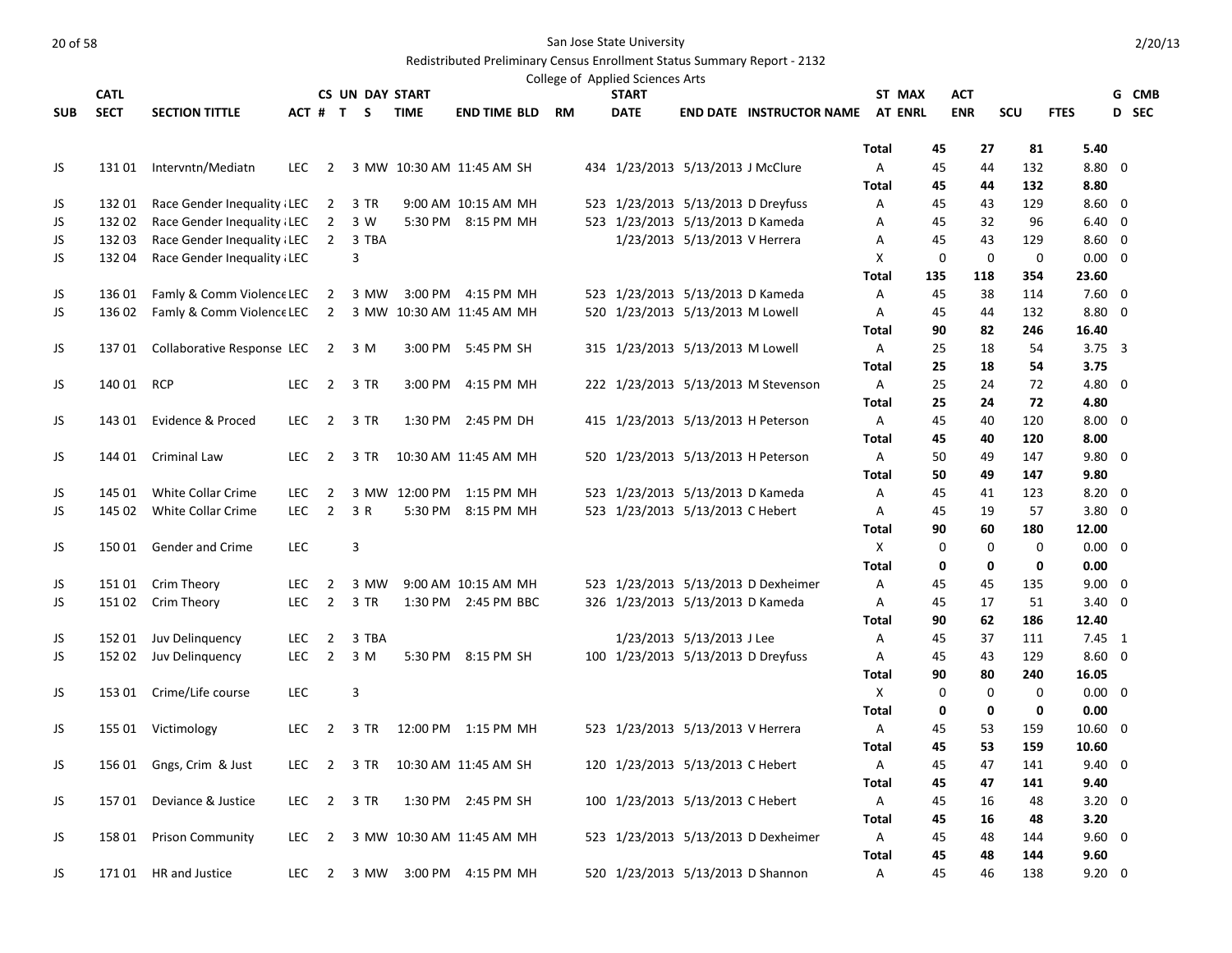San Jose State University

Redistributed Preliminary Census Enrollment Status Summary Report - 2132

College of Applied Sciences Arts

| SUB | CATL SECT | SECTION TITTLE | ACT | CS # | UN T | DAY S | START TIME | END TIME | BLD | RM | START DATE | END DATE | INSTRUCTOR NAME | ST AT | MAX ENRL | ACT ENR | SCU | FTES | G D | CMB SEC |
|---|---|---|---|---|---|---|---|---|---|---|---|---|---|---|---|---|---|---|---|---|
| | | | | | | | | | | | | | | **Total** | **45** | **27** | **81** | **5.40** | | |
| JS | 131 01 | Intervntn/Mediatn | LEC | 2 | 3 | MW | 10:30 AM | 11:45 AM | SH | 434 | 1/23/2013 | 5/13/2013 | J McClure | A | 45 | 44 | 132 | 8.80 | 0 | |
| | | | | | | | | | | | | | | **Total** | **45** | **44** | **132** | **8.80** | | |
| JS | 132 01 | Race Gender Inequality ¿LEC | LEC | 2 | 3 | TR | 9:00 AM | 10:15 AM | MH | 523 | 1/23/2013 | 5/13/2013 | D Dreyfuss | A | 45 | 43 | 129 | 8.60 | 0 | |
| JS | 132 02 | Race Gender Inequality ¿LEC | LEC | 2 | 3 | W | 5:30 PM | 8:15 PM | MH | 523 | 1/23/2013 | 5/13/2013 | D Kameda | A | 45 | 32 | 96 | 6.40 | 0 | |
| JS | 132 03 | Race Gender Inequality ¿LEC | LEC | 2 | 3 | TBA | | | | | 1/23/2013 | 5/13/2013 | V Herrera | A | 45 | 43 | 129 | 8.60 | 0 | |
| JS | 132 04 | Race Gender Inequality ¿LEC | LEC | | 3 | | | | | | | | | X | 0 | 0 | 0 | 0.00 | 0 | |
| | | | | | | | | | | | | | | **Total** | **135** | **118** | **354** | **23.60** | | |
| JS | 136 01 | Famly & Comm Violence | LEC | 2 | 3 | MW | 3:00 PM | 4:15 PM | MH | 523 | 1/23/2013 | 5/13/2013 | D Kameda | A | 45 | 38 | 114 | 7.60 | 0 | |
| JS | 136 02 | Famly & Comm Violence | LEC | 2 | 3 | MW | 10:30 AM | 11:45 AM | MH | 520 | 1/23/2013 | 5/13/2013 | M Lowell | A | 45 | 44 | 132 | 8.80 | 0 | |
| | | | | | | | | | | | | | | **Total** | **90** | **82** | **246** | **16.40** | | |
| JS | 137 01 | Collaborative Response | LEC | 2 | 3 | M | 3:00 PM | 5:45 PM | SH | 315 | 1/23/2013 | 5/13/2013 | M Lowell | A | 25 | 18 | 54 | 3.75 | 3 | |
| | | | | | | | | | | | | | | **Total** | **25** | **18** | **54** | **3.75** | | |
| JS | 140 01 | RCP | LEC | 2 | 3 | TR | 3:00 PM | 4:15 PM | MH | 222 | 1/23/2013 | 5/13/2013 | M Stevenson | A | 25 | 24 | 72 | 4.80 | 0 | |
| | | | | | | | | | | | | | | **Total** | **25** | **24** | **72** | **4.80** | | |
| JS | 143 01 | Evidence & Proced | LEC | 2 | 3 | TR | 1:30 PM | 2:45 PM | DH | 415 | 1/23/2013 | 5/13/2013 | H Peterson | A | 45 | 40 | 120 | 8.00 | 0 | |
| | | | | | | | | | | | | | | **Total** | **45** | **40** | **120** | **8.00** | | |
| JS | 144 01 | Criminal Law | LEC | 2 | 3 | TR | 10:30 AM | 11:45 AM | MH | 520 | 1/23/2013 | 5/13/2013 | H Peterson | A | 50 | 49 | 147 | 9.80 | 0 | |
| | | | | | | | | | | | | | | **Total** | **50** | **49** | **147** | **9.80** | | |
| JS | 145 01 | White Collar Crime | LEC | 2 | 3 | MW | 12:00 PM | 1:15 PM | MH | 523 | 1/23/2013 | 5/13/2013 | D Kameda | A | 45 | 41 | 123 | 8.20 | 0 | |
| JS | 145 02 | White Collar Crime | LEC | 2 | 3 | R | 5:30 PM | 8:15 PM | MH | 523 | 1/23/2013 | 5/13/2013 | C Hebert | A | 45 | 19 | 57 | 3.80 | 0 | |
| | | | | | | | | | | | | | | **Total** | **90** | **60** | **180** | **12.00** | | |
| JS | 150 01 | Gender and Crime | LEC | | 3 | | | | | | | | | X | 0 | 0 | 0 | 0.00 | 0 | |
| | | | | | | | | | | | | | | **Total** | **0** | **0** | **0** | **0.00** | | |
| JS | 151 01 | Crim Theory | LEC | 2 | 3 | MW | 9:00 AM | 10:15 AM | MH | 523 | 1/23/2013 | 5/13/2013 | D Dexheimer | A | 45 | 45 | 135 | 9.00 | 0 | |
| JS | 151 02 | Crim Theory | LEC | 2 | 3 | TR | 1:30 PM | 2:45 PM | BBC | 326 | 1/23/2013 | 5/13/2013 | D Kameda | A | 45 | 17 | 51 | 3.40 | 0 | |
| | | | | | | | | | | | | | | **Total** | **90** | **62** | **186** | **12.40** | | |
| JS | 152 01 | Juv Delinquency | LEC | 2 | 3 | TBA | | | | | 1/23/2013 | 5/13/2013 | J Lee | A | 45 | 37 | 111 | 7.45 | 1 | |
| JS | 152 02 | Juv Delinquency | LEC | 2 | 3 | M | 5:30 PM | 8:15 PM | SH | 100 | 1/23/2013 | 5/13/2013 | D Dreyfuss | A | 45 | 43 | 129 | 8.60 | 0 | |
| | | | | | | | | | | | | | | **Total** | **90** | **80** | **240** | **16.05** | | |
| JS | 153 01 | Crime/Life course | LEC | | 3 | | | | | | | | | X | 0 | 0 | 0 | 0.00 | 0 | |
| | | | | | | | | | | | | | | **Total** | **0** | **0** | **0** | **0.00** | | |
| JS | 155 01 | Victimology | LEC | 2 | 3 | TR | 12:00 PM | 1:15 PM | MH | 523 | 1/23/2013 | 5/13/2013 | V Herrera | A | 45 | 53 | 159 | 10.60 | 0 | |
| | | | | | | | | | | | | | | **Total** | **45** | **53** | **159** | **10.60** | | |
| JS | 156 01 | Gngs, Crim & Just | LEC | 2 | 3 | TR | 10:30 AM | 11:45 AM | SH | 120 | 1/23/2013 | 5/13/2013 | C Hebert | A | 45 | 47 | 141 | 9.40 | 0 | |
| | | | | | | | | | | | | | | **Total** | **45** | **47** | **141** | **9.40** | | |
| JS | 157 01 | Deviance & Justice | LEC | 2 | 3 | TR | 1:30 PM | 2:45 PM | SH | 100 | 1/23/2013 | 5/13/2013 | C Hebert | A | 45 | 16 | 48 | 3.20 | 0 | |
| | | | | | | | | | | | | | | **Total** | **45** | **16** | **48** | **3.20** | | |
| JS | 158 01 | Prison Community | LEC | 2 | 3 | MW | 10:30 AM | 11:45 AM | MH | 523 | 1/23/2013 | 5/13/2013 | D Dexheimer | A | 45 | 48 | 144 | 9.60 | 0 | |
| | | | | | | | | | | | | | | **Total** | **45** | **48** | **144** | **9.60** | | |
| JS | 171 01 | HR and Justice | LEC | 2 | 3 | MW | 3:00 PM | 4:15 PM | MH | 520 | 1/23/2013 | 5/13/2013 | D Shannon | A | 45 | 46 | 138 | 9.20 | 0 | |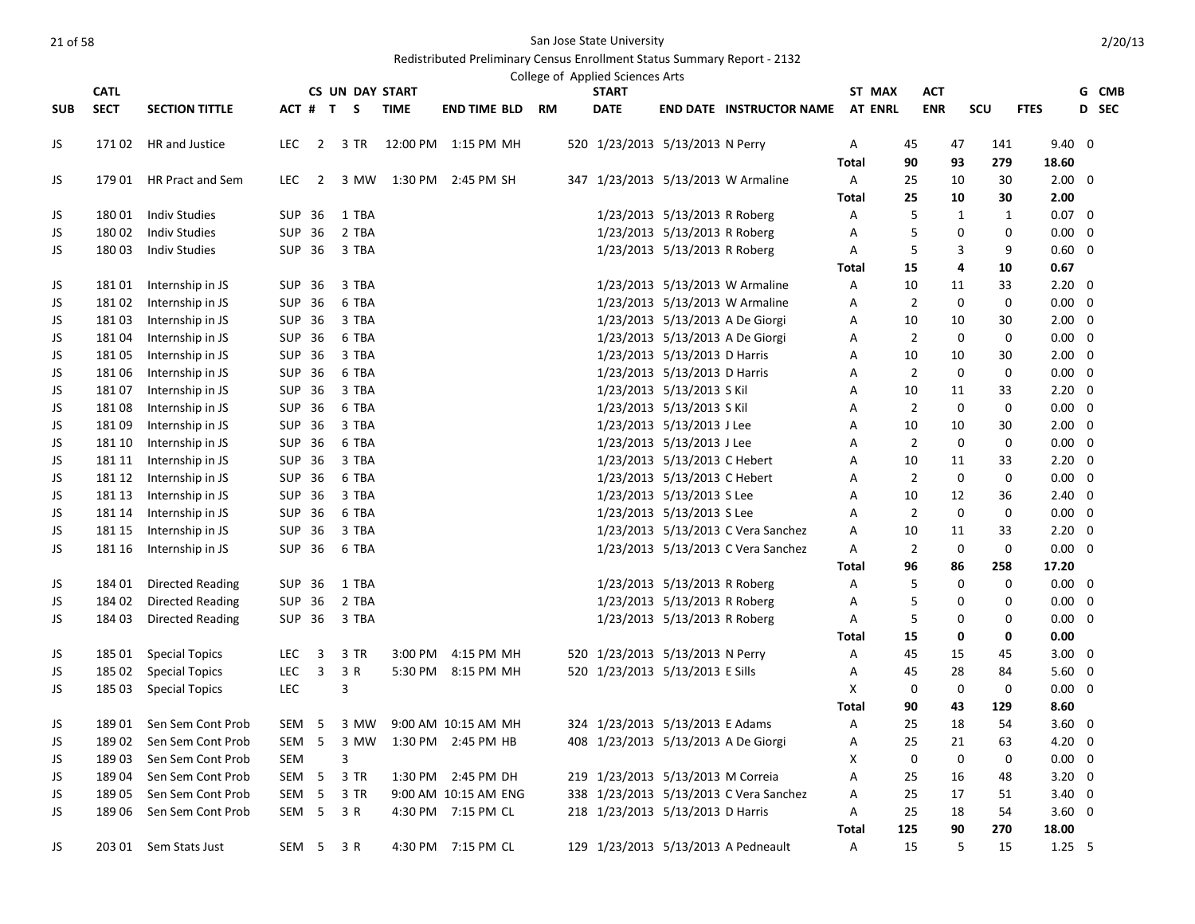San Jose State University

Redistributed Preliminary Census Enrollment Status Summary Report - 2132

College of Applied Sciences Arts

| SUB | CATL SECT | SECTION TITTLE | ACT # | CS T | UN S | DAY | START TIME | END TIME | BLD | RM | START DATE | END DATE | INSTRUCTOR NAME | ST AT | MAX ENRL | ACT ENR | SCU | FTES | G D | CMB SEC |
|---|---|---|---|---|---|---|---|---|---|---|---|---|---|---|---|---|---|---|---|---|
| JS | 171 02 | HR and Justice | LEC | 2 | 3 | TR | 12:00 PM | 1:15 PM | MH | 520 | 1/23/2013 | 5/13/2013 | N Perry | A | 45 | 47 | 141 | 9.40 | 0 | |
| | | | | | | | | | | | | | | Total | 90 | 93 | 279 | 18.60 | | |
| JS | 179 01 | HR Pract and Sem | LEC | 2 | 3 | MW | 1:30 PM | 2:45 PM | SH | 347 | 1/23/2013 | 5/13/2013 | W Armaline | A | 25 | 10 | 30 | 2.00 | 0 | |
| | | | | | | | | | | | | | | Total | 25 | 10 | 30 | 2.00 | | |
| JS | 180 01 | Indiv Studies | SUP | 36 | 1 | TBA | | | | | 1/23/2013 | 5/13/2013 | R Roberg | A | 5 | 1 | 1 | 0.07 | 0 | |
| JS | 180 02 | Indiv Studies | SUP | 36 | 2 | TBA | | | | | 1/23/2013 | 5/13/2013 | R Roberg | A | 5 | 0 | 0 | 0.00 | 0 | |
| JS | 180 03 | Indiv Studies | SUP | 36 | 3 | TBA | | | | | 1/23/2013 | 5/13/2013 | R Roberg | A | 5 | 3 | 9 | 0.60 | 0 | |
| | | | | | | | | | | | | | | Total | 15 | 4 | 10 | 0.67 | | |
| JS | 181 01 | Internship in JS | SUP | 36 | 3 | TBA | | | | | 1/23/2013 | 5/13/2013 | W Armaline | A | 10 | 11 | 33 | 2.20 | 0 | |
| JS | 181 02 | Internship in JS | SUP | 36 | 6 | TBA | | | | | 1/23/2013 | 5/13/2013 | W Armaline | A | 2 | 0 | 0 | 0.00 | 0 | |
| JS | 181 03 | Internship in JS | SUP | 36 | 3 | TBA | | | | | 1/23/2013 | 5/13/2013 | A De Giorgi | A | 10 | 10 | 30 | 2.00 | 0 | |
| JS | 181 04 | Internship in JS | SUP | 36 | 6 | TBA | | | | | 1/23/2013 | 5/13/2013 | A De Giorgi | A | 2 | 0 | 0 | 0.00 | 0 | |
| JS | 181 05 | Internship in JS | SUP | 36 | 3 | TBA | | | | | 1/23/2013 | 5/13/2013 | D Harris | A | 10 | 10 | 30 | 2.00 | 0 | |
| JS | 181 06 | Internship in JS | SUP | 36 | 6 | TBA | | | | | 1/23/2013 | 5/13/2013 | D Harris | A | 2 | 0 | 0 | 0.00 | 0 | |
| JS | 181 07 | Internship in JS | SUP | 36 | 3 | TBA | | | | | 1/23/2013 | 5/13/2013 | S Kil | A | 10 | 11 | 33 | 2.20 | 0 | |
| JS | 181 08 | Internship in JS | SUP | 36 | 6 | TBA | | | | | 1/23/2013 | 5/13/2013 | S Kil | A | 2 | 0 | 0 | 0.00 | 0 | |
| JS | 181 09 | Internship in JS | SUP | 36 | 3 | TBA | | | | | 1/23/2013 | 5/13/2013 | J Lee | A | 10 | 10 | 30 | 2.00 | 0 | |
| JS | 181 10 | Internship in JS | SUP | 36 | 6 | TBA | | | | | 1/23/2013 | 5/13/2013 | J Lee | A | 2 | 0 | 0 | 0.00 | 0 | |
| JS | 181 11 | Internship in JS | SUP | 36 | 3 | TBA | | | | | 1/23/2013 | 5/13/2013 | C Hebert | A | 10 | 11 | 33 | 2.20 | 0 | |
| JS | 181 12 | Internship in JS | SUP | 36 | 6 | TBA | | | | | 1/23/2013 | 5/13/2013 | C Hebert | A | 2 | 0 | 0 | 0.00 | 0 | |
| JS | 181 13 | Internship in JS | SUP | 36 | 3 | TBA | | | | | 1/23/2013 | 5/13/2013 | S Lee | A | 10 | 12 | 36 | 2.40 | 0 | |
| JS | 181 14 | Internship in JS | SUP | 36 | 6 | TBA | | | | | 1/23/2013 | 5/13/2013 | S Lee | A | 2 | 0 | 0 | 0.00 | 0 | |
| JS | 181 15 | Internship in JS | SUP | 36 | 3 | TBA | | | | | 1/23/2013 | 5/13/2013 | C Vera Sanchez | A | 10 | 11 | 33 | 2.20 | 0 | |
| JS | 181 16 | Internship in JS | SUP | 36 | 6 | TBA | | | | | 1/23/2013 | 5/13/2013 | C Vera Sanchez | A | 2 | 0 | 0 | 0.00 | 0 | |
| | | | | | | | | | | | | | | Total | 96 | 86 | 258 | 17.20 | | |
| JS | 184 01 | Directed Reading | SUP | 36 | 1 | TBA | | | | | 1/23/2013 | 5/13/2013 | R Roberg | A | 5 | 0 | 0 | 0.00 | 0 | |
| JS | 184 02 | Directed Reading | SUP | 36 | 2 | TBA | | | | | 1/23/2013 | 5/13/2013 | R Roberg | A | 5 | 0 | 0 | 0.00 | 0 | |
| JS | 184 03 | Directed Reading | SUP | 36 | 3 | TBA | | | | | 1/23/2013 | 5/13/2013 | R Roberg | A | 5 | 0 | 0 | 0.00 | 0 | |
| | | | | | | | | | | | | | | Total | 15 | 0 | 0 | 0.00 | | |
| JS | 185 01 | Special Topics | LEC | 3 | 3 | TR | 3:00 PM | 4:15 PM | MH | 520 | 1/23/2013 | 5/13/2013 | N Perry | A | 45 | 15 | 45 | 3.00 | 0 | |
| JS | 185 02 | Special Topics | LEC | 3 | 3 | R | 5:30 PM | 8:15 PM | MH | 520 | 1/23/2013 | 5/13/2013 | E Sills | A | 45 | 28 | 84 | 5.60 | 0 | |
| JS | 185 03 | Special Topics | LEC | | 3 | | | | | | | | | X | 0 | 0 | 0 | 0.00 | 0 | |
| | | | | | | | | | | | | | | Total | 90 | 43 | 129 | 8.60 | | |
| JS | 189 01 | Sen Sem Cont Prob | SEM | 5 | 3 | MW | 9:00 AM | 10:15 AM | MH | 324 | 1/23/2013 | 5/13/2013 | E Adams | A | 25 | 18 | 54 | 3.60 | 0 | |
| JS | 189 02 | Sen Sem Cont Prob | SEM | 5 | 3 | MW | 1:30 PM | 2:45 PM | HB | 408 | 1/23/2013 | 5/13/2013 | A De Giorgi | A | 25 | 21 | 63 | 4.20 | 0 | |
| JS | 189 03 | Sen Sem Cont Prob | SEM | | 3 | | | | | | | | | X | 0 | 0 | 0 | 0.00 | 0 | |
| JS | 189 04 | Sen Sem Cont Prob | SEM | 5 | 3 | TR | 1:30 PM | 2:45 PM | DH | 219 | 1/23/2013 | 5/13/2013 | M Correia | A | 25 | 16 | 48 | 3.20 | 0 | |
| JS | 189 05 | Sen Sem Cont Prob | SEM | 5 | 3 | TR | 9:00 AM | 10:15 AM | ENG | 338 | 1/23/2013 | 5/13/2013 | C Vera Sanchez | A | 25 | 17 | 51 | 3.40 | 0 | |
| JS | 189 06 | Sen Sem Cont Prob | SEM | 5 | 3 | R | 4:30 PM | 7:15 PM | CL | 218 | 1/23/2013 | 5/13/2013 | D Harris | A | 25 | 18 | 54 | 3.60 | 0 | |
| | | | | | | | | | | | | | | Total | 125 | 90 | 270 | 18.00 | | |
| JS | 203 01 | Sem Stats Just | SEM | 5 | 3 | R | 4:30 PM | 7:15 PM | CL | 129 | 1/23/2013 | 5/13/2013 | A Pedneault | A | 15 | 5 | 15 | 1.25 | 5 | |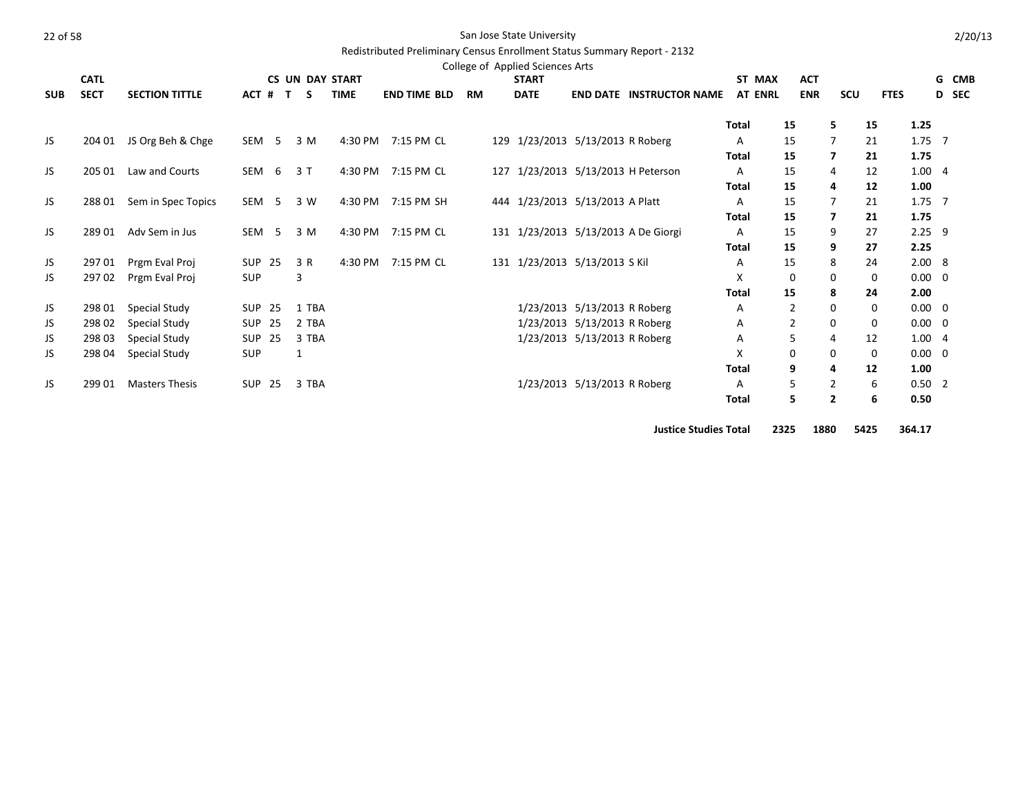San Jose State University

Redistributed Preliminary Census Enrollment Status Summary Report - 2132

College of Applied Sciences Arts

| SUB | CATL SECT | SECTION TITTLE | ACT # | CS T | UN S | DAY | START TIME | END TIME | BLD | RM | START DATE | END DATE | INSTRUCTOR NAME | ST AT | MAX ENRL | ACT ENR | SCU | FTES | GD | CMB SEC |
|---|---|---|---|---|---|---|---|---|---|---|---|---|---|---|---|---|---|---|---|---|
| | | | | | | | | | | | | | | **Total** | **15** | **5** | **15** | **1.25** | | |
| JS | 204 01 | JS Org Beh & Chge | SEM | 5 | 3 | M | 4:30 PM | 7:15 PM | CL | 129 | 1/23/2013 | 5/13/2013 | R Roberg | A | 15 | 7 | 21 | 1.75 | 7 | |
| | | | | | | | | | | | | | | **Total** | **15** | **7** | **21** | **1.75** | | |
| JS | 205 01 | Law and Courts | SEM | 6 | 3 | T | 4:30 PM | 7:15 PM | CL | 127 | 1/23/2013 | 5/13/2013 | H Peterson | A | 15 | 4 | 12 | 1.00 | 4 | |
| | | | | | | | | | | | | | | **Total** | **15** | **4** | **12** | **1.00** | | |
| JS | 288 01 | Sem in Spec Topics | SEM | 5 | 3 | W | 4:30 PM | 7:15 PM | SH | 444 | 1/23/2013 | 5/13/2013 | A Platt | A | 15 | 7 | 21 | 1.75 | 7 | |
| | | | | | | | | | | | | | | **Total** | **15** | **7** | **21** | **1.75** | | |
| JS | 289 01 | Adv Sem in Jus | SEM | 5 | 3 | M | 4:30 PM | 7:15 PM | CL | 131 | 1/23/2013 | 5/13/2013 | A De Giorgi | A | 15 | 9 | 27 | 2.25 | 9 | |
| | | | | | | | | | | | | | | **Total** | **15** | **9** | **27** | **2.25** | | |
| JS | 297 01 | Prgm Eval Proj | SUP | 25 | 3 | R | 4:30 PM | 7:15 PM | CL | 131 | 1/23/2013 | 5/13/2013 | S Kil | A | 15 | 8 | 24 | 2.00 | 8 | |
| JS | 297 02 | Prgm Eval Proj | SUP | | 3 | | | | | | | | | X | 0 | 0 | 0 | 0.00 | 0 | |
| | | | | | | | | | | | | | | **Total** | **15** | **8** | **24** | **2.00** | | |
| JS | 298 01 | Special Study | SUP | 25 | 1 | TBA | | | | | 1/23/2013 | 5/13/2013 | R Roberg | A | 2 | 0 | 0 | 0.00 | 0 | |
| JS | 298 02 | Special Study | SUP | 25 | 2 | TBA | | | | | 1/23/2013 | 5/13/2013 | R Roberg | A | 2 | 0 | 0 | 0.00 | 0 | |
| JS | 298 03 | Special Study | SUP | 25 | 3 | TBA | | | | | 1/23/2013 | 5/13/2013 | R Roberg | A | 5 | 4 | 12 | 1.00 | 4 | |
| JS | 298 04 | Special Study | SUP | | 1 | | | | | | | | | X | 0 | 0 | 0 | 0.00 | 0 | |
| | | | | | | | | | | | | | | **Total** | **9** | **4** | **12** | **1.00** | | |
| JS | 299 01 | Masters Thesis | SUP | 25 | 3 | TBA | | | | | 1/23/2013 | 5/13/2013 | R Roberg | A | 5 | 2 | 6 | 0.50 | 2 | |
| | | | | | | | | | | | | | | **Total** | **5** | **2** | **6** | **0.50** | | |
| | | | | | | | | | | | | | **Justice Studies Total** | | **2325** | **1880** | **5425** | **364.17** | | |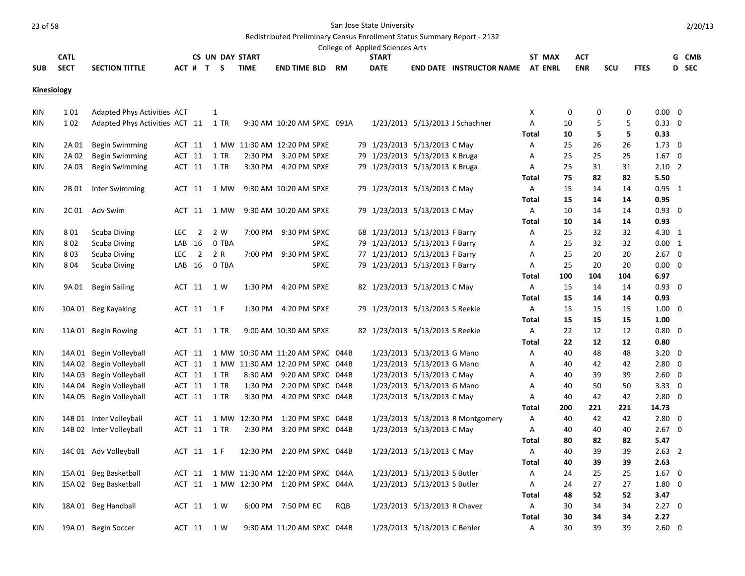San Jose State University

Redistributed Preliminary Census Enrollment Status Summary Report - 2132

College of Applied Sciences Arts

2/20/13

| SUB | CATL SECT | SECTION TITTLE | ACT # | CS UN T | DAY S | START TIME | END TIME | BLD | RM | START DATE | END DATE | INSTRUCTOR NAME | ST AT | MAX ENRL | ACT ENR | SCU | FTES | G D | CMB SEC |
|---|---|---|---|---|---|---|---|---|---|---|---|---|---|---|---|---|---|---|---|
| **Kinesiology** | | | | | | | | | | | | | | | | | | | |
| KIN | 1 01 | Adapted Phys Activities | ACT | | 1 | | | | | | | | X | 0 | 0 | 0 | 0.00 | 0 | |
| KIN | 1 02 | Adapted Phys Activities | ACT 11 | | 1 TR | 9:30 AM | 10:20 AM | SPXE | 091A | 1/23/2013 | 5/13/2013 | J Schachner | A | 10 | 5 | 5 | 0.33 | 0 | |
| | | | | | | | | | | | | | **Total** | **10** | **5** | **5** | **0.33** | | |
| KIN | 2A 01 | Begin Swimming | ACT 11 | | 1 MW | 11:30 AM | 12:20 PM | SPXE | 79 | 1/23/2013 | 5/13/2013 | C May | A | 25 | 26 | 26 | 1.73 | 0 | |
| KIN | 2A 02 | Begin Swimming | ACT 11 | | 1 TR | 2:30 PM | 3:20 PM | SPXE | 79 | 1/23/2013 | 5/13/2013 | K Bruga | A | 25 | 25 | 25 | 1.67 | 0 | |
| KIN | 2A 03 | Begin Swimming | ACT 11 | | 1 TR | 3:30 PM | 4:20 PM | SPXE | 79 | 1/23/2013 | 5/13/2013 | K Bruga | A | 25 | 31 | 31 | 2.10 | 2 | |
| | | | | | | | | | | | | | **Total** | **75** | **82** | **82** | **5.50** | | |
| KIN | 2B 01 | Inter Swimming | ACT 11 | | 1 MW | 9:30 AM | 10:20 AM | SPXE | 79 | 1/23/2013 | 5/13/2013 | C May | A | 15 | 14 | 14 | 0.95 | 1 | |
| | | | | | | | | | | | | | **Total** | **15** | **14** | **14** | **0.95** | | |
| KIN | 2C 01 | Adv Swim | ACT 11 | | 1 MW | 9:30 AM | 10:20 AM | SPXE | 79 | 1/23/2013 | 5/13/2013 | C May | A | 10 | 14 | 14 | 0.93 | 0 | |
| | | | | | | | | | | | | | **Total** | **10** | **14** | **14** | **0.93** | | |
| KIN | 8 01 | Scuba Diving | LEC 2 | | 2 W | 7:00 PM | 9:30 PM | SPXC | 68 | 1/23/2013 | 5/13/2013 | F Barry | A | 25 | 32 | 32 | 4.30 | 1 | |
| KIN | 8 02 | Scuba Diving | LAB 16 | | 0 TBA | | | SPXE | 79 | 1/23/2013 | 5/13/2013 | F Barry | A | 25 | 32 | 32 | 0.00 | 1 | |
| KIN | 8 03 | Scuba Diving | LEC 2 | | 2 R | 7:00 PM | 9:30 PM | SPXE | 77 | 1/23/2013 | 5/13/2013 | F Barry | A | 25 | 20 | 20 | 2.67 | 0 | |
| KIN | 8 04 | Scuba Diving | LAB 16 | | 0 TBA | | | SPXE | 79 | 1/23/2013 | 5/13/2013 | F Barry | A | 25 | 20 | 20 | 0.00 | 0 | |
| | | | | | | | | | | | | | **Total** | **100** | **104** | **104** | **6.97** | | |
| KIN | 9A 01 | Begin Sailing | ACT 11 | | 1 W | 1:30 PM | 4:20 PM | SPXE | 82 | 1/23/2013 | 5/13/2013 | C May | A | 15 | 14 | 14 | 0.93 | 0 | |
| | | | | | | | | | | | | | **Total** | **15** | **14** | **14** | **0.93** | | |
| KIN | 10A 01 | Beg Kayaking | ACT 11 | | 1 F | 1:30 PM | 4:20 PM | SPXE | 79 | 1/23/2013 | 5/13/2013 | S Reekie | A | 15 | 15 | 15 | 1.00 | 0 | |
| | | | | | | | | | | | | | **Total** | **15** | **15** | **15** | **1.00** | | |
| KIN | 11A 01 | Begin Rowing | ACT 11 | | 1 TR | 9:00 AM | 10:30 AM | SPXE | 82 | 1/23/2013 | 5/13/2013 | S Reekie | A | 22 | 12 | 12 | 0.80 | 0 | |
| | | | | | | | | | | | | | **Total** | **22** | **12** | **12** | **0.80** | | |
| KIN | 14A 01 | Begin Volleyball | ACT 11 | | 1 MW | 10:30 AM | 11:20 AM | SPXC | 044B | 1/23/2013 | 5/13/2013 | G Mano | A | 40 | 48 | 48 | 3.20 | 0 | |
| KIN | 14A 02 | Begin Volleyball | ACT 11 | | 1 MW | 11:30 AM | 12:20 PM | SPXC | 044B | 1/23/2013 | 5/13/2013 | G Mano | A | 40 | 42 | 42 | 2.80 | 0 | |
| KIN | 14A 03 | Begin Volleyball | ACT 11 | | 1 TR | 8:30 AM | 9:20 AM | SPXC | 044B | 1/23/2013 | 5/13/2013 | C May | A | 40 | 39 | 39 | 2.60 | 0 | |
| KIN | 14A 04 | Begin Volleyball | ACT 11 | | 1 TR | 1:30 PM | 2:20 PM | SPXC | 044B | 1/23/2013 | 5/13/2013 | G Mano | A | 40 | 50 | 50 | 3.33 | 0 | |
| KIN | 14A 05 | Begin Volleyball | ACT 11 | | 1 TR | 3:30 PM | 4:20 PM | SPXC | 044B | 1/23/2013 | 5/13/2013 | C May | A | 40 | 42 | 42 | 2.80 | 0 | |
| | | | | | | | | | | | | | **Total** | **200** | **221** | **221** | **14.73** | | |
| KIN | 14B 01 | Inter Volleyball | ACT 11 | | 1 MW | 12:30 PM | 1:20 PM | SPXC | 044B | 1/23/2013 | 5/13/2013 | R Montgomery | A | 40 | 42 | 42 | 2.80 | 0 | |
| KIN | 14B 02 | Inter Volleyball | ACT 11 | | 1 TR | 2:30 PM | 3:20 PM | SPXC | 044B | 1/23/2013 | 5/13/2013 | C May | A | 40 | 40 | 40 | 2.67 | 0 | |
| | | | | | | | | | | | | | **Total** | **80** | **82** | **82** | **5.47** | | |
| KIN | 14C 01 | Adv Volleyball | ACT 11 | | 1 F | 12:30 PM | 2:20 PM | SPXC | 044B | 1/23/2013 | 5/13/2013 | C May | A | 40 | 39 | 39 | 2.63 | 2 | |
| | | | | | | | | | | | | | **Total** | **40** | **39** | **39** | **2.63** | | |
| KIN | 15A 01 | Beg Basketball | ACT 11 | | 1 MW | 11:30 AM | 12:20 PM | SPXC | 044A | 1/23/2013 | 5/13/2013 | S Butler | A | 24 | 25 | 25 | 1.67 | 0 | |
| KIN | 15A 02 | Beg Basketball | ACT 11 | | 1 MW | 12:30 PM | 1:20 PM | SPXC | 044A | 1/23/2013 | 5/13/2013 | S Butler | A | 24 | 27 | 27 | 1.80 | 0 | |
| | | | | | | | | | | | | | **Total** | **48** | **52** | **52** | **3.47** | | |
| KIN | 18A 01 | Beg Handball | ACT 11 | | 1 W | 6:00 PM | 7:50 PM | EC | RQB | 1/23/2013 | 5/13/2013 | R Chavez | A | 30 | 34 | 34 | 2.27 | 0 | |
| | | | | | | | | | | | | | **Total** | **30** | **34** | **34** | **2.27** | | |
| KIN | 19A 01 | Begin Soccer | ACT 11 | | 1 W | 9:30 AM | 11:20 AM | SPXC | 044B | 1/23/2013 | 5/13/2013 | C Behler | A | 30 | 39 | 39 | 2.60 | 0 | |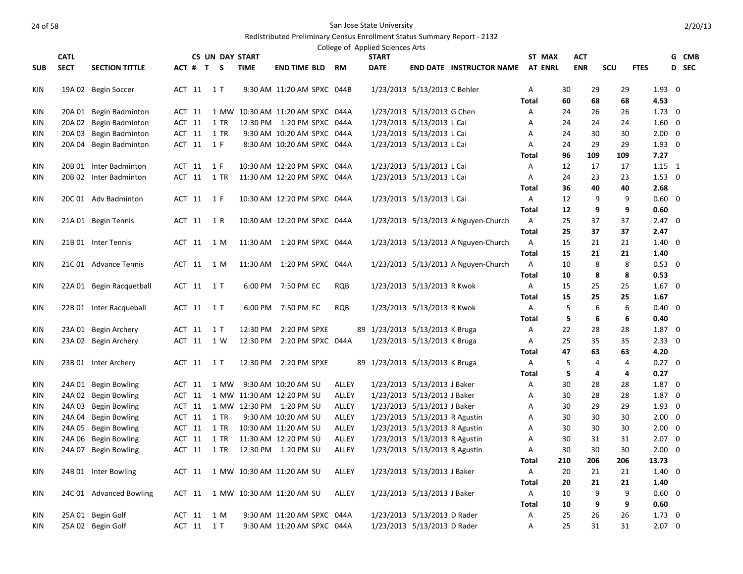San Jose State University

Redistributed Preliminary Census Enrollment Status Summary Report - 2132

College of Applied Sciences Arts

| SUB | CATL SECT | SECTION TITTLE | ACT # | CS UN T | DAY S | START TIME | END TIME | BLD | RM | START DATE | END DATE | INSTRUCTOR NAME | ST AT | MAX ENRL | ACT ENR | SCU | FTES | G D | CMB SEC |
|---|---|---|---|---|---|---|---|---|---|---|---|---|---|---|---|---|---|---|---|
| KIN | 19A 02 | Begin Soccer | ACT | 11 | 1 T | 9:30 AM | 11:20 AM | SPXC | 044B | 1/23/2013 | 5/13/2013 | C Behler | A | 30 | 29 | 29 | 1.93 | 0 | |
| | | | | | | | | | | | | | Total | 60 | 68 | 68 | 4.53 | | |
| KIN | 20A 01 | Begin Badminton | ACT | 11 | 1 MW | 10:30 AM | 11:20 AM | SPXC | 044A | 1/23/2013 | 5/13/2013 | G Chen | A | 24 | 26 | 26 | 1.73 | 0 | |
| KIN | 20A 02 | Begin Badminton | ACT | 11 | 1 TR | 12:30 PM | 1:20 PM | SPXC | 044A | 1/23/2013 | 5/13/2013 | L Cai | A | 24 | 24 | 24 | 1.60 | 0 | |
| KIN | 20A 03 | Begin Badminton | ACT | 11 | 1 TR | 9:30 AM | 10:20 AM | SPXC | 044A | 1/23/2013 | 5/13/2013 | L Cai | A | 24 | 30 | 30 | 2.00 | 0 | |
| KIN | 20A 04 | Begin Badminton | ACT | 11 | 1 F | 8:30 AM | 10:20 AM | SPXC | 044A | 1/23/2013 | 5/13/2013 | L Cai | A | 24 | 29 | 29 | 1.93 | 0 | |
| | | | | | | | | | | | | | Total | 96 | 109 | 109 | 7.27 | | |
| KIN | 20B 01 | Inter Badminton | ACT | 11 | 1 F | 10:30 AM | 12:20 PM | SPXC | 044A | 1/23/2013 | 5/13/2013 | L Cai | A | 12 | 17 | 17 | 1.15 | 1 | |
| KIN | 20B 02 | Inter Badminton | ACT | 11 | 1 TR | 11:30 AM | 12:20 PM | SPXC | 044A | 1/23/2013 | 5/13/2013 | L Cai | A | 24 | 23 | 23 | 1.53 | 0 | |
| | | | | | | | | | | | | | Total | 36 | 40 | 40 | 2.68 | | |
| KIN | 20C 01 | Adv Badminton | ACT | 11 | 1 F | 10:30 AM | 12:20 PM | SPXC | 044A | 1/23/2013 | 5/13/2013 | L Cai | A | 12 | 9 | 9 | 0.60 | 0 | |
| | | | | | | | | | | | | | Total | 12 | 9 | 9 | 0.60 | | |
| KIN | 21A 01 | Begin Tennis | ACT | 11 | 1 R | 10:30 AM | 12:20 PM | SPXC | 044A | 1/23/2013 | 5/13/2013 | A Nguyen-Church | A | 25 | 37 | 37 | 2.47 | 0 | |
| | | | | | | | | | | | | | Total | 25 | 37 | 37 | 2.47 | | |
| KIN | 21B 01 | Inter Tennis | ACT | 11 | 1 M | 11:30 AM | 1:20 PM | SPXC | 044A | 1/23/2013 | 5/13/2013 | A Nguyen-Church | A | 15 | 21 | 21 | 1.40 | 0 | |
| | | | | | | | | | | | | | Total | 15 | 21 | 21 | 1.40 | | |
| KIN | 21C 01 | Advance Tennis | ACT | 11 | 1 M | 11:30 AM | 1:20 PM | SPXC | 044A | 1/23/2013 | 5/13/2013 | A Nguyen-Church | A | 10 | 8 | 8 | 0.53 | 0 | |
| | | | | | | | | | | | | | Total | 10 | 8 | 8 | 0.53 | | |
| KIN | 22A 01 | Begin Racquetball | ACT | 11 | 1 T | 6:00 PM | 7:50 PM | EC | RQB | 1/23/2013 | 5/13/2013 | R Kwok | A | 15 | 25 | 25 | 1.67 | 0 | |
| | | | | | | | | | | | | | Total | 15 | 25 | 25 | 1.67 | | |
| KIN | 22B 01 | Inter Racqueball | ACT | 11 | 1 T | 6:00 PM | 7:50 PM | EC | RQB | 1/23/2013 | 5/13/2013 | R Kwok | A | 5 | 6 | 6 | 0.40 | 0 | |
| | | | | | | | | | | | | | Total | 5 | 6 | 6 | 0.40 | | |
| KIN | 23A 01 | Begin Archery | ACT | 11 | 1 T | 12:30 PM | 2:20 PM | SPXE | 89 | 1/23/2013 | 5/13/2013 | K Bruga | A | 22 | 28 | 28 | 1.87 | 0 | |
| KIN | 23A 02 | Begin Archery | ACT | 11 | 1 W | 12:30 PM | 2:20 PM | SPXC | 044A | 1/23/2013 | 5/13/2013 | K Bruga | A | 25 | 35 | 35 | 2.33 | 0 | |
| | | | | | | | | | | | | | Total | 47 | 63 | 63 | 4.20 | | |
| KIN | 23B 01 | Inter Archery | ACT | 11 | 1 T | 12:30 PM | 2:20 PM | SPXE | 89 | 1/23/2013 | 5/13/2013 | K Bruga | A | 5 | 4 | 4 | 0.27 | 0 | |
| | | | | | | | | | | | | | Total | 5 | 4 | 4 | 0.27 | | |
| KIN | 24A 01 | Begin Bowling | ACT | 11 | 1 MW | 9:30 AM | 10:20 AM | SU | ALLEY | 1/23/2013 | 5/13/2013 | J Baker | A | 30 | 28 | 28 | 1.87 | 0 | |
| KIN | 24A 02 | Begin Bowling | ACT | 11 | 1 MW | 11:30 AM | 12:20 PM | SU | ALLEY | 1/23/2013 | 5/13/2013 | J Baker | A | 30 | 28 | 28 | 1.87 | 0 | |
| KIN | 24A 03 | Begin Bowling | ACT | 11 | 1 MW | 12:30 PM | 1:20 PM | SU | ALLEY | 1/23/2013 | 5/13/2013 | J Baker | A | 30 | 29 | 29 | 1.93 | 0 | |
| KIN | 24A 04 | Begin Bowling | ACT | 11 | 1 TR | 9:30 AM | 10:20 AM | SU | ALLEY | 1/23/2013 | 5/13/2013 | R Agustin | A | 30 | 30 | 30 | 2.00 | 0 | |
| KIN | 24A 05 | Begin Bowling | ACT | 11 | 1 TR | 10:30 AM | 11:20 AM | SU | ALLEY | 1/23/2013 | 5/13/2013 | R Agustin | A | 30 | 30 | 30 | 2.00 | 0 | |
| KIN | 24A 06 | Begin Bowling | ACT | 11 | 1 TR | 11:30 AM | 12:20 PM | SU | ALLEY | 1/23/2013 | 5/13/2013 | R Agustin | A | 30 | 31 | 31 | 2.07 | 0 | |
| KIN | 24A 07 | Begin Bowling | ACT | 11 | 1 TR | 12:30 PM | 1:20 PM | SU | ALLEY | 1/23/2013 | 5/13/2013 | R Agustin | A | 30 | 30 | 30 | 2.00 | 0 | |
| | | | | | | | | | | | | | Total | 210 | 206 | 206 | 13.73 | | |
| KIN | 24B 01 | Inter Bowling | ACT | 11 | 1 MW | 10:30 AM | 11:20 AM | SU | ALLEY | 1/23/2013 | 5/13/2013 | J Baker | A | 20 | 21 | 21 | 1.40 | 0 | |
| | | | | | | | | | | | | | Total | 20 | 21 | 21 | 1.40 | | |
| KIN | 24C 01 | Advanced Bowling | ACT | 11 | 1 MW | 10:30 AM | 11:20 AM | SU | ALLEY | 1/23/2013 | 5/13/2013 | J Baker | A | 10 | 9 | 9 | 0.60 | 0 | |
| | | | | | | | | | | | | | Total | 10 | 9 | 9 | 0.60 | | |
| KIN | 25A 01 | Begin Golf | ACT | 11 | 1 M | 9:30 AM | 11:20 AM | SPXC | 044A | 1/23/2013 | 5/13/2013 | D Rader | A | 25 | 26 | 26 | 1.73 | 0 | |
| KIN | 25A 02 | Begin Golf | ACT | 11 | 1 T | 9:30 AM | 11:20 AM | SPXC | 044A | 1/23/2013 | 5/13/2013 | D Rader | A | 25 | 31 | 31 | 2.07 | 0 | |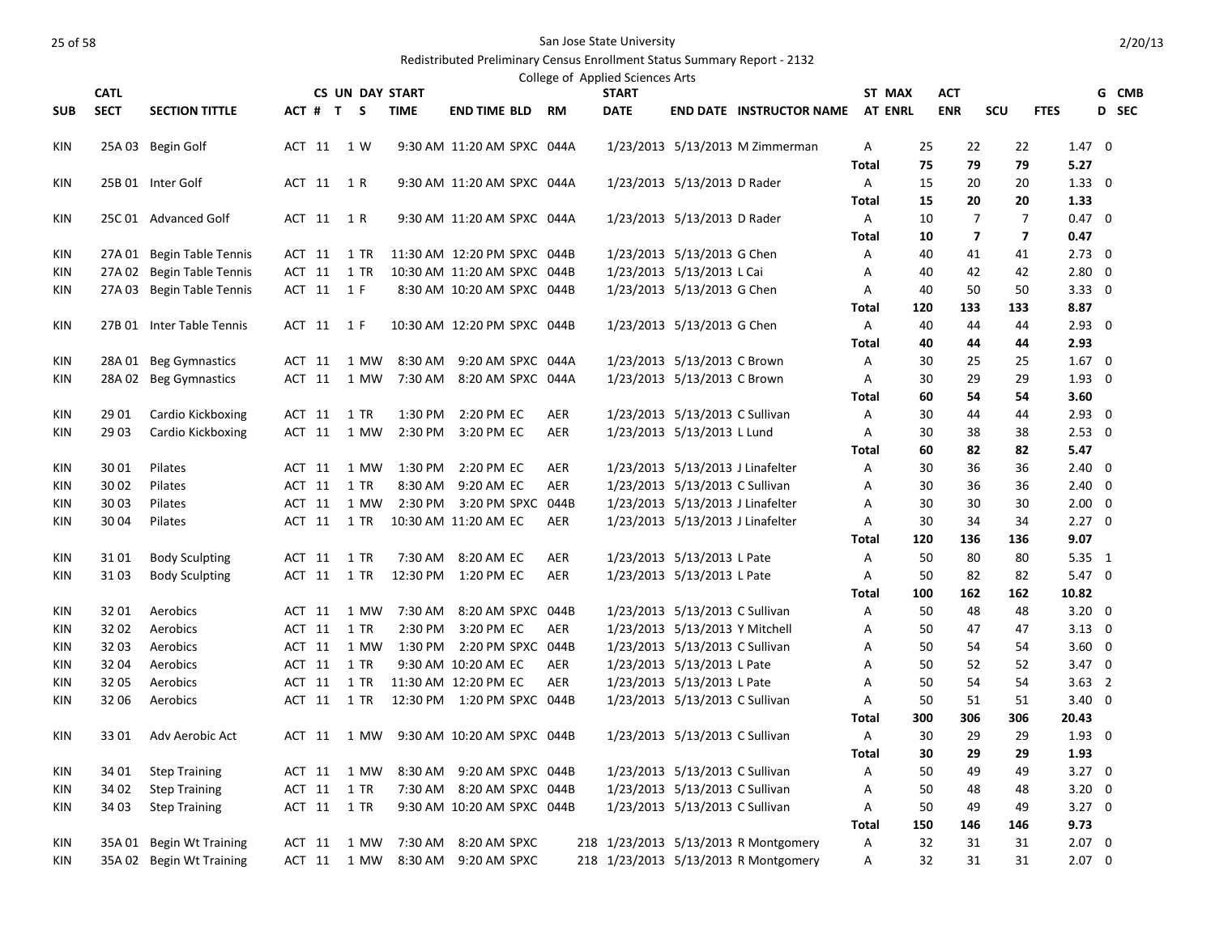San Jose State University

Redistributed Preliminary Census Enrollment Status Summary Report - 2132

College of Applied Sciences Arts

| SUB | CATL SECT | SECTION TITTLE | ACT # | CS UN T | DAY S | START TIME | END TIME | BLD | RM | START DATE | END DATE | INSTRUCTOR NAME | ST AT | MAX ENRL | ACT ENR | SCU | FTES | G D | CMB SEC |
|---|---|---|---|---|---|---|---|---|---|---|---|---|---|---|---|---|---|---|---|
| KIN | 25A 03 | Begin Golf | ACT | 11 | 1 W | 9:30 AM | 11:20 AM | SPXC | 044A | 1/23/2013 | 5/13/2013 | M Zimmerman | A | 25 | 22 | 22 | 1.47 | 0 | |
| | | | | | | | | | | | | | **Total** | **75** | **79** | **79** | **5.27** | | |
| KIN | 25B 01 | Inter Golf | ACT | 11 | 1 R | 9:30 AM | 11:20 AM | SPXC | 044A | 1/23/2013 | 5/13/2013 | D Rader | A | 15 | 20 | 20 | 1.33 | 0 | |
| | | | | | | | | | | | | | **Total** | **15** | **20** | **20** | **1.33** | | |
| KIN | 25C 01 | Advanced Golf | ACT | 11 | 1 R | 9:30 AM | 11:20 AM | SPXC | 044A | 1/23/2013 | 5/13/2013 | D Rader | A | 10 | 7 | 7 | 0.47 | 0 | |
| | | | | | | | | | | | | | **Total** | **10** | **7** | **7** | **0.47** | | |
| KIN | 27A 01 | Begin Table Tennis | ACT | 11 | 1 TR | 11:30 AM | 12:20 PM | SPXC | 044B | 1/23/2013 | 5/13/2013 | G Chen | A | 40 | 41 | 41 | 2.73 | 0 | |
| KIN | 27A 02 | Begin Table Tennis | ACT | 11 | 1 TR | 10:30 AM | 11:20 AM | SPXC | 044B | 1/23/2013 | 5/13/2013 | L Cai | A | 40 | 42 | 42 | 2.80 | 0 | |
| KIN | 27A 03 | Begin Table Tennis | ACT | 11 | 1 F | 8:30 AM | 10:20 AM | SPXC | 044B | 1/23/2013 | 5/13/2013 | G Chen | A | 40 | 50 | 50 | 3.33 | 0 | |
| | | | | | | | | | | | | | **Total** | **120** | **133** | **133** | **8.87** | | |
| KIN | 27B 01 | Inter Table Tennis | ACT | 11 | 1 F | 10:30 AM | 12:20 PM | SPXC | 044B | 1/23/2013 | 5/13/2013 | G Chen | A | 40 | 44 | 44 | 2.93 | 0 | |
| | | | | | | | | | | | | | **Total** | **40** | **44** | **44** | **2.93** | | |
| KIN | 28A 01 | Beg Gymnastics | ACT | 11 | 1 MW | 8:30 AM | 9:20 AM | SPXC | 044A | 1/23/2013 | 5/13/2013 | C Brown | A | 30 | 25 | 25 | 1.67 | 0 | |
| KIN | 28A 02 | Beg Gymnastics | ACT | 11 | 1 MW | 7:30 AM | 8:20 AM | SPXC | 044A | 1/23/2013 | 5/13/2013 | C Brown | A | 30 | 29 | 29 | 1.93 | 0 | |
| | | | | | | | | | | | | | **Total** | **60** | **54** | **54** | **3.60** | | |
| KIN | 29 01 | Cardio Kickboxing | ACT | 11 | 1 TR | 1:30 PM | 2:20 PM | EC | AER | 1/23/2013 | 5/13/2013 | C Sullivan | A | 30 | 44 | 44 | 2.93 | 0 | |
| KIN | 29 03 | Cardio Kickboxing | ACT | 11 | 1 MW | 2:30 PM | 3:20 PM | EC | AER | 1/23/2013 | 5/13/2013 | L Lund | A | 30 | 38 | 38 | 2.53 | 0 | |
| | | | | | | | | | | | | | **Total** | **60** | **82** | **82** | **5.47** | | |
| KIN | 30 01 | Pilates | ACT | 11 | 1 MW | 1:30 PM | 2:20 PM | EC | AER | 1/23/2013 | 5/13/2013 | J Linafelter | A | 30 | 36 | 36 | 2.40 | 0 | |
| KIN | 30 02 | Pilates | ACT | 11 | 1 TR | 8:30 AM | 9:20 AM | EC | AER | 1/23/2013 | 5/13/2013 | C Sullivan | A | 30 | 36 | 36 | 2.40 | 0 | |
| KIN | 30 03 | Pilates | ACT | 11 | 1 MW | 2:30 PM | 3:20 PM | SPXC | 044B | 1/23/2013 | 5/13/2013 | J Linafelter | A | 30 | 30 | 30 | 2.00 | 0 | |
| KIN | 30 04 | Pilates | ACT | 11 | 1 TR | 10:30 AM | 11:20 AM | EC | AER | 1/23/2013 | 5/13/2013 | J Linafelter | A | 30 | 34 | 34 | 2.27 | 0 | |
| | | | | | | | | | | | | | **Total** | **120** | **136** | **136** | **9.07** | | |
| KIN | 31 01 | Body Sculpting | ACT | 11 | 1 TR | 7:30 AM | 8:20 AM | EC | AER | 1/23/2013 | 5/13/2013 | L Pate | A | 50 | 80 | 80 | 5.35 | 1 | |
| KIN | 31 03 | Body Sculpting | ACT | 11 | 1 TR | 12:30 PM | 1:20 PM | EC | AER | 1/23/2013 | 5/13/2013 | L Pate | A | 50 | 82 | 82 | 5.47 | 0 | |
| | | | | | | | | | | | | | **Total** | **100** | **162** | **162** | **10.82** | | |
| KIN | 32 01 | Aerobics | ACT | 11 | 1 MW | 7:30 AM | 8:20 AM | SPXC | 044B | 1/23/2013 | 5/13/2013 | C Sullivan | A | 50 | 48 | 48 | 3.20 | 0 | |
| KIN | 32 02 | Aerobics | ACT | 11 | 1 TR | 2:30 PM | 3:20 PM | EC | AER | 1/23/2013 | 5/13/2013 | Y Mitchell | A | 50 | 47 | 47 | 3.13 | 0 | |
| KIN | 32 03 | Aerobics | ACT | 11 | 1 MW | 1:30 PM | 2:20 PM | SPXC | 044B | 1/23/2013 | 5/13/2013 | C Sullivan | A | 50 | 54 | 54 | 3.60 | 0 | |
| KIN | 32 04 | Aerobics | ACT | 11 | 1 TR | 9:30 AM | 10:20 AM | EC | AER | 1/23/2013 | 5/13/2013 | L Pate | A | 50 | 52 | 52 | 3.47 | 0 | |
| KIN | 32 05 | Aerobics | ACT | 11 | 1 TR | 11:30 AM | 12:20 PM | EC | AER | 1/23/2013 | 5/13/2013 | L Pate | A | 50 | 54 | 54 | 3.63 | 2 | |
| KIN | 32 06 | Aerobics | ACT | 11 | 1 TR | 12:30 PM | 1:20 PM | SPXC | 044B | 1/23/2013 | 5/13/2013 | C Sullivan | A | 50 | 51 | 51 | 3.40 | 0 | |
| | | | | | | | | | | | | | **Total** | **300** | **306** | **306** | **20.43** | | |
| KIN | 33 01 | Adv Aerobic Act | ACT | 11 | 1 MW | 9:30 AM | 10:20 AM | SPXC | 044B | 1/23/2013 | 5/13/2013 | C Sullivan | A | 30 | 29 | 29 | 1.93 | 0 | |
| | | | | | | | | | | | | | **Total** | **30** | **29** | **29** | **1.93** | | |
| KIN | 34 01 | Step Training | ACT | 11 | 1 MW | 8:30 AM | 9:20 AM | SPXC | 044B | 1/23/2013 | 5/13/2013 | C Sullivan | A | 50 | 49 | 49 | 3.27 | 0 | |
| KIN | 34 02 | Step Training | ACT | 11 | 1 TR | 7:30 AM | 8:20 AM | SPXC | 044B | 1/23/2013 | 5/13/2013 | C Sullivan | A | 50 | 48 | 48 | 3.20 | 0 | |
| KIN | 34 03 | Step Training | ACT | 11 | 1 TR | 9:30 AM | 10:20 AM | SPXC | 044B | 1/23/2013 | 5/13/2013 | C Sullivan | A | 50 | 49 | 49 | 3.27 | 0 | |
| | | | | | | | | | | | | | **Total** | **150** | **146** | **146** | **9.73** | | |
| KIN | 35A 01 | Begin Wt Training | ACT | 11 | 1 MW | 7:30 AM | 8:20 AM | SPXC | 218 | 1/23/2013 | 5/13/2013 | R Montgomery | A | 32 | 31 | 31 | 2.07 | 0 | |
| KIN | 35A 02 | Begin Wt Training | ACT | 11 | 1 MW | 8:30 AM | 9:20 AM | SPXC | 218 | 1/23/2013 | 5/13/2013 | R Montgomery | A | 32 | 31 | 31 | 2.07 | 0 | |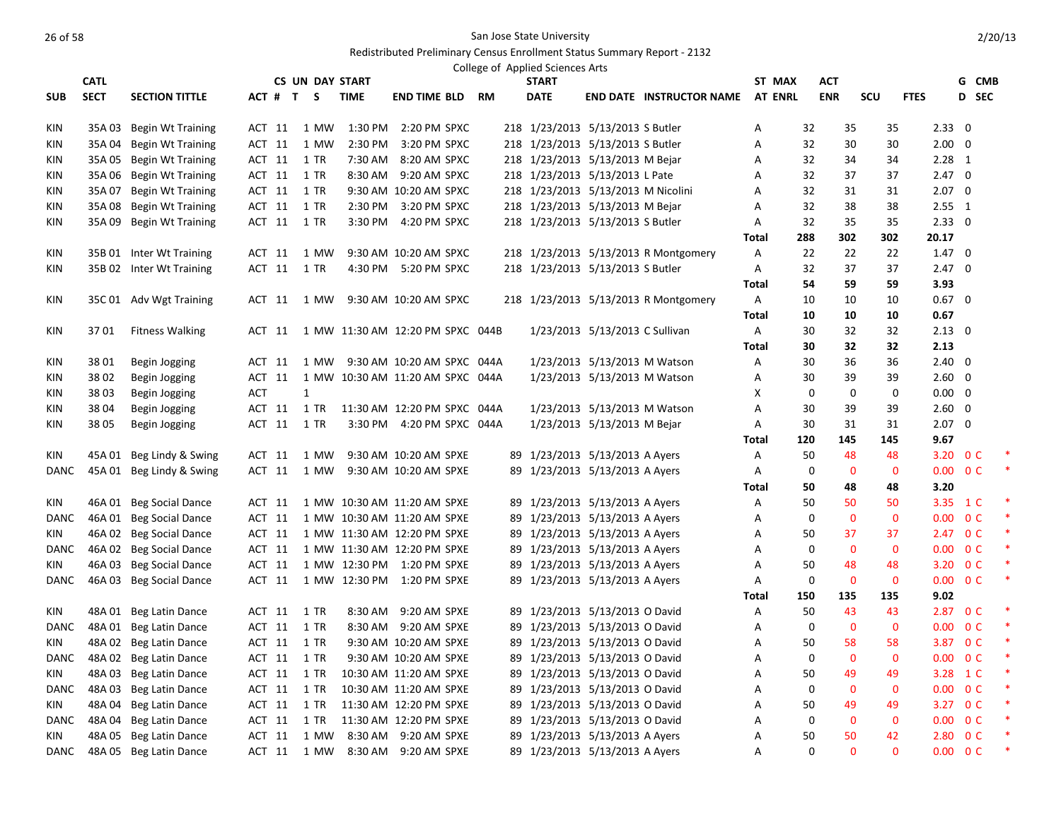San Jose State University

Redistributed Preliminary Census Enrollment Status Summary Report - 2132

College of Applied Sciences Arts

| SUB | CATL SECT | SECTION TITTLE | ACT # | CS UN T | DAY S | START TIME | END TIME | BLD | RM | START DATE | END DATE | INSTRUCTOR NAME | ST AT | MAX ENRL | ACT ENR | SCU | FTES | G D | CMB SEC | |
|---|---|---|---|---|---|---|---|---|---|---|---|---|---|---|---|---|---|---|---|---|
| KIN | 35A 03 | Begin Wt Training | ACT | 11 | 1 MW | 1:30 PM | 2:20 PM | SPXC | 218 | 1/23/2013 | 5/13/2013 | S Butler | A | 32 | 35 | 35 | 2.33 | 0 | | |
| KIN | 35A 04 | Begin Wt Training | ACT | 11 | 1 MW | 2:30 PM | 3:20 PM | SPXC | 218 | 1/23/2013 | 5/13/2013 | S Butler | A | 32 | 30 | 30 | 2.00 | 0 | | |
| KIN | 35A 05 | Begin Wt Training | ACT | 11 | 1 TR | 7:30 AM | 8:20 AM | SPXC | 218 | 1/23/2013 | 5/13/2013 | M Bejar | A | 32 | 34 | 34 | 2.28 | 1 | | |
| KIN | 35A 06 | Begin Wt Training | ACT | 11 | 1 TR | 8:30 AM | 9:20 AM | SPXC | 218 | 1/23/2013 | 5/13/2013 | L Pate | A | 32 | 37 | 37 | 2.47 | 0 | | |
| KIN | 35A 07 | Begin Wt Training | ACT | 11 | 1 TR | 9:30 AM | 10:20 AM | SPXC | 218 | 1/23/2013 | 5/13/2013 | M Nicolini | A | 32 | 31 | 31 | 2.07 | 0 | | |
| KIN | 35A 08 | Begin Wt Training | ACT | 11 | 1 TR | 2:30 PM | 3:20 PM | SPXC | 218 | 1/23/2013 | 5/13/2013 | M Bejar | A | 32 | 38 | 38 | 2.55 | 1 | | |
| KIN | 35A 09 | Begin Wt Training | ACT | 11 | 1 TR | 3:30 PM | 4:20 PM | SPXC | 218 | 1/23/2013 | 5/13/2013 | S Butler | A | 32 | 35 | 35 | 2.33 | 0 | | |
| | | | | | | | | | | | | | **Total** | **288** | **302** | **302** | **20.17** | | | |
| KIN | 35B 01 | Inter Wt Training | ACT | 11 | 1 MW | 9:30 AM | 10:20 AM | SPXC | 218 | 1/23/2013 | 5/13/2013 | R Montgomery | A | 22 | 22 | 22 | 1.47 | 0 | | |
| KIN | 35B 02 | Inter Wt Training | ACT | 11 | 1 TR | 4:30 PM | 5:20 PM | SPXC | 218 | 1/23/2013 | 5/13/2013 | S Butler | A | 32 | 37 | 37 | 2.47 | 0 | | |
| | | | | | | | | | | | | | **Total** | **54** | **59** | **59** | **3.93** | | | |
| KIN | 35C 01 | Adv Wgt Training | ACT | 11 | 1 MW | 9:30 AM | 10:20 AM | SPXC | 218 | 1/23/2013 | 5/13/2013 | R Montgomery | A | 10 | 10 | 10 | 0.67 | 0 | | |
| | | | | | | | | | | | | | **Total** | **10** | **10** | **10** | **0.67** | | | |
| KIN | 37 01 | Fitness Walking | ACT | 11 | 1 MW | 11:30 AM | 12:20 PM | SPXC | 044B | 1/23/2013 | 5/13/2013 | C Sullivan | A | 30 | 32 | 32 | 2.13 | 0 | | |
| | | | | | | | | | | | | | **Total** | **30** | **32** | **32** | **2.13** | | | |
| KIN | 38 01 | Begin Jogging | ACT | 11 | 1 MW | 9:30 AM | 10:20 AM | SPXC | 044A | 1/23/2013 | 5/13/2013 | M Watson | A | 30 | 36 | 36 | 2.40 | 0 | | |
| KIN | 38 02 | Begin Jogging | ACT | 11 | 1 MW | 10:30 AM | 11:20 AM | SPXC | 044A | 1/23/2013 | 5/13/2013 | M Watson | A | 30 | 39 | 39 | 2.60 | 0 | | |
| KIN | 38 03 | Begin Jogging | ACT | | 1 | | | | | | | | X | 0 | 0 | 0 | 0.00 | 0 | | |
| KIN | 38 04 | Begin Jogging | ACT | 11 | 1 TR | 11:30 AM | 12:20 PM | SPXC | 044A | 1/23/2013 | 5/13/2013 | M Watson | A | 30 | 39 | 39 | 2.60 | 0 | | |
| KIN | 38 05 | Begin Jogging | ACT | 11 | 1 TR | 3:30 PM | 4:20 PM | SPXC | 044A | 1/23/2013 | 5/13/2013 | M Bejar | A | 30 | 31 | 31 | 2.07 | 0 | | |
| | | | | | | | | | | | | | **Total** | **120** | **145** | **145** | **9.67** | | | |
| KIN | 45A 01 | Beg Lindy & Swing | ACT | 11 | 1 MW | 9:30 AM | 10:20 AM | SPXE | 89 | 1/23/2013 | 5/13/2013 | A Ayers | A | 50 | 48 | 48 | 3.20 | 0 | C | * |
| DANC | 45A 01 | Beg Lindy & Swing | ACT | 11 | 1 MW | 9:30 AM | 10:20 AM | SPXE | 89 | 1/23/2013 | 5/13/2013 | A Ayers | A | 0 | 0 | 0 | 0.00 | 0 | C | * |
| | | | | | | | | | | | | | **Total** | **50** | **48** | **48** | **3.20** | | | |
| KIN | 46A 01 | Beg Social Dance | ACT | 11 | 1 MW | 10:30 AM | 11:20 AM | SPXE | 89 | 1/23/2013 | 5/13/2013 | A Ayers | A | 50 | 50 | 50 | 3.35 | 1 | C | * |
| DANC | 46A 01 | Beg Social Dance | ACT | 11 | 1 MW | 10:30 AM | 11:20 AM | SPXE | 89 | 1/23/2013 | 5/13/2013 | A Ayers | A | 0 | 0 | 0 | 0.00 | 0 | C | * |
| KIN | 46A 02 | Beg Social Dance | ACT | 11 | 1 MW | 11:30 AM | 12:20 PM | SPXE | 89 | 1/23/2013 | 5/13/2013 | A Ayers | A | 50 | 37 | 37 | 2.47 | 0 | C | * |
| DANC | 46A 02 | Beg Social Dance | ACT | 11 | 1 MW | 11:30 AM | 12:20 PM | SPXE | 89 | 1/23/2013 | 5/13/2013 | A Ayers | A | 0 | 0 | 0 | 0.00 | 0 | C | * |
| KIN | 46A 03 | Beg Social Dance | ACT | 11 | 1 MW | 12:30 PM | 1:20 PM | SPXE | 89 | 1/23/2013 | 5/13/2013 | A Ayers | A | 50 | 48 | 48 | 3.20 | 0 | C | * |
| DANC | 46A 03 | Beg Social Dance | ACT | 11 | 1 MW | 12:30 PM | 1:20 PM | SPXE | 89 | 1/23/2013 | 5/13/2013 | A Ayers | A | 0 | 0 | 0 | 0.00 | 0 | C | * |
| | | | | | | | | | | | | | **Total** | **150** | **135** | **135** | **9.02** | | | |
| KIN | 48A 01 | Beg Latin Dance | ACT | 11 | 1 TR | 8:30 AM | 9:20 AM | SPXE | 89 | 1/23/2013 | 5/13/2013 | O David | A | 50 | 43 | 43 | 2.87 | 0 | C | * |
| DANC | 48A 01 | Beg Latin Dance | ACT | 11 | 1 TR | 8:30 AM | 9:20 AM | SPXE | 89 | 1/23/2013 | 5/13/2013 | O David | A | 0 | 0 | 0 | 0.00 | 0 | C | * |
| KIN | 48A 02 | Beg Latin Dance | ACT | 11 | 1 TR | 9:30 AM | 10:20 AM | SPXE | 89 | 1/23/2013 | 5/13/2013 | O David | A | 50 | 58 | 58 | 3.87 | 0 | C | * |
| DANC | 48A 02 | Beg Latin Dance | ACT | 11 | 1 TR | 9:30 AM | 10:20 AM | SPXE | 89 | 1/23/2013 | 5/13/2013 | O David | A | 0 | 0 | 0 | 0.00 | 0 | C | * |
| KIN | 48A 03 | Beg Latin Dance | ACT | 11 | 1 TR | 10:30 AM | 11:20 AM | SPXE | 89 | 1/23/2013 | 5/13/2013 | O David | A | 50 | 49 | 49 | 3.28 | 1 | C | * |
| DANC | 48A 03 | Beg Latin Dance | ACT | 11 | 1 TR | 10:30 AM | 11:20 AM | SPXE | 89 | 1/23/2013 | 5/13/2013 | O David | A | 0 | 0 | 0 | 0.00 | 0 | C | * |
| KIN | 48A 04 | Beg Latin Dance | ACT | 11 | 1 TR | 11:30 AM | 12:20 PM | SPXE | 89 | 1/23/2013 | 5/13/2013 | O David | A | 50 | 49 | 49 | 3.27 | 0 | C | * |
| DANC | 48A 04 | Beg Latin Dance | ACT | 11 | 1 TR | 11:30 AM | 12:20 PM | SPXE | 89 | 1/23/2013 | 5/13/2013 | O David | A | 0 | 0 | 0 | 0.00 | 0 | C | * |
| KIN | 48A 05 | Beg Latin Dance | ACT | 11 | 1 MW | 8:30 AM | 9:20 AM | SPXE | 89 | 1/23/2013 | 5/13/2013 | A Ayers | A | 50 | 50 | 42 | 2.80 | 0 | C | * |
| DANC | 48A 05 | Beg Latin Dance | ACT | 11 | 1 MW | 8:30 AM | 9:20 AM | SPXE | 89 | 1/23/2013 | 5/13/2013 | A Ayers | A | 0 | 0 | 0 | 0.00 | 0 | C | * |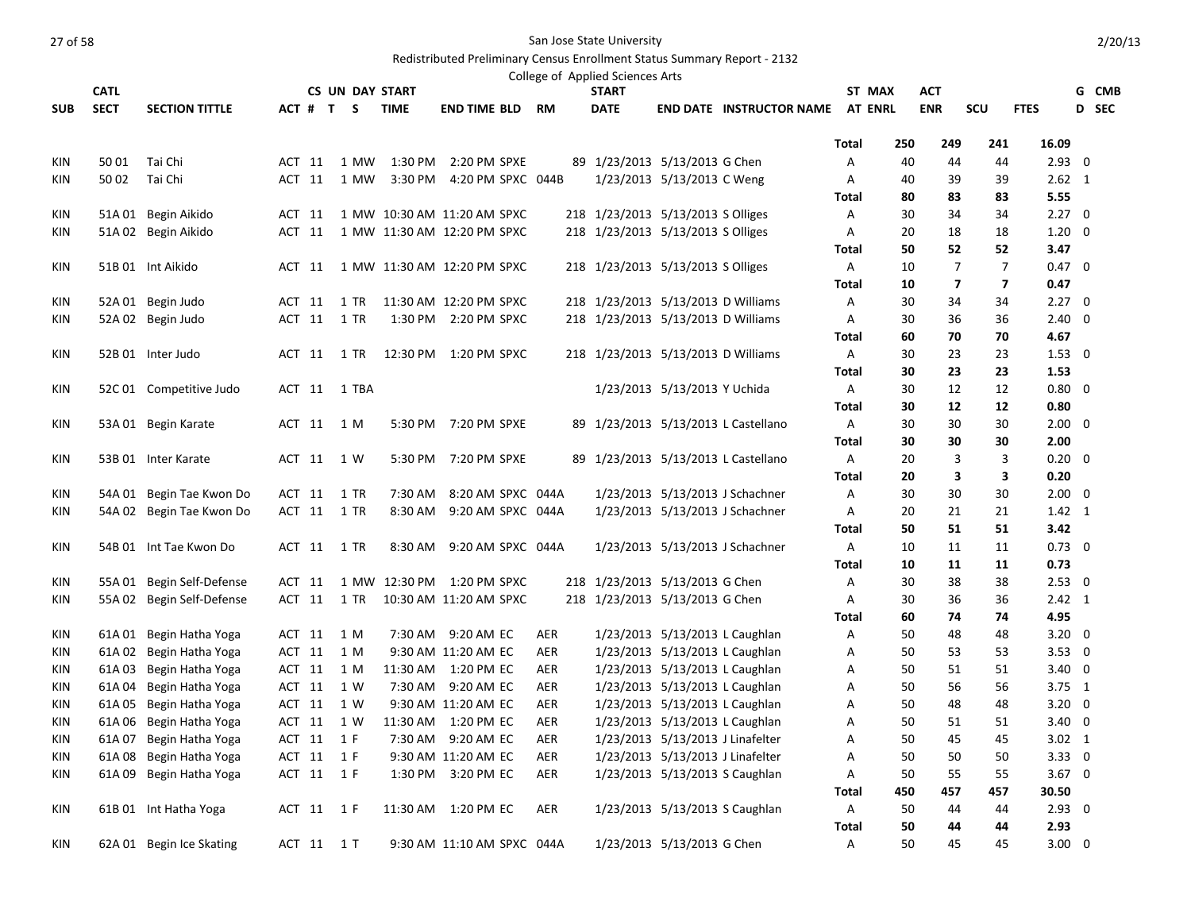San Jose State University

Redistributed Preliminary Census Enrollment Status Summary Report - 2132

College of Applied Sciences Arts

| SUB | CATL SECT | SECTION TITTLE | ACT # | CS UN T | DAY S | START TIME | END TIME | BLD | RM | START DATE | END DATE | INSTRUCTOR NAME | ST AT | MAX ENRL | ACT ENR | SCU | FTES | G D | CMB SEC |
|---|---|---|---|---|---|---|---|---|---|---|---|---|---|---|---|---|---|---|---|
| | | | | | | | | | | | | | Total | 250 | 249 | 241 | 16.09 | | |
| KIN | 50 01 | Tai Chi | ACT | 11 | 1 MW | 1:30 PM | 2:20 PM | SPXE | 89 | 1/23/2013 | 5/13/2013 | G Chen | A | 40 | 44 | 44 | 2.93 | 0 | |
| KIN | 50 02 | Tai Chi | ACT | 11 | 1 MW | 3:30 PM | 4:20 PM | SPXC | 044B | 1/23/2013 | 5/13/2013 | C Weng | A | 40 | 39 | 39 | 2.62 | 1 | |
| | | | | | | | | | | | | | Total | 80 | 83 | 83 | 5.55 | | |
| KIN | 51A 01 | Begin Aikido | ACT | 11 | 1 MW | 10:30 AM | 11:20 AM | SPXC | 218 | 1/23/2013 | 5/13/2013 | S Olliges | A | 30 | 34 | 34 | 2.27 | 0 | |
| KIN | 51A 02 | Begin Aikido | ACT | 11 | 1 MW | 11:30 AM | 12:20 PM | SPXC | 218 | 1/23/2013 | 5/13/2013 | S Olliges | A | 20 | 18 | 18 | 1.20 | 0 | |
| | | | | | | | | | | | | | Total | 50 | 52 | 52 | 3.47 | | |
| KIN | 51B 01 | Int Aikido | ACT | 11 | 1 MW | 11:30 AM | 12:20 PM | SPXC | 218 | 1/23/2013 | 5/13/2013 | S Olliges | A | 10 | 7 | 7 | 0.47 | 0 | |
| | | | | | | | | | | | | | Total | 10 | 7 | 7 | 0.47 | | |
| KIN | 52A 01 | Begin Judo | ACT | 11 | 1 TR | 11:30 AM | 12:20 PM | SPXC | 218 | 1/23/2013 | 5/13/2013 | D Williams | A | 30 | 34 | 34 | 2.27 | 0 | |
| KIN | 52A 02 | Begin Judo | ACT | 11 | 1 TR | 1:30 PM | 2:20 PM | SPXC | 218 | 1/23/2013 | 5/13/2013 | D Williams | A | 30 | 36 | 36 | 2.40 | 0 | |
| | | | | | | | | | | | | | Total | 60 | 70 | 70 | 4.67 | | |
| KIN | 52B 01 | Inter Judo | ACT | 11 | 1 TR | 12:30 PM | 1:20 PM | SPXC | 218 | 1/23/2013 | 5/13/2013 | D Williams | A | 30 | 23 | 23 | 1.53 | 0 | |
| | | | | | | | | | | | | | Total | 30 | 23 | 23 | 1.53 | | |
| KIN | 52C 01 | Competitive Judo | ACT | 11 | 1 TBA | | | | | 1/23/2013 | 5/13/2013 | Y Uchida | A | 30 | 12 | 12 | 0.80 | 0 | |
| | | | | | | | | | | | | | Total | 30 | 12 | 12 | 0.80 | | |
| KIN | 53A 01 | Begin Karate | ACT | 11 | 1 M | 5:30 PM | 7:20 PM | SPXE | 89 | 1/23/2013 | 5/13/2013 | L Castellano | A | 30 | 30 | 30 | 2.00 | 0 | |
| | | | | | | | | | | | | | Total | 30 | 30 | 30 | 2.00 | | |
| KIN | 53B 01 | Inter Karate | ACT | 11 | 1 W | 5:30 PM | 7:20 PM | SPXE | 89 | 1/23/2013 | 5/13/2013 | L Castellano | A | 20 | 3 | 3 | 0.20 | 0 | |
| | | | | | | | | | | | | | Total | 20 | 3 | 3 | 0.20 | | |
| KIN | 54A 01 | Begin Tae Kwon Do | ACT | 11 | 1 TR | 7:30 AM | 8:20 AM | SPXC | 044A | 1/23/2013 | 5/13/2013 | J Schachner | A | 30 | 30 | 30 | 2.00 | 0 | |
| KIN | 54A 02 | Begin Tae Kwon Do | ACT | 11 | 1 TR | 8:30 AM | 9:20 AM | SPXC | 044A | 1/23/2013 | 5/13/2013 | J Schachner | A | 20 | 21 | 21 | 1.42 | 1 | |
| | | | | | | | | | | | | | Total | 50 | 51 | 51 | 3.42 | | |
| KIN | 54B 01 | Int Tae Kwon Do | ACT | 11 | 1 TR | 8:30 AM | 9:20 AM | SPXC | 044A | 1/23/2013 | 5/13/2013 | J Schachner | A | 10 | 11 | 11 | 0.73 | 0 | |
| | | | | | | | | | | | | | Total | 10 | 11 | 11 | 0.73 | | |
| KIN | 55A 01 | Begin Self-Defense | ACT | 11 | 1 MW | 12:30 PM | 1:20 PM | SPXC | 218 | 1/23/2013 | 5/13/2013 | G Chen | A | 30 | 38 | 38 | 2.53 | 0 | |
| KIN | 55A 02 | Begin Self-Defense | ACT | 11 | 1 TR | 10:30 AM | 11:20 AM | SPXC | 218 | 1/23/2013 | 5/13/2013 | G Chen | A | 30 | 36 | 36 | 2.42 | 1 | |
| | | | | | | | | | | | | | Total | 60 | 74 | 74 | 4.95 | | |
| KIN | 61A 01 | Begin Hatha Yoga | ACT | 11 | 1 M | 7:30 AM | 9:20 AM | EC | AER | 1/23/2013 | 5/13/2013 | L Caughlan | A | 50 | 48 | 48 | 3.20 | 0 | |
| KIN | 61A 02 | Begin Hatha Yoga | ACT | 11 | 1 M | 9:30 AM | 11:20 AM | EC | AER | 1/23/2013 | 5/13/2013 | L Caughlan | A | 50 | 53 | 53 | 3.53 | 0 | |
| KIN | 61A 03 | Begin Hatha Yoga | ACT | 11 | 1 M | 11:30 AM | 1:20 PM | EC | AER | 1/23/2013 | 5/13/2013 | L Caughlan | A | 50 | 51 | 51 | 3.40 | 0 | |
| KIN | 61A 04 | Begin Hatha Yoga | ACT | 11 | 1 W | 7:30 AM | 9:20 AM | EC | AER | 1/23/2013 | 5/13/2013 | L Caughlan | A | 50 | 56 | 56 | 3.75 | 1 | |
| KIN | 61A 05 | Begin Hatha Yoga | ACT | 11 | 1 W | 9:30 AM | 11:20 AM | EC | AER | 1/23/2013 | 5/13/2013 | L Caughlan | A | 50 | 48 | 48 | 3.20 | 0 | |
| KIN | 61A 06 | Begin Hatha Yoga | ACT | 11 | 1 W | 11:30 AM | 1:20 PM | EC | AER | 1/23/2013 | 5/13/2013 | L Caughlan | A | 50 | 51 | 51 | 3.40 | 0 | |
| KIN | 61A 07 | Begin Hatha Yoga | ACT | 11 | 1 F | 7:30 AM | 9:20 AM | EC | AER | 1/23/2013 | 5/13/2013 | J Linafelter | A | 50 | 45 | 45 | 3.02 | 1 | |
| KIN | 61A 08 | Begin Hatha Yoga | ACT | 11 | 1 F | 9:30 AM | 11:20 AM | EC | AER | 1/23/2013 | 5/13/2013 | J Linafelter | A | 50 | 50 | 50 | 3.33 | 0 | |
| KIN | 61A 09 | Begin Hatha Yoga | ACT | 11 | 1 F | 1:30 PM | 3:20 PM | EC | AER | 1/23/2013 | 5/13/2013 | S Caughlan | A | 50 | 55 | 55 | 3.67 | 0 | |
| | | | | | | | | | | | | | Total | 450 | 457 | 457 | 30.50 | | |
| KIN | 61B 01 | Int Hatha Yoga | ACT | 11 | 1 F | 11:30 AM | 1:20 PM | EC | AER | 1/23/2013 | 5/13/2013 | S Caughlan | A | 50 | 44 | 44 | 2.93 | 0 | |
| | | | | | | | | | | | | | Total | 50 | 44 | 44 | 2.93 | | |
| KIN | 62A 01 | Begin Ice Skating | ACT | 11 | 1 T | 9:30 AM | 11:10 AM | SPXC | 044A | 1/23/2013 | 5/13/2013 | G Chen | A | 50 | 45 | 45 | 3.00 | 0 | |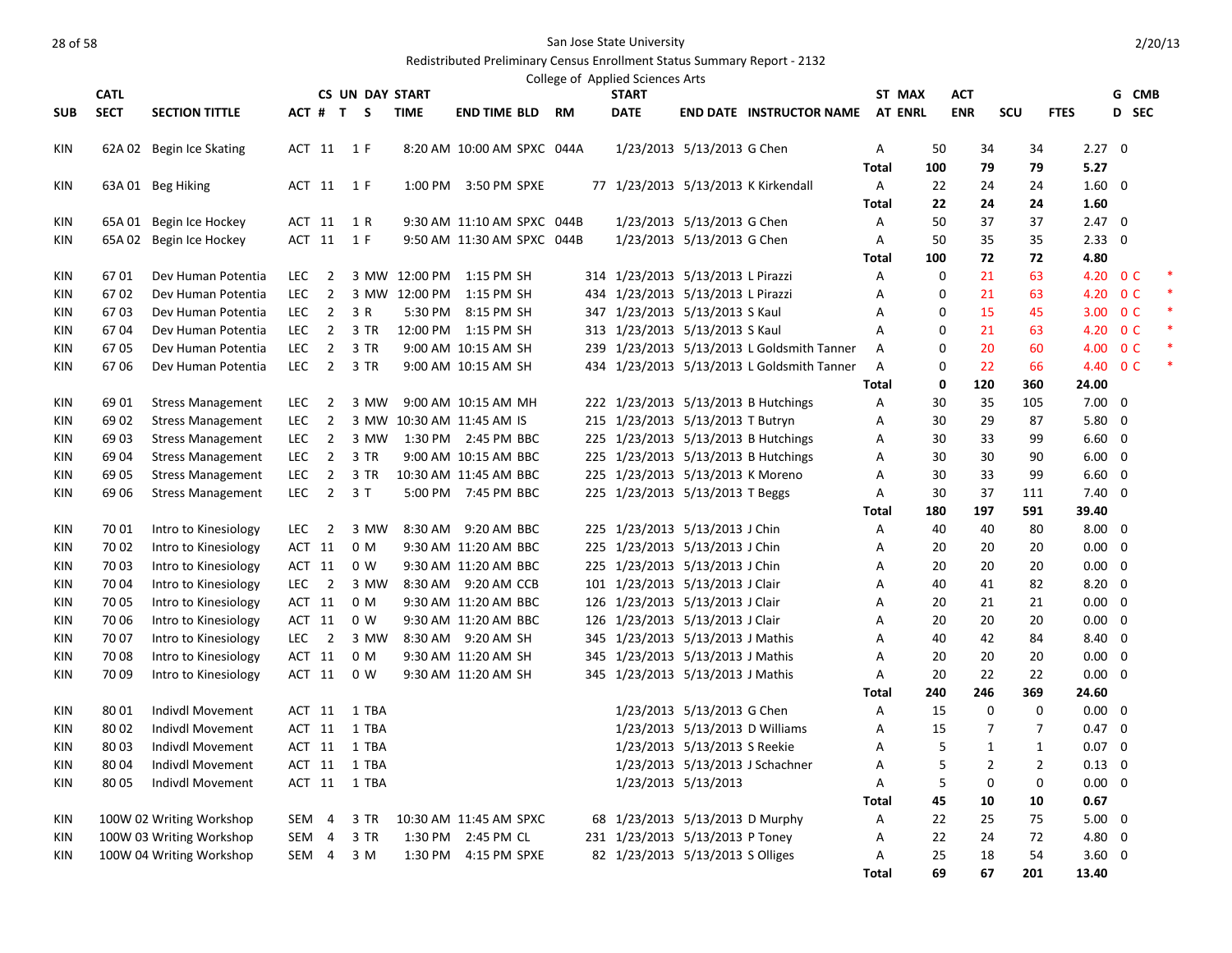San Jose State University

Redistributed Preliminary Census Enrollment Status Summary Report - 2132

College of Applied Sciences Arts

| SUB | CATL SECT | SECTION TITTLE | ACT # | CS UN T | DAY S | START TIME | END TIME | BLD | RM | START DATE | END DATE | INSTRUCTOR NAME | ST AT | MAX ENRL | ACT ENR | SCU | FTES | G D | CMB SEC |
|---|---|---|---|---|---|---|---|---|---|---|---|---|---|---|---|---|---|---|---|
| KIN | 62A 02 | Begin Ice Skating | ACT 11 | 1 | F | 8:20 AM | 10:00 AM | SPXC | 044A | 1/23/2013 | 5/13/2013 | G Chen | A | 50 | 34 | 34 | 2.27 | 0 | |
| | | | | | | | | | | | | | Total | 100 | 79 | 79 | 5.27 | | |
| KIN | 63A 01 | Beg Hiking | ACT 11 | 1 | F | 1:00 PM | 3:50 PM | SPXE | 77 | 1/23/2013 | 5/13/2013 | K Kirkendall | A | 22 | 24 | 24 | 1.60 | 0 | |
| | | | | | | | | | | | | | Total | 22 | 24 | 24 | 1.60 | | |
| KIN | 65A 01 | Begin Ice Hockey | ACT 11 | 1 | R | 9:30 AM | 11:10 AM | SPXC | 044B | 1/23/2013 | 5/13/2013 | G Chen | A | 50 | 37 | 37 | 2.47 | 0 | |
| KIN | 65A 02 | Begin Ice Hockey | ACT 11 | 1 | F | 9:50 AM | 11:30 AM | SPXC | 044B | 1/23/2013 | 5/13/2013 | G Chen | A | 50 | 35 | 35 | 2.33 | 0 | |
| | | | | | | | | | | | | | Total | 100 | 72 | 72 | 4.80 | | |
| KIN | 67 01 | Dev Human Potentia | LEC 2 | 3 | MW | 12:00 PM | 1:15 PM | SH | 314 | 1/23/2013 | 5/13/2013 | L Pirazzi | A | 0 | 21 | 63 | 4.20 | 0 | C * |
| KIN | 67 02 | Dev Human Potentia | LEC 2 | 3 | MW | 12:00 PM | 1:15 PM | SH | 434 | 1/23/2013 | 5/13/2013 | L Pirazzi | A | 0 | 21 | 63 | 4.20 | 0 | C * |
| KIN | 67 03 | Dev Human Potentia | LEC 2 | 3 | R | 5:30 PM | 8:15 PM | SH | 347 | 1/23/2013 | 5/13/2013 | S Kaul | A | 0 | 15 | 45 | 3.00 | 0 | C * |
| KIN | 67 04 | Dev Human Potentia | LEC 2 | 3 | TR | 12:00 PM | 1:15 PM | SH | 313 | 1/23/2013 | 5/13/2013 | S Kaul | A | 0 | 21 | 63 | 4.20 | 0 | C * |
| KIN | 67 05 | Dev Human Potentia | LEC 2 | 3 | TR | 9:00 AM | 10:15 AM | SH | 239 | 1/23/2013 | 5/13/2013 | L Goldsmith Tanner | A | 0 | 20 | 60 | 4.00 | 0 | C * |
| KIN | 67 06 | Dev Human Potentia | LEC 2 | 3 | TR | 9:00 AM | 10:15 AM | SH | 434 | 1/23/2013 | 5/13/2013 | L Goldsmith Tanner | A | 0 | 22 | 66 | 4.40 | 0 | C * |
| | | | | | | | | | | | | | Total | 0 | 120 | 360 | 24.00 | | |
| KIN | 69 01 | Stress Management | LEC 2 | 3 | MW | 9:00 AM | 10:15 AM | MH | 222 | 1/23/2013 | 5/13/2013 | B Hutchings | A | 30 | 35 | 105 | 7.00 | 0 | |
| KIN | 69 02 | Stress Management | LEC 2 | 3 | MW | 10:30 AM | 11:45 AM | IS | 215 | 1/23/2013 | 5/13/2013 | T Butryn | A | 30 | 29 | 87 | 5.80 | 0 | |
| KIN | 69 03 | Stress Management | LEC 2 | 3 | MW | 1:30 PM | 2:45 PM | BBC | 225 | 1/23/2013 | 5/13/2013 | B Hutchings | A | 30 | 33 | 99 | 6.60 | 0 | |
| KIN | 69 04 | Stress Management | LEC 2 | 3 | TR | 9:00 AM | 10:15 AM | BBC | 225 | 1/23/2013 | 5/13/2013 | B Hutchings | A | 30 | 30 | 90 | 6.00 | 0 | |
| KIN | 69 05 | Stress Management | LEC 2 | 3 | TR | 10:30 AM | 11:45 AM | BBC | 225 | 1/23/2013 | 5/13/2013 | K Moreno | A | 30 | 33 | 99 | 6.60 | 0 | |
| KIN | 69 06 | Stress Management | LEC 2 | 3 | T | 5:00 PM | 7:45 PM | BBC | 225 | 1/23/2013 | 5/13/2013 | T Beggs | A | 30 | 37 | 111 | 7.40 | 0 | |
| | | | | | | | | | | | | | Total | 180 | 197 | 591 | 39.40 | | |
| KIN | 70 01 | Intro to Kinesiology | LEC 2 | 3 | MW | 8:30 AM | 9:20 AM | BBC | 225 | 1/23/2013 | 5/13/2013 | J Chin | A | 40 | 40 | 80 | 8.00 | 0 | |
| KIN | 70 02 | Intro to Kinesiology | ACT 11 | 0 | M | 9:30 AM | 11:20 AM | BBC | 225 | 1/23/2013 | 5/13/2013 | J Chin | A | 20 | 20 | 20 | 0.00 | 0 | |
| KIN | 70 03 | Intro to Kinesiology | ACT 11 | 0 | W | 9:30 AM | 11:20 AM | BBC | 225 | 1/23/2013 | 5/13/2013 | J Chin | A | 20 | 20 | 20 | 0.00 | 0 | |
| KIN | 70 04 | Intro to Kinesiology | LEC 2 | 3 | MW | 8:30 AM | 9:20 AM | CCB | 101 | 1/23/2013 | 5/13/2013 | J Clair | A | 40 | 41 | 82 | 8.20 | 0 | |
| KIN | 70 05 | Intro to Kinesiology | ACT 11 | 0 | M | 9:30 AM | 11:20 AM | BBC | 126 | 1/23/2013 | 5/13/2013 | J Clair | A | 20 | 21 | 21 | 0.00 | 0 | |
| KIN | 70 06 | Intro to Kinesiology | ACT 11 | 0 | W | 9:30 AM | 11:20 AM | BBC | 126 | 1/23/2013 | 5/13/2013 | J Clair | A | 20 | 20 | 20 | 0.00 | 0 | |
| KIN | 70 07 | Intro to Kinesiology | LEC 2 | 3 | MW | 8:30 AM | 9:20 AM | SH | 345 | 1/23/2013 | 5/13/2013 | J Mathis | A | 40 | 42 | 84 | 8.40 | 0 | |
| KIN | 70 08 | Intro to Kinesiology | ACT 11 | 0 | M | 9:30 AM | 11:20 AM | SH | 345 | 1/23/2013 | 5/13/2013 | J Mathis | A | 20 | 20 | 20 | 0.00 | 0 | |
| KIN | 70 09 | Intro to Kinesiology | ACT 11 | 0 | W | 9:30 AM | 11:20 AM | SH | 345 | 1/23/2013 | 5/13/2013 | J Mathis | A | 20 | 22 | 22 | 0.00 | 0 | |
| | | | | | | | | | | | | | Total | 240 | 246 | 369 | 24.60 | | |
| KIN | 80 01 | Indivdl Movement | ACT 11 | 1 | TBA | | | | | 1/23/2013 | 5/13/2013 | G Chen | A | 15 | 0 | 0 | 0.00 | 0 | |
| KIN | 80 02 | Indivdl Movement | ACT 11 | 1 | TBA | | | | | 1/23/2013 | 5/13/2013 | D Williams | A | 15 | 7 | 7 | 0.47 | 0 | |
| KIN | 80 03 | Indivdl Movement | ACT 11 | 1 | TBA | | | | | 1/23/2013 | 5/13/2013 | S Reekie | A | 5 | 1 | 1 | 0.07 | 0 | |
| KIN | 80 04 | Indivdl Movement | ACT 11 | 1 | TBA | | | | | 1/23/2013 | 5/13/2013 | J Schachner | A | 5 | 2 | 2 | 0.13 | 0 | |
| KIN | 80 05 | Indivdl Movement | ACT 11 | 1 | TBA | | | | | 1/23/2013 | 5/13/2013 | | A | 5 | 0 | 0 | 0.00 | 0 | |
| | | | | | | | | | | | | | Total | 45 | 10 | 10 | 0.67 | | |
| KIN | 100W 02 | Writing Workshop | SEM 4 | 3 | TR | 10:30 AM | 11:45 AM | SPXC | 68 | 1/23/2013 | 5/13/2013 | D Murphy | A | 22 | 25 | 75 | 5.00 | 0 | |
| KIN | 100W 03 | Writing Workshop | SEM 4 | 3 | TR | 1:30 PM | 2:45 PM | CL | 231 | 1/23/2013 | 5/13/2013 | P Toney | A | 22 | 24 | 72 | 4.80 | 0 | |
| KIN | 100W 04 | Writing Workshop | SEM 4 | 3 | M | 1:30 PM | 4:15 PM | SPXE | 82 | 1/23/2013 | 5/13/2013 | S Olliges | A | 25 | 18 | 54 | 3.60 | 0 | |
| | | | | | | | | | | | | | Total | 69 | 67 | 201 | 13.40 | | |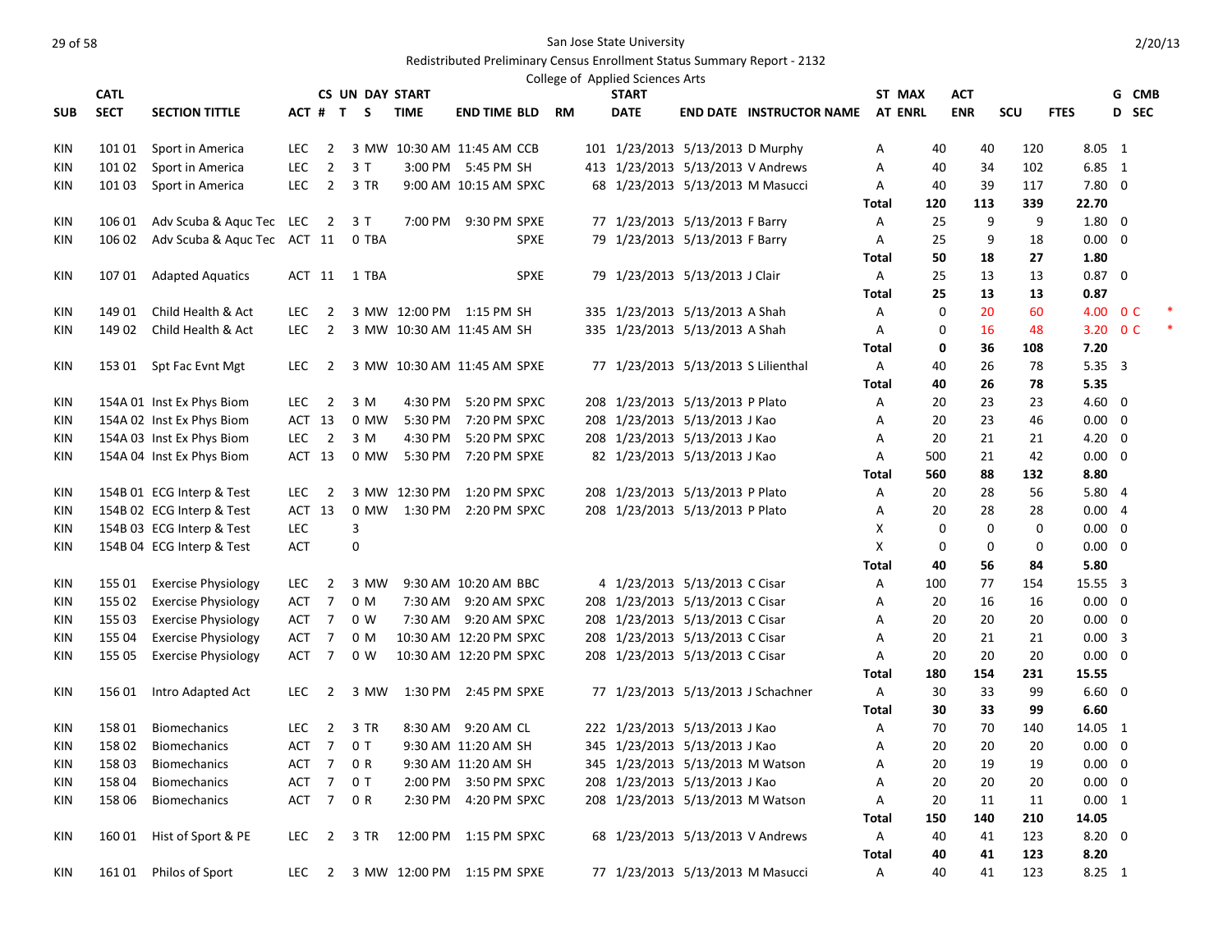San Jose State University

Redistributed Preliminary Census Enrollment Status Summary Report - 2132

College of Applied Sciences Arts

| SUB | CATL SECT | SECTION TITTLE | ACT # | CS UN T | DAY S | START TIME | END TIME | BLD | RM | START DATE | END DATE | INSTRUCTOR NAME | ST AT | MAX ENRL | ACT ENR | SCU | FTES | G D | CMB SEC |
|---|---|---|---|---|---|---|---|---|---|---|---|---|---|---|---|---|---|---|---|
| KIN | 101 01 | Sport in America | LEC | 2 | 3 MW | 10:30 AM | 11:45 AM | CCB | 101 | 1/23/2013 | 5/13/2013 | D Murphy | A | 40 | 40 | 120 | 8.05 | 1 | |
| KIN | 101 02 | Sport in America | LEC | 2 | 3 T | 3:00 PM | 5:45 PM | SH | 413 | 1/23/2013 | 5/13/2013 | V Andrews | A | 40 | 34 | 102 | 6.85 | 1 | |
| KIN | 101 03 | Sport in America | LEC | 2 | 3 TR | 9:00 AM | 10:15 AM | SPXC | 68 | 1/23/2013 | 5/13/2013 | M Masucci | A | 40 | 39 | 117 | 7.80 | 0 | |
| | | | | | | | | | | | | | **Total** | **120** | **113** | **339** | **22.70** | | |
| KIN | 106 01 | Adv Scuba & Aquc Tec | LEC | 2 | 3 T | 7:00 PM | 9:30 PM | SPXE | 77 | 1/23/2013 | 5/13/2013 | F Barry | A | 25 | 9 | 9 | 1.80 | 0 | |
| KIN | 106 02 | Adv Scuba & Aquc Tec | ACT | 11 | 0 TBA | | | SPXE | 79 | 1/23/2013 | 5/13/2013 | F Barry | A | 25 | 9 | 18 | 0.00 | 0 | |
| | | | | | | | | | | | | | **Total** | **50** | **18** | **27** | **1.80** | | |
| KIN | 107 01 | Adapted Aquatics | ACT | 11 | 1 TBA | | | SPXE | 79 | 1/23/2013 | 5/13/2013 | J Clair | A | 25 | 13 | 13 | 0.87 | 0 | |
| | | | | | | | | | | | | | **Total** | **25** | **13** | **13** | **0.87** | | |
| KIN | 149 01 | Child Health & Act | LEC | 2 | 3 MW | 12:00 PM | 1:15 PM | SH | 335 | 1/23/2013 | 5/13/2013 | A Shah | A | 0 | 20 | 60 | 4.00 | 0 | C * |
| KIN | 149 02 | Child Health & Act | LEC | 2 | 3 MW | 10:30 AM | 11:45 AM | SH | 335 | 1/23/2013 | 5/13/2013 | A Shah | A | 0 | 16 | 48 | 3.20 | 0 | C * |
| | | | | | | | | | | | | | **Total** | **0** | **36** | **108** | **7.20** | | |
| KIN | 153 01 | Spt Fac Evnt Mgt | LEC | 2 | 3 MW | 10:30 AM | 11:45 AM | SPXE | 77 | 1/23/2013 | 5/13/2013 | S Lilienthal | A | 40 | 26 | 78 | 5.35 | 3 | |
| | | | | | | | | | | | | | **Total** | **40** | **26** | **78** | **5.35** | | |
| KIN | 154A 01 | Inst Ex Phys Biom | LEC | 2 | 3 M | 4:30 PM | 5:20 PM | SPXC | 208 | 1/23/2013 | 5/13/2013 | P Plato | A | 20 | 23 | 23 | 4.60 | 0 | |
| KIN | 154A 02 | Inst Ex Phys Biom | ACT | 13 | 0 MW | 5:30 PM | 7:20 PM | SPXC | 208 | 1/23/2013 | 5/13/2013 | J Kao | A | 20 | 23 | 46 | 0.00 | 0 | |
| KIN | 154A 03 | Inst Ex Phys Biom | LEC | 2 | 3 M | 4:30 PM | 5:20 PM | SPXC | 208 | 1/23/2013 | 5/13/2013 | J Kao | A | 20 | 21 | 21 | 4.20 | 0 | |
| KIN | 154A 04 | Inst Ex Phys Biom | ACT | 13 | 0 MW | 5:30 PM | 7:20 PM | SPXE | 82 | 1/23/2013 | 5/13/2013 | J Kao | A | 500 | 21 | 42 | 0.00 | 0 | |
| | | | | | | | | | | | | | **Total** | **560** | **88** | **132** | **8.80** | | |
| KIN | 154B 01 | ECG Interp & Test | LEC | 2 | 3 MW | 12:30 PM | 1:20 PM | SPXC | 208 | 1/23/2013 | 5/13/2013 | P Plato | A | 20 | 28 | 56 | 5.80 | 4 | |
| KIN | 154B 02 | ECG Interp & Test | ACT | 13 | 0 MW | 1:30 PM | 2:20 PM | SPXC | 208 | 1/23/2013 | 5/13/2013 | P Plato | A | 20 | 28 | 28 | 0.00 | 4 | |
| KIN | 154B 03 | ECG Interp & Test | LEC | | 3 | | | | | | | | X | 0 | 0 | 0 | 0.00 | 0 | |
| KIN | 154B 04 | ECG Interp & Test | ACT | | 0 | | | | | | | | X | 0 | 0 | 0 | 0.00 | 0 | |
| | | | | | | | | | | | | | **Total** | **40** | **56** | **84** | **5.80** | | |
| KIN | 155 01 | Exercise Physiology | LEC | 2 | 3 MW | 9:30 AM | 10:20 AM | BBC | 4 | 1/23/2013 | 5/13/2013 | C Cisar | A | 100 | 77 | 154 | 15.55 | 3 | |
| KIN | 155 02 | Exercise Physiology | ACT | 7 | 0 M | 7:30 AM | 9:20 AM | SPXC | 208 | 1/23/2013 | 5/13/2013 | C Cisar | A | 20 | 16 | 16 | 0.00 | 0 | |
| KIN | 155 03 | Exercise Physiology | ACT | 7 | 0 W | 7:30 AM | 9:20 AM | SPXC | 208 | 1/23/2013 | 5/13/2013 | C Cisar | A | 20 | 20 | 20 | 0.00 | 0 | |
| KIN | 155 04 | Exercise Physiology | ACT | 7 | 0 M | 10:30 AM | 12:20 PM | SPXC | 208 | 1/23/2013 | 5/13/2013 | C Cisar | A | 20 | 21 | 21 | 0.00 | 3 | |
| KIN | 155 05 | Exercise Physiology | ACT | 7 | 0 W | 10:30 AM | 12:20 PM | SPXC | 208 | 1/23/2013 | 5/13/2013 | C Cisar | A | 20 | 20 | 20 | 0.00 | 0 | |
| | | | | | | | | | | | | | **Total** | **180** | **154** | **231** | **15.55** | | |
| KIN | 156 01 | Intro Adapted Act | LEC | 2 | 3 MW | 1:30 PM | 2:45 PM | SPXE | 77 | 1/23/2013 | 5/13/2013 | J Schachner | A | 30 | 33 | 99 | 6.60 | 0 | |
| | | | | | | | | | | | | | **Total** | **30** | **33** | **99** | **6.60** | | |
| KIN | 158 01 | Biomechanics | LEC | 2 | 3 TR | 8:30 AM | 9:20 AM | CL | 222 | 1/23/2013 | 5/13/2013 | J Kao | A | 70 | 70 | 140 | 14.05 | 1 | |
| KIN | 158 02 | Biomechanics | ACT | 7 | 0 T | 9:30 AM | 11:20 AM | SH | 345 | 1/23/2013 | 5/13/2013 | J Kao | A | 20 | 20 | 20 | 0.00 | 0 | |
| KIN | 158 03 | Biomechanics | ACT | 7 | 0 R | 9:30 AM | 11:20 AM | SH | 345 | 1/23/2013 | 5/13/2013 | M Watson | A | 20 | 19 | 19 | 0.00 | 0 | |
| KIN | 158 04 | Biomechanics | ACT | 7 | 0 T | 2:00 PM | 3:50 PM | SPXC | 208 | 1/23/2013 | 5/13/2013 | J Kao | A | 20 | 20 | 20 | 0.00 | 0 | |
| KIN | 158 06 | Biomechanics | ACT | 7 | 0 R | 2:30 PM | 4:20 PM | SPXC | 208 | 1/23/2013 | 5/13/2013 | M Watson | A | 20 | 11 | 11 | 0.00 | 1 | |
| | | | | | | | | | | | | | **Total** | **150** | **140** | **210** | **14.05** | | |
| KIN | 160 01 | Hist of Sport & PE | LEC | 2 | 3 TR | 12:00 PM | 1:15 PM | SPXC | 68 | 1/23/2013 | 5/13/2013 | V Andrews | A | 40 | 41 | 123 | 8.20 | 0 | |
| | | | | | | | | | | | | | **Total** | **40** | **41** | **123** | **8.20** | | |
| KIN | 161 01 | Philos of Sport | LEC | 2 | 3 MW | 12:00 PM | 1:15 PM | SPXE | 77 | 1/23/2013 | 5/13/2013 | M Masucci | A | 40 | 41 | 123 | 8.25 | 1 | |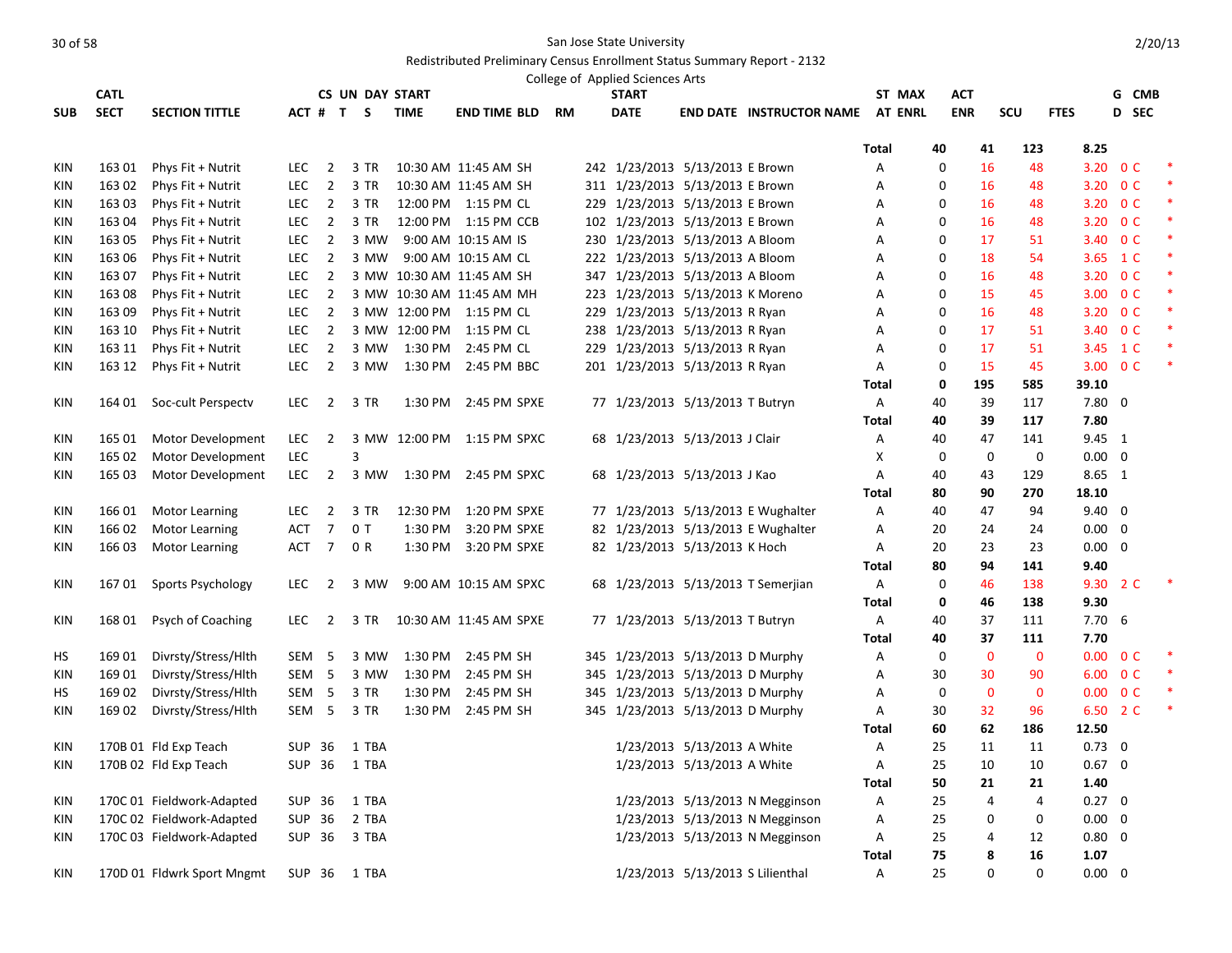San Jose State University

Redistributed Preliminary Census Enrollment Status Summary Report - 2132

College of Applied Sciences Arts

2/20/13

| SUB | CATL SECT | SECTION TITTLE | ACT # | CS # | UN T | DAY S | START TIME | END TIME | BLD | RM | START DATE | END DATE | INSTRUCTOR NAME | ST AT | MAX ENRL | ACT ENR | SCU | FTES | G D | CMB SEC | |
|---|---|---|---|---|---|---|---|---|---|---|---|---|---|---|---|---|---|---|---|---|---|
| | | | | | | | | | | | | | | Total | 40 | 41 | 123 | 8.25 | | | |
| KIN | 163 01 | Phys Fit + Nutrit | LEC | 2 | 3 | TR | 10:30 AM | 11:45 AM | SH | 242 | 1/23/2013 | 5/13/2013 | E Brown | A | 0 | 16 | 48 | 3.20 | 0 | C | * |
| KIN | 163 02 | Phys Fit + Nutrit | LEC | 2 | 3 | TR | 10:30 AM | 11:45 AM | SH | 311 | 1/23/2013 | 5/13/2013 | E Brown | A | 0 | 16 | 48 | 3.20 | 0 | C | * |
| KIN | 163 03 | Phys Fit + Nutrit | LEC | 2 | 3 | TR | 12:00 PM | 1:15 PM | CL | 229 | 1/23/2013 | 5/13/2013 | E Brown | A | 0 | 16 | 48 | 3.20 | 0 | C | * |
| KIN | 163 04 | Phys Fit + Nutrit | LEC | 2 | 3 | TR | 12:00 PM | 1:15 PM | CCB | 102 | 1/23/2013 | 5/13/2013 | E Brown | A | 0 | 16 | 48 | 3.20 | 0 | C | * |
| KIN | 163 05 | Phys Fit + Nutrit | LEC | 2 | 3 | MW | 9:00 AM | 10:15 AM | IS | 230 | 1/23/2013 | 5/13/2013 | A Bloom | A | 0 | 17 | 51 | 3.40 | 0 | C | * |
| KIN | 163 06 | Phys Fit + Nutrit | LEC | 2 | 3 | MW | 9:00 AM | 10:15 AM | CL | 222 | 1/23/2013 | 5/13/2013 | A Bloom | A | 0 | 18 | 54 | 3.65 | 1 | C | * |
| KIN | 163 07 | Phys Fit + Nutrit | LEC | 2 | 3 | MW | 10:30 AM | 11:45 AM | SH | 347 | 1/23/2013 | 5/13/2013 | A Bloom | A | 0 | 16 | 48 | 3.20 | 0 | C | * |
| KIN | 163 08 | Phys Fit + Nutrit | LEC | 2 | 3 | MW | 10:30 AM | 11:45 AM | MH | 223 | 1/23/2013 | 5/13/2013 | K Moreno | A | 0 | 15 | 45 | 3.00 | 0 | C | * |
| KIN | 163 09 | Phys Fit + Nutrit | LEC | 2 | 3 | MW | 12:00 PM | 1:15 PM | CL | 229 | 1/23/2013 | 5/13/2013 | R Ryan | A | 0 | 16 | 48 | 3.20 | 0 | C | * |
| KIN | 163 10 | Phys Fit + Nutrit | LEC | 2 | 3 | MW | 12:00 PM | 1:15 PM | CL | 238 | 1/23/2013 | 5/13/2013 | R Ryan | A | 0 | 17 | 51 | 3.40 | 0 | C | * |
| KIN | 163 11 | Phys Fit + Nutrit | LEC | 2 | 3 | MW | 1:30 PM | 2:45 PM | CL | 229 | 1/23/2013 | 5/13/2013 | R Ryan | A | 0 | 17 | 51 | 3.45 | 1 | C | * |
| KIN | 163 12 | Phys Fit + Nutrit | LEC | 2 | 3 | MW | 1:30 PM | 2:45 PM | BBC | 201 | 1/23/2013 | 5/13/2013 | R Ryan | A | 0 | 15 | 45 | 3.00 | 0 | C | * |
| | | | | | | | | | | | | | | Total | 0 | 195 | 585 | 39.10 | | | |
| KIN | 164 01 | Soc-cult Perspectv | LEC | 2 | 3 | TR | 1:30 PM | 2:45 PM | SPXE | 77 | 1/23/2013 | 5/13/2013 | T Butryn | A | 40 | 39 | 117 | 7.80 | 0 | | |
| | | | | | | | | | | | | | | Total | 40 | 39 | 117 | 7.80 | | | |
| KIN | 165 01 | Motor Development | LEC | 2 | 3 | MW | 12:00 PM | 1:15 PM | SPXC | 68 | 1/23/2013 | 5/13/2013 | J Clair | A | 40 | 47 | 141 | 9.45 | 1 | | |
| KIN | 165 02 | Motor Development | LEC | | 3 | | | | | | | | | X | 0 | 0 | 0 | 0.00 | 0 | | |
| KIN | 165 03 | Motor Development | LEC | 2 | 3 | MW | 1:30 PM | 2:45 PM | SPXC | 68 | 1/23/2013 | 5/13/2013 | J Kao | A | 40 | 43 | 129 | 8.65 | 1 | | |
| | | | | | | | | | | | | | | Total | 80 | 90 | 270 | 18.10 | | | |
| KIN | 166 01 | Motor Learning | LEC | 2 | 3 | TR | 12:30 PM | 1:20 PM | SPXE | 77 | 1/23/2013 | 5/13/2013 | E Wughalter | A | 40 | 47 | 94 | 9.40 | 0 | | |
| KIN | 166 02 | Motor Learning | ACT | 7 | 0 | T | 1:30 PM | 3:20 PM | SPXE | 82 | 1/23/2013 | 5/13/2013 | E Wughalter | A | 20 | 24 | 24 | 0.00 | 0 | | |
| KIN | 166 03 | Motor Learning | ACT | 7 | 0 | R | 1:30 PM | 3:20 PM | SPXE | 82 | 1/23/2013 | 5/13/2013 | K Hoch | A | 20 | 23 | 23 | 0.00 | 0 | | |
| | | | | | | | | | | | | | | Total | 80 | 94 | 141 | 9.40 | | | |
| KIN | 167 01 | Sports Psychology | LEC | 2 | 3 | MW | 9:00 AM | 10:15 AM | SPXC | 68 | 1/23/2013 | 5/13/2013 | T Semerjian | A | 0 | 46 | 138 | 9.30 | 2 | C | * |
| | | | | | | | | | | | | | | Total | 0 | 46 | 138 | 9.30 | | | |
| KIN | 168 01 | Psych of Coaching | LEC | 2 | 3 | TR | 10:30 AM | 11:45 AM | SPXE | 77 | 1/23/2013 | 5/13/2013 | T Butryn | A | 40 | 37 | 111 | 7.70 | 6 | | |
| | | | | | | | | | | | | | | Total | 40 | 37 | 111 | 7.70 | | | |
| HS | 169 01 | Divrsty/Stress/Hlth | SEM | 5 | 3 | MW | 1:30 PM | 2:45 PM | SH | 345 | 1/23/2013 | 5/13/2013 | D Murphy | A | 0 | 0 | 0 | 0.00 | 0 | C | * |
| KIN | 169 01 | Divrsty/Stress/Hlth | SEM | 5 | 3 | MW | 1:30 PM | 2:45 PM | SH | 345 | 1/23/2013 | 5/13/2013 | D Murphy | A | 30 | 30 | 90 | 6.00 | 0 | C | * |
| HS | 169 02 | Divrsty/Stress/Hlth | SEM | 5 | 3 | TR | 1:30 PM | 2:45 PM | SH | 345 | 1/23/2013 | 5/13/2013 | D Murphy | A | 0 | 0 | 0 | 0.00 | 0 | C | * |
| KIN | 169 02 | Divrsty/Stress/Hlth | SEM | 5 | 3 | TR | 1:30 PM | 2:45 PM | SH | 345 | 1/23/2013 | 5/13/2013 | D Murphy | A | 30 | 32 | 96 | 6.50 | 2 | C | * |
| | | | | | | | | | | | | | | Total | 60 | 62 | 186 | 12.50 | | | |
| KIN | 170B 01 | Fld Exp Teach | SUP | 36 | 1 | TBA | | | | | 1/23/2013 | 5/13/2013 | A White | A | 25 | 11 | 11 | 0.73 | 0 | | |
| KIN | 170B 02 | Fld Exp Teach | SUP | 36 | 1 | TBA | | | | | 1/23/2013 | 5/13/2013 | A White | A | 25 | 10 | 10 | 0.67 | 0 | | |
| | | | | | | | | | | | | | | Total | 50 | 21 | 21 | 1.40 | | | |
| KIN | 170C 01 | Fieldwork-Adapted | SUP | 36 | 1 | TBA | | | | | 1/23/2013 | 5/13/2013 | N Megginson | A | 25 | 4 | 4 | 0.27 | 0 | | |
| KIN | 170C 02 | Fieldwork-Adapted | SUP | 36 | 2 | TBA | | | | | 1/23/2013 | 5/13/2013 | N Megginson | A | 25 | 0 | 0 | 0.00 | 0 | | |
| KIN | 170C 03 | Fieldwork-Adapted | SUP | 36 | 3 | TBA | | | | | 1/23/2013 | 5/13/2013 | N Megginson | A | 25 | 4 | 12 | 0.80 | 0 | | |
| | | | | | | | | | | | | | | Total | 75 | 8 | 16 | 1.07 | | | |
| KIN | 170D 01 | Fldwrk Sport Mngmt | SUP | 36 | 1 | TBA | | | | | 1/23/2013 | 5/13/2013 | S Lilienthal | A | 25 | 0 | 0 | 0.00 | 0 | | |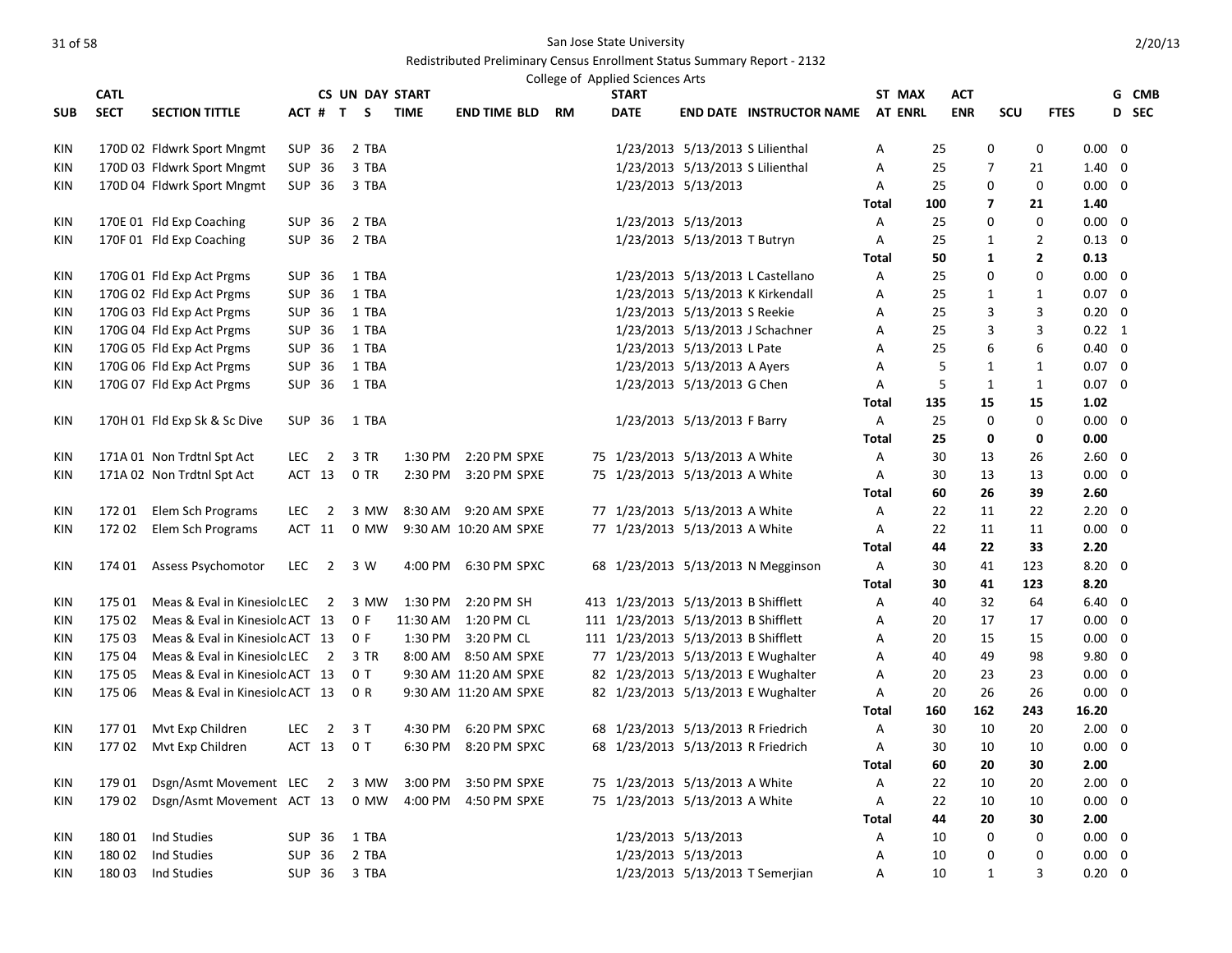San Jose State University

Redistributed Preliminary Census Enrollment Status Summary Report - 2132

College of Applied Sciences Arts

| SUB | CATL SECT | SECTION TITTLE | ACT # | CS UN T | DAY S | START TIME | END TIME | BLD | RM | START DATE | END DATE | INSTRUCTOR NAME | ST AT | MAX ENRL | ACT ENR | SCU | FTES | G D | CMB SEC |
|---|---|---|---|---|---|---|---|---|---|---|---|---|---|---|---|---|---|---|---|
| KIN | 170D 02 | Fldwrk Sport Mngmt | SUP 36 | 2 | TBA | | | | | 1/23/2013 | 5/13/2013 | S Lilienthal | A | 25 | 0 | 0 | 0.00 | 0 | |
| KIN | 170D 03 | Fldwrk Sport Mngmt | SUP 36 | 3 | TBA | | | | | 1/23/2013 | 5/13/2013 | S Lilienthal | A | 25 | 7 | 21 | 1.40 | 0 | |
| KIN | 170D 04 | Fldwrk Sport Mngmt | SUP 36 | 3 | TBA | | | | | 1/23/2013 | 5/13/2013 | | A | 25 | 0 | 0 | 0.00 | 0 | |
| | | | | | | | | | | | | | Total | 100 | 7 | 21 | 1.40 | | |
| KIN | 170E 01 | Fld Exp Coaching | SUP 36 | 2 | TBA | | | | | 1/23/2013 | 5/13/2013 | | A | 25 | 0 | 0 | 0.00 | 0 | |
| KIN | 170F 01 | Fld Exp Coaching | SUP 36 | 2 | TBA | | | | | 1/23/2013 | 5/13/2013 | T Butryn | A | 25 | 1 | 2 | 0.13 | 0 | |
| | | | | | | | | | | | | | Total | 50 | 1 | 2 | 0.13 | | |
| KIN | 170G 01 | Fld Exp Act Prgms | SUP 36 | 1 | TBA | | | | | 1/23/2013 | 5/13/2013 | L Castellano | A | 25 | 0 | 0 | 0.00 | 0 | |
| KIN | 170G 02 | Fld Exp Act Prgms | SUP 36 | 1 | TBA | | | | | 1/23/2013 | 5/13/2013 | K Kirkendall | A | 25 | 1 | 1 | 0.07 | 0 | |
| KIN | 170G 03 | Fld Exp Act Prgms | SUP 36 | 1 | TBA | | | | | 1/23/2013 | 5/13/2013 | S Reekie | A | 25 | 3 | 3 | 0.20 | 0 | |
| KIN | 170G 04 | Fld Exp Act Prgms | SUP 36 | 1 | TBA | | | | | 1/23/2013 | 5/13/2013 | J Schachner | A | 25 | 3 | 3 | 0.22 | 1 | |
| KIN | 170G 05 | Fld Exp Act Prgms | SUP 36 | 1 | TBA | | | | | 1/23/2013 | 5/13/2013 | L Pate | A | 25 | 6 | 6 | 0.40 | 0 | |
| KIN | 170G 06 | Fld Exp Act Prgms | SUP 36 | 1 | TBA | | | | | 1/23/2013 | 5/13/2013 | A Ayers | A | 5 | 1 | 1 | 0.07 | 0 | |
| KIN | 170G 07 | Fld Exp Act Prgms | SUP 36 | 1 | TBA | | | | | 1/23/2013 | 5/13/2013 | G Chen | A | 5 | 1 | 1 | 0.07 | 0 | |
| | | | | | | | | | | | | | Total | 135 | 15 | 15 | 1.02 | | |
| KIN | 170H 01 | Fld Exp Sk & Sc Dive | SUP 36 | 1 | TBA | | | | | 1/23/2013 | 5/13/2013 | F Barry | A | 25 | 0 | 0 | 0.00 | 0 | |
| | | | | | | | | | | | | | Total | 25 | 0 | 0 | 0.00 | | |
| KIN | 171A 01 | Non Trdtnl Spt Act | LEC 2 | 3 | TR | 1:30 PM | 2:20 PM | SPXE | 75 | 1/23/2013 | 5/13/2013 | A White | A | 30 | 13 | 26 | 2.60 | 0 | |
| KIN | 171A 02 | Non Trdtnl Spt Act | ACT 13 | 0 | TR | 2:30 PM | 3:20 PM | SPXE | 75 | 1/23/2013 | 5/13/2013 | A White | A | 30 | 13 | 13 | 0.00 | 0 | |
| | | | | | | | | | | | | | Total | 60 | 26 | 39 | 2.60 | | |
| KIN | 172 01 | Elem Sch Programs | LEC 2 | 3 | MW | 8:30 AM | 9:20 AM | SPXE | 77 | 1/23/2013 | 5/13/2013 | A White | A | 22 | 11 | 22 | 2.20 | 0 | |
| KIN | 172 02 | Elem Sch Programs | ACT 11 | 0 | MW | 9:30 AM | 10:20 AM | SPXE | 77 | 1/23/2013 | 5/13/2013 | A White | A | 22 | 11 | 11 | 0.00 | 0 | |
| | | | | | | | | | | | | | Total | 44 | 22 | 33 | 2.20 | | |
| KIN | 174 01 | Assess Psychomotor | LEC 2 | 3 | W | 4:00 PM | 6:30 PM | SPXC | 68 | 1/23/2013 | 5/13/2013 | N Megginson | A | 30 | 41 | 123 | 8.20 | 0 | |
| | | | | | | | | | | | | | Total | 30 | 41 | 123 | 8.20 | | |
| KIN | 175 01 | Meas & Eval in Kinesiolo | LEC 2 | 3 | MW | 1:30 PM | 2:20 PM | SH | 413 | 1/23/2013 | 5/13/2013 | B Shifflett | A | 40 | 32 | 64 | 6.40 | 0 | |
| KIN | 175 02 | Meas & Eval in Kinesiolo | ACT 13 | 0 | F | 11:30 AM | 1:20 PM | CL | 111 | 1/23/2013 | 5/13/2013 | B Shifflett | A | 20 | 17 | 17 | 0.00 | 0 | |
| KIN | 175 03 | Meas & Eval in Kinesiolo | ACT 13 | 0 | F | 1:30 PM | 3:20 PM | CL | 111 | 1/23/2013 | 5/13/2013 | B Shifflett | A | 20 | 15 | 15 | 0.00 | 0 | |
| KIN | 175 04 | Meas & Eval in Kinesiolo | LEC 2 | 3 | TR | 8:00 AM | 8:50 AM | SPXE | 77 | 1/23/2013 | 5/13/2013 | E Wughalter | A | 40 | 49 | 98 | 9.80 | 0 | |
| KIN | 175 05 | Meas & Eval in Kinesiolo | ACT 13 | 0 | T | 9:30 AM | 11:20 AM | SPXE | 82 | 1/23/2013 | 5/13/2013 | E Wughalter | A | 20 | 23 | 23 | 0.00 | 0 | |
| KIN | 175 06 | Meas & Eval in Kinesiolo | ACT 13 | 0 | R | 9:30 AM | 11:20 AM | SPXE | 82 | 1/23/2013 | 5/13/2013 | E Wughalter | A | 20 | 26 | 26 | 0.00 | 0 | |
| | | | | | | | | | | | | | Total | 160 | 162 | 243 | 16.20 | | |
| KIN | 177 01 | Mvt Exp Children | LEC 2 | 3 | T | 4:30 PM | 6:20 PM | SPXC | 68 | 1/23/2013 | 5/13/2013 | R Friedrich | A | 30 | 10 | 20 | 2.00 | 0 | |
| KIN | 177 02 | Mvt Exp Children | ACT 13 | 0 | T | 6:30 PM | 8:20 PM | SPXC | 68 | 1/23/2013 | 5/13/2013 | R Friedrich | A | 30 | 10 | 10 | 0.00 | 0 | |
| | | | | | | | | | | | | | Total | 60 | 20 | 30 | 2.00 | | |
| KIN | 179 01 | Dsgn/Asmt Movement | LEC 2 | 3 | MW | 3:00 PM | 3:50 PM | SPXE | 75 | 1/23/2013 | 5/13/2013 | A White | A | 22 | 10 | 20 | 2.00 | 0 | |
| KIN | 179 02 | Dsgn/Asmt Movement | ACT 13 | 0 | MW | 4:00 PM | 4:50 PM | SPXE | 75 | 1/23/2013 | 5/13/2013 | A White | A | 22 | 10 | 10 | 0.00 | 0 | |
| | | | | | | | | | | | | | Total | 44 | 20 | 30 | 2.00 | | |
| KIN | 180 01 | Ind Studies | SUP 36 | 1 | TBA | | | | | 1/23/2013 | 5/13/2013 | | A | 10 | 0 | 0 | 0.00 | 0 | |
| KIN | 180 02 | Ind Studies | SUP 36 | 2 | TBA | | | | | 1/23/2013 | 5/13/2013 | | A | 10 | 0 | 0 | 0.00 | 0 | |
| KIN | 180 03 | Ind Studies | SUP 36 | 3 | TBA | | | | | 1/23/2013 | 5/13/2013 | T Semerjian | A | 10 | 1 | 3 | 0.20 | 0 | |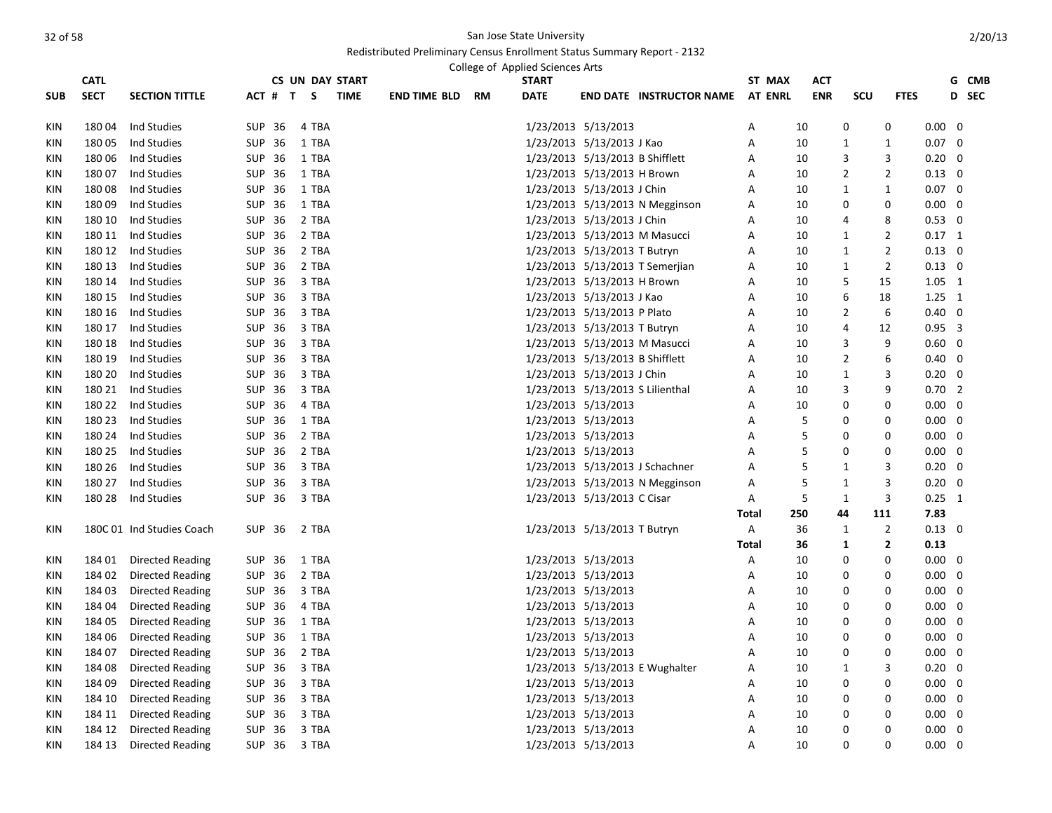San Jose State University

Redistributed Preliminary Census Enrollment Status Summary Report - 2132

College of Applied Sciences Arts

| SUB | CATL SECT | SECTION TITTLE | ACT # | CS UN T | DAY S | START TIME | END TIME | BLD | RM | START DATE | END DATE | INSTRUCTOR NAME | ST AT | MAX ENRL | ACT ENR | SCU | FTES | G D | CMB SEC |
|---|---|---|---|---|---|---|---|---|---|---|---|---|---|---|---|---|---|---|---|
| KIN | 180 04 | Ind Studies | SUP | 36 | 4 | TBA | | | | 1/23/2013 | 5/13/2013 | | A | 10 | 0 | 0 | 0.00 | 0 | |
| KIN | 180 05 | Ind Studies | SUP | 36 | 1 | TBA | | | | 1/23/2013 | 5/13/2013 | J Kao | A | 10 | 1 | 1 | 0.07 | 0 | |
| KIN | 180 06 | Ind Studies | SUP | 36 | 1 | TBA | | | | 1/23/2013 | 5/13/2013 | B Shifflett | A | 10 | 3 | 3 | 0.20 | 0 | |
| KIN | 180 07 | Ind Studies | SUP | 36 | 1 | TBA | | | | 1/23/2013 | 5/13/2013 | H Brown | A | 10 | 2 | 2 | 0.13 | 0 | |
| KIN | 180 08 | Ind Studies | SUP | 36 | 1 | TBA | | | | 1/23/2013 | 5/13/2013 | J Chin | A | 10 | 1 | 1 | 0.07 | 0 | |
| KIN | 180 09 | Ind Studies | SUP | 36 | 1 | TBA | | | | 1/23/2013 | 5/13/2013 | N Megginson | A | 10 | 0 | 0 | 0.00 | 0 | |
| KIN | 180 10 | Ind Studies | SUP | 36 | 2 | TBA | | | | 1/23/2013 | 5/13/2013 | J Chin | A | 10 | 4 | 8 | 0.53 | 0 | |
| KIN | 180 11 | Ind Studies | SUP | 36 | 2 | TBA | | | | 1/23/2013 | 5/13/2013 | M Masucci | A | 10 | 1 | 2 | 0.17 | 1 | |
| KIN | 180 12 | Ind Studies | SUP | 36 | 2 | TBA | | | | 1/23/2013 | 5/13/2013 | T Butryn | A | 10 | 1 | 2 | 0.13 | 0 | |
| KIN | 180 13 | Ind Studies | SUP | 36 | 2 | TBA | | | | 1/23/2013 | 5/13/2013 | T Semerjian | A | 10 | 1 | 2 | 0.13 | 0 | |
| KIN | 180 14 | Ind Studies | SUP | 36 | 3 | TBA | | | | 1/23/2013 | 5/13/2013 | H Brown | A | 10 | 5 | 15 | 1.05 | 1 | |
| KIN | 180 15 | Ind Studies | SUP | 36 | 3 | TBA | | | | 1/23/2013 | 5/13/2013 | J Kao | A | 10 | 6 | 18 | 1.25 | 1 | |
| KIN | 180 16 | Ind Studies | SUP | 36 | 3 | TBA | | | | 1/23/2013 | 5/13/2013 | P Plato | A | 10 | 2 | 6 | 0.40 | 0 | |
| KIN | 180 17 | Ind Studies | SUP | 36 | 3 | TBA | | | | 1/23/2013 | 5/13/2013 | T Butryn | A | 10 | 4 | 12 | 0.95 | 3 | |
| KIN | 180 18 | Ind Studies | SUP | 36 | 3 | TBA | | | | 1/23/2013 | 5/13/2013 | M Masucci | A | 10 | 3 | 9 | 0.60 | 0 | |
| KIN | 180 19 | Ind Studies | SUP | 36 | 3 | TBA | | | | 1/23/2013 | 5/13/2013 | B Shifflett | A | 10 | 2 | 6 | 0.40 | 0 | |
| KIN | 180 20 | Ind Studies | SUP | 36 | 3 | TBA | | | | 1/23/2013 | 5/13/2013 | J Chin | A | 10 | 1 | 3 | 0.20 | 0 | |
| KIN | 180 21 | Ind Studies | SUP | 36 | 3 | TBA | | | | 1/23/2013 | 5/13/2013 | S Lilienthal | A | 10 | 3 | 9 | 0.70 | 2 | |
| KIN | 180 22 | Ind Studies | SUP | 36 | 4 | TBA | | | | 1/23/2013 | 5/13/2013 | | A | 10 | 0 | 0 | 0.00 | 0 | |
| KIN | 180 23 | Ind Studies | SUP | 36 | 1 | TBA | | | | 1/23/2013 | 5/13/2013 | | A | 5 | 0 | 0 | 0.00 | 0 | |
| KIN | 180 24 | Ind Studies | SUP | 36 | 2 | TBA | | | | 1/23/2013 | 5/13/2013 | | A | 5 | 0 | 0 | 0.00 | 0 | |
| KIN | 180 25 | Ind Studies | SUP | 36 | 2 | TBA | | | | 1/23/2013 | 5/13/2013 | | A | 5 | 0 | 0 | 0.00 | 0 | |
| KIN | 180 26 | Ind Studies | SUP | 36 | 3 | TBA | | | | 1/23/2013 | 5/13/2013 | J Schachner | A | 5 | 1 | 3 | 0.20 | 0 | |
| KIN | 180 27 | Ind Studies | SUP | 36 | 3 | TBA | | | | 1/23/2013 | 5/13/2013 | N Megginson | A | 5 | 1 | 3 | 0.20 | 0 | |
| KIN | 180 28 | Ind Studies | SUP | 36 | 3 | TBA | | | | 1/23/2013 | 5/13/2013 | C Cisar | A | 5 | 1 | 3 | 0.25 | 1 | |
| | | | | | | | | | | | | | **Total** | **250** | **44** | **111** | **7.83** | | |
| KIN | 180C 01 | Ind Studies Coach | SUP | 36 | 2 | TBA | | | | 1/23/2013 | 5/13/2013 | T Butryn | A | 36 | 1 | 2 | 0.13 | 0 | |
| | | | | | | | | | | | | | **Total** | **36** | **1** | **2** | **0.13** | | |
| KIN | 184 01 | Directed Reading | SUP | 36 | 1 | TBA | | | | 1/23/2013 | 5/13/2013 | | A | 10 | 0 | 0 | 0.00 | 0 | |
| KIN | 184 02 | Directed Reading | SUP | 36 | 2 | TBA | | | | 1/23/2013 | 5/13/2013 | | A | 10 | 0 | 0 | 0.00 | 0 | |
| KIN | 184 03 | Directed Reading | SUP | 36 | 3 | TBA | | | | 1/23/2013 | 5/13/2013 | | A | 10 | 0 | 0 | 0.00 | 0 | |
| KIN | 184 04 | Directed Reading | SUP | 36 | 4 | TBA | | | | 1/23/2013 | 5/13/2013 | | A | 10 | 0 | 0 | 0.00 | 0 | |
| KIN | 184 05 | Directed Reading | SUP | 36 | 1 | TBA | | | | 1/23/2013 | 5/13/2013 | | A | 10 | 0 | 0 | 0.00 | 0 | |
| KIN | 184 06 | Directed Reading | SUP | 36 | 1 | TBA | | | | 1/23/2013 | 5/13/2013 | | A | 10 | 0 | 0 | 0.00 | 0 | |
| KIN | 184 07 | Directed Reading | SUP | 36 | 2 | TBA | | | | 1/23/2013 | 5/13/2013 | | A | 10 | 0 | 0 | 0.00 | 0 | |
| KIN | 184 08 | Directed Reading | SUP | 36 | 3 | TBA | | | | 1/23/2013 | 5/13/2013 | E Wughalter | A | 10 | 1 | 3 | 0.20 | 0 | |
| KIN | 184 09 | Directed Reading | SUP | 36 | 3 | TBA | | | | 1/23/2013 | 5/13/2013 | | A | 10 | 0 | 0 | 0.00 | 0 | |
| KIN | 184 10 | Directed Reading | SUP | 36 | 3 | TBA | | | | 1/23/2013 | 5/13/2013 | | A | 10 | 0 | 0 | 0.00 | 0 | |
| KIN | 184 11 | Directed Reading | SUP | 36 | 3 | TBA | | | | 1/23/2013 | 5/13/2013 | | A | 10 | 0 | 0 | 0.00 | 0 | |
| KIN | 184 12 | Directed Reading | SUP | 36 | 3 | TBA | | | | 1/23/2013 | 5/13/2013 | | A | 10 | 0 | 0 | 0.00 | 0 | |
| KIN | 184 13 | Directed Reading | SUP | 36 | 3 | TBA | | | | 1/23/2013 | 5/13/2013 | | A | 10 | 0 | 0 | 0.00 | 0 | |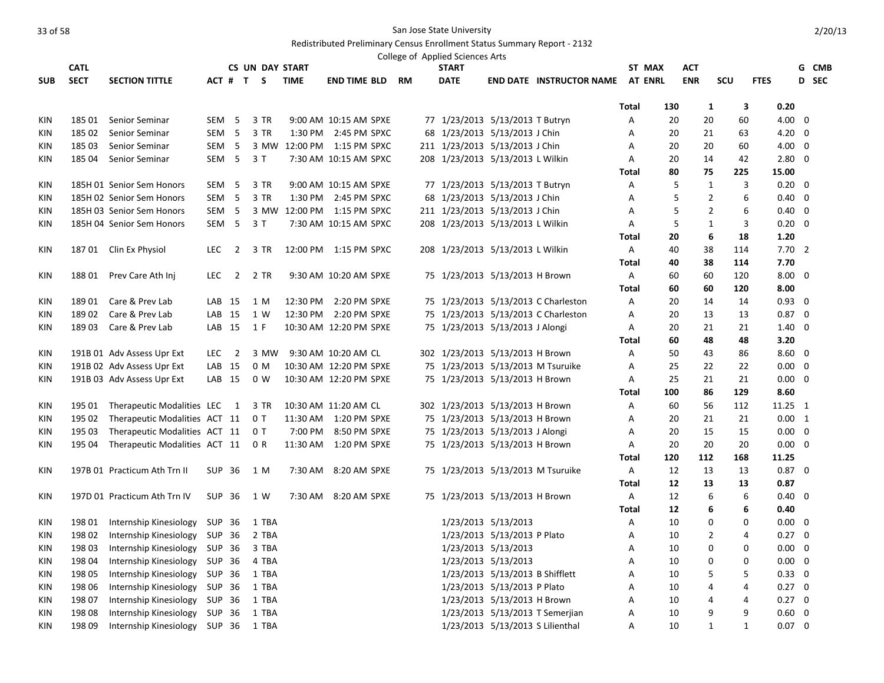San Jose State University

Redistributed Preliminary Census Enrollment Status Summary Report - 2132

College of Applied Sciences Arts

| SUB | CATL SECT | SECTION TITTLE | ACT # | CS UN T | DAY S | START TIME | END TIME | BLD | RM | START DATE | END DATE | INSTRUCTOR NAME | ST AT | MAX ENRL | ACT ENR | SCU | FTES | G D | CMB SEC |
|---|---|---|---|---|---|---|---|---|---|---|---|---|---|---|---|---|---|---|---|
| | | | | | | | | | | | | | Total | 130 | 1 | 3 | 0.20 | | |
| KIN | 185 01 | Senior Seminar | SEM | 5 | 3 TR | 9:00 AM | 10:15 AM | SPXE | 77 | 1/23/2013 | 5/13/2013 | T Butryn | A | 20 | 20 | 60 | 4.00 | 0 | |
| KIN | 185 02 | Senior Seminar | SEM | 5 | 3 TR | 1:30 PM | 2:45 PM | SPXC | 68 | 1/23/2013 | 5/13/2013 | J Chin | A | 20 | 21 | 63 | 4.20 | 0 | |
| KIN | 185 03 | Senior Seminar | SEM | 5 | 3 MW | 12:00 PM | 1:15 PM | SPXC | 211 | 1/23/2013 | 5/13/2013 | J Chin | A | 20 | 20 | 60 | 4.00 | 0 | |
| KIN | 185 04 | Senior Seminar | SEM | 5 | 3 T | 7:30 AM | 10:15 AM | SPXC | 208 | 1/23/2013 | 5/13/2013 | L Wilkin | A | 20 | 14 | 42 | 2.80 | 0 | |
| | | | | | | | | | | | | | Total | 80 | 75 | 225 | 15.00 | | |
| KIN | 185H 01 | Senior Sem Honors | SEM | 5 | 3 TR | 9:00 AM | 10:15 AM | SPXE | 77 | 1/23/2013 | 5/13/2013 | T Butryn | A | 5 | 1 | 3 | 0.20 | 0 | |
| KIN | 185H 02 | Senior Sem Honors | SEM | 5 | 3 TR | 1:30 PM | 2:45 PM | SPXC | 68 | 1/23/2013 | 5/13/2013 | J Chin | A | 5 | 2 | 6 | 0.40 | 0 | |
| KIN | 185H 03 | Senior Sem Honors | SEM | 5 | 3 MW | 12:00 PM | 1:15 PM | SPXC | 211 | 1/23/2013 | 5/13/2013 | J Chin | A | 5 | 2 | 6 | 0.40 | 0 | |
| KIN | 185H 04 | Senior Sem Honors | SEM | 5 | 3 T | 7:30 AM | 10:15 AM | SPXC | 208 | 1/23/2013 | 5/13/2013 | L Wilkin | A | 5 | 1 | 3 | 0.20 | 0 | |
| | | | | | | | | | | | | | Total | 20 | 6 | 18 | 1.20 | | |
| KIN | 187 01 | Clin Ex Physiol | LEC | 2 | 3 TR | 12:00 PM | 1:15 PM | SPXC | 208 | 1/23/2013 | 5/13/2013 | L Wilkin | A | 40 | 38 | 114 | 7.70 | 2 | |
| | | | | | | | | | | | | | Total | 40 | 38 | 114 | 7.70 | | |
| KIN | 188 01 | Prev Care Ath Inj | LEC | 2 | 2 TR | 9:30 AM | 10:20 AM | SPXE | 75 | 1/23/2013 | 5/13/2013 | H Brown | A | 60 | 60 | 120 | 8.00 | 0 | |
| | | | | | | | | | | | | | Total | 60 | 60 | 120 | 8.00 | | |
| KIN | 189 01 | Care & Prev Lab | LAB | 15 | 1 M | 12:30 PM | 2:20 PM | SPXE | 75 | 1/23/2013 | 5/13/2013 | C Charleston | A | 20 | 14 | 14 | 0.93 | 0 | |
| KIN | 189 02 | Care & Prev Lab | LAB | 15 | 1 W | 12:30 PM | 2:20 PM | SPXE | 75 | 1/23/2013 | 5/13/2013 | C Charleston | A | 20 | 13 | 13 | 0.87 | 0 | |
| KIN | 189 03 | Care & Prev Lab | LAB | 15 | 1 F | 10:30 AM | 12:20 PM | SPXE | 75 | 1/23/2013 | 5/13/2013 | J Alongi | A | 20 | 21 | 21 | 1.40 | 0 | |
| | | | | | | | | | | | | | Total | 60 | 48 | 48 | 3.20 | | |
| KIN | 191B 01 | Adv Assess Upr Ext | LEC | 2 | 3 MW | 9:30 AM | 10:20 AM | CL | 302 | 1/23/2013 | 5/13/2013 | H Brown | A | 50 | 43 | 86 | 8.60 | 0 | |
| KIN | 191B 02 | Adv Assess Upr Ext | LAB | 15 | 0 M | 10:30 AM | 12:20 PM | SPXE | 75 | 1/23/2013 | 5/13/2013 | M Tsuruike | A | 25 | 22 | 22 | 0.00 | 0 | |
| KIN | 191B 03 | Adv Assess Upr Ext | LAB | 15 | 0 W | 10:30 AM | 12:20 PM | SPXE | 75 | 1/23/2013 | 5/13/2013 | H Brown | A | 25 | 21 | 21 | 0.00 | 0 | |
| | | | | | | | | | | | | | Total | 100 | 86 | 129 | 8.60 | | |
| KIN | 195 01 | Therapeutic Modalities | LEC | 1 | 3 TR | 10:30 AM | 11:20 AM | CL | 302 | 1/23/2013 | 5/13/2013 | H Brown | A | 60 | 56 | 112 | 11.25 | 1 | |
| KIN | 195 02 | Therapeutic Modalities | ACT | 11 | 0 T | 11:30 AM | 1:20 PM | SPXE | 75 | 1/23/2013 | 5/13/2013 | H Brown | A | 20 | 21 | 21 | 0.00 | 1 | |
| KIN | 195 03 | Therapeutic Modalities | ACT | 11 | 0 T | 7:00 PM | 8:50 PM | SPXE | 75 | 1/23/2013 | 5/13/2013 | J Alongi | A | 20 | 15 | 15 | 0.00 | 0 | |
| KIN | 195 04 | Therapeutic Modalities | ACT | 11 | 0 R | 11:30 AM | 1:20 PM | SPXE | 75 | 1/23/2013 | 5/13/2013 | H Brown | A | 20 | 20 | 20 | 0.00 | 0 | |
| | | | | | | | | | | | | | Total | 120 | 112 | 168 | 11.25 | | |
| KIN | 197B 01 | Practicum Ath Trn II | SUP | 36 | 1 M | 7:30 AM | 8:20 AM | SPXE | 75 | 1/23/2013 | 5/13/2013 | M Tsuruike | A | 12 | 13 | 13 | 0.87 | 0 | |
| | | | | | | | | | | | | | Total | 12 | 13 | 13 | 0.87 | | |
| KIN | 197D 01 | Practicum Ath Trn IV | SUP | 36 | 1 W | 7:30 AM | 8:20 AM | SPXE | 75 | 1/23/2013 | 5/13/2013 | H Brown | A | 12 | 6 | 6 | 0.40 | 0 | |
| | | | | | | | | | | | | | Total | 12 | 6 | 6 | 0.40 | | |
| KIN | 198 01 | Internship Kinesiology | SUP | 36 | 1 TBA | | | | | 1/23/2013 | 5/13/2013 | | A | 10 | 0 | 0 | 0.00 | 0 | |
| KIN | 198 02 | Internship Kinesiology | SUP | 36 | 2 TBA | | | | | 1/23/2013 | 5/13/2013 | P Plato | A | 10 | 2 | 4 | 0.27 | 0 | |
| KIN | 198 03 | Internship Kinesiology | SUP | 36 | 3 TBA | | | | | 1/23/2013 | 5/13/2013 | | A | 10 | 0 | 0 | 0.00 | 0 | |
| KIN | 198 04 | Internship Kinesiology | SUP | 36 | 4 TBA | | | | | 1/23/2013 | 5/13/2013 | | A | 10 | 0 | 0 | 0.00 | 0 | |
| KIN | 198 05 | Internship Kinesiology | SUP | 36 | 1 TBA | | | | | 1/23/2013 | 5/13/2013 | B Shifflett | A | 10 | 5 | 5 | 0.33 | 0 | |
| KIN | 198 06 | Internship Kinesiology | SUP | 36 | 1 TBA | | | | | 1/23/2013 | 5/13/2013 | P Plato | A | 10 | 4 | 4 | 0.27 | 0 | |
| KIN | 198 07 | Internship Kinesiology | SUP | 36 | 1 TBA | | | | | 1/23/2013 | 5/13/2013 | H Brown | A | 10 | 4 | 4 | 0.27 | 0 | |
| KIN | 198 08 | Internship Kinesiology | SUP | 36 | 1 TBA | | | | | 1/23/2013 | 5/13/2013 | T Semerjian | A | 10 | 9 | 9 | 0.60 | 0 | |
| KIN | 198 09 | Internship Kinesiology | SUP | 36 | 1 TBA | | | | | 1/23/2013 | 5/13/2013 | S Lilienthal | A | 10 | 1 | 1 | 0.07 | 0 | |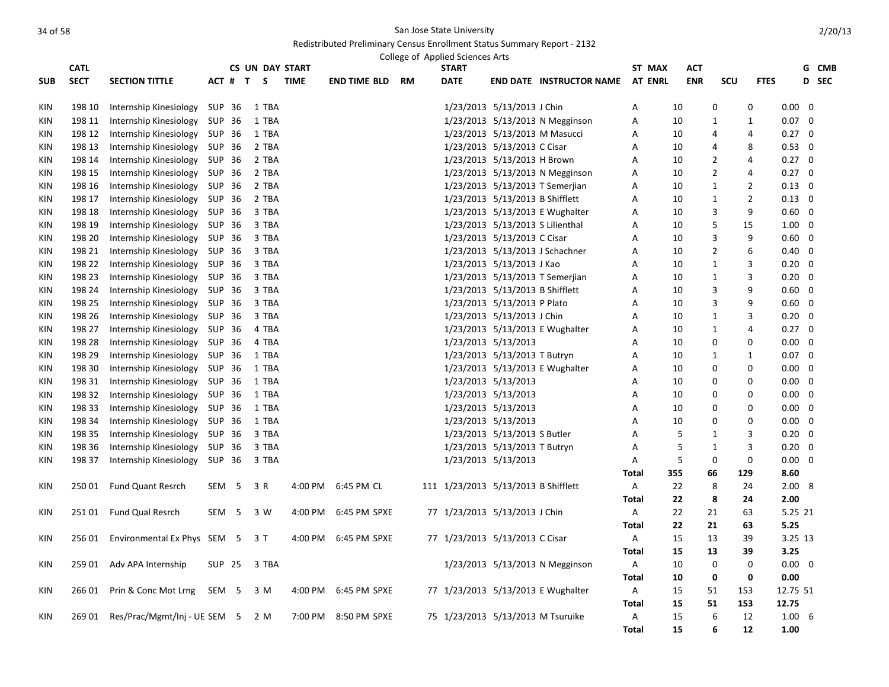San Jose State University

Redistributed Preliminary Census Enrollment Status Summary Report - 2132

College of Applied Sciences Arts

| SUB | CATL SECT | SECTION TITTLE | ACT | CS # | UN T | DAY S | START TIME | END TIME | BLD | RM | START DATE | END DATE | INSTRUCTOR NAME | ST AT | MAX ENRL | ACT ENR | SCU | FTES | GD | CMB SEC |
|---|---|---|---|---|---|---|---|---|---|---|---|---|---|---|---|---|---|---|---|---|
| KIN | 198 10 | Internship Kinesiology | SUP | 36 | 1 | TBA | | | | | 1/23/2013 | 5/13/2013 | J Chin | A | 10 | 0 | 0 | 0.00 | 0 | |
| KIN | 198 11 | Internship Kinesiology | SUP | 36 | 1 | TBA | | | | | 1/23/2013 | 5/13/2013 | N Megginson | A | 10 | 1 | 1 | 0.07 | 0 | |
| KIN | 198 12 | Internship Kinesiology | SUP | 36 | 1 | TBA | | | | | 1/23/2013 | 5/13/2013 | M Masucci | A | 10 | 4 | 4 | 0.27 | 0 | |
| KIN | 198 13 | Internship Kinesiology | SUP | 36 | 2 | TBA | | | | | 1/23/2013 | 5/13/2013 | C Cisar | A | 10 | 4 | 8 | 0.53 | 0 | |
| KIN | 198 14 | Internship Kinesiology | SUP | 36 | 2 | TBA | | | | | 1/23/2013 | 5/13/2013 | H Brown | A | 10 | 2 | 4 | 0.27 | 0 | |
| KIN | 198 15 | Internship Kinesiology | SUP | 36 | 2 | TBA | | | | | 1/23/2013 | 5/13/2013 | N Megginson | A | 10 | 2 | 4 | 0.27 | 0 | |
| KIN | 198 16 | Internship Kinesiology | SUP | 36 | 2 | TBA | | | | | 1/23/2013 | 5/13/2013 | T Semerjian | A | 10 | 1 | 2 | 0.13 | 0 | |
| KIN | 198 17 | Internship Kinesiology | SUP | 36 | 2 | TBA | | | | | 1/23/2013 | 5/13/2013 | B Shifflett | A | 10 | 1 | 2 | 0.13 | 0 | |
| KIN | 198 18 | Internship Kinesiology | SUP | 36 | 3 | TBA | | | | | 1/23/2013 | 5/13/2013 | E Wughalter | A | 10 | 3 | 9 | 0.60 | 0 | |
| KIN | 198 19 | Internship Kinesiology | SUP | 36 | 3 | TBA | | | | | 1/23/2013 | 5/13/2013 | S Lilienthal | A | 10 | 5 | 15 | 1.00 | 0 | |
| KIN | 198 20 | Internship Kinesiology | SUP | 36 | 3 | TBA | | | | | 1/23/2013 | 5/13/2013 | C Cisar | A | 10 | 3 | 9 | 0.60 | 0 | |
| KIN | 198 21 | Internship Kinesiology | SUP | 36 | 3 | TBA | | | | | 1/23/2013 | 5/13/2013 | J Schachner | A | 10 | 2 | 6 | 0.40 | 0 | |
| KIN | 198 22 | Internship Kinesiology | SUP | 36 | 3 | TBA | | | | | 1/23/2013 | 5/13/2013 | J Kao | A | 10 | 1 | 3 | 0.20 | 0 | |
| KIN | 198 23 | Internship Kinesiology | SUP | 36 | 3 | TBA | | | | | 1/23/2013 | 5/13/2013 | T Semerjian | A | 10 | 1 | 3 | 0.20 | 0 | |
| KIN | 198 24 | Internship Kinesiology | SUP | 36 | 3 | TBA | | | | | 1/23/2013 | 5/13/2013 | B Shifflett | A | 10 | 3 | 9 | 0.60 | 0 | |
| KIN | 198 25 | Internship Kinesiology | SUP | 36 | 3 | TBA | | | | | 1/23/2013 | 5/13/2013 | P Plato | A | 10 | 3 | 9 | 0.60 | 0 | |
| KIN | 198 26 | Internship Kinesiology | SUP | 36 | 3 | TBA | | | | | 1/23/2013 | 5/13/2013 | J Chin | A | 10 | 1 | 3 | 0.20 | 0 | |
| KIN | 198 27 | Internship Kinesiology | SUP | 36 | 4 | TBA | | | | | 1/23/2013 | 5/13/2013 | E Wughalter | A | 10 | 1 | 4 | 0.27 | 0 | |
| KIN | 198 28 | Internship Kinesiology | SUP | 36 | 4 | TBA | | | | | 1/23/2013 | 5/13/2013 | | A | 10 | 0 | 0 | 0.00 | 0 | |
| KIN | 198 29 | Internship Kinesiology | SUP | 36 | 1 | TBA | | | | | 1/23/2013 | 5/13/2013 | T Butryn | A | 10 | 1 | 1 | 0.07 | 0 | |
| KIN | 198 30 | Internship Kinesiology | SUP | 36 | 1 | TBA | | | | | 1/23/2013 | 5/13/2013 | E Wughalter | A | 10 | 0 | 0 | 0.00 | 0 | |
| KIN | 198 31 | Internship Kinesiology | SUP | 36 | 1 | TBA | | | | | 1/23/2013 | 5/13/2013 | | A | 10 | 0 | 0 | 0.00 | 0 | |
| KIN | 198 32 | Internship Kinesiology | SUP | 36 | 1 | TBA | | | | | 1/23/2013 | 5/13/2013 | | A | 10 | 0 | 0 | 0.00 | 0 | |
| KIN | 198 33 | Internship Kinesiology | SUP | 36 | 1 | TBA | | | | | 1/23/2013 | 5/13/2013 | | A | 10 | 0 | 0 | 0.00 | 0 | |
| KIN | 198 34 | Internship Kinesiology | SUP | 36 | 1 | TBA | | | | | 1/23/2013 | 5/13/2013 | | A | 10 | 0 | 0 | 0.00 | 0 | |
| KIN | 198 35 | Internship Kinesiology | SUP | 36 | 3 | TBA | | | | | 1/23/2013 | 5/13/2013 | S Butler | A | 5 | 1 | 3 | 0.20 | 0 | |
| KIN | 198 36 | Internship Kinesiology | SUP | 36 | 3 | TBA | | | | | 1/23/2013 | 5/13/2013 | T Butryn | A | 5 | 1 | 3 | 0.20 | 0 | |
| KIN | 198 37 | Internship Kinesiology | SUP | 36 | 3 | TBA | | | | | 1/23/2013 | 5/13/2013 | | A | 5 | 0 | 0 | 0.00 | 0 | |
| | | | | | | | | | | | | | | **Total** | **355** | **66** | **129** | **8.60** | | |
| KIN | 250 01 | Fund Quant Resrch | SEM | 5 | 3 | R | 4:00 PM | 6:45 PM | CL | 111 | 1/23/2013 | 5/13/2013 | B Shifflett | A | 22 | 8 | 24 | 2.00 | 8 | |
| | | | | | | | | | | | | | | **Total** | **22** | **8** | **24** | **2.00** | | |
| KIN | 251 01 | Fund Qual Resrch | SEM | 5 | 3 | W | 4:00 PM | 6:45 PM | SPXE | 77 | 1/23/2013 | 5/13/2013 | J Chin | A | 22 | 21 | 63 | 5.25 | 21 | |
| | | | | | | | | | | | | | | **Total** | **22** | **21** | **63** | **5.25** | | |
| KIN | 256 01 | Environmental Ex Phys | SEM | 5 | 3 | T | 4:00 PM | 6:45 PM | SPXE | 77 | 1/23/2013 | 5/13/2013 | C Cisar | A | 15 | 13 | 39 | 3.25 | 13 | |
| | | | | | | | | | | | | | | **Total** | **15** | **13** | **39** | **3.25** | | |
| KIN | 259 01 | Adv APA Internship | SUP | 25 | 3 | TBA | | | | | 1/23/2013 | 5/13/2013 | N Megginson | A | 10 | 0 | 0 | 0.00 | 0 | |
| | | | | | | | | | | | | | | **Total** | **10** | **0** | **0** | **0.00** | | |
| KIN | 266 01 | Prin & Conc Mot Lrng | SEM | 5 | 3 | M | 4:00 PM | 6:45 PM | SPXE | 77 | 1/23/2013 | 5/13/2013 | E Wughalter | A | 15 | 51 | 153 | 12.75 | 51 | |
| | | | | | | | | | | | | | | **Total** | **15** | **51** | **153** | **12.75** | | |
| KIN | 269 01 | Res/Prac/Mgmt/Inj - UE | SEM | 5 | 2 | M | 7:00 PM | 8:50 PM | SPXE | 75 | 1/23/2013 | 5/13/2013 | M Tsuruike | A | 15 | 6 | 12 | 1.00 | 6 | |
| | | | | | | | | | | | | | | **Total** | **15** | **6** | **12** | **1.00** | | |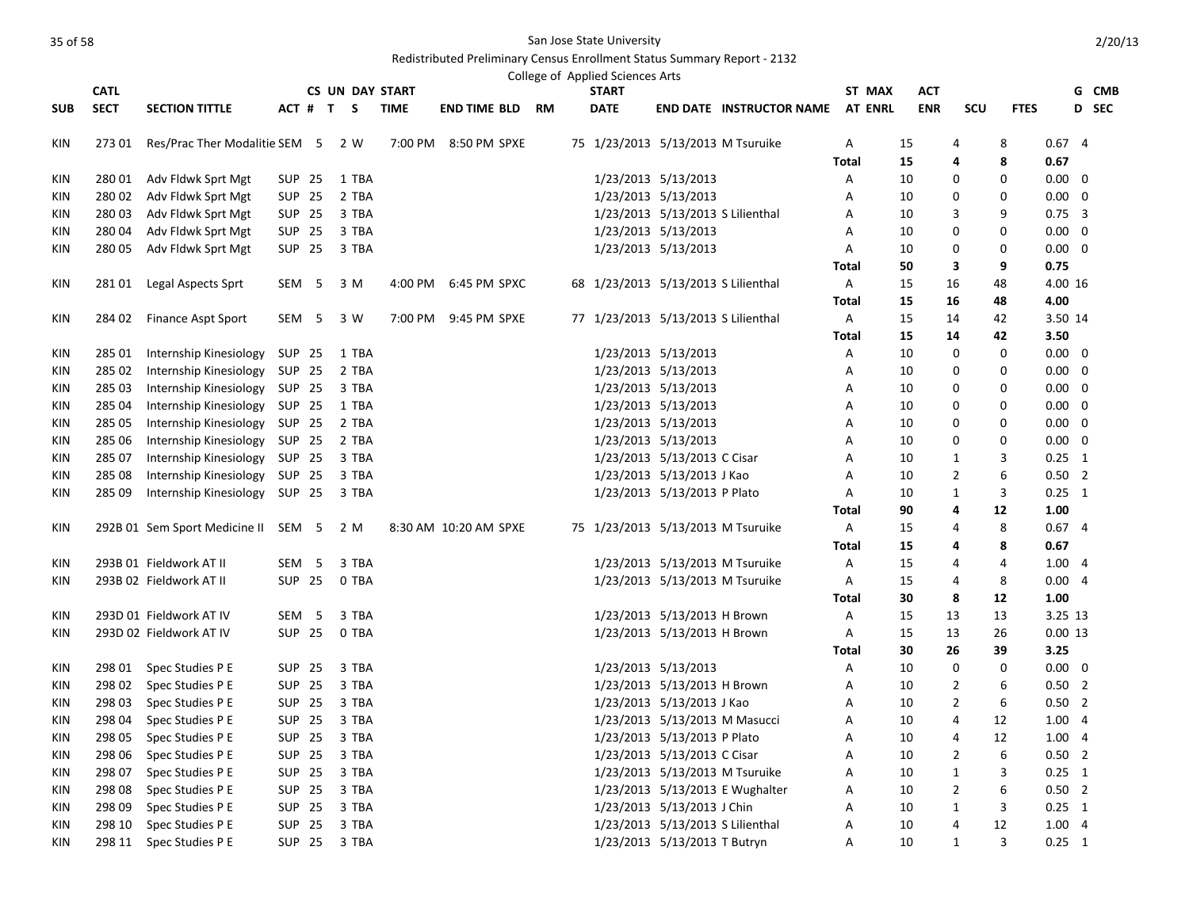San Jose State University

Redistributed Preliminary Census Enrollment Status Summary Report - 2132

College of Applied Sciences Arts

| SUB | CATL SECT | SECTION TITTLE | ACT # | CS T | UN S | DAY | START TIME | END TIME | BLD | RM | START DATE | END DATE | INSTRUCTOR NAME | ST AT | MAX ENRL | ACT ENR | SCU | FTES | G D | CMB SEC |
|---|---|---|---|---|---|---|---|---|---|---|---|---|---|---|---|---|---|---|---|---|
| KIN | 273 01 | Res/Prac Ther Modalitie | SEM | 5 | 2 | W | 7:00 PM | 8:50 PM | SPXE | 75 | 1/23/2013 | 5/13/2013 | M Tsuruike | A | 15 | 4 | 8 | 0.67 | 4 | |
| | | | | | | | | | | | | | | Total | 15 | 4 | 8 | 0.67 | | |
| KIN | 280 01 | Adv Fldwk Sprt Mgt | SUP | 25 | 1 | TBA | | | | | 1/23/2013 | 5/13/2013 | | A | 10 | 0 | 0 | 0.00 | 0 | |
| KIN | 280 02 | Adv Fldwk Sprt Mgt | SUP | 25 | 2 | TBA | | | | | 1/23/2013 | 5/13/2013 | | A | 10 | 0 | 0 | 0.00 | 0 | |
| KIN | 280 03 | Adv Fldwk Sprt Mgt | SUP | 25 | 3 | TBA | | | | | 1/23/2013 | 5/13/2013 | S Lilienthal | A | 10 | 3 | 9 | 0.75 | 3 | |
| KIN | 280 04 | Adv Fldwk Sprt Mgt | SUP | 25 | 3 | TBA | | | | | 1/23/2013 | 5/13/2013 | | A | 10 | 0 | 0 | 0.00 | 0 | |
| KIN | 280 05 | Adv Fldwk Sprt Mgt | SUP | 25 | 3 | TBA | | | | | 1/23/2013 | 5/13/2013 | | A | 10 | 0 | 0 | 0.00 | 0 | |
| | | | | | | | | | | | | | | Total | 50 | 3 | 9 | 0.75 | | |
| KIN | 281 01 | Legal Aspects Sprt | SEM | 5 | 3 | M | 4:00 PM | 6:45 PM | SPXC | 68 | 1/23/2013 | 5/13/2013 | S Lilienthal | A | 15 | 16 | 48 | 4.00 | 16 | |
| | | | | | | | | | | | | | | Total | 15 | 16 | 48 | 4.00 | | |
| KIN | 284 02 | Finance Aspt Sport | SEM | 5 | 3 | W | 7:00 PM | 9:45 PM | SPXE | 77 | 1/23/2013 | 5/13/2013 | S Lilienthal | A | 15 | 14 | 42 | 3.50 | 14 | |
| | | | | | | | | | | | | | | Total | 15 | 14 | 42 | 3.50 | | |
| KIN | 285 01 | Internship Kinesiology | SUP | 25 | 1 | TBA | | | | | 1/23/2013 | 5/13/2013 | | A | 10 | 0 | 0 | 0.00 | 0 | |
| KIN | 285 02 | Internship Kinesiology | SUP | 25 | 2 | TBA | | | | | 1/23/2013 | 5/13/2013 | | A | 10 | 0 | 0 | 0.00 | 0 | |
| KIN | 285 03 | Internship Kinesiology | SUP | 25 | 3 | TBA | | | | | 1/23/2013 | 5/13/2013 | | A | 10 | 0 | 0 | 0.00 | 0 | |
| KIN | 285 04 | Internship Kinesiology | SUP | 25 | 1 | TBA | | | | | 1/23/2013 | 5/13/2013 | | A | 10 | 0 | 0 | 0.00 | 0 | |
| KIN | 285 05 | Internship Kinesiology | SUP | 25 | 2 | TBA | | | | | 1/23/2013 | 5/13/2013 | | A | 10 | 0 | 0 | 0.00 | 0 | |
| KIN | 285 06 | Internship Kinesiology | SUP | 25 | 2 | TBA | | | | | 1/23/2013 | 5/13/2013 | | A | 10 | 0 | 0 | 0.00 | 0 | |
| KIN | 285 07 | Internship Kinesiology | SUP | 25 | 3 | TBA | | | | | 1/23/2013 | 5/13/2013 | C Cisar | A | 10 | 1 | 3 | 0.25 | 1 | |
| KIN | 285 08 | Internship Kinesiology | SUP | 25 | 3 | TBA | | | | | 1/23/2013 | 5/13/2013 | J Kao | A | 10 | 2 | 6 | 0.50 | 2 | |
| KIN | 285 09 | Internship Kinesiology | SUP | 25 | 3 | TBA | | | | | 1/23/2013 | 5/13/2013 | P Plato | A | 10 | 1 | 3 | 0.25 | 1 | |
| | | | | | | | | | | | | | | Total | 90 | 4 | 12 | 1.00 | | |
| KIN | 292B 01 | Sem Sport Medicine II | SEM | 5 | 2 | M | 8:30 AM | 10:20 AM | SPXE | 75 | 1/23/2013 | 5/13/2013 | M Tsuruike | A | 15 | 4 | 8 | 0.67 | 4 | |
| | | | | | | | | | | | | | | Total | 15 | 4 | 8 | 0.67 | | |
| KIN | 293B 01 | Fieldwork AT II | SEM | 5 | 3 | TBA | | | | | 1/23/2013 | 5/13/2013 | M Tsuruike | A | 15 | 4 | 4 | 1.00 | 4 | |
| KIN | 293B 02 | Fieldwork AT II | SUP | 25 | 0 | TBA | | | | | 1/23/2013 | 5/13/2013 | M Tsuruike | A | 15 | 4 | 8 | 0.00 | 4 | |
| | | | | | | | | | | | | | | Total | 30 | 8 | 12 | 1.00 | | |
| KIN | 293D 01 | Fieldwork AT IV | SEM | 5 | 3 | TBA | | | | | 1/23/2013 | 5/13/2013 | H Brown | A | 15 | 13 | 13 | 3.25 | 13 | |
| KIN | 293D 02 | Fieldwork AT IV | SUP | 25 | 0 | TBA | | | | | 1/23/2013 | 5/13/2013 | H Brown | A | 15 | 13 | 26 | 0.00 | 13 | |
| | | | | | | | | | | | | | | Total | 30 | 26 | 39 | 3.25 | | |
| KIN | 298 01 | Spec Studies P E | SUP | 25 | 3 | TBA | | | | | 1/23/2013 | 5/13/2013 | | A | 10 | 0 | 0 | 0.00 | 0 | |
| KIN | 298 02 | Spec Studies P E | SUP | 25 | 3 | TBA | | | | | 1/23/2013 | 5/13/2013 | H Brown | A | 10 | 2 | 6 | 0.50 | 2 | |
| KIN | 298 03 | Spec Studies P E | SUP | 25 | 3 | TBA | | | | | 1/23/2013 | 5/13/2013 | J Kao | A | 10 | 2 | 6 | 0.50 | 2 | |
| KIN | 298 04 | Spec Studies P E | SUP | 25 | 3 | TBA | | | | | 1/23/2013 | 5/13/2013 | M Masucci | A | 10 | 4 | 12 | 1.00 | 4 | |
| KIN | 298 05 | Spec Studies P E | SUP | 25 | 3 | TBA | | | | | 1/23/2013 | 5/13/2013 | P Plato | A | 10 | 4 | 12 | 1.00 | 4 | |
| KIN | 298 06 | Spec Studies P E | SUP | 25 | 3 | TBA | | | | | 1/23/2013 | 5/13/2013 | C Cisar | A | 10 | 2 | 6 | 0.50 | 2 | |
| KIN | 298 07 | Spec Studies P E | SUP | 25 | 3 | TBA | | | | | 1/23/2013 | 5/13/2013 | M Tsuruike | A | 10 | 1 | 3 | 0.25 | 1 | |
| KIN | 298 08 | Spec Studies P E | SUP | 25 | 3 | TBA | | | | | 1/23/2013 | 5/13/2013 | E Wughalter | A | 10 | 2 | 6 | 0.50 | 2 | |
| KIN | 298 09 | Spec Studies P E | SUP | 25 | 3 | TBA | | | | | 1/23/2013 | 5/13/2013 | J Chin | A | 10 | 1 | 3 | 0.25 | 1 | |
| KIN | 298 10 | Spec Studies P E | SUP | 25 | 3 | TBA | | | | | 1/23/2013 | 5/13/2013 | S Lilienthal | A | 10 | 4 | 12 | 1.00 | 4 | |
| KIN | 298 11 | Spec Studies P E | SUP | 25 | 3 | TBA | | | | | 1/23/2013 | 5/13/2013 | T Butryn | A | 10 | 1 | 3 | 0.25 | 1 | |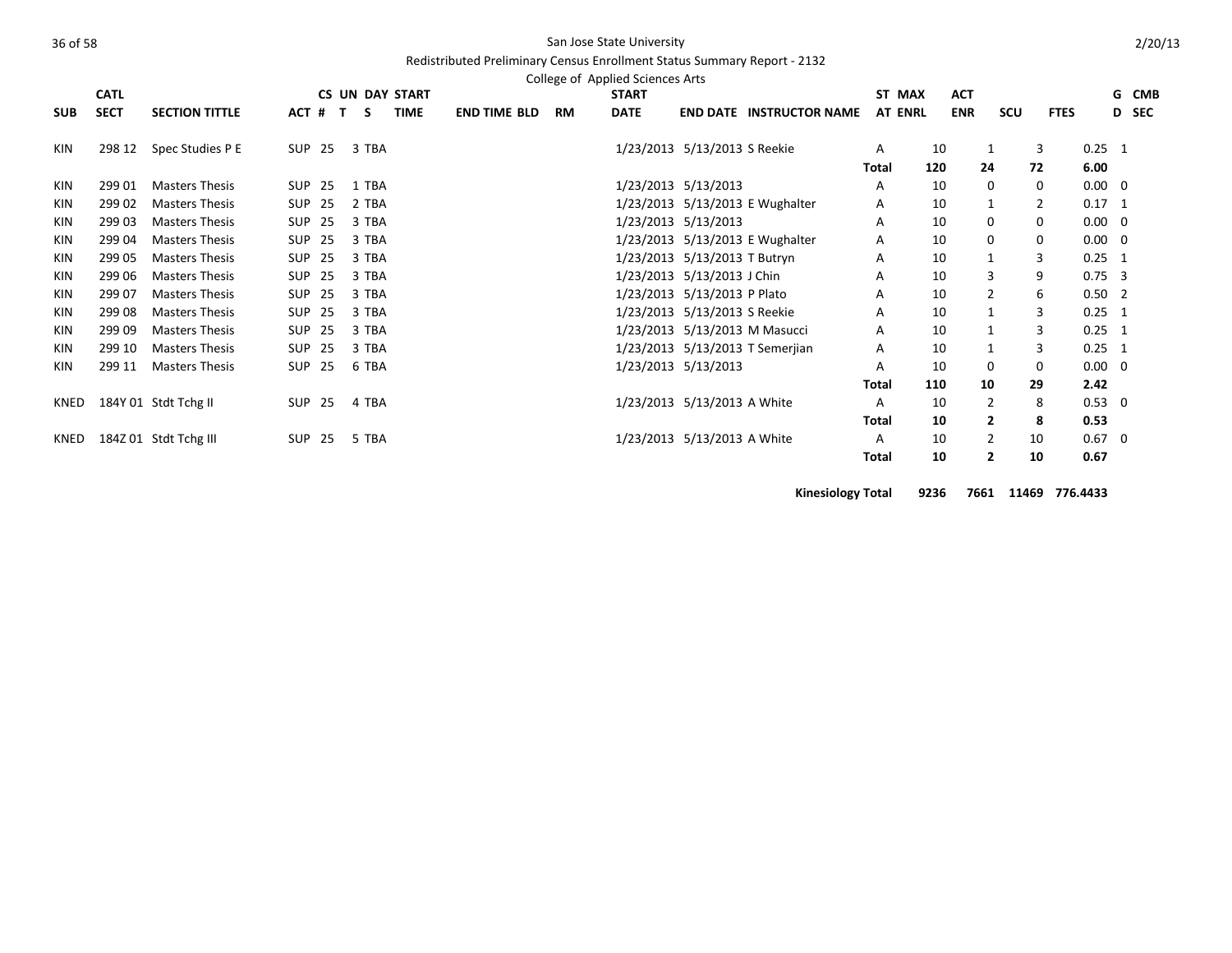San Jose State University

Redistributed Preliminary Census Enrollment Status Summary Report - 2132

College of Applied Sciences Arts

| SUB | CATL SECT | SECTION TITTLE | ACT | CS # | UN T | DAY S | START TIME | END TIME | BLD | RM | START DATE | END DATE | INSTRUCTOR NAME | ST AT | MAX ENRL | ACT ENR | SCU | FTES | GD | CMB SEC |
|---|---|---|---|---|---|---|---|---|---|---|---|---|---|---|---|---|---|---|---|---|
| KIN | 298 12 | Spec Studies P E | SUP | 25 | 3 | TBA | | | | | 1/23/2013 | 5/13/2013 | S Reekie | A | 10 | 1 | 3 | 0.25 | 1 | |
| | | | | | | | | | | | | | | **Total** | **120** | **24** | **72** | **6.00** | | |
| KIN | 299 01 | Masters Thesis | SUP | 25 | 1 | TBA | | | | | 1/23/2013 | 5/13/2013 | | A | 10 | 0 | 0 | 0.00 | 0 | |
| KIN | 299 02 | Masters Thesis | SUP | 25 | 2 | TBA | | | | | 1/23/2013 | 5/13/2013 | E Wughalter | A | 10 | 1 | 2 | 0.17 | 1 | |
| KIN | 299 03 | Masters Thesis | SUP | 25 | 3 | TBA | | | | | 1/23/2013 | 5/13/2013 | | A | 10 | 0 | 0 | 0.00 | 0 | |
| KIN | 299 04 | Masters Thesis | SUP | 25 | 3 | TBA | | | | | 1/23/2013 | 5/13/2013 | E Wughalter | A | 10 | 0 | 0 | 0.00 | 0 | |
| KIN | 299 05 | Masters Thesis | SUP | 25 | 3 | TBA | | | | | 1/23/2013 | 5/13/2013 | T Butryn | A | 10 | 1 | 3 | 0.25 | 1 | |
| KIN | 299 06 | Masters Thesis | SUP | 25 | 3 | TBA | | | | | 1/23/2013 | 5/13/2013 | J Chin | A | 10 | 3 | 9 | 0.75 | 3 | |
| KIN | 299 07 | Masters Thesis | SUP | 25 | 3 | TBA | | | | | 1/23/2013 | 5/13/2013 | P Plato | A | 10 | 2 | 6 | 0.50 | 2 | |
| KIN | 299 08 | Masters Thesis | SUP | 25 | 3 | TBA | | | | | 1/23/2013 | 5/13/2013 | S Reekie | A | 10 | 1 | 3 | 0.25 | 1 | |
| KIN | 299 09 | Masters Thesis | SUP | 25 | 3 | TBA | | | | | 1/23/2013 | 5/13/2013 | M Masucci | A | 10 | 1 | 3 | 0.25 | 1 | |
| KIN | 299 10 | Masters Thesis | SUP | 25 | 3 | TBA | | | | | 1/23/2013 | 5/13/2013 | T Semerjian | A | 10 | 1 | 3 | 0.25 | 1 | |
| KIN | 299 11 | Masters Thesis | SUP | 25 | 6 | TBA | | | | | 1/23/2013 | 5/13/2013 | | A | 10 | 0 | 0 | 0.00 | 0 | |
| | | | | | | | | | | | | | | **Total** | **110** | **10** | **29** | **2.42** | | |
| KNED | 184Y 01 | Stdt Tchg II | SUP | 25 | 4 | TBA | | | | | 1/23/2013 | 5/13/2013 | A White | A | 10 | 2 | 8 | 0.53 | 0 | |
| | | | | | | | | | | | | | | **Total** | **10** | **2** | **8** | **0.53** | | |
| KNED | 184Z 01 | Stdt Tchg III | SUP | 25 | 5 | TBA | | | | | 1/23/2013 | 5/13/2013 | A White | A | 10 | 2 | 10 | 0.67 | 0 | |
| | | | | | | | | | | | | | | **Total** | **10** | **2** | **10** | **0.67** | | |
| | | | | | | | | | | | | | **Kinesiology Total** | | **9236** | **7661** | **11469** | **776.4433** | | |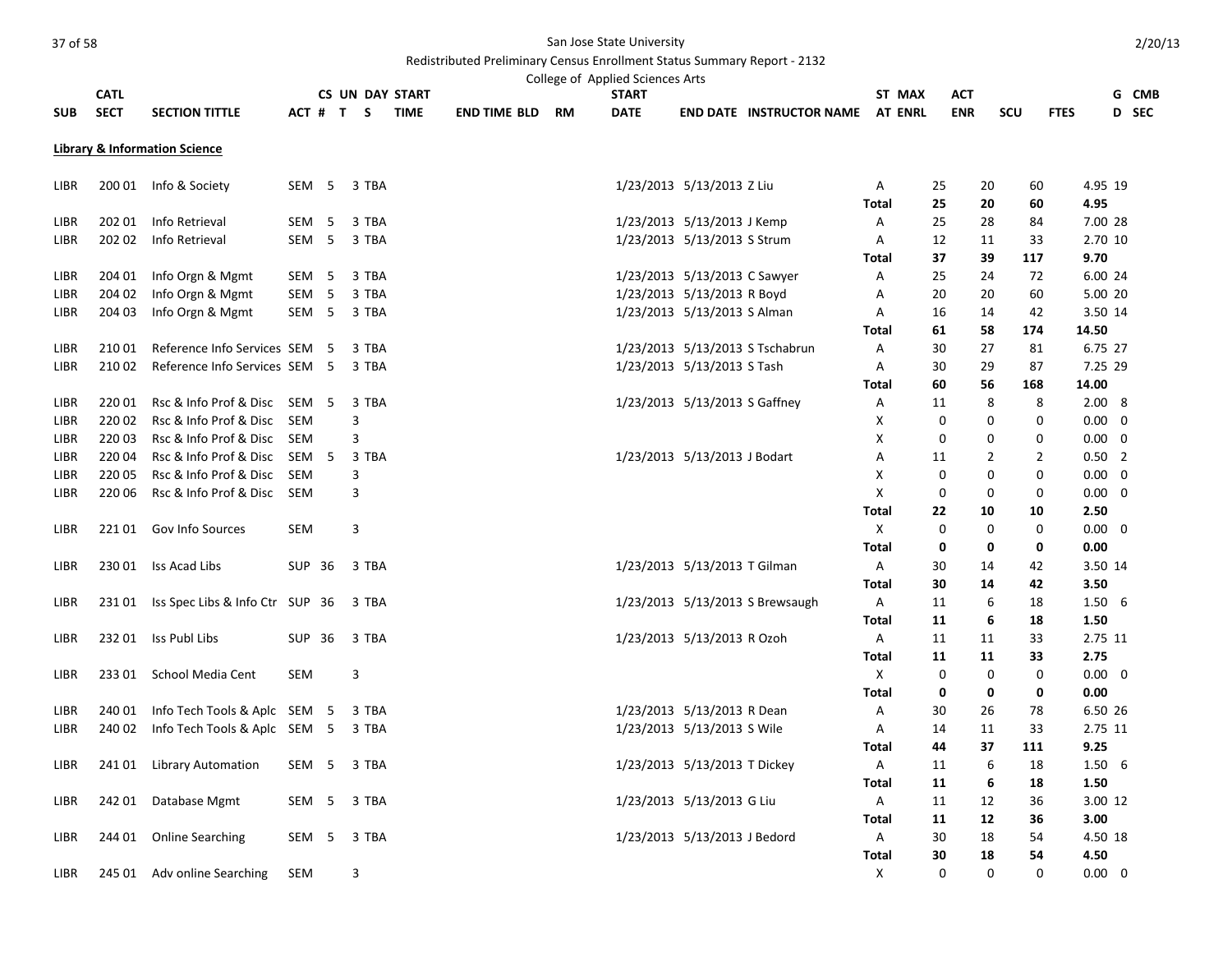San Jose State University

Redistributed Preliminary Census Enrollment Status Summary Report - 2132

College of Applied Sciences Arts

2/20/13

| SUB | CATL SECT | SECTION TITTLE | ACT # | CS UN T | DAY S | START TIME | END TIME | BLD | RM | START DATE | END DATE | INSTRUCTOR NAME | ST AT | MAX ENRL | ACT ENR | SCU | FTES | G D | CMB SEC |
|---|---|---|---|---|---|---|---|---|---|---|---|---|---|---|---|---|---|---|---|
| **Library & Information Science** | | | | | | | | | | | | | | | | | | | |
| LIBR | 200 01 | Info & Society | SEM | 5 | 3 | TBA | | | | 1/23/2013 | 5/13/2013 | Z Liu | A | 25 | 20 | 60 | 4.95 | 19 | |
| | | | | | | | | | | | | | **Total** | **25** | **20** | **60** | **4.95** | | |
| LIBR | 202 01 | Info Retrieval | SEM | 5 | 3 | TBA | | | | 1/23/2013 | 5/13/2013 | J Kemp | A | 25 | 28 | 84 | 7.00 | 28 | |
| LIBR | 202 02 | Info Retrieval | SEM | 5 | 3 | TBA | | | | 1/23/2013 | 5/13/2013 | S Strum | A | 12 | 11 | 33 | 2.70 | 10 | |
| | | | | | | | | | | | | | **Total** | **37** | **39** | **117** | **9.70** | | |
| LIBR | 204 01 | Info Orgn & Mgmt | SEM | 5 | 3 | TBA | | | | 1/23/2013 | 5/13/2013 | C Sawyer | A | 25 | 24 | 72 | 6.00 | 24 | |
| LIBR | 204 02 | Info Orgn & Mgmt | SEM | 5 | 3 | TBA | | | | 1/23/2013 | 5/13/2013 | R Boyd | A | 20 | 20 | 60 | 5.00 | 20 | |
| LIBR | 204 03 | Info Orgn & Mgmt | SEM | 5 | 3 | TBA | | | | 1/23/2013 | 5/13/2013 | S Alman | A | 16 | 14 | 42 | 3.50 | 14 | |
| | | | | | | | | | | | | | **Total** | **61** | **58** | **174** | **14.50** | | |
| LIBR | 210 01 | Reference Info Services | SEM | 5 | 3 | TBA | | | | 1/23/2013 | 5/13/2013 | S Tschabrun | A | 30 | 27 | 81 | 6.75 | 27 | |
| LIBR | 210 02 | Reference Info Services | SEM | 5 | 3 | TBA | | | | 1/23/2013 | 5/13/2013 | S Tash | A | 30 | 29 | 87 | 7.25 | 29 | |
| | | | | | | | | | | | | | **Total** | **60** | **56** | **168** | **14.00** | | |
| LIBR | 220 01 | Rsc & Info Prof & Disc | SEM | 5 | 3 | TBA | | | | 1/23/2013 | 5/13/2013 | S Gaffney | A | 11 | 8 | 8 | 2.00 | 8 | |
| LIBR | 220 02 | Rsc & Info Prof & Disc | SEM | | 3 | | | | | | | | X | 0 | 0 | 0 | 0.00 | 0 | |
| LIBR | 220 03 | Rsc & Info Prof & Disc | SEM | | 3 | | | | | | | | X | 0 | 0 | 0 | 0.00 | 0 | |
| LIBR | 220 04 | Rsc & Info Prof & Disc | SEM | 5 | 3 | TBA | | | | 1/23/2013 | 5/13/2013 | J Bodart | A | 11 | 2 | 2 | 0.50 | 2 | |
| LIBR | 220 05 | Rsc & Info Prof & Disc | SEM | | 3 | | | | | | | | X | 0 | 0 | 0 | 0.00 | 0 | |
| LIBR | 220 06 | Rsc & Info Prof & Disc | SEM | | 3 | | | | | | | | X | 0 | 0 | 0 | 0.00 | 0 | |
| | | | | | | | | | | | | | **Total** | **22** | **10** | **10** | **2.50** | | |
| LIBR | 221 01 | Gov Info Sources | SEM | | 3 | | | | | | | | X | 0 | 0 | 0 | 0.00 | 0 | |
| | | | | | | | | | | | | | **Total** | **0** | **0** | **0** | **0.00** | | |
| LIBR | 230 01 | Iss Acad Libs | SUP | 36 | 3 | TBA | | | | 1/23/2013 | 5/13/2013 | T Gilman | A | 30 | 14 | 42 | 3.50 | 14 | |
| | | | | | | | | | | | | | **Total** | **30** | **14** | **42** | **3.50** | | |
| LIBR | 231 01 | Iss Spec Libs & Info Ctr | SUP | 36 | 3 | TBA | | | | 1/23/2013 | 5/13/2013 | S Brewsaugh | A | 11 | 6 | 18 | 1.50 | 6 | |
| | | | | | | | | | | | | | **Total** | **11** | **6** | **18** | **1.50** | | |
| LIBR | 232 01 | Iss Publ Libs | SUP | 36 | 3 | TBA | | | | 1/23/2013 | 5/13/2013 | R Ozoh | A | 11 | 11 | 33 | 2.75 | 11 | |
| | | | | | | | | | | | | | **Total** | **11** | **11** | **33** | **2.75** | | |
| LIBR | 233 01 | School Media Cent | SEM | | 3 | | | | | | | | X | 0 | 0 | 0 | 0.00 | 0 | |
| | | | | | | | | | | | | | **Total** | **0** | **0** | **0** | **0.00** | | |
| LIBR | 240 01 | Info Tech Tools & Aplc | SEM | 5 | 3 | TBA | | | | 1/23/2013 | 5/13/2013 | R Dean | A | 30 | 26 | 78 | 6.50 | 26 | |
| LIBR | 240 02 | Info Tech Tools & Aplc | SEM | 5 | 3 | TBA | | | | 1/23/2013 | 5/13/2013 | S Wile | A | 14 | 11 | 33 | 2.75 | 11 | |
| | | | | | | | | | | | | | **Total** | **44** | **37** | **111** | **9.25** | | |
| LIBR | 241 01 | Library Automation | SEM | 5 | 3 | TBA | | | | 1/23/2013 | 5/13/2013 | T Dickey | A | 11 | 6 | 18 | 1.50 | 6 | |
| | | | | | | | | | | | | | **Total** | **11** | **6** | **18** | **1.50** | | |
| LIBR | 242 01 | Database Mgmt | SEM | 5 | 3 | TBA | | | | 1/23/2013 | 5/13/2013 | G Liu | A | 11 | 12 | 36 | 3.00 | 12 | |
| | | | | | | | | | | | | | **Total** | **11** | **12** | **36** | **3.00** | | |
| LIBR | 244 01 | Online Searching | SEM | 5 | 3 | TBA | | | | 1/23/2013 | 5/13/2013 | J Bedord | A | 30 | 18 | 54 | 4.50 | 18 | |
| | | | | | | | | | | | | | **Total** | **30** | **18** | **54** | **4.50** | | |
| LIBR | 245 01 | Adv online Searching | SEM | | 3 | | | | | | | | X | 0 | 0 | 0 | 0.00 | 0 | |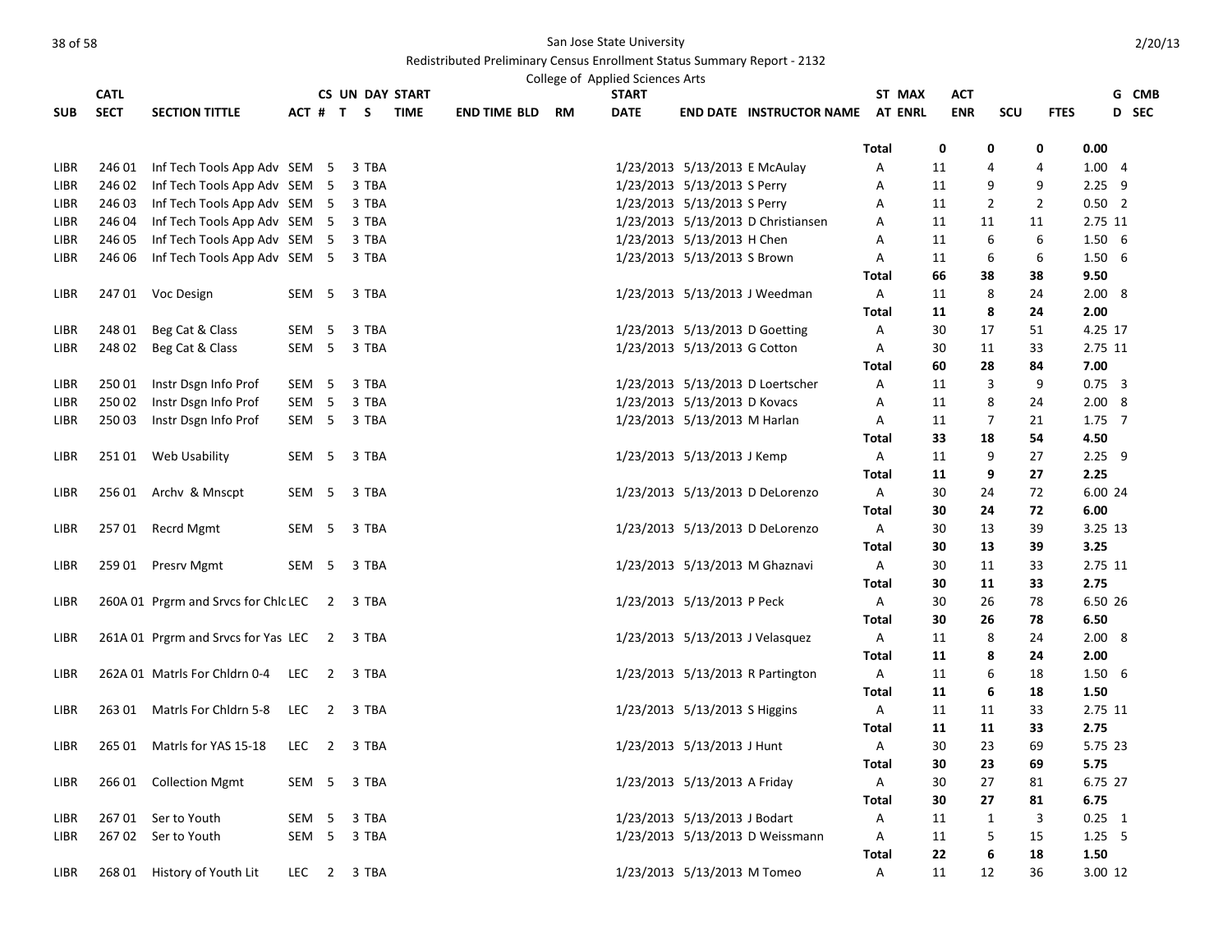San Jose State University

Redistributed Preliminary Census Enrollment Status Summary Report - 2132

College of Applied Sciences Arts

| SUB | CATL SECT | SECTION TITTLE | ACT # | CS UN T | DAY S | START TIME | END TIME | BLD | RM | START DATE | END DATE | INSTRUCTOR NAME | ST AT | MAX ENRL | ACT ENR | SCU | FTES | G D | CMB SEC |
|---|---|---|---|---|---|---|---|---|---|---|---|---|---|---|---|---|---|---|---|
| | | | | | | | | | | | | | **Total** | **0** | **0** | **0** | **0.00** | | |
| LIBR | 246 01 | Inf Tech Tools App Adv | SEM | 5 | 3 | TBA | | | | 1/23/2013 | 5/13/2013 | E McAulay | A | 11 | 4 | 4 | 1.00 | | 4 |
| LIBR | 246 02 | Inf Tech Tools App Adv | SEM | 5 | 3 | TBA | | | | 1/23/2013 | 5/13/2013 | S Perry | A | 11 | 9 | 9 | 2.25 | | 9 |
| LIBR | 246 03 | Inf Tech Tools App Adv | SEM | 5 | 3 | TBA | | | | 1/23/2013 | 5/13/2013 | S Perry | A | 11 | 2 | 2 | 0.50 | | 2 |
| LIBR | 246 04 | Inf Tech Tools App Adv | SEM | 5 | 3 | TBA | | | | 1/23/2013 | 5/13/2013 | D Christiansen | A | 11 | 11 | 11 | 2.75 | | 11 |
| LIBR | 246 05 | Inf Tech Tools App Adv | SEM | 5 | 3 | TBA | | | | 1/23/2013 | 5/13/2013 | H Chen | A | 11 | 6 | 6 | 1.50 | | 6 |
| LIBR | 246 06 | Inf Tech Tools App Adv | SEM | 5 | 3 | TBA | | | | 1/23/2013 | 5/13/2013 | S Brown | A | 11 | 6 | 6 | 1.50 | | 6 |
| | | | | | | | | | | | | | **Total** | **66** | **38** | **38** | **9.50** | | |
| LIBR | 247 01 | Voc Design | SEM | 5 | 3 | TBA | | | | 1/23/2013 | 5/13/2013 | J Weedman | A | 11 | 8 | 24 | 2.00 | | 8 |
| | | | | | | | | | | | | | **Total** | **11** | **8** | **24** | **2.00** | | |
| LIBR | 248 01 | Beg Cat & Class | SEM | 5 | 3 | TBA | | | | 1/23/2013 | 5/13/2013 | D Goetting | A | 30 | 17 | 51 | 4.25 | | 17 |
| LIBR | 248 02 | Beg Cat & Class | SEM | 5 | 3 | TBA | | | | 1/23/2013 | 5/13/2013 | G Cotton | A | 30 | 11 | 33 | 2.75 | | 11 |
| | | | | | | | | | | | | | **Total** | **60** | **28** | **84** | **7.00** | | |
| LIBR | 250 01 | Instr Dsgn Info Prof | SEM | 5 | 3 | TBA | | | | 1/23/2013 | 5/13/2013 | D Loertscher | A | 11 | 3 | 9 | 0.75 | | 3 |
| LIBR | 250 02 | Instr Dsgn Info Prof | SEM | 5 | 3 | TBA | | | | 1/23/2013 | 5/13/2013 | D Kovacs | A | 11 | 8 | 24 | 2.00 | | 8 |
| LIBR | 250 03 | Instr Dsgn Info Prof | SEM | 5 | 3 | TBA | | | | 1/23/2013 | 5/13/2013 | M Harlan | A | 11 | 7 | 21 | 1.75 | | 7 |
| | | | | | | | | | | | | | **Total** | **33** | **18** | **54** | **4.50** | | |
| LIBR | 251 01 | Web Usability | SEM | 5 | 3 | TBA | | | | 1/23/2013 | 5/13/2013 | J Kemp | A | 11 | 9 | 27 | 2.25 | | 9 |
| | | | | | | | | | | | | | **Total** | **11** | **9** | **27** | **2.25** | | |
| LIBR | 256 01 | Archv & Mnscpt | SEM | 5 | 3 | TBA | | | | 1/23/2013 | 5/13/2013 | D DeLorenzo | A | 30 | 24 | 72 | 6.00 | | 24 |
| | | | | | | | | | | | | | **Total** | **30** | **24** | **72** | **6.00** | | |
| LIBR | 257 01 | Recrd Mgmt | SEM | 5 | 3 | TBA | | | | 1/23/2013 | 5/13/2013 | D DeLorenzo | A | 30 | 13 | 39 | 3.25 | | 13 |
| | | | | | | | | | | | | | **Total** | **30** | **13** | **39** | **3.25** | | |
| LIBR | 259 01 | Presrv Mgmt | SEM | 5 | 3 | TBA | | | | 1/23/2013 | 5/13/2013 | M Ghaznavi | A | 30 | 11 | 33 | 2.75 | | 11 |
| | | | | | | | | | | | | | **Total** | **30** | **11** | **33** | **2.75** | | |
| LIBR | 260A 01 | Prgrm and Srvcs for Chlc | LEC | 2 | 3 | TBA | | | | 1/23/2013 | 5/13/2013 | P Peck | A | 30 | 26 | 78 | 6.50 | | 26 |
| | | | | | | | | | | | | | **Total** | **30** | **26** | **78** | **6.50** | | |
| LIBR | 261A 01 | Prgrm and Srvcs for Yas | LEC | 2 | 3 | TBA | | | | 1/23/2013 | 5/13/2013 | J Velasquez | A | 11 | 8 | 24 | 2.00 | | 8 |
| | | | | | | | | | | | | | **Total** | **11** | **8** | **24** | **2.00** | | |
| LIBR | 262A 01 | Matrls For Chldrn 0-4 | LEC | 2 | 3 | TBA | | | | 1/23/2013 | 5/13/2013 | R Partington | A | 11 | 6 | 18 | 1.50 | | 6 |
| | | | | | | | | | | | | | **Total** | **11** | **6** | **18** | **1.50** | | |
| LIBR | 263 01 | Matrls For Chldrn 5-8 | LEC | 2 | 3 | TBA | | | | 1/23/2013 | 5/13/2013 | S Higgins | A | 11 | 11 | 33 | 2.75 | | 11 |
| | | | | | | | | | | | | | **Total** | **11** | **11** | **33** | **2.75** | | |
| LIBR | 265 01 | Matrls for YAS 15-18 | LEC | 2 | 3 | TBA | | | | 1/23/2013 | 5/13/2013 | J Hunt | A | 30 | 23 | 69 | 5.75 | | 23 |
| | | | | | | | | | | | | | **Total** | **30** | **23** | **69** | **5.75** | | |
| LIBR | 266 01 | Collection Mgmt | SEM | 5 | 3 | TBA | | | | 1/23/2013 | 5/13/2013 | A Friday | A | 30 | 27 | 81 | 6.75 | | 27 |
| | | | | | | | | | | | | | **Total** | **30** | **27** | **81** | **6.75** | | |
| LIBR | 267 01 | Ser to Youth | SEM | 5 | 3 | TBA | | | | 1/23/2013 | 5/13/2013 | J Bodart | A | 11 | 1 | 3 | 0.25 | | 1 |
| LIBR | 267 02 | Ser to Youth | SEM | 5 | 3 | TBA | | | | 1/23/2013 | 5/13/2013 | D Weissmann | A | 11 | 5 | 15 | 1.25 | | 5 |
| | | | | | | | | | | | | | **Total** | **22** | **6** | **18** | **1.50** | | |
| LIBR | 268 01 | History of Youth Lit | LEC | 2 | 3 | TBA | | | | 1/23/2013 | 5/13/2013 | M Tomeo | A | 11 | 12 | 36 | 3.00 | | 12 |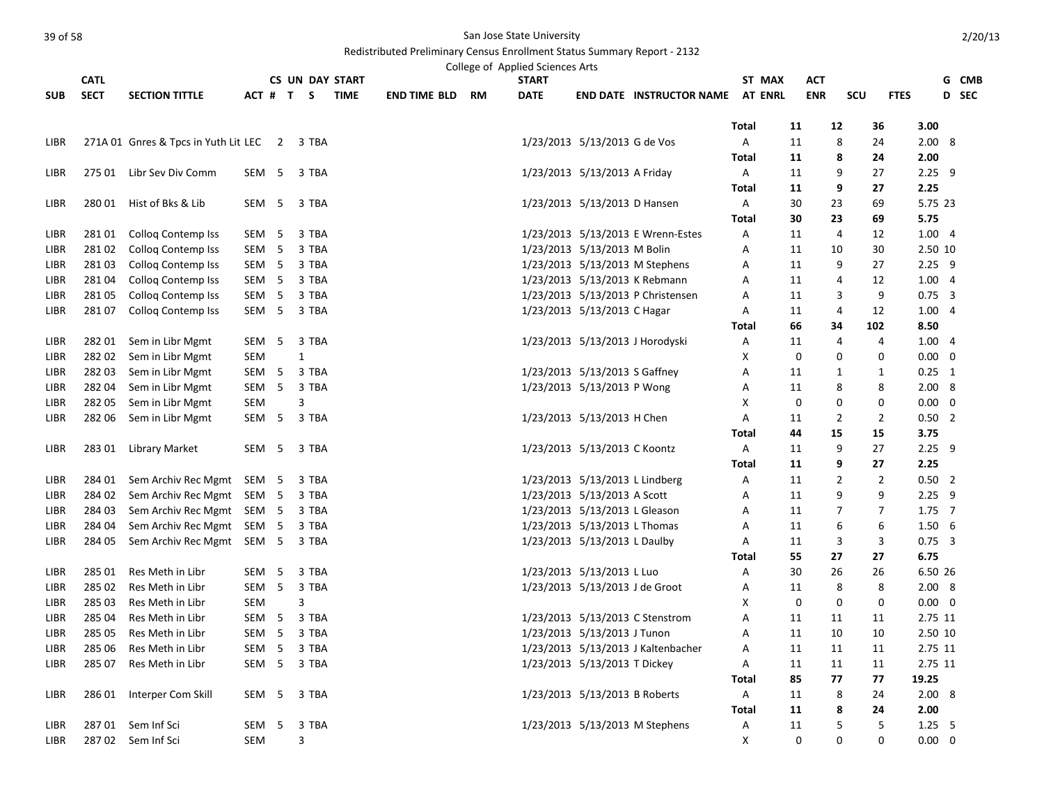San Jose State University

Redistributed Preliminary Census Enrollment Status Summary Report - 2132

College of Applied Sciences Arts

| SUB | CATL SECT | SECTION TITTLE | ACT | CS # | UN T | DAY S | START TIME | END TIME | BLD | RM | START DATE | END DATE | INSTRUCTOR NAME | ST AT | MAX ENRL | ACT ENR | SCU | FTES | G D | CMB SEC |
|---|---|---|---|---|---|---|---|---|---|---|---|---|---|---|---|---|---|---|---|---|
| | | | | | | | | | | | | | | Total | 11 | 12 | 36 | 3.00 | | |
| LIBR | 271A 01 | Gnres & Tpcs in Yuth Lit | LEC | 2 | 3 | TBA | | | | | 1/23/2013 | 5/13/2013 | G de Vos | A | 11 | 8 | 24 | 2.00 | 8 | |
| | | | | | | | | | | | | | | Total | 11 | 8 | 24 | 2.00 | | |
| LIBR | 275 01 | Libr Sev Div Comm | SEM | 5 | 3 | TBA | | | | | 1/23/2013 | 5/13/2013 | A Friday | A | 11 | 9 | 27 | 2.25 | 9 | |
| | | | | | | | | | | | | | | Total | 11 | 9 | 27 | 2.25 | | |
| LIBR | 280 01 | Hist of Bks & Lib | SEM | 5 | 3 | TBA | | | | | 1/23/2013 | 5/13/2013 | D Hansen | A | 30 | 23 | 69 | 5.75 | 23 | |
| | | | | | | | | | | | | | | Total | 30 | 23 | 69 | 5.75 | | |
| LIBR | 281 01 | Colloq Contemp Iss | SEM | 5 | 3 | TBA | | | | | 1/23/2013 | 5/13/2013 | E Wrenn-Estes | A | 11 | 4 | 12 | 1.00 | 4 | |
| LIBR | 281 02 | Colloq Contemp Iss | SEM | 5 | 3 | TBA | | | | | 1/23/2013 | 5/13/2013 | M Bolin | A | 11 | 10 | 30 | 2.50 | 10 | |
| LIBR | 281 03 | Colloq Contemp Iss | SEM | 5 | 3 | TBA | | | | | 1/23/2013 | 5/13/2013 | M Stephens | A | 11 | 9 | 27 | 2.25 | 9 | |
| LIBR | 281 04 | Colloq Contemp Iss | SEM | 5 | 3 | TBA | | | | | 1/23/2013 | 5/13/2013 | K Rebmann | A | 11 | 4 | 12 | 1.00 | 4 | |
| LIBR | 281 05 | Colloq Contemp Iss | SEM | 5 | 3 | TBA | | | | | 1/23/2013 | 5/13/2013 | P Christensen | A | 11 | 3 | 9 | 0.75 | 3 | |
| LIBR | 281 07 | Colloq Contemp Iss | SEM | 5 | 3 | TBA | | | | | 1/23/2013 | 5/13/2013 | C Hagar | A | 11 | 4 | 12 | 1.00 | 4 | |
| | | | | | | | | | | | | | | Total | 66 | 34 | 102 | 8.50 | | |
| LIBR | 282 01 | Sem in Libr Mgmt | SEM | 5 | 3 | TBA | | | | | 1/23/2013 | 5/13/2013 | J Horodyski | A | 11 | 4 | 4 | 1.00 | 4 | |
| LIBR | 282 02 | Sem in Libr Mgmt | SEM | | 1 | | | | | | | | | X | 0 | 0 | 0 | 0.00 | 0 | |
| LIBR | 282 03 | Sem in Libr Mgmt | SEM | 5 | 3 | TBA | | | | | 1/23/2013 | 5/13/2013 | S Gaffney | A | 11 | 1 | 1 | 0.25 | 1 | |
| LIBR | 282 04 | Sem in Libr Mgmt | SEM | 5 | 3 | TBA | | | | | 1/23/2013 | 5/13/2013 | P Wong | A | 11 | 8 | 8 | 2.00 | 8 | |
| LIBR | 282 05 | Sem in Libr Mgmt | SEM | | 3 | | | | | | | | | X | 0 | 0 | 0 | 0.00 | 0 | |
| LIBR | 282 06 | Sem in Libr Mgmt | SEM | 5 | 3 | TBA | | | | | 1/23/2013 | 5/13/2013 | H Chen | A | 11 | 2 | 2 | 0.50 | 2 | |
| | | | | | | | | | | | | | | Total | 44 | 15 | 15 | 3.75 | | |
| LIBR | 283 01 | Library Market | SEM | 5 | 3 | TBA | | | | | 1/23/2013 | 5/13/2013 | C Koontz | A | 11 | 9 | 27 | 2.25 | 9 | |
| | | | | | | | | | | | | | | Total | 11 | 9 | 27 | 2.25 | | |
| LIBR | 284 01 | Sem Archiv Rec Mgmt | SEM | 5 | 3 | TBA | | | | | 1/23/2013 | 5/13/2013 | L Lindberg | A | 11 | 2 | 2 | 0.50 | 2 | |
| LIBR | 284 02 | Sem Archiv Rec Mgmt | SEM | 5 | 3 | TBA | | | | | 1/23/2013 | 5/13/2013 | A Scott | A | 11 | 9 | 9 | 2.25 | 9 | |
| LIBR | 284 03 | Sem Archiv Rec Mgmt | SEM | 5 | 3 | TBA | | | | | 1/23/2013 | 5/13/2013 | L Gleason | A | 11 | 7 | 7 | 1.75 | 7 | |
| LIBR | 284 04 | Sem Archiv Rec Mgmt | SEM | 5 | 3 | TBA | | | | | 1/23/2013 | 5/13/2013 | L Thomas | A | 11 | 6 | 6 | 1.50 | 6 | |
| LIBR | 284 05 | Sem Archiv Rec Mgmt | SEM | 5 | 3 | TBA | | | | | 1/23/2013 | 5/13/2013 | L Daulby | A | 11 | 3 | 3 | 0.75 | 3 | |
| | | | | | | | | | | | | | | Total | 55 | 27 | 27 | 6.75 | | |
| LIBR | 285 01 | Res Meth in Libr | SEM | 5 | 3 | TBA | | | | | 1/23/2013 | 5/13/2013 | L Luo | A | 30 | 26 | 26 | 6.50 | 26 | |
| LIBR | 285 02 | Res Meth in Libr | SEM | 5 | 3 | TBA | | | | | 1/23/2013 | 5/13/2013 | J de Groot | A | 11 | 8 | 8 | 2.00 | 8 | |
| LIBR | 285 03 | Res Meth in Libr | SEM | | 3 | | | | | | | | | X | 0 | 0 | 0 | 0.00 | 0 | |
| LIBR | 285 04 | Res Meth in Libr | SEM | 5 | 3 | TBA | | | | | 1/23/2013 | 5/13/2013 | C Stenstrom | A | 11 | 11 | 11 | 2.75 | 11 | |
| LIBR | 285 05 | Res Meth in Libr | SEM | 5 | 3 | TBA | | | | | 1/23/2013 | 5/13/2013 | J Tunon | A | 11 | 10 | 10 | 2.50 | 10 | |
| LIBR | 285 06 | Res Meth in Libr | SEM | 5 | 3 | TBA | | | | | 1/23/2013 | 5/13/2013 | J Kaltenbacher | A | 11 | 11 | 11 | 2.75 | 11 | |
| LIBR | 285 07 | Res Meth in Libr | SEM | 5 | 3 | TBA | | | | | 1/23/2013 | 5/13/2013 | T Dickey | A | 11 | 11 | 11 | 2.75 | 11 | |
| | | | | | | | | | | | | | | Total | 85 | 77 | 77 | 19.25 | | |
| LIBR | 286 01 | Interper Com Skill | SEM | 5 | 3 | TBA | | | | | 1/23/2013 | 5/13/2013 | B Roberts | A | 11 | 8 | 24 | 2.00 | 8 | |
| | | | | | | | | | | | | | | Total | 11 | 8 | 24 | 2.00 | | |
| LIBR | 287 01 | Sem Inf Sci | SEM | 5 | 3 | TBA | | | | | 1/23/2013 | 5/13/2013 | M Stephens | A | 11 | 5 | 5 | 1.25 | 5 | |
| LIBR | 287 02 | Sem Inf Sci | SEM | | 3 | | | | | | | | | X | 0 | 0 | 0 | 0.00 | 0 | |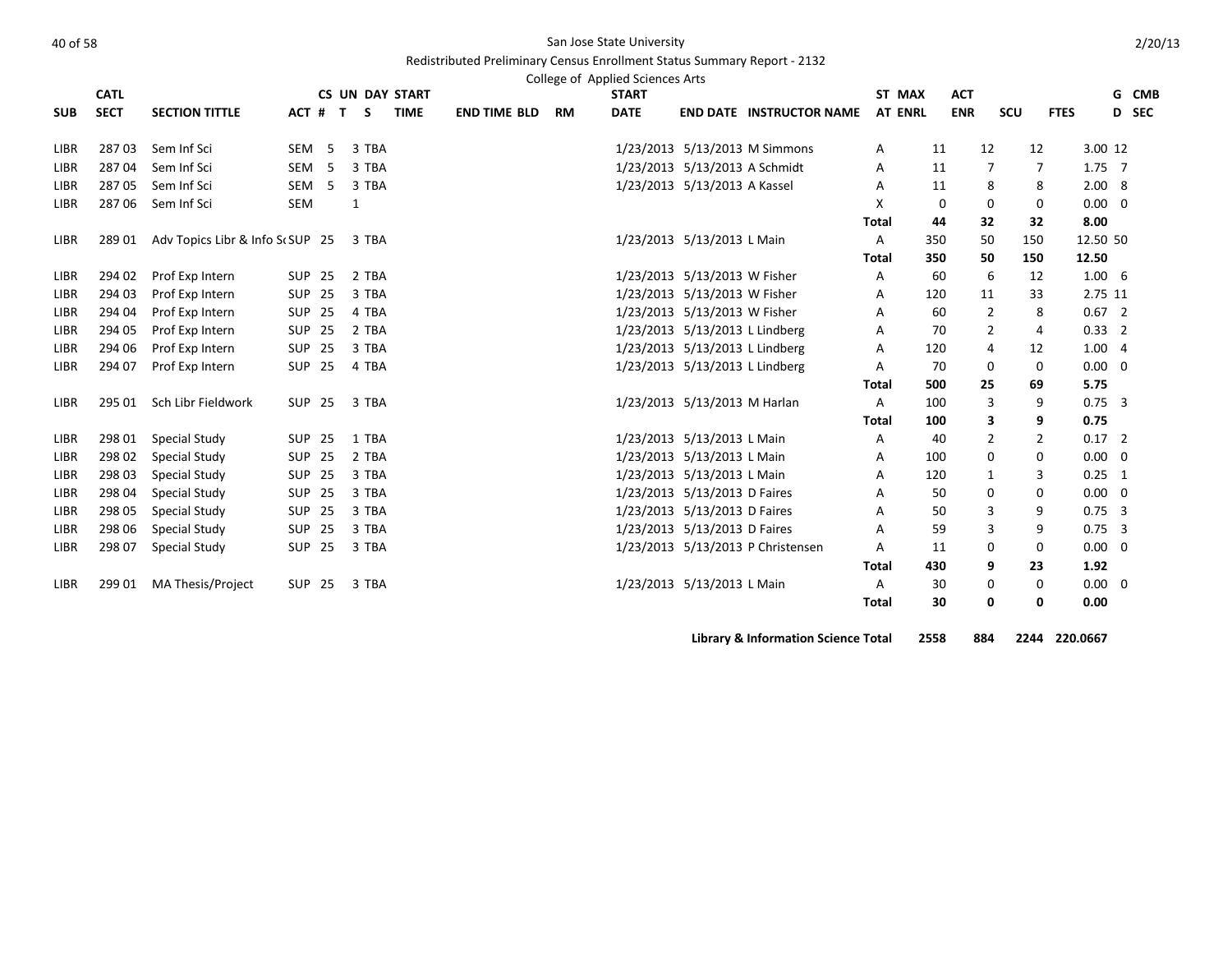San Jose State University

Redistributed Preliminary Census Enrollment Status Summary Report - 2132

College of Applied Sciences Arts

| SUB | CATL SECT | SECTION TITTLE | ACT | CS # | UN T | DAY S | START TIME | END TIME | BLD | RM | START DATE | END DATE | INSTRUCTOR NAME | ST AT | MAX ENRL | ACT ENR | SCU | FTES | G D | CMB SEC |
|---|---|---|---|---|---|---|---|---|---|---|---|---|---|---|---|---|---|---|---|---|
| LIBR | 287 03 | Sem Inf Sci | SEM | 5 | 3 | TBA | | | | | 1/23/2013 | 5/13/2013 | M Simmons | A | 11 | 12 | 12 | 3.00 | 12 | |
| LIBR | 287 04 | Sem Inf Sci | SEM | 5 | 3 | TBA | | | | | 1/23/2013 | 5/13/2013 | A Schmidt | A | 11 | 7 | 7 | 1.75 | 7 | |
| LIBR | 287 05 | Sem Inf Sci | SEM | 5 | 3 | TBA | | | | | 1/23/2013 | 5/13/2013 | A Kassel | A | 11 | 8 | 8 | 2.00 | 8 | |
| LIBR | 287 06 | Sem Inf Sci | SEM | | 1 | | | | | | | | | X | 0 | 0 | 0 | 0.00 | 0 | |
| | | | | | | | | | | | | | | **Total** | **44** | **32** | **32** | **8.00** | | |
| LIBR | 289 01 | Adv Topics Libr & Info Sc | SUP | 25 | 3 | TBA | | | | | 1/23/2013 | 5/13/2013 | L Main | A | 350 | 50 | 150 | 12.50 | 50 | |
| | | | | | | | | | | | | | | **Total** | **350** | **50** | **150** | **12.50** | | |
| LIBR | 294 02 | Prof Exp Intern | SUP | 25 | 2 | TBA | | | | | 1/23/2013 | 5/13/2013 | W Fisher | A | 60 | 6 | 12 | 1.00 | 6 | |
| LIBR | 294 03 | Prof Exp Intern | SUP | 25 | 3 | TBA | | | | | 1/23/2013 | 5/13/2013 | W Fisher | A | 120 | 11 | 33 | 2.75 | 11 | |
| LIBR | 294 04 | Prof Exp Intern | SUP | 25 | 4 | TBA | | | | | 1/23/2013 | 5/13/2013 | W Fisher | A | 60 | 2 | 8 | 0.67 | 2 | |
| LIBR | 294 05 | Prof Exp Intern | SUP | 25 | 2 | TBA | | | | | 1/23/2013 | 5/13/2013 | L Lindberg | A | 70 | 2 | 4 | 0.33 | 2 | |
| LIBR | 294 06 | Prof Exp Intern | SUP | 25 | 3 | TBA | | | | | 1/23/2013 | 5/13/2013 | L Lindberg | A | 120 | 4 | 12 | 1.00 | 4 | |
| LIBR | 294 07 | Prof Exp Intern | SUP | 25 | 4 | TBA | | | | | 1/23/2013 | 5/13/2013 | L Lindberg | A | 70 | 0 | 0 | 0.00 | 0 | |
| | | | | | | | | | | | | | | **Total** | **500** | **25** | **69** | **5.75** | | |
| LIBR | 295 01 | Sch Libr Fieldwork | SUP | 25 | 3 | TBA | | | | | 1/23/2013 | 5/13/2013 | M Harlan | A | 100 | 3 | 9 | 0.75 | 3 | |
| | | | | | | | | | | | | | | **Total** | **100** | **3** | **9** | **0.75** | | |
| LIBR | 298 01 | Special Study | SUP | 25 | 1 | TBA | | | | | 1/23/2013 | 5/13/2013 | L Main | A | 40 | 2 | 2 | 0.17 | 2 | |
| LIBR | 298 02 | Special Study | SUP | 25 | 2 | TBA | | | | | 1/23/2013 | 5/13/2013 | L Main | A | 100 | 0 | 0 | 0.00 | 0 | |
| LIBR | 298 03 | Special Study | SUP | 25 | 3 | TBA | | | | | 1/23/2013 | 5/13/2013 | L Main | A | 120 | 1 | 3 | 0.25 | 1 | |
| LIBR | 298 04 | Special Study | SUP | 25 | 3 | TBA | | | | | 1/23/2013 | 5/13/2013 | D Faires | A | 50 | 0 | 0 | 0.00 | 0 | |
| LIBR | 298 05 | Special Study | SUP | 25 | 3 | TBA | | | | | 1/23/2013 | 5/13/2013 | D Faires | A | 50 | 3 | 9 | 0.75 | 3 | |
| LIBR | 298 06 | Special Study | SUP | 25 | 3 | TBA | | | | | 1/23/2013 | 5/13/2013 | D Faires | A | 59 | 3 | 9 | 0.75 | 3 | |
| LIBR | 298 07 | Special Study | SUP | 25 | 3 | TBA | | | | | 1/23/2013 | 5/13/2013 | P Christensen | A | 11 | 0 | 0 | 0.00 | 0 | |
| | | | | | | | | | | | | | | **Total** | **430** | **9** | **23** | **1.92** | | |
| LIBR | 299 01 | MA Thesis/Project | SUP | 25 | 3 | TBA | | | | | 1/23/2013 | 5/13/2013 | L Main | A | 30 | 0 | 0 | 0.00 | 0 | |
| | | | | | | | | | | | | | | **Total** | **30** | **0** | **0** | **0.00** | | |
| | | | | | | | | | | | | | **Library & Information Science Total** | | **2558** | **884** | **2244** | **220.0667** | | |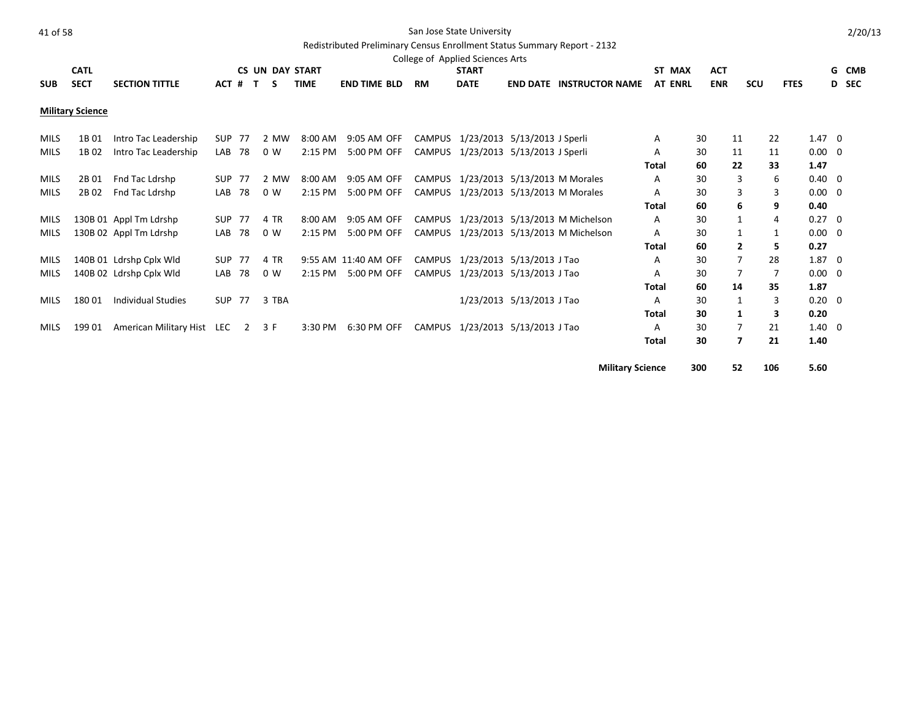San Jose State University

Redistributed Preliminary Census Enrollment Status Summary Report - 2132

College of Applied Sciences Arts

2/20/13

| SUB | CATL SECT | SECTION TITTLE | ACT | CS # | UN T | DAY S | START TIME | END TIME | BLD | RM | START DATE | END DATE | INSTRUCTOR NAME | ST AT | MAX ENRL | ACT ENR | SCU | FTES | G D | CMB SEC |
|---|---|---|---|---|---|---|---|---|---|---|---|---|---|---|---|---|---|---|---|---|
| **Military Science** | | | | | | | | | | | | | | | | | | | | |
| MILS | 1B 01 | Intro Tac Leadership | SUP | 77 | 2 | MW | 8:00 AM | 9:05 AM | OFF | CAMPUS | 1/23/2013 | 5/13/2013 | J Sperli | A | 30 | 11 | 22 | 1.47 | 0 | |
| MILS | 1B 02 | Intro Tac Leadership | LAB | 78 | 0 | W | 2:15 PM | 5:00 PM | OFF | CAMPUS | 1/23/2013 | 5/13/2013 | J Sperli | A | 30 | 11 | 11 | 0.00 | 0 | |
| | | | | | | | | | | | | | | **Total** | **60** | **22** | **33** | **1.47** | | |
| MILS | 2B 01 | Fnd Tac Ldrshp | SUP | 77 | 2 | MW | 8:00 AM | 9:05 AM | OFF | CAMPUS | 1/23/2013 | 5/13/2013 | M Morales | A | 30 | 3 | 6 | 0.40 | 0 | |
| MILS | 2B 02 | Fnd Tac Ldrshp | LAB | 78 | 0 | W | 2:15 PM | 5:00 PM | OFF | CAMPUS | 1/23/2013 | 5/13/2013 | M Morales | A | 30 | 3 | 3 | 0.00 | 0 | |
| | | | | | | | | | | | | | | **Total** | **60** | **6** | **9** | **0.40** | | |
| MILS | 130B 01 | Appl Tm Ldrshp | SUP | 77 | 4 | TR | 8:00 AM | 9:05 AM | OFF | CAMPUS | 1/23/2013 | 5/13/2013 | M Michelson | A | 30 | 1 | 4 | 0.27 | 0 | |
| MILS | 130B 02 | Appl Tm Ldrshp | LAB | 78 | 0 | W | 2:15 PM | 5:00 PM | OFF | CAMPUS | 1/23/2013 | 5/13/2013 | M Michelson | A | 30 | 1 | 1 | 0.00 | 0 | |
| | | | | | | | | | | | | | | **Total** | **60** | **2** | **5** | **0.27** | | |
| MILS | 140B 01 | Ldrshp Cplx Wld | SUP | 77 | 4 | TR | 9:55 AM | 11:40 AM | OFF | CAMPUS | 1/23/2013 | 5/13/2013 | J Tao | A | 30 | 7 | 28 | 1.87 | 0 | |
| MILS | 140B 02 | Ldrshp Cplx Wld | LAB | 78 | 0 | W | 2:15 PM | 5:00 PM | OFF | CAMPUS | 1/23/2013 | 5/13/2013 | J Tao | A | 30 | 7 | 7 | 0.00 | 0 | |
| | | | | | | | | | | | | | | **Total** | **60** | **14** | **35** | **1.87** | | |
| MILS | 180 01 | Individual Studies | SUP | 77 | 3 | TBA | | | | | 1/23/2013 | 5/13/2013 | J Tao | A | 30 | 1 | 3 | 0.20 | 0 | |
| | | | | | | | | | | | | | | **Total** | **30** | **1** | **3** | **0.20** | | |
| MILS | 199 01 | American Military Hist | LEC | 2 | 3 | F | 3:30 PM | 6:30 PM | OFF | CAMPUS | 1/23/2013 | 5/13/2013 | J Tao | A | 30 | 7 | 21 | 1.40 | 0 | |
| | | | | | | | | | | | | | | **Total** | **30** | **7** | **21** | **1.40** | | |
| | | | | | | | | | | | | | **Military Science** | | **300** | **52** | **106** | **5.60** | | |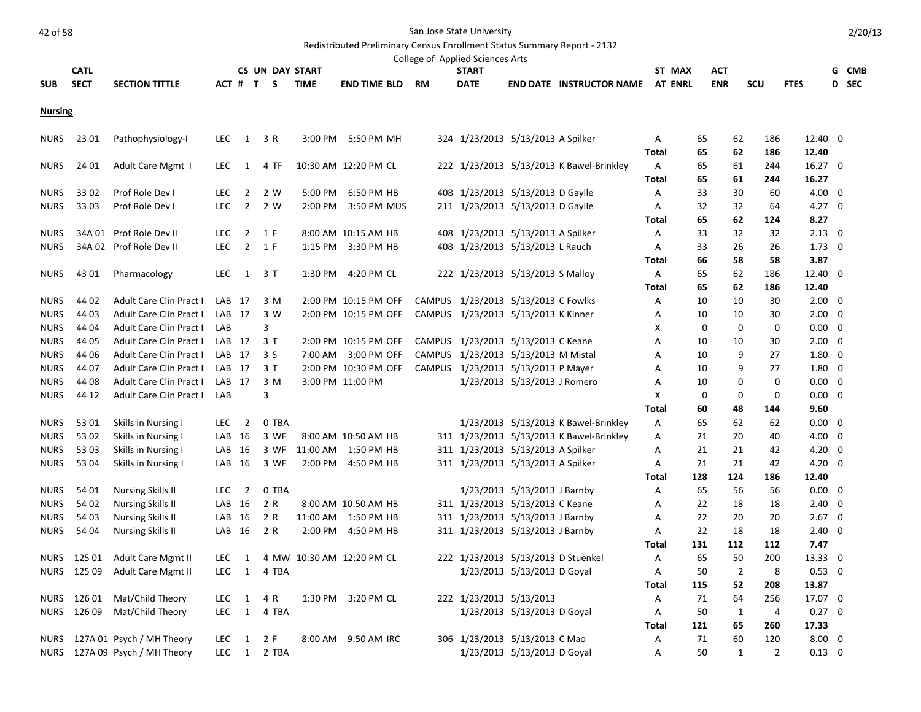San Jose State University

Redistributed Preliminary Census Enrollment Status Summary Report - 2132

College of Applied Sciences Arts

2/20/13

| SUB | CATL SECT | SECTION TITTLE | ACT | CS # | UN T | DAY S | START TIME | END TIME | BLD | RM | START DATE | END DATE | INSTRUCTOR NAME | ST AT | MAX ENRL | ACT ENR | SCU | FTES | G D | CMB SEC |
|---|---|---|---|---|---|---|---|---|---|---|---|---|---|---|---|---|---|---|---|---|
| **Nursing** | | | | | | | | | | | | | | | | | | | | |
| NURS | 23 01 | Pathophysiology-I | LEC | 1 | 3 | R | 3:00 PM | 5:50 PM | MH | 324 | 1/23/2013 | 5/13/2013 | A Spilker | A | 65 | 62 | 186 | 12.40 | 0 | |
| | | | | | | | | | | | | | | **Total** | **65** | **62** | **186** | **12.40** | | |
| NURS | 24 01 | Adult Care Mgmt I | LEC | 1 | 4 | TF | 10:30 AM | 12:20 PM | CL | 222 | 1/23/2013 | 5/13/2013 | K Bawel-Brinkley | A | 65 | 61 | 244 | 16.27 | 0 | |
| | | | | | | | | | | | | | | **Total** | **65** | **61** | **244** | **16.27** | | |
| NURS | 33 02 | Prof Role Dev I | LEC | 2 | 2 | W | 5:00 PM | 6:50 PM | HB | 408 | 1/23/2013 | 5/13/2013 | D Gaylle | A | 33 | 30 | 60 | 4.00 | 0 | |
| NURS | 33 03 | Prof Role Dev I | LEC | 2 | 2 | W | 2:00 PM | 3:50 PM | MUS | 211 | 1/23/2013 | 5/13/2013 | D Gaylle | A | 32 | 32 | 64 | 4.27 | 0 | |
| | | | | | | | | | | | | | | **Total** | **65** | **62** | **124** | **8.27** | | |
| NURS | 34A 01 | Prof Role Dev II | LEC | 2 | 1 | F | 8:00 AM | 10:15 AM | HB | 408 | 1/23/2013 | 5/13/2013 | A Spilker | A | 33 | 32 | 32 | 2.13 | 0 | |
| NURS | 34A 02 | Prof Role Dev II | LEC | 2 | 1 | F | 1:15 PM | 3:30 PM | HB | 408 | 1/23/2013 | 5/13/2013 | L Rauch | A | 33 | 26 | 26 | 1.73 | 0 | |
| | | | | | | | | | | | | | | **Total** | **66** | **58** | **58** | **3.87** | | |
| NURS | 43 01 | Pharmacology | LEC | 1 | 3 | T | 1:30 PM | 4:20 PM | CL | 222 | 1/23/2013 | 5/13/2013 | S Malloy | A | 65 | 62 | 186 | 12.40 | 0 | |
| | | | | | | | | | | | | | | **Total** | **65** | **62** | **186** | **12.40** | | |
| NURS | 44 02 | Adult Care Clin Pract I | LAB | 17 | 3 | M | 2:00 PM | 10:15 PM | OFF | CAMPUS | 1/23/2013 | 5/13/2013 | C Fowlks | A | 10 | 10 | 30 | 2.00 | 0 | |
| NURS | 44 03 | Adult Care Clin Pract I | LAB | 17 | 3 | W | 2:00 PM | 10:15 PM | OFF | CAMPUS | 1/23/2013 | 5/13/2013 | K Kinner | A | 10 | 10 | 30 | 2.00 | 0 | |
| NURS | 44 04 | Adult Care Clin Pract I | LAB | | 3 | | | | | | | | | X | 0 | 0 | 0 | 0.00 | 0 | |
| NURS | 44 05 | Adult Care Clin Pract I | LAB | 17 | 3 | T | 2:00 PM | 10:15 PM | OFF | CAMPUS | 1/23/2013 | 5/13/2013 | C Keane | A | 10 | 10 | 30 | 2.00 | 0 | |
| NURS | 44 06 | Adult Care Clin Pract I | LAB | 17 | 3 | S | 7:00 AM | 3:00 PM | OFF | CAMPUS | 1/23/2013 | 5/13/2013 | M Mistal | A | 10 | 9 | 27 | 1.80 | 0 | |
| NURS | 44 07 | Adult Care Clin Pract I | LAB | 17 | 3 | T | 2:00 PM | 10:30 PM | OFF | CAMPUS | 1/23/2013 | 5/13/2013 | P Mayer | A | 10 | 9 | 27 | 1.80 | 0 | |
| NURS | 44 08 | Adult Care Clin Pract I | LAB | 17 | 3 | M | 3:00 PM | 11:00 PM | | | 1/23/2013 | 5/13/2013 | J Romero | A | 10 | 0 | 0 | 0.00 | 0 | |
| NURS | 44 12 | Adult Care Clin Pract I | LAB | | 3 | | | | | | | | | X | 0 | 0 | 0 | 0.00 | 0 | |
| | | | | | | | | | | | | | | **Total** | **60** | **48** | **144** | **9.60** | | |
| NURS | 53 01 | Skills in Nursing I | LEC | 2 | 0 | TBA | | | | | 1/23/2013 | 5/13/2013 | K Bawel-Brinkley | A | 65 | 62 | 62 | 0.00 | 0 | |
| NURS | 53 02 | Skills in Nursing I | LAB | 16 | 3 | WF | 8:00 AM | 10:50 AM | HB | 311 | 1/23/2013 | 5/13/2013 | K Bawel-Brinkley | A | 21 | 20 | 40 | 4.00 | 0 | |
| NURS | 53 03 | Skills in Nursing I | LAB | 16 | 3 | WF | 11:00 AM | 1:50 PM | HB | 311 | 1/23/2013 | 5/13/2013 | A Spilker | A | 21 | 21 | 42 | 4.20 | 0 | |
| NURS | 53 04 | Skills in Nursing I | LAB | 16 | 3 | WF | 2:00 PM | 4:50 PM | HB | 311 | 1/23/2013 | 5/13/2013 | A Spilker | A | 21 | 21 | 42 | 4.20 | 0 | |
| | | | | | | | | | | | | | | **Total** | **128** | **124** | **186** | **12.40** | | |
| NURS | 54 01 | Nursing Skills II | LEC | 2 | 0 | TBA | | | | | 1/23/2013 | 5/13/2013 | J Barnby | A | 65 | 56 | 56 | 0.00 | 0 | |
| NURS | 54 02 | Nursing Skills II | LAB | 16 | 2 | R | 8:00 AM | 10:50 AM | HB | 311 | 1/23/2013 | 5/13/2013 | C Keane | A | 22 | 18 | 18 | 2.40 | 0 | |
| NURS | 54 03 | Nursing Skills II | LAB | 16 | 2 | R | 11:00 AM | 1:50 PM | HB | 311 | 1/23/2013 | 5/13/2013 | J Barnby | A | 22 | 20 | 20 | 2.67 | 0 | |
| NURS | 54 04 | Nursing Skills II | LAB | 16 | 2 | R | 2:00 PM | 4:50 PM | HB | 311 | 1/23/2013 | 5/13/2013 | J Barnby | A | 22 | 18 | 18 | 2.40 | 0 | |
| | | | | | | | | | | | | | | **Total** | **131** | **112** | **112** | **7.47** | | |
| NURS | 125 01 | Adult Care Mgmt II | LEC | 1 | 4 | MW | 10:30 AM | 12:20 PM | CL | 222 | 1/23/2013 | 5/13/2013 | D Stuenkel | A | 65 | 50 | 200 | 13.33 | 0 | |
| NURS | 125 09 | Adult Care Mgmt II | LEC | 1 | 4 | TBA | | | | | 1/23/2013 | 5/13/2013 | D Goyal | A | 50 | 2 | 8 | 0.53 | 0 | |
| | | | | | | | | | | | | | | **Total** | **115** | **52** | **208** | **13.87** | | |
| NURS | 126 01 | Mat/Child Theory | LEC | 1 | 4 | R | 1:30 PM | 3:20 PM | CL | 222 | 1/23/2013 | 5/13/2013 | | A | 71 | 64 | 256 | 17.07 | 0 | |
| NURS | 126 09 | Mat/Child Theory | LEC | 1 | 4 | TBA | | | | | 1/23/2013 | 5/13/2013 | D Goyal | A | 50 | 1 | 4 | 0.27 | 0 | |
| | | | | | | | | | | | | | | **Total** | **121** | **65** | **260** | **17.33** | | |
| NURS | 127A 01 | Psych / MH Theory | LEC | 1 | 2 | F | 8:00 AM | 9:50 AM | IRC | 306 | 1/23/2013 | 5/13/2013 | C Mao | A | 71 | 60 | 120 | 8.00 | 0 | |
| NURS | 127A 09 | Psych / MH Theory | LEC | 1 | 2 | TBA | | | | | 1/23/2013 | 5/13/2013 | D Goyal | A | 50 | 1 | 2 | 0.13 | 0 | |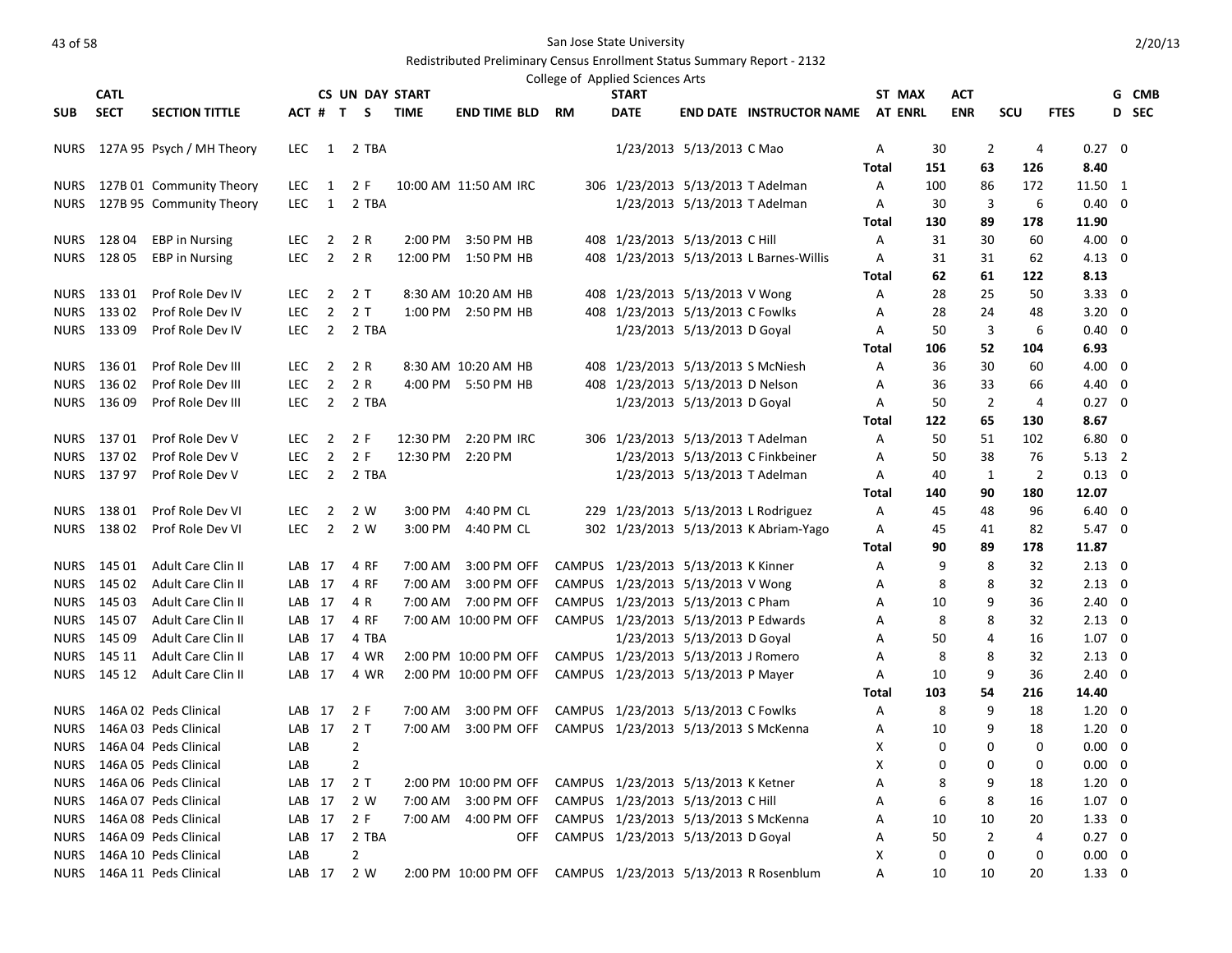San Jose State University

Redistributed Preliminary Census Enrollment Status Summary Report - 2132

College of Applied Sciences Arts

| SUB | CATL SECT | SECTION TITTLE | ACT | CS # | UN T | DAY S | START TIME | END TIME | BLD | RM | START DATE | END DATE | INSTRUCTOR NAME | ST AT | MAX ENRL | ACT ENR | SCU | FTES | GD | CMB SEC |
|---|---|---|---|---|---|---|---|---|---|---|---|---|---|---|---|---|---|---|---|---|
| NURS | 127A 95 | Psych / MH Theory | LEC | 1 | 2 | TBA | | | | | 1/23/2013 | 5/13/2013 | C Mao | A | 30 | 2 | 4 | 0.27 | 0 | |
| | | | | | | | | | | | | | | Total | 151 | 63 | 126 | 8.40 | | |
| NURS | 127B 01 | Community Theory | LEC | 1 | 2 | F | 10:00 AM | 11:50 AM | IRC | 306 | 1/23/2013 | 5/13/2013 | T Adelman | A | 100 | 86 | 172 | 11.50 | 1 | |
| NURS | 127B 95 | Community Theory | LEC | 1 | 2 | TBA | | | | | 1/23/2013 | 5/13/2013 | T Adelman | A | 30 | 3 | 6 | 0.40 | 0 | |
| | | | | | | | | | | | | | | Total | 130 | 89 | 178 | 11.90 | | |
| NURS | 128 04 | EBP in Nursing | LEC | 2 | 2 | R | 2:00 PM | 3:50 PM | HB | 408 | 1/23/2013 | 5/13/2013 | C Hill | A | 31 | 30 | 60 | 4.00 | 0 | |
| NURS | 128 05 | EBP in Nursing | LEC | 2 | 2 | R | 12:00 PM | 1:50 PM | HB | 408 | 1/23/2013 | 5/13/2013 | L Barnes-Willis | A | 31 | 31 | 62 | 4.13 | 0 | |
| | | | | | | | | | | | | | | Total | 62 | 61 | 122 | 8.13 | | |
| NURS | 133 01 | Prof Role Dev IV | LEC | 2 | 2 | T | 8:30 AM | 10:20 AM | HB | 408 | 1/23/2013 | 5/13/2013 | V Wong | A | 28 | 25 | 50 | 3.33 | 0 | |
| NURS | 133 02 | Prof Role Dev IV | LEC | 2 | 2 | T | 1:00 PM | 2:50 PM | HB | 408 | 1/23/2013 | 5/13/2013 | C Fowlks | A | 28 | 24 | 48 | 3.20 | 0 | |
| NURS | 133 09 | Prof Role Dev IV | LEC | 2 | 2 | TBA | | | | | 1/23/2013 | 5/13/2013 | D Goyal | A | 50 | 3 | 6 | 0.40 | 0 | |
| | | | | | | | | | | | | | | Total | 106 | 52 | 104 | 6.93 | | |
| NURS | 136 01 | Prof Role Dev III | LEC | 2 | 2 | R | 8:30 AM | 10:20 AM | HB | 408 | 1/23/2013 | 5/13/2013 | S McNiesh | A | 36 | 30 | 60 | 4.00 | 0 | |
| NURS | 136 02 | Prof Role Dev III | LEC | 2 | 2 | R | 4:00 PM | 5:50 PM | HB | 408 | 1/23/2013 | 5/13/2013 | D Nelson | A | 36 | 33 | 66 | 4.40 | 0 | |
| NURS | 136 09 | Prof Role Dev III | LEC | 2 | 2 | TBA | | | | | 1/23/2013 | 5/13/2013 | D Goyal | A | 50 | 2 | 4 | 0.27 | 0 | |
| | | | | | | | | | | | | | | Total | 122 | 65 | 130 | 8.67 | | |
| NURS | 137 01 | Prof Role Dev V | LEC | 2 | 2 | F | 12:30 PM | 2:20 PM | IRC | 306 | 1/23/2013 | 5/13/2013 | T Adelman | A | 50 | 51 | 102 | 6.80 | 0 | |
| NURS | 137 02 | Prof Role Dev V | LEC | 2 | 2 | F | 12:30 PM | 2:20 PM | | | 1/23/2013 | 5/13/2013 | C Finkbeiner | A | 50 | 38 | 76 | 5.13 | 2 | |
| NURS | 137 97 | Prof Role Dev V | LEC | 2 | 2 | TBA | | | | | 1/23/2013 | 5/13/2013 | T Adelman | A | 40 | 1 | 2 | 0.13 | 0 | |
| | | | | | | | | | | | | | | Total | 140 | 90 | 180 | 12.07 | | |
| NURS | 138 01 | Prof Role Dev VI | LEC | 2 | 2 | W | 3:00 PM | 4:40 PM | CL | 229 | 1/23/2013 | 5/13/2013 | L Rodriguez | A | 45 | 48 | 96 | 6.40 | 0 | |
| NURS | 138 02 | Prof Role Dev VI | LEC | 2 | 2 | W | 3:00 PM | 4:40 PM | CL | 302 | 1/23/2013 | 5/13/2013 | K Abriam-Yago | A | 45 | 41 | 82 | 5.47 | 0 | |
| | | | | | | | | | | | | | | Total | 90 | 89 | 178 | 11.87 | | |
| NURS | 145 01 | Adult Care Clin II | LAB | 17 | 4 | RF | 7:00 AM | 3:00 PM | OFF | CAMPUS | 1/23/2013 | 5/13/2013 | K Kinner | A | 9 | 8 | 32 | 2.13 | 0 | |
| NURS | 145 02 | Adult Care Clin II | LAB | 17 | 4 | RF | 7:00 AM | 3:00 PM | OFF | CAMPUS | 1/23/2013 | 5/13/2013 | V Wong | A | 8 | 8 | 32 | 2.13 | 0 | |
| NURS | 145 03 | Adult Care Clin II | LAB | 17 | 4 | R | 7:00 AM | 7:00 PM | OFF | CAMPUS | 1/23/2013 | 5/13/2013 | C Pham | A | 10 | 9 | 36 | 2.40 | 0 | |
| NURS | 145 07 | Adult Care Clin II | LAB | 17 | 4 | RF | 7:00 AM | 10:00 PM | OFF | CAMPUS | 1/23/2013 | 5/13/2013 | P Edwards | A | 8 | 8 | 32 | 2.13 | 0 | |
| NURS | 145 09 | Adult Care Clin II | LAB | 17 | 4 | TBA | | | | | 1/23/2013 | 5/13/2013 | D Goyal | A | 50 | 4 | 16 | 1.07 | 0 | |
| NURS | 145 11 | Adult Care Clin II | LAB | 17 | 4 | WR | 2:00 PM | 10:00 PM | OFF | CAMPUS | 1/23/2013 | 5/13/2013 | J Romero | A | 8 | 8 | 32 | 2.13 | 0 | |
| NURS | 145 12 | Adult Care Clin II | LAB | 17 | 4 | WR | 2:00 PM | 10:00 PM | OFF | CAMPUS | 1/23/2013 | 5/13/2013 | P Mayer | A | 10 | 9 | 36 | 2.40 | 0 | |
| | | | | | | | | | | | | | | Total | 103 | 54 | 216 | 14.40 | | |
| NURS | 146A 02 | Peds Clinical | LAB | 17 | 2 | F | 7:00 AM | 3:00 PM | OFF | CAMPUS | 1/23/2013 | 5/13/2013 | C Fowlks | A | 8 | 9 | 18 | 1.20 | 0 | |
| NURS | 146A 03 | Peds Clinical | LAB | 17 | 2 | T | 7:00 AM | 3:00 PM | OFF | CAMPUS | 1/23/2013 | 5/13/2013 | S McKenna | A | 10 | 9 | 18 | 1.20 | 0 | |
| NURS | 146A 04 | Peds Clinical | LAB | | 2 | | | | | | | | | X | 0 | 0 | 0 | 0.00 | 0 | |
| NURS | 146A 05 | Peds Clinical | LAB | | 2 | | | | | | | | | X | 0 | 0 | 0 | 0.00 | 0 | |
| NURS | 146A 06 | Peds Clinical | LAB | 17 | 2 | T | 2:00 PM | 10:00 PM | OFF | CAMPUS | 1/23/2013 | 5/13/2013 | K Ketner | A | 8 | 9 | 18 | 1.20 | 0 | |
| NURS | 146A 07 | Peds Clinical | LAB | 17 | 2 | W | 7:00 AM | 3:00 PM | OFF | CAMPUS | 1/23/2013 | 5/13/2013 | C Hill | A | 6 | 8 | 16 | 1.07 | 0 | |
| NURS | 146A 08 | Peds Clinical | LAB | 17 | 2 | F | 7:00 AM | 4:00 PM | OFF | CAMPUS | 1/23/2013 | 5/13/2013 | S McKenna | A | 10 | 10 | 20 | 1.33 | 0 | |
| NURS | 146A 09 | Peds Clinical | LAB | 17 | 2 | TBA | | | OFF | CAMPUS | 1/23/2013 | 5/13/2013 | D Goyal | A | 50 | 2 | 4 | 0.27 | 0 | |
| NURS | 146A 10 | Peds Clinical | LAB | | 2 | | | | | | | | | X | 0 | 0 | 0 | 0.00 | 0 | |
| NURS | 146A 11 | Peds Clinical | LAB | 17 | 2 | W | 2:00 PM | 10:00 PM | OFF | CAMPUS | 1/23/2013 | 5/13/2013 | R Rosenblum | A | 10 | 10 | 20 | 1.33 | 0 | |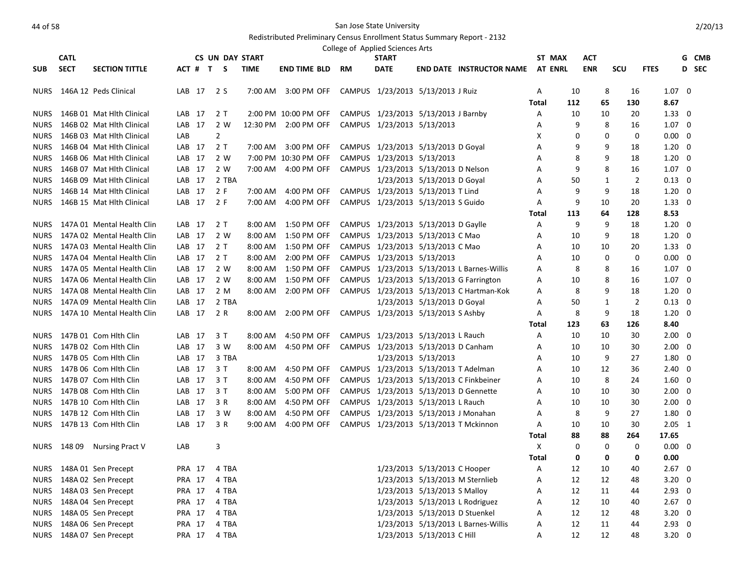San Jose State University

Redistributed Preliminary Census Enrollment Status Summary Report - 2132

College of Applied Sciences Arts

| SUB | CATL SECT | SECTION TITTLE | ACT # | CS UN T | DAY S | START TIME | END TIME | BLD | RM | START DATE | END DATE | INSTRUCTOR NAME | ST AT | MAX ENRL | ACT ENR | SCU | FTES | G D | CMB SEC |
|---|---|---|---|---|---|---|---|---|---|---|---|---|---|---|---|---|---|---|---|
| NURS | 146A 12 | Peds Clinical | LAB | 17 | 2 S | 7:00 AM | 3:00 PM | OFF | CAMPUS | 1/23/2013 | 5/13/2013 | J Ruiz | A | 10 | 8 | 16 | 1.07 | 0 | |
| | | | | | | | | | | | | | Total | 112 | 65 | 130 | 8.67 | | |
| NURS | 146B 01 | Mat Hlth Clinical | LAB | 17 | 2 T | 2:00 PM | 10:00 PM | OFF | CAMPUS | 1/23/2013 | 5/13/2013 | J Barnby | A | 10 | 10 | 20 | 1.33 | 0 | |
| NURS | 146B 02 | Mat Hlth Clinical | LAB | 17 | 2 W | 12:30 PM | 2:00 PM | OFF | CAMPUS | 1/23/2013 | 5/13/2013 | | A | 9 | 8 | 16 | 1.07 | 0 | |
| NURS | 146B 03 | Mat Hlth Clinical | LAB | | 2 | | | | | | | | X | 0 | 0 | 0 | 0.00 | 0 | |
| NURS | 146B 04 | Mat Hlth Clinical | LAB | 17 | 2 T | 7:00 AM | 3:00 PM | OFF | CAMPUS | 1/23/2013 | 5/13/2013 | D Goyal | A | 9 | 9 | 18 | 1.20 | 0 | |
| NURS | 146B 06 | Mat Hlth Clinical | LAB | 17 | 2 W | 7:00 PM | 10:30 PM | OFF | CAMPUS | 1/23/2013 | 5/13/2013 | | A | 8 | 9 | 18 | 1.20 | 0 | |
| NURS | 146B 07 | Mat Hlth Clinical | LAB | 17 | 2 W | 7:00 AM | 4:00 PM | OFF | CAMPUS | 1/23/2013 | 5/13/2013 | D Nelson | A | 9 | 8 | 16 | 1.07 | 0 | |
| NURS | 146B 09 | Mat Hlth Clinical | LAB | 17 | 2 TBA | | | | | 1/23/2013 | 5/13/2013 | D Goyal | A | 50 | 1 | 2 | 0.13 | 0 | |
| NURS | 146B 14 | Mat Hlth Clinical | LAB | 17 | 2 F | 7:00 AM | 4:00 PM | OFF | CAMPUS | 1/23/2013 | 5/13/2013 | T Lind | A | 9 | 9 | 18 | 1.20 | 0 | |
| NURS | 146B 15 | Mat Hlth Clinical | LAB | 17 | 2 F | 7:00 AM | 4:00 PM | OFF | CAMPUS | 1/23/2013 | 5/13/2013 | S Guido | A | 9 | 10 | 20 | 1.33 | 0 | |
| | | | | | | | | | | | | | Total | 113 | 64 | 128 | 8.53 | | |
| NURS | 147A 01 | Mental Health Clin | LAB | 17 | 2 T | 8:00 AM | 1:50 PM | OFF | CAMPUS | 1/23/2013 | 5/13/2013 | D Gaylle | A | 9 | 9 | 18 | 1.20 | 0 | |
| NURS | 147A 02 | Mental Health Clin | LAB | 17 | 2 W | 8:00 AM | 1:50 PM | OFF | CAMPUS | 1/23/2013 | 5/13/2013 | C Mao | A | 10 | 9 | 18 | 1.20 | 0 | |
| NURS | 147A 03 | Mental Health Clin | LAB | 17 | 2 T | 8:00 AM | 1:50 PM | OFF | CAMPUS | 1/23/2013 | 5/13/2013 | C Mao | A | 10 | 10 | 20 | 1.33 | 0 | |
| NURS | 147A 04 | Mental Health Clin | LAB | 17 | 2 T | 8:00 AM | 2:00 PM | OFF | CAMPUS | 1/23/2013 | 5/13/2013 | | A | 10 | 0 | 0 | 0.00 | 0 | |
| NURS | 147A 05 | Mental Health Clin | LAB | 17 | 2 W | 8:00 AM | 1:50 PM | OFF | CAMPUS | 1/23/2013 | 5/13/2013 | L Barnes-Willis | A | 8 | 8 | 16 | 1.07 | 0 | |
| NURS | 147A 06 | Mental Health Clin | LAB | 17 | 2 W | 8:00 AM | 1:50 PM | OFF | CAMPUS | 1/23/2013 | 5/13/2013 | G Farrington | A | 10 | 8 | 16 | 1.07 | 0 | |
| NURS | 147A 08 | Mental Health Clin | LAB | 17 | 2 M | 8:00 AM | 2:00 PM | OFF | CAMPUS | 1/23/2013 | 5/13/2013 | C Hartman-Kok | A | 8 | 9 | 18 | 1.20 | 0 | |
| NURS | 147A 09 | Mental Health Clin | LAB | 17 | 2 TBA | | | | | 1/23/2013 | 5/13/2013 | D Goyal | A | 50 | 1 | 2 | 0.13 | 0 | |
| NURS | 147A 10 | Mental Health Clin | LAB | 17 | 2 R | 8:00 AM | 2:00 PM | OFF | CAMPUS | 1/23/2013 | 5/13/2013 | S Ashby | A | 8 | 9 | 18 | 1.20 | 0 | |
| | | | | | | | | | | | | | Total | 123 | 63 | 126 | 8.40 | | |
| NURS | 147B 01 | Com Hlth Clin | LAB | 17 | 3 T | 8:00 AM | 4:50 PM | OFF | CAMPUS | 1/23/2013 | 5/13/2013 | L Rauch | A | 10 | 10 | 30 | 2.00 | 0 | |
| NURS | 147B 02 | Com Hlth Clin | LAB | 17 | 3 W | 8:00 AM | 4:50 PM | OFF | CAMPUS | 1/23/2013 | 5/13/2013 | D Canham | A | 10 | 10 | 30 | 2.00 | 0 | |
| NURS | 147B 05 | Com Hlth Clin | LAB | 17 | 3 TBA | | | | | 1/23/2013 | 5/13/2013 | | A | 10 | 9 | 27 | 1.80 | 0 | |
| NURS | 147B 06 | Com Hlth Clin | LAB | 17 | 3 T | 8:00 AM | 4:50 PM | OFF | CAMPUS | 1/23/2013 | 5/13/2013 | T Adelman | A | 10 | 12 | 36 | 2.40 | 0 | |
| NURS | 147B 07 | Com Hlth Clin | LAB | 17 | 3 T | 8:00 AM | 4:50 PM | OFF | CAMPUS | 1/23/2013 | 5/13/2013 | C Finkbeiner | A | 10 | 8 | 24 | 1.60 | 0 | |
| NURS | 147B 08 | Com Hlth Clin | LAB | 17 | 3 T | 8:00 AM | 5:00 PM | OFF | CAMPUS | 1/23/2013 | 5/13/2013 | D Gennette | A | 10 | 10 | 30 | 2.00 | 0 | |
| NURS | 147B 10 | Com Hlth Clin | LAB | 17 | 3 R | 8:00 AM | 4:50 PM | OFF | CAMPUS | 1/23/2013 | 5/13/2013 | L Rauch | A | 10 | 10 | 30 | 2.00 | 0 | |
| NURS | 147B 12 | Com Hlth Clin | LAB | 17 | 3 W | 8:00 AM | 4:50 PM | OFF | CAMPUS | 1/23/2013 | 5/13/2013 | J Monahan | A | 8 | 9 | 27 | 1.80 | 0 | |
| NURS | 147B 13 | Com Hlth Clin | LAB | 17 | 3 R | 9:00 AM | 4:00 PM | OFF | CAMPUS | 1/23/2013 | 5/13/2013 | T Mckinnon | A | 10 | 10 | 30 | 2.05 | 1 | |
| | | | | | | | | | | | | | Total | 88 | 88 | 264 | 17.65 | | |
| NURS | 148 09 | Nursing Pract V | LAB | | 3 | | | | | | | | X | 0 | 0 | 0 | 0.00 | 0 | |
| | | | | | | | | | | | | | Total | 0 | 0 | 0 | 0.00 | | |
| NURS | 148A 01 | Sen Precept | PRA | 17 | 4 TBA | | | | | 1/23/2013 | 5/13/2013 | C Hooper | A | 12 | 10 | 40 | 2.67 | 0 | |
| NURS | 148A 02 | Sen Precept | PRA | 17 | 4 TBA | | | | | 1/23/2013 | 5/13/2013 | M Sternlieb | A | 12 | 12 | 48 | 3.20 | 0 | |
| NURS | 148A 03 | Sen Precept | PRA | 17 | 4 TBA | | | | | 1/23/2013 | 5/13/2013 | S Malloy | A | 12 | 11 | 44 | 2.93 | 0 | |
| NURS | 148A 04 | Sen Precept | PRA | 17 | 4 TBA | | | | | 1/23/2013 | 5/13/2013 | L Rodriguez | A | 12 | 10 | 40 | 2.67 | 0 | |
| NURS | 148A 05 | Sen Precept | PRA | 17 | 4 TBA | | | | | 1/23/2013 | 5/13/2013 | D Stuenkel | A | 12 | 12 | 48 | 3.20 | 0 | |
| NURS | 148A 06 | Sen Precept | PRA | 17 | 4 TBA | | | | | 1/23/2013 | 5/13/2013 | L Barnes-Willis | A | 12 | 11 | 44 | 2.93 | 0 | |
| NURS | 148A 07 | Sen Precept | PRA | 17 | 4 TBA | | | | | 1/23/2013 | 5/13/2013 | C Hill | A | 12 | 12 | 48 | 3.20 | 0 | |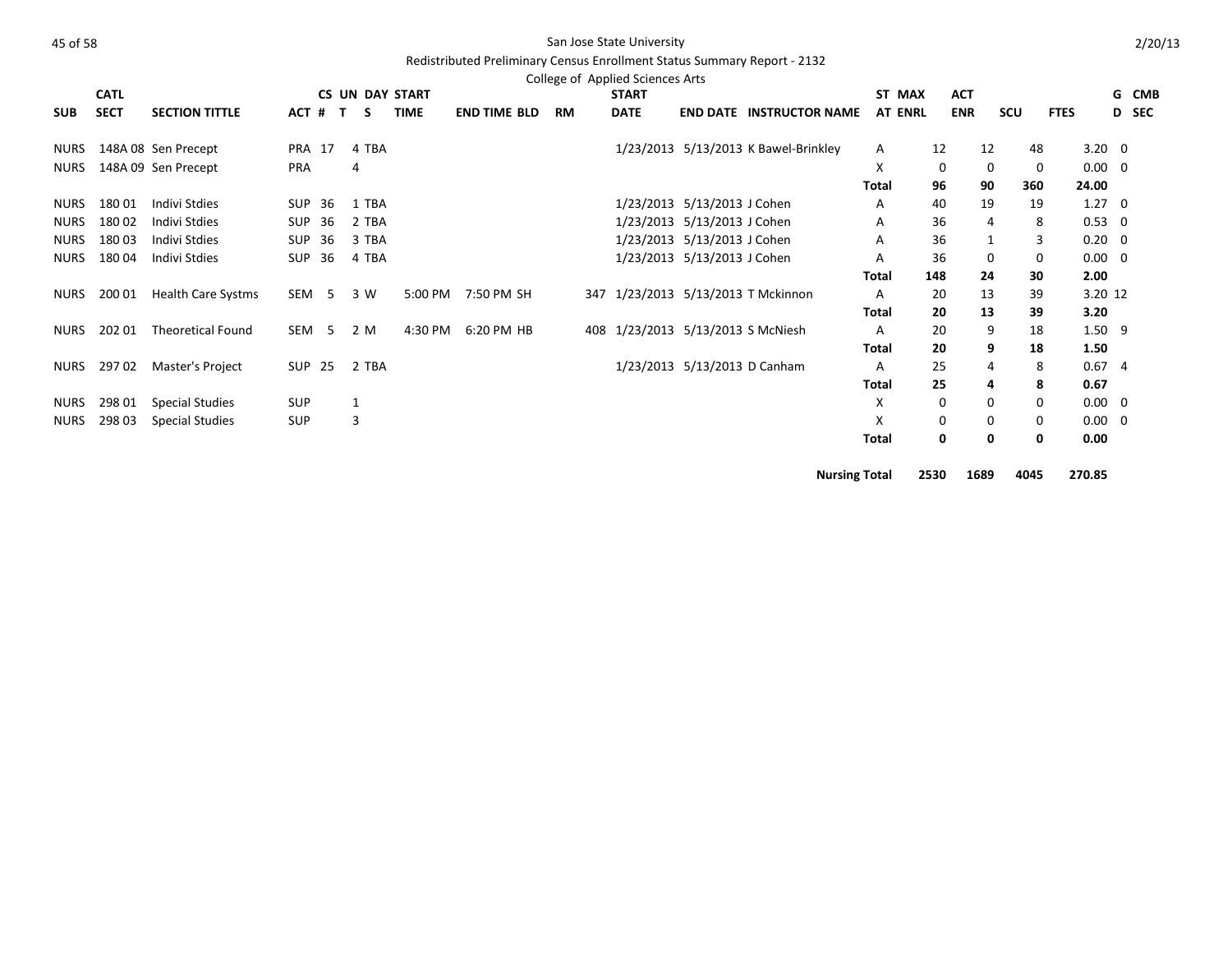San Jose State University

Redistributed Preliminary Census Enrollment Status Summary Report - 2132

College of Applied Sciences Arts

| SUB | CATL SECT | SECTION TITTLE | ACT | CS # | UN T | DAY S | START TIME | END TIME | BLD | RM | START DATE | END DATE | INSTRUCTOR NAME | ST AT | MAX ENRL | ACT ENR | SCU | FTES | GD | CMB SEC |
|---|---|---|---|---|---|---|---|---|---|---|---|---|---|---|---|---|---|---|---|---|
| NURS | 148A 08 | Sen Precept | PRA | 17 | 4 | TBA | | | | | 1/23/2013 | 5/13/2013 | K Bawel-Brinkley | A | 12 | 12 | 48 | 3.20 | 0 | |
| NURS | 148A 09 | Sen Precept | PRA | | 4 | | | | | | | | | X | 0 | 0 | 0 | 0.00 | 0 | |
| | | | | | | | | | | | | | | **Total** | **96** | **90** | **360** | **24.00** | | |
| NURS | 180 01 | Indivi Stdies | SUP | 36 | 1 | TBA | | | | | 1/23/2013 | 5/13/2013 | J Cohen | A | 40 | 19 | 19 | 1.27 | 0 | |
| NURS | 180 02 | Indivi Stdies | SUP | 36 | 2 | TBA | | | | | 1/23/2013 | 5/13/2013 | J Cohen | A | 36 | 4 | 8 | 0.53 | 0 | |
| NURS | 180 03 | Indivi Stdies | SUP | 36 | 3 | TBA | | | | | 1/23/2013 | 5/13/2013 | J Cohen | A | 36 | 1 | 3 | 0.20 | 0 | |
| NURS | 180 04 | Indivi Stdies | SUP | 36 | 4 | TBA | | | | | 1/23/2013 | 5/13/2013 | J Cohen | A | 36 | 0 | 0 | 0.00 | 0 | |
| | | | | | | | | | | | | | | **Total** | **148** | **24** | **30** | **2.00** | | |
| NURS | 200 01 | Health Care Systms | SEM | 5 | 3 | W | 5:00 PM | 7:50 PM | SH | 347 | 1/23/2013 | 5/13/2013 | T Mckinnon | A | 20 | 13 | 39 | 3.20 | 12 | |
| | | | | | | | | | | | | | | **Total** | **20** | **13** | **39** | **3.20** | | |
| NURS | 202 01 | Theoretical Found | SEM | 5 | 2 | M | 4:30 PM | 6:20 PM | HB | 408 | 1/23/2013 | 5/13/2013 | S McNiesh | A | 20 | 9 | 18 | 1.50 | 9 | |
| | | | | | | | | | | | | | | **Total** | **20** | **9** | **18** | **1.50** | | |
| NURS | 297 02 | Master's Project | SUP | 25 | 2 | TBA | | | | | 1/23/2013 | 5/13/2013 | D Canham | A | 25 | 4 | 8 | 0.67 | 4 | |
| | | | | | | | | | | | | | | **Total** | **25** | **4** | **8** | **0.67** | | |
| NURS | 298 01 | Special Studies | SUP | | 1 | | | | | | | | | X | 0 | 0 | 0 | 0.00 | 0 | |
| NURS | 298 03 | Special Studies | SUP | | 3 | | | | | | | | | X | 0 | 0 | 0 | 0.00 | 0 | |
| | | | | | | | | | | | | | | **Total** | **0** | **0** | **0** | **0.00** | | |
| | | | | | | | | | | | | | | **Nursing Total** | **2530** | **1689** | **4045** | **270.85** | | |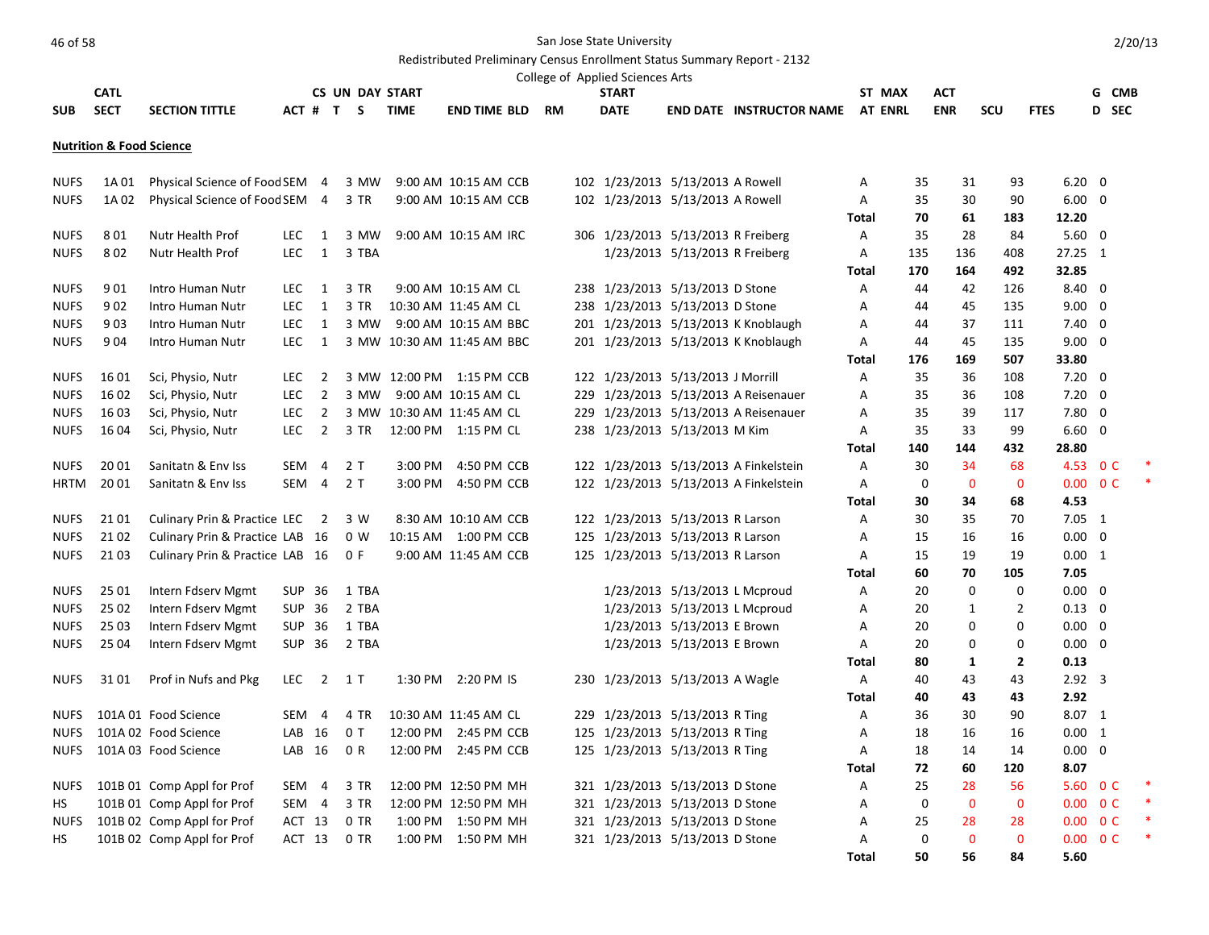San Jose State University

Redistributed Preliminary Census Enrollment Status Summary Report - 2132

College of Applied Sciences Arts

2/20/13

## Nutrition & Food Science

| SUB | CATL SECT | SECTION TITTLE | ACT | CS # | UN T | DAY S | START TIME | END TIME | BLD | RM | START DATE | END DATE | INSTRUCTOR NAME | ST AT | MAX ENRL | ACT ENR | SCU | FTES | G D | CMB SEC | |
|---|---|---|---|---|---|---|---|---|---|---|---|---|---|---|---|---|---|---|---|---|---|
| NUFS | 1A 01 | Physical Science of Food | SEM | 4 | 3 | MW | 9:00 AM | 10:15 AM | CCB | 102 | 1/23/2013 | 5/13/2013 | A Rowell | A | 35 | 31 | 93 | 6.20 | 0 | | |
| NUFS | 1A 02 | Physical Science of Food | SEM | 4 | 3 | TR | 9:00 AM | 10:15 AM | CCB | 102 | 1/23/2013 | 5/13/2013 | A Rowell | A | 35 | 30 | 90 | 6.00 | 0 | | |
| | | | | | | | | | | | | | | **Total** | **70** | **61** | **183** | **12.20** | | | |
| NUFS | 8 01 | Nutr Health Prof | LEC | 1 | 3 | MW | 9:00 AM | 10:15 AM | IRC | 306 | 1/23/2013 | 5/13/2013 | R Freiberg | A | 35 | 28 | 84 | 5.60 | 0 | | |
| NUFS | 8 02 | Nutr Health Prof | LEC | 1 | 3 | TBA | | | | | 1/23/2013 | 5/13/2013 | R Freiberg | A | 135 | 136 | 408 | 27.25 | 1 | | |
| | | | | | | | | | | | | | | **Total** | **170** | **164** | **492** | **32.85** | | | |
| NUFS | 9 01 | Intro Human Nutr | LEC | 1 | 3 | TR | 9:00 AM | 10:15 AM | CL | 238 | 1/23/2013 | 5/13/2013 | D Stone | A | 44 | 42 | 126 | 8.40 | 0 | | |
| NUFS | 9 02 | Intro Human Nutr | LEC | 1 | 3 | TR | 10:30 AM | 11:45 AM | CL | 238 | 1/23/2013 | 5/13/2013 | D Stone | A | 44 | 45 | 135 | 9.00 | 0 | | |
| NUFS | 9 03 | Intro Human Nutr | LEC | 1 | 3 | MW | 9:00 AM | 10:15 AM | BBC | 201 | 1/23/2013 | 5/13/2013 | K Knoblaugh | A | 44 | 37 | 111 | 7.40 | 0 | | |
| NUFS | 9 04 | Intro Human Nutr | LEC | 1 | 3 | MW | 10:30 AM | 11:45 AM | BBC | 201 | 1/23/2013 | 5/13/2013 | K Knoblaugh | A | 44 | 45 | 135 | 9.00 | 0 | | |
| | | | | | | | | | | | | | | **Total** | **176** | **169** | **507** | **33.80** | | | |
| NUFS | 16 01 | Sci, Physio, Nutr | LEC | 2 | 3 | MW | 12:00 PM | 1:15 PM | CCB | 122 | 1/23/2013 | 5/13/2013 | J Morrill | A | 35 | 36 | 108 | 7.20 | 0 | | |
| NUFS | 16 02 | Sci, Physio, Nutr | LEC | 2 | 3 | MW | 9:00 AM | 10:15 AM | CL | 229 | 1/23/2013 | 5/13/2013 | A Reisenauer | A | 35 | 36 | 108 | 7.20 | 0 | | |
| NUFS | 16 03 | Sci, Physio, Nutr | LEC | 2 | 3 | MW | 10:30 AM | 11:45 AM | CL | 229 | 1/23/2013 | 5/13/2013 | A Reisenauer | A | 35 | 39 | 117 | 7.80 | 0 | | |
| NUFS | 16 04 | Sci, Physio, Nutr | LEC | 2 | 3 | TR | 12:00 PM | 1:15 PM | CL | 238 | 1/23/2013 | 5/13/2013 | M Kim | A | 35 | 33 | 99 | 6.60 | 0 | | |
| | | | | | | | | | | | | | | **Total** | **140** | **144** | **432** | **28.80** | | | |
| NUFS | 20 01 | Sanitatn & Env Iss | SEM | 4 | 2 | T | 3:00 PM | 4:50 PM | CCB | 122 | 1/23/2013 | 5/13/2013 | A Finkelstein | A | 30 | 34 | 68 | 4.53 | 0 | C | * |
| HRTM | 20 01 | Sanitatn & Env Iss | SEM | 4 | 2 | T | 3:00 PM | 4:50 PM | CCB | 122 | 1/23/2013 | 5/13/2013 | A Finkelstein | A | 0 | 0 | 0 | 0.00 | 0 | C | * |
| | | | | | | | | | | | | | | **Total** | **30** | **34** | **68** | **4.53** | | | |
| NUFS | 21 01 | Culinary Prin & Practice | LEC | 2 | 3 | W | 8:30 AM | 10:10 AM | CCB | 122 | 1/23/2013 | 5/13/2013 | R Larson | A | 30 | 35 | 70 | 7.05 | 1 | | |
| NUFS | 21 02 | Culinary Prin & Practice | LAB | 16 | 0 | W | 10:15 AM | 1:00 PM | CCB | 125 | 1/23/2013 | 5/13/2013 | R Larson | A | 15 | 16 | 16 | 0.00 | 0 | | |
| NUFS | 21 03 | Culinary Prin & Practice | LAB | 16 | 0 | F | 9:00 AM | 11:45 AM | CCB | 125 | 1/23/2013 | 5/13/2013 | R Larson | A | 15 | 19 | 19 | 0.00 | 1 | | |
| | | | | | | | | | | | | | | **Total** | **60** | **70** | **105** | **7.05** | | | |
| NUFS | 25 01 | Intern Fdserv Mgmt | SUP | 36 | 1 | TBA | | | | | 1/23/2013 | 5/13/2013 | L Mcproud | A | 20 | 0 | 0 | 0.00 | 0 | | |
| NUFS | 25 02 | Intern Fdserv Mgmt | SUP | 36 | 2 | TBA | | | | | 1/23/2013 | 5/13/2013 | L Mcproud | A | 20 | 1 | 2 | 0.13 | 0 | | |
| NUFS | 25 03 | Intern Fdserv Mgmt | SUP | 36 | 1 | TBA | | | | | 1/23/2013 | 5/13/2013 | E Brown | A | 20 | 0 | 0 | 0.00 | 0 | | |
| NUFS | 25 04 | Intern Fdserv Mgmt | SUP | 36 | 2 | TBA | | | | | 1/23/2013 | 5/13/2013 | E Brown | A | 20 | 0 | 0 | 0.00 | 0 | | |
| | | | | | | | | | | | | | | **Total** | **80** | **1** | **2** | **0.13** | | | |
| NUFS | 31 01 | Prof in Nufs and Pkg | LEC | 2 | 1 | T | 1:30 PM | 2:20 PM | IS | 230 | 1/23/2013 | 5/13/2013 | A Wagle | A | 40 | 43 | 43 | 2.92 | 3 | | |
| | | | | | | | | | | | | | | **Total** | **40** | **43** | **43** | **2.92** | | | |
| NUFS | 101A 01 | Food Science | SEM | 4 | 4 | TR | 10:30 AM | 11:45 AM | CL | 229 | 1/23/2013 | 5/13/2013 | R Ting | A | 36 | 30 | 90 | 8.07 | 1 | | |
| NUFS | 101A 02 | Food Science | LAB | 16 | 0 | T | 12:00 PM | 2:45 PM | CCB | 125 | 1/23/2013 | 5/13/2013 | R Ting | A | 18 | 16 | 16 | 0.00 | 1 | | |
| NUFS | 101A 03 | Food Science | LAB | 16 | 0 | R | 12:00 PM | 2:45 PM | CCB | 125 | 1/23/2013 | 5/13/2013 | R Ting | A | 18 | 14 | 14 | 0.00 | 0 | | |
| | | | | | | | | | | | | | | **Total** | **72** | **60** | **120** | **8.07** | | | |
| NUFS | 101B 01 | Comp Appl for Prof | SEM | 4 | 3 | TR | 12:00 PM | 12:50 PM | MH | 321 | 1/23/2013 | 5/13/2013 | D Stone | A | 25 | 28 | 56 | 5.60 | 0 | C | * |
| HS | 101B 01 | Comp Appl for Prof | SEM | 4 | 3 | TR | 12:00 PM | 12:50 PM | MH | 321 | 1/23/2013 | 5/13/2013 | D Stone | A | 0 | 0 | 0 | 0.00 | 0 | C | * |
| NUFS | 101B 02 | Comp Appl for Prof | ACT | 13 | 0 | TR | 1:00 PM | 1:50 PM | MH | 321 | 1/23/2013 | 5/13/2013 | D Stone | A | 25 | 28 | 28 | 0.00 | 0 | C | * |
| HS | 101B 02 | Comp Appl for Prof | ACT | 13 | 0 | TR | 1:00 PM | 1:50 PM | MH | 321 | 1/23/2013 | 5/13/2013 | D Stone | A | 0 | 0 | 0 | 0.00 | 0 | C | * |
| | | | | | | | | | | | | | | **Total** | **50** | **56** | **84** | **5.60** | | | |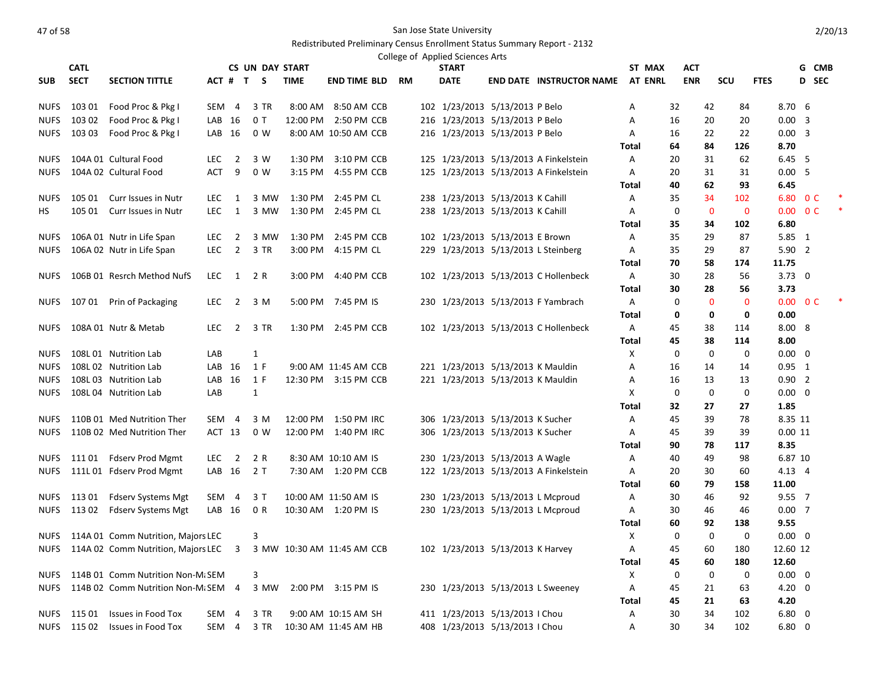San Jose State University

Redistributed Preliminary Census Enrollment Status Summary Report - 2132

College of Applied Sciences Arts

| SUB | CATL SECT | SECTION TITTLE | ACT # | CS UN T | DAY S | START TIME | END TIME | BLD | RM | START DATE | END DATE | INSTRUCTOR NAME | ST AT | MAX ENRL | ACT ENR | SCU | FTES | G D | CMB SEC |
|---|---|---|---|---|---|---|---|---|---|---|---|---|---|---|---|---|---|---|---|
| NUFS | 103 01 | Food Proc & Pkg I | SEM 4 | 3 | TR | 8:00 AM | 8:50 AM | CCB | 102 | 1/23/2013 | 5/13/2013 | P Belo | A | 32 | 42 | 84 | 8.70 | 6 | |
| NUFS | 103 02 | Food Proc & Pkg I | LAB 16 | 0 | T | 12:00 PM | 2:50 PM | CCB | 216 | 1/23/2013 | 5/13/2013 | P Belo | A | 16 | 20 | 20 | 0.00 | 3 | |
| NUFS | 103 03 | Food Proc & Pkg I | LAB 16 | 0 | W | 8:00 AM | 10:50 AM | CCB | 216 | 1/23/2013 | 5/13/2013 | P Belo | A | 16 | 22 | 22 | 0.00 | 3 | |
| | | | | | | | | | | | | | **Total** | **64** | **84** | **126** | **8.70** | | |
| NUFS | 104A 01 | Cultural Food | LEC 2 | 3 | W | 1:30 PM | 3:10 PM | CCB | 125 | 1/23/2013 | 5/13/2013 | A Finkelstein | A | 20 | 31 | 62 | 6.45 | 5 | |
| NUFS | 104A 02 | Cultural Food | ACT 9 | 0 | W | 3:15 PM | 4:55 PM | CCB | 125 | 1/23/2013 | 5/13/2013 | A Finkelstein | A | 20 | 31 | 31 | 0.00 | 5 | |
| | | | | | | | | | | | | | **Total** | **40** | **62** | **93** | **6.45** | | |
| NUFS | 105 01 | Curr Issues in Nutr | LEC 1 | 3 | MW | 1:30 PM | 2:45 PM | CL | 238 | 1/23/2013 | 5/13/2013 | K Cahill | A | 35 | 34 | 102 | 6.80 | 0 | C * |
| HS | 105 01 | Curr Issues in Nutr | LEC 1 | 3 | MW | 1:30 PM | 2:45 PM | CL | 238 | 1/23/2013 | 5/13/2013 | K Cahill | A | 0 | 0 | 0 | 0.00 | 0 | C * |
| | | | | | | | | | | | | | **Total** | **35** | **34** | **102** | **6.80** | | |
| NUFS | 106A 01 | Nutr in Life Span | LEC 2 | 3 | MW | 1:30 PM | 2:45 PM | CCB | 102 | 1/23/2013 | 5/13/2013 | E Brown | A | 35 | 29 | 87 | 5.85 | 1 | |
| NUFS | 106A 02 | Nutr in Life Span | LEC 2 | 3 | TR | 3:00 PM | 4:15 PM | CL | 229 | 1/23/2013 | 5/13/2013 | L Steinberg | A | 35 | 29 | 87 | 5.90 | 2 | |
| | | | | | | | | | | | | | **Total** | **70** | **58** | **174** | **11.75** | | |
| NUFS | 106B 01 | Resrch Method NufS | LEC 1 | 2 | R | 3:00 PM | 4:40 PM | CCB | 102 | 1/23/2013 | 5/13/2013 | C Hollenbeck | A | 30 | 28 | 56 | 3.73 | 0 | |
| | | | | | | | | | | | | | **Total** | **30** | **28** | **56** | **3.73** | | |
| NUFS | 107 01 | Prin of Packaging | LEC 2 | 3 | M | 5:00 PM | 7:45 PM | IS | 230 | 1/23/2013 | 5/13/2013 | F Yambrach | A | 0 | 0 | 0 | 0.00 | 0 | C * |
| | | | | | | | | | | | | | **Total** | **0** | **0** | **0** | **0.00** | | |
| NUFS | 108A 01 | Nutr & Metab | LEC 2 | 3 | TR | 1:30 PM | 2:45 PM | CCB | 102 | 1/23/2013 | 5/13/2013 | C Hollenbeck | A | 45 | 38 | 114 | 8.00 | 8 | |
| | | | | | | | | | | | | | **Total** | **45** | **38** | **114** | **8.00** | | |
| NUFS | 108L 01 | Nutrition Lab | LAB | 1 | | | | | | | | | X | 0 | 0 | 0 | 0.00 | 0 | |
| NUFS | 108L 02 | Nutrition Lab | LAB 16 | 1 | F | 9:00 AM | 11:45 AM | CCB | 221 | 1/23/2013 | 5/13/2013 | K Mauldin | A | 16 | 14 | 14 | 0.95 | 1 | |
| NUFS | 108L 03 | Nutrition Lab | LAB 16 | 1 | F | 12:30 PM | 3:15 PM | CCB | 221 | 1/23/2013 | 5/13/2013 | K Mauldin | A | 16 | 13 | 13 | 0.90 | 2 | |
| NUFS | 108L 04 | Nutrition Lab | LAB | 1 | | | | | | | | | X | 0 | 0 | 0 | 0.00 | 0 | |
| | | | | | | | | | | | | | **Total** | **32** | **27** | **27** | **1.85** | | |
| NUFS | 110B 01 | Med Nutrition Ther | SEM 4 | 3 | M | 12:00 PM | 1:50 PM | IRC | 306 | 1/23/2013 | 5/13/2013 | K Sucher | A | 45 | 39 | 78 | 8.35 | 11 | |
| NUFS | 110B 02 | Med Nutrition Ther | ACT 13 | 0 | W | 12:00 PM | 1:40 PM | IRC | 306 | 1/23/2013 | 5/13/2013 | K Sucher | A | 45 | 39 | 39 | 0.00 | 11 | |
| | | | | | | | | | | | | | **Total** | **90** | **78** | **117** | **8.35** | | |
| NUFS | 111 01 | Fdserv Prod Mgmt | LEC 2 | 2 | R | 8:30 AM | 10:10 AM | IS | 230 | 1/23/2013 | 5/13/2013 | A Wagle | A | 40 | 49 | 98 | 6.87 | 10 | |
| NUFS | 111L 01 | Fdserv Prod Mgmt | LAB 16 | 2 | T | 7:30 AM | 1:20 PM | CCB | 122 | 1/23/2013 | 5/13/2013 | A Finkelstein | A | 20 | 30 | 60 | 4.13 | 4 | |
| | | | | | | | | | | | | | **Total** | **60** | **79** | **158** | **11.00** | | |
| NUFS | 113 01 | Fdserv Systems Mgt | SEM 4 | 3 | T | 10:00 AM | 11:50 AM | IS | 230 | 1/23/2013 | 5/13/2013 | L Mcproud | A | 30 | 46 | 92 | 9.55 | 7 | |
| NUFS | 113 02 | Fdserv Systems Mgt | LAB 16 | 0 | R | 10:30 AM | 1:20 PM | IS | 230 | 1/23/2013 | 5/13/2013 | L Mcproud | A | 30 | 46 | 46 | 0.00 | 7 | |
| | | | | | | | | | | | | | **Total** | **60** | **92** | **138** | **9.55** | | |
| NUFS | 114A 01 | Comm Nutrition, Majors | LEC | 3 | | | | | | | | | X | 0 | 0 | 0 | 0.00 | 0 | |
| NUFS | 114A 02 | Comm Nutrition, Majors | LEC 3 | 3 | MW | 10:30 AM | 11:45 AM | CCB | 102 | 1/23/2013 | 5/13/2013 | K Harvey | A | 45 | 60 | 180 | 12.60 | 12 | |
| | | | | | | | | | | | | | **Total** | **45** | **60** | **180** | **12.60** | | |
| NUFS | 114B 01 | Comm Nutrition Non-Ma | SEM | 3 | | | | | | | | | X | 0 | 0 | 0 | 0.00 | 0 | |
| NUFS | 114B 02 | Comm Nutrition Non-Ma | SEM 4 | 3 | MW | 2:00 PM | 3:15 PM | IS | 230 | 1/23/2013 | 5/13/2013 | L Sweeney | A | 45 | 21 | 63 | 4.20 | 0 | |
| | | | | | | | | | | | | | **Total** | **45** | **21** | **63** | **4.20** | | |
| NUFS | 115 01 | Issues in Food Tox | SEM 4 | 3 | TR | 9:00 AM | 10:15 AM | SH | 411 | 1/23/2013 | 5/13/2013 | I Chou | A | 30 | 34 | 102 | 6.80 | 0 | |
| NUFS | 115 02 | Issues in Food Tox | SEM 4 | 3 | TR | 10:30 AM | 11:45 AM | HB | 408 | 1/23/2013 | 5/13/2013 | I Chou | A | 30 | 34 | 102 | 6.80 | 0 | |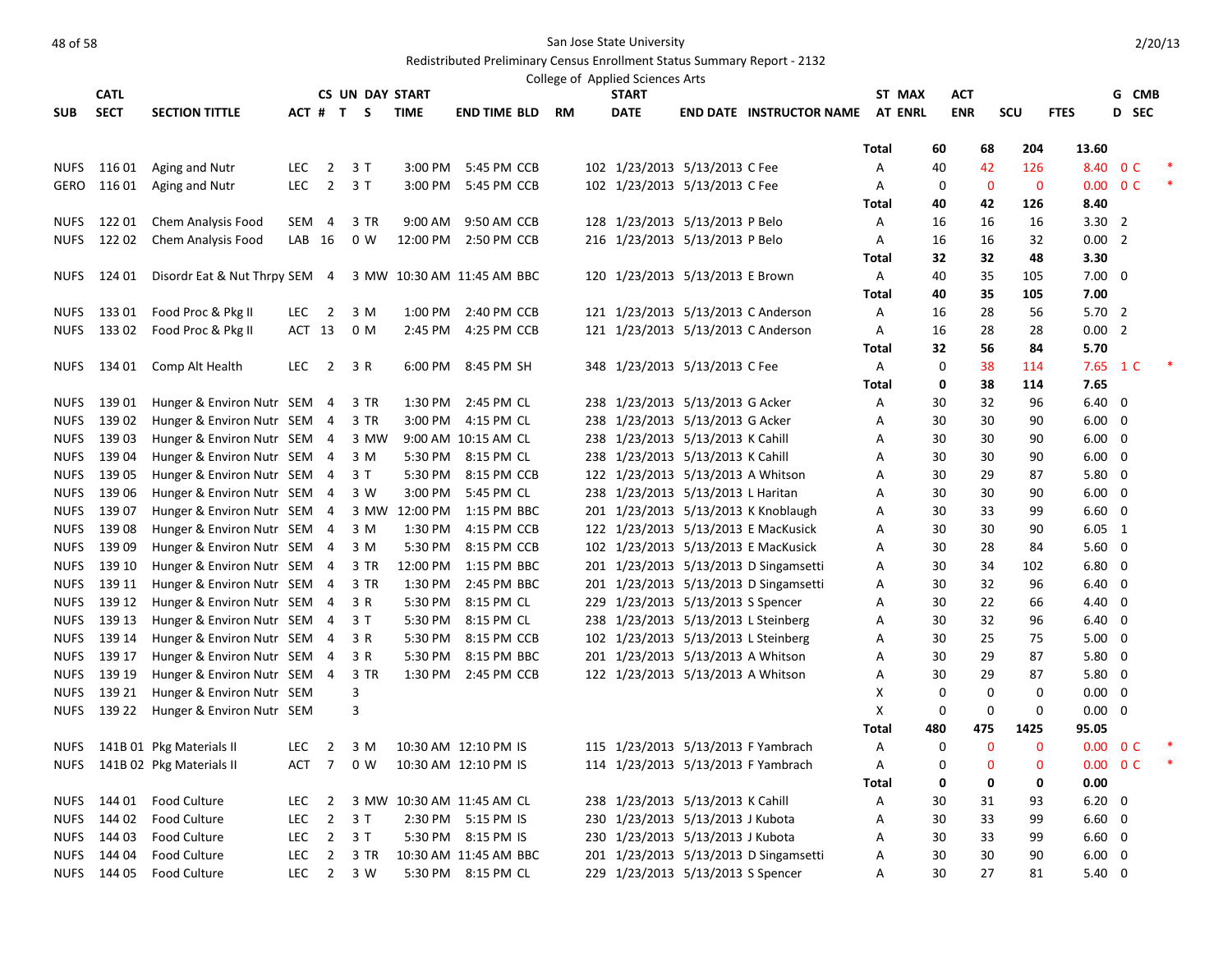San Jose State University

Redistributed Preliminary Census Enrollment Status Summary Report - 2132

College of Applied Sciences Arts

| SUB | CATL SECT | SECTION TITTLE | ACT | CS # | UN T | DAY S | START TIME | END TIME | BLD | RM | START DATE | END DATE | INSTRUCTOR NAME | ST AT | MAX ENRL | ACT ENR | SCU | FTES | GD | CMB SEC | |
|---|---|---|---|---|---|---|---|---|---|---|---|---|---|---|---|---|---|---|---|---|---|
| | | | | | | | | | | | | | | Total | 60 | 68 | 204 | 13.60 | | | |
| NUFS | 116 01 | Aging and Nutr | LEC | 2 | 3 | T | 3:00 PM | 5:45 PM | CCB | 102 | 1/23/2013 | 5/13/2013 | C Fee | A | 40 | 42 | 126 | 8.40 | 0 | C | * |
| GERO | 116 01 | Aging and Nutr | LEC | 2 | 3 | T | 3:00 PM | 5:45 PM | CCB | 102 | 1/23/2013 | 5/13/2013 | C Fee | A | 0 | 0 | 0 | 0.00 | 0 | C | * |
| | | | | | | | | | | | | | | Total | 40 | 42 | 126 | 8.40 | | | |
| NUFS | 122 01 | Chem Analysis Food | SEM | 4 | 3 | TR | 9:00 AM | 9:50 AM | CCB | 128 | 1/23/2013 | 5/13/2013 | P Belo | A | 16 | 16 | 16 | 3.30 | 2 | | |
| NUFS | 122 02 | Chem Analysis Food | LAB | 16 | 0 | W | 12:00 PM | 2:50 PM | CCB | 216 | 1/23/2013 | 5/13/2013 | P Belo | A | 16 | 16 | 32 | 0.00 | 2 | | |
| | | | | | | | | | | | | | | Total | 32 | 32 | 48 | 3.30 | | | |
| NUFS | 124 01 | Disordr Eat & Nut Thrpy | SEM | 4 | 3 | MW | 10:30 AM | 11:45 AM | BBC | 120 | 1/23/2013 | 5/13/2013 | E Brown | A | 40 | 35 | 105 | 7.00 | 0 | | |
| | | | | | | | | | | | | | | Total | 40 | 35 | 105 | 7.00 | | | |
| NUFS | 133 01 | Food Proc & Pkg II | LEC | 2 | 3 | M | 1:00 PM | 2:40 PM | CCB | 121 | 1/23/2013 | 5/13/2013 | C Anderson | A | 16 | 28 | 56 | 5.70 | 2 | | |
| NUFS | 133 02 | Food Proc & Pkg II | ACT | 13 | 0 | M | 2:45 PM | 4:25 PM | CCB | 121 | 1/23/2013 | 5/13/2013 | C Anderson | A | 16 | 28 | 28 | 0.00 | 2 | | |
| | | | | | | | | | | | | | | Total | 32 | 56 | 84 | 5.70 | | | |
| NUFS | 134 01 | Comp Alt Health | LEC | 2 | 3 | R | 6:00 PM | 8:45 PM | SH | 348 | 1/23/2013 | 5/13/2013 | C Fee | A | 0 | 38 | 114 | 7.65 | 1 | C | * |
| | | | | | | | | | | | | | | Total | 0 | 38 | 114 | 7.65 | | | |
| NUFS | 139 01 | Hunger & Environ Nutr | SEM | 4 | 3 | TR | 1:30 PM | 2:45 PM | CL | 238 | 1/23/2013 | 5/13/2013 | G Acker | A | 30 | 32 | 96 | 6.40 | 0 | | |
| NUFS | 139 02 | Hunger & Environ Nutr | SEM | 4 | 3 | TR | 3:00 PM | 4:15 PM | CL | 238 | 1/23/2013 | 5/13/2013 | G Acker | A | 30 | 30 | 90 | 6.00 | 0 | | |
| NUFS | 139 03 | Hunger & Environ Nutr | SEM | 4 | 3 | MW | 9:00 AM | 10:15 AM | CL | 238 | 1/23/2013 | 5/13/2013 | K Cahill | A | 30 | 30 | 90 | 6.00 | 0 | | |
| NUFS | 139 04 | Hunger & Environ Nutr | SEM | 4 | 3 | M | 5:30 PM | 8:15 PM | CL | 238 | 1/23/2013 | 5/13/2013 | K Cahill | A | 30 | 30 | 90 | 6.00 | 0 | | |
| NUFS | 139 05 | Hunger & Environ Nutr | SEM | 4 | 3 | T | 5:30 PM | 8:15 PM | CCB | 122 | 1/23/2013 | 5/13/2013 | A Whitson | A | 30 | 29 | 87 | 5.80 | 0 | | |
| NUFS | 139 06 | Hunger & Environ Nutr | SEM | 4 | 3 | W | 3:00 PM | 5:45 PM | CL | 238 | 1/23/2013 | 5/13/2013 | L Haritan | A | 30 | 30 | 90 | 6.00 | 0 | | |
| NUFS | 139 07 | Hunger & Environ Nutr | SEM | 4 | 3 | MW | 12:00 PM | 1:15 PM | BBC | 201 | 1/23/2013 | 5/13/2013 | K Knoblaugh | A | 30 | 33 | 99 | 6.60 | 0 | | |
| NUFS | 139 08 | Hunger & Environ Nutr | SEM | 4 | 3 | M | 1:30 PM | 4:15 PM | CCB | 122 | 1/23/2013 | 5/13/2013 | E MacKusick | A | 30 | 30 | 90 | 6.05 | 1 | | |
| NUFS | 139 09 | Hunger & Environ Nutr | SEM | 4 | 3 | M | 5:30 PM | 8:15 PM | CCB | 102 | 1/23/2013 | 5/13/2013 | E MacKusick | A | 30 | 28 | 84 | 5.60 | 0 | | |
| NUFS | 139 10 | Hunger & Environ Nutr | SEM | 4 | 3 | TR | 12:00 PM | 1:15 PM | BBC | 201 | 1/23/2013 | 5/13/2013 | D Singamsetti | A | 30 | 34 | 102 | 6.80 | 0 | | |
| NUFS | 139 11 | Hunger & Environ Nutr | SEM | 4 | 3 | TR | 1:30 PM | 2:45 PM | BBC | 201 | 1/23/2013 | 5/13/2013 | D Singamsetti | A | 30 | 32 | 96 | 6.40 | 0 | | |
| NUFS | 139 12 | Hunger & Environ Nutr | SEM | 4 | 3 | R | 5:30 PM | 8:15 PM | CL | 229 | 1/23/2013 | 5/13/2013 | S Spencer | A | 30 | 22 | 66 | 4.40 | 0 | | |
| NUFS | 139 13 | Hunger & Environ Nutr | SEM | 4 | 3 | T | 5:30 PM | 8:15 PM | CL | 238 | 1/23/2013 | 5/13/2013 | L Steinberg | A | 30 | 32 | 96 | 6.40 | 0 | | |
| NUFS | 139 14 | Hunger & Environ Nutr | SEM | 4 | 3 | R | 5:30 PM | 8:15 PM | CCB | 102 | 1/23/2013 | 5/13/2013 | L Steinberg | A | 30 | 25 | 75 | 5.00 | 0 | | |
| NUFS | 139 17 | Hunger & Environ Nutr | SEM | 4 | 3 | R | 5:30 PM | 8:15 PM | BBC | 201 | 1/23/2013 | 5/13/2013 | A Whitson | A | 30 | 29 | 87 | 5.80 | 0 | | |
| NUFS | 139 19 | Hunger & Environ Nutr | SEM | 4 | 3 | TR | 1:30 PM | 2:45 PM | CCB | 122 | 1/23/2013 | 5/13/2013 | A Whitson | A | 30 | 29 | 87 | 5.80 | 0 | | |
| NUFS | 139 21 | Hunger & Environ Nutr | SEM | | 3 | | | | | | | | | X | 0 | 0 | 0 | 0.00 | 0 | | |
| NUFS | 139 22 | Hunger & Environ Nutr | SEM | | 3 | | | | | | | | | X | 0 | 0 | 0 | 0.00 | 0 | | |
| | | | | | | | | | | | | | | Total | 480 | 475 | 1425 | 95.05 | | | |
| NUFS | 141B 01 | Pkg Materials II | LEC | 2 | 3 | M | 10:30 AM | 12:10 PM | IS | 115 | 1/23/2013 | 5/13/2013 | F Yambrach | A | 0 | 0 | 0 | 0.00 | 0 | C | * |
| NUFS | 141B 02 | Pkg Materials II | ACT | 7 | 0 | W | 10:30 AM | 12:10 PM | IS | 114 | 1/23/2013 | 5/13/2013 | F Yambrach | A | 0 | 0 | 0 | 0.00 | 0 | C | * |
| | | | | | | | | | | | | | | Total | 0 | 0 | 0 | 0.00 | | | |
| NUFS | 144 01 | Food Culture | LEC | 2 | 3 | MW | 10:30 AM | 11:45 AM | CL | 238 | 1/23/2013 | 5/13/2013 | K Cahill | A | 30 | 31 | 93 | 6.20 | 0 | | |
| NUFS | 144 02 | Food Culture | LEC | 2 | 3 | T | 2:30 PM | 5:15 PM | IS | 230 | 1/23/2013 | 5/13/2013 | J Kubota | A | 30 | 33 | 99 | 6.60 | 0 | | |
| NUFS | 144 03 | Food Culture | LEC | 2 | 3 | T | 5:30 PM | 8:15 PM | IS | 230 | 1/23/2013 | 5/13/2013 | J Kubota | A | 30 | 33 | 99 | 6.60 | 0 | | |
| NUFS | 144 04 | Food Culture | LEC | 2 | 3 | TR | 10:30 AM | 11:45 AM | BBC | 201 | 1/23/2013 | 5/13/2013 | D Singamsetti | A | 30 | 30 | 90 | 6.00 | 0 | | |
| NUFS | 144 05 | Food Culture | LEC | 2 | 3 | W | 5:30 PM | 8:15 PM | CL | 229 | 1/23/2013 | 5/13/2013 | S Spencer | A | 30 | 27 | 81 | 5.40 | 0 | | |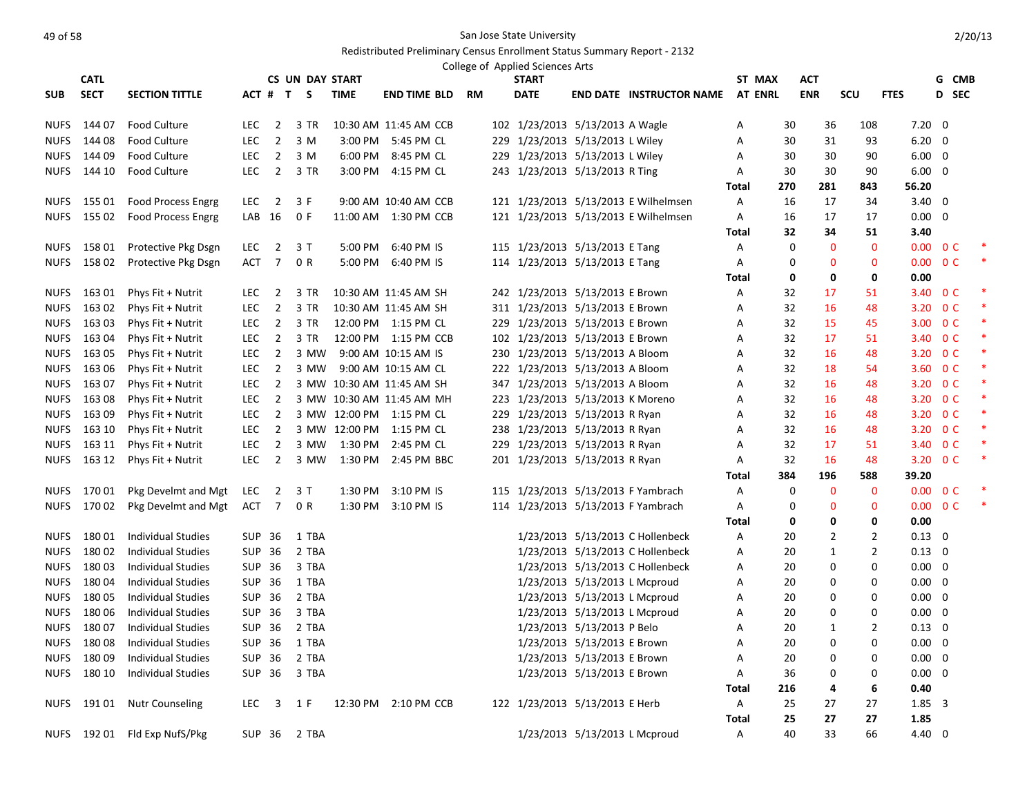San Jose State University

Redistributed Preliminary Census Enrollment Status Summary Report - 2132

College of Applied Sciences Arts

| SUB | CATL SECT | SECTION TITTLE | ACT | CS # | UN T | DAY S | START TIME | END TIME | BLD | RM | START DATE | END DATE | INSTRUCTOR NAME | ST AT | MAX ENRL | ACT ENR | SCU | FTES | G D | CMB SEC |
|---|---|---|---|---|---|---|---|---|---|---|---|---|---|---|---|---|---|---|---|---|
| NUFS | 144 07 | Food Culture | LEC | 2 | 3 | TR | 10:30 AM | 11:45 AM | CCB | 102 | 1/23/2013 | 5/13/2013 | A Wagle | A | 30 | 36 | 108 | 7.20 | 0 | |
| NUFS | 144 08 | Food Culture | LEC | 2 | 3 | M | 3:00 PM | 5:45 PM | CL | 229 | 1/23/2013 | 5/13/2013 | L Wiley | A | 30 | 31 | 93 | 6.20 | 0 | |
| NUFS | 144 09 | Food Culture | LEC | 2 | 3 | M | 6:00 PM | 8:45 PM | CL | 229 | 1/23/2013 | 5/13/2013 | L Wiley | A | 30 | 30 | 90 | 6.00 | 0 | |
| NUFS | 144 10 | Food Culture | LEC | 2 | 3 | TR | 3:00 PM | 4:15 PM | CL | 243 | 1/23/2013 | 5/13/2013 | R Ting | A | 30 | 30 | 90 | 6.00 | 0 | |
| | | | | | | | | | | | | | | **Total** | **270** | **281** | **843** | **56.20** | | |
| NUFS | 155 01 | Food Process Engrg | LEC | 2 | 3 | F | 9:00 AM | 10:40 AM | CCB | 121 | 1/23/2013 | 5/13/2013 | E Wilhelmsen | A | 16 | 17 | 34 | 3.40 | 0 | |
| NUFS | 155 02 | Food Process Engrg | LAB | 16 | 0 | F | 11:00 AM | 1:30 PM | CCB | 121 | 1/23/2013 | 5/13/2013 | E Wilhelmsen | A | 16 | 17 | 17 | 0.00 | 0 | |
| | | | | | | | | | | | | | | **Total** | **32** | **34** | **51** | **3.40** | | |
| NUFS | 158 01 | Protective Pkg Dsgn | LEC | 2 | 3 | T | 5:00 PM | 6:40 PM | IS | 115 | 1/23/2013 | 5/13/2013 | E Tang | A | 0 | 0 | 0 | 0.00 | 0 | C * |
| NUFS | 158 02 | Protective Pkg Dsgn | ACT | 7 | 0 | R | 5:00 PM | 6:40 PM | IS | 114 | 1/23/2013 | 5/13/2013 | E Tang | A | 0 | 0 | 0 | 0.00 | 0 | C * |
| | | | | | | | | | | | | | | **Total** | **0** | **0** | **0** | **0.00** | | |
| NUFS | 163 01 | Phys Fit + Nutrit | LEC | 2 | 3 | TR | 10:30 AM | 11:45 AM | SH | 242 | 1/23/2013 | 5/13/2013 | E Brown | A | 32 | 17 | 51 | 3.40 | 0 | C * |
| NUFS | 163 02 | Phys Fit + Nutrit | LEC | 2 | 3 | TR | 10:30 AM | 11:45 AM | SH | 311 | 1/23/2013 | 5/13/2013 | E Brown | A | 32 | 16 | 48 | 3.20 | 0 | C * |
| NUFS | 163 03 | Phys Fit + Nutrit | LEC | 2 | 3 | TR | 12:00 PM | 1:15 PM | CL | 229 | 1/23/2013 | 5/13/2013 | E Brown | A | 32 | 15 | 45 | 3.00 | 0 | C * |
| NUFS | 163 04 | Phys Fit + Nutrit | LEC | 2 | 3 | TR | 12:00 PM | 1:15 PM | CCB | 102 | 1/23/2013 | 5/13/2013 | E Brown | A | 32 | 17 | 51 | 3.40 | 0 | C * |
| NUFS | 163 05 | Phys Fit + Nutrit | LEC | 2 | 3 | MW | 9:00 AM | 10:15 AM | IS | 230 | 1/23/2013 | 5/13/2013 | A Bloom | A | 32 | 16 | 48 | 3.20 | 0 | C * |
| NUFS | 163 06 | Phys Fit + Nutrit | LEC | 2 | 3 | MW | 9:00 AM | 10:15 AM | CL | 222 | 1/23/2013 | 5/13/2013 | A Bloom | A | 32 | 18 | 54 | 3.60 | 0 | C * |
| NUFS | 163 07 | Phys Fit + Nutrit | LEC | 2 | 3 | MW | 10:30 AM | 11:45 AM | SH | 347 | 1/23/2013 | 5/13/2013 | A Bloom | A | 32 | 16 | 48 | 3.20 | 0 | C * |
| NUFS | 163 08 | Phys Fit + Nutrit | LEC | 2 | 3 | MW | 10:30 AM | 11:45 AM | MH | 223 | 1/23/2013 | 5/13/2013 | K Moreno | A | 32 | 16 | 48 | 3.20 | 0 | C * |
| NUFS | 163 09 | Phys Fit + Nutrit | LEC | 2 | 3 | MW | 12:00 PM | 1:15 PM | CL | 229 | 1/23/2013 | 5/13/2013 | R Ryan | A | 32 | 16 | 48 | 3.20 | 0 | C * |
| NUFS | 163 10 | Phys Fit + Nutrit | LEC | 2 | 3 | MW | 12:00 PM | 1:15 PM | CL | 238 | 1/23/2013 | 5/13/2013 | R Ryan | A | 32 | 16 | 48 | 3.20 | 0 | C * |
| NUFS | 163 11 | Phys Fit + Nutrit | LEC | 2 | 3 | MW | 1:30 PM | 2:45 PM | CL | 229 | 1/23/2013 | 5/13/2013 | R Ryan | A | 32 | 17 | 51 | 3.40 | 0 | C * |
| NUFS | 163 12 | Phys Fit + Nutrit | LEC | 2 | 3 | MW | 1:30 PM | 2:45 PM | BBC | 201 | 1/23/2013 | 5/13/2013 | R Ryan | A | 32 | 16 | 48 | 3.20 | 0 | C * |
| | | | | | | | | | | | | | | **Total** | **384** | **196** | **588** | **39.20** | | |
| NUFS | 170 01 | Pkg Develmt and Mgt | LEC | 2 | 3 | T | 1:30 PM | 3:10 PM | IS | 115 | 1/23/2013 | 5/13/2013 | F Yambrach | A | 0 | 0 | 0 | 0.00 | 0 | C * |
| NUFS | 170 02 | Pkg Develmt and Mgt | ACT | 7 | 0 | R | 1:30 PM | 3:10 PM | IS | 114 | 1/23/2013 | 5/13/2013 | F Yambrach | A | 0 | 0 | 0 | 0.00 | 0 | C * |
| | | | | | | | | | | | | | | **Total** | **0** | **0** | **0** | **0.00** | | |
| NUFS | 180 01 | Individual Studies | SUP | 36 | 1 | TBA | | | | | 1/23/2013 | 5/13/2013 | C Hollenbeck | A | 20 | 2 | 2 | 0.13 | 0 | |
| NUFS | 180 02 | Individual Studies | SUP | 36 | 2 | TBA | | | | | 1/23/2013 | 5/13/2013 | C Hollenbeck | A | 20 | 1 | 2 | 0.13 | 0 | |
| NUFS | 180 03 | Individual Studies | SUP | 36 | 3 | TBA | | | | | 1/23/2013 | 5/13/2013 | C Hollenbeck | A | 20 | 0 | 0 | 0.00 | 0 | |
| NUFS | 180 04 | Individual Studies | SUP | 36 | 1 | TBA | | | | | 1/23/2013 | 5/13/2013 | L Mcproud | A | 20 | 0 | 0 | 0.00 | 0 | |
| NUFS | 180 05 | Individual Studies | SUP | 36 | 2 | TBA | | | | | 1/23/2013 | 5/13/2013 | L Mcproud | A | 20 | 0 | 0 | 0.00 | 0 | |
| NUFS | 180 06 | Individual Studies | SUP | 36 | 3 | TBA | | | | | 1/23/2013 | 5/13/2013 | L Mcproud | A | 20 | 0 | 0 | 0.00 | 0 | |
| NUFS | 180 07 | Individual Studies | SUP | 36 | 2 | TBA | | | | | 1/23/2013 | 5/13/2013 | P Belo | A | 20 | 1 | 2 | 0.13 | 0 | |
| NUFS | 180 08 | Individual Studies | SUP | 36 | 1 | TBA | | | | | 1/23/2013 | 5/13/2013 | E Brown | A | 20 | 0 | 0 | 0.00 | 0 | |
| NUFS | 180 09 | Individual Studies | SUP | 36 | 2 | TBA | | | | | 1/23/2013 | 5/13/2013 | E Brown | A | 20 | 0 | 0 | 0.00 | 0 | |
| NUFS | 180 10 | Individual Studies | SUP | 36 | 3 | TBA | | | | | 1/23/2013 | 5/13/2013 | E Brown | A | 36 | 0 | 0 | 0.00 | 0 | |
| | | | | | | | | | | | | | | **Total** | **216** | **4** | **6** | **0.40** | | |
| NUFS | 191 01 | Nutr Counseling | LEC | 3 | 1 | F | 12:30 PM | 2:10 PM | CCB | 122 | 1/23/2013 | 5/13/2013 | E Herb | A | 25 | 27 | 27 | 1.85 | 3 | |
| | | | | | | | | | | | | | | **Total** | **25** | **27** | **27** | **1.85** | | |
| NUFS | 192 01 | Fld Exp NufS/Pkg | SUP | 36 | 2 | TBA | | | | | 1/23/2013 | 5/13/2013 | L Mcproud | A | 40 | 33 | 66 | 4.40 | 0 | |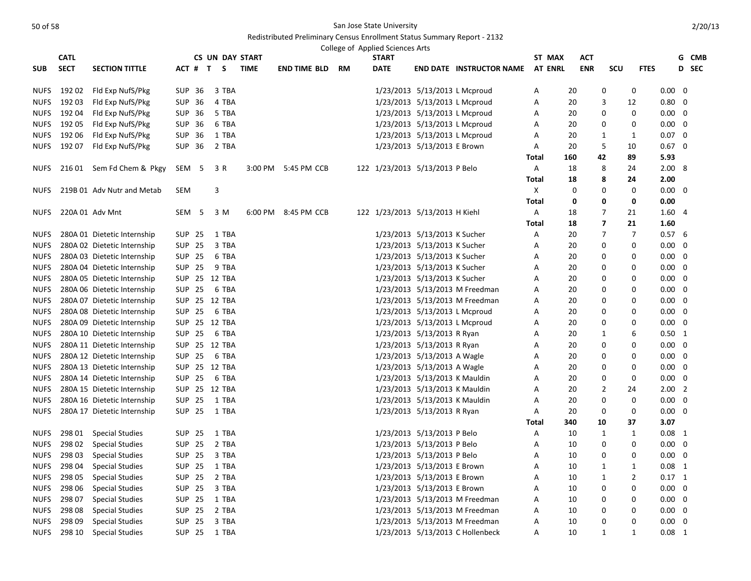San Jose State University

Redistributed Preliminary Census Enrollment Status Summary Report - 2132

College of Applied Sciences Arts

| SUB | CATL SECT | SECTION TITTLE | ACT # | CS T | UN S | DAY | START TIME | END TIME | BLD | RM | START DATE | END DATE | INSTRUCTOR NAME | ST AT | MAX ENRL | ACT ENR | SCU | FTES | G D | CMB SEC |
|---|---|---|---|---|---|---|---|---|---|---|---|---|---|---|---|---|---|---|---|---|
| NUFS | 192 02 | Fld Exp NufS/Pkg | SUP | 36 | 3 | TBA | | | | | 1/23/2013 | 5/13/2013 | L Mcproud | A | 20 | 0 | 0 | 0.00 | 0 | |
| NUFS | 192 03 | Fld Exp NufS/Pkg | SUP | 36 | 4 | TBA | | | | | 1/23/2013 | 5/13/2013 | L Mcproud | A | 20 | 3 | 12 | 0.80 | 0 | |
| NUFS | 192 04 | Fld Exp NufS/Pkg | SUP | 36 | 5 | TBA | | | | | 1/23/2013 | 5/13/2013 | L Mcproud | A | 20 | 0 | 0 | 0.00 | 0 | |
| NUFS | 192 05 | Fld Exp NufS/Pkg | SUP | 36 | 6 | TBA | | | | | 1/23/2013 | 5/13/2013 | L Mcproud | A | 20 | 0 | 0 | 0.00 | 0 | |
| NUFS | 192 06 | Fld Exp NufS/Pkg | SUP | 36 | 1 | TBA | | | | | 1/23/2013 | 5/13/2013 | L Mcproud | A | 20 | 1 | 1 | 0.07 | 0 | |
| NUFS | 192 07 | Fld Exp NufS/Pkg | SUP | 36 | 2 | TBA | | | | | 1/23/2013 | 5/13/2013 | E Brown | A | 20 | 5 | 10 | 0.67 | 0 | |
| | | | | | | | | | | | | | | **Total** | **160** | **42** | **89** | **5.93** | | |
| NUFS | 216 01 | Sem Fd Chem & Pkgy | SEM | 5 | 3 | R | 3:00 PM | 5:45 PM | CCB | 122 | 1/23/2013 | 5/13/2013 | P Belo | A | 18 | 8 | 24 | 2.00 | 8 | |
| | | | | | | | | | | | | | | **Total** | **18** | **8** | **24** | **2.00** | | |
| NUFS | 219B 01 | Adv Nutr and Metab | SEM | | 3 | | | | | | | | | X | 0 | 0 | 0 | 0.00 | 0 | |
| | | | | | | | | | | | | | | **Total** | **0** | **0** | **0** | **0.00** | | |
| NUFS | 220A 01 | Adv Mnt | SEM | 5 | 3 | M | 6:00 PM | 8:45 PM | CCB | 122 | 1/23/2013 | 5/13/2013 | H Kiehl | A | 18 | 7 | 21 | 1.60 | 4 | |
| | | | | | | | | | | | | | | **Total** | **18** | **7** | **21** | **1.60** | | |
| NUFS | 280A 01 | Dietetic Internship | SUP | 25 | 1 | TBA | | | | | 1/23/2013 | 5/13/2013 | K Sucher | A | 20 | 7 | 7 | 0.57 | 6 | |
| NUFS | 280A 02 | Dietetic Internship | SUP | 25 | 3 | TBA | | | | | 1/23/2013 | 5/13/2013 | K Sucher | A | 20 | 0 | 0 | 0.00 | 0 | |
| NUFS | 280A 03 | Dietetic Internship | SUP | 25 | 6 | TBA | | | | | 1/23/2013 | 5/13/2013 | K Sucher | A | 20 | 0 | 0 | 0.00 | 0 | |
| NUFS | 280A 04 | Dietetic Internship | SUP | 25 | 9 | TBA | | | | | 1/23/2013 | 5/13/2013 | K Sucher | A | 20 | 0 | 0 | 0.00 | 0 | |
| NUFS | 280A 05 | Dietetic Internship | SUP | 25 | 12 | TBA | | | | | 1/23/2013 | 5/13/2013 | K Sucher | A | 20 | 0 | 0 | 0.00 | 0 | |
| NUFS | 280A 06 | Dietetic Internship | SUP | 25 | 6 | TBA | | | | | 1/23/2013 | 5/13/2013 | M Freedman | A | 20 | 0 | 0 | 0.00 | 0 | |
| NUFS | 280A 07 | Dietetic Internship | SUP | 25 | 12 | TBA | | | | | 1/23/2013 | 5/13/2013 | M Freedman | A | 20 | 0 | 0 | 0.00 | 0 | |
| NUFS | 280A 08 | Dietetic Internship | SUP | 25 | 6 | TBA | | | | | 1/23/2013 | 5/13/2013 | L Mcproud | A | 20 | 0 | 0 | 0.00 | 0 | |
| NUFS | 280A 09 | Dietetic Internship | SUP | 25 | 12 | TBA | | | | | 1/23/2013 | 5/13/2013 | L Mcproud | A | 20 | 0 | 0 | 0.00 | 0 | |
| NUFS | 280A 10 | Dietetic Internship | SUP | 25 | 6 | TBA | | | | | 1/23/2013 | 5/13/2013 | R Ryan | A | 20 | 1 | 6 | 0.50 | 1 | |
| NUFS | 280A 11 | Dietetic Internship | SUP | 25 | 12 | TBA | | | | | 1/23/2013 | 5/13/2013 | R Ryan | A | 20 | 0 | 0 | 0.00 | 0 | |
| NUFS | 280A 12 | Dietetic Internship | SUP | 25 | 6 | TBA | | | | | 1/23/2013 | 5/13/2013 | A Wagle | A | 20 | 0 | 0 | 0.00 | 0 | |
| NUFS | 280A 13 | Dietetic Internship | SUP | 25 | 12 | TBA | | | | | 1/23/2013 | 5/13/2013 | A Wagle | A | 20 | 0 | 0 | 0.00 | 0 | |
| NUFS | 280A 14 | Dietetic Internship | SUP | 25 | 6 | TBA | | | | | 1/23/2013 | 5/13/2013 | K Mauldin | A | 20 | 0 | 0 | 0.00 | 0 | |
| NUFS | 280A 15 | Dietetic Internship | SUP | 25 | 12 | TBA | | | | | 1/23/2013 | 5/13/2013 | K Mauldin | A | 20 | 2 | 24 | 2.00 | 2 | |
| NUFS | 280A 16 | Dietetic Internship | SUP | 25 | 1 | TBA | | | | | 1/23/2013 | 5/13/2013 | K Mauldin | A | 20 | 0 | 0 | 0.00 | 0 | |
| NUFS | 280A 17 | Dietetic Internship | SUP | 25 | 1 | TBA | | | | | 1/23/2013 | 5/13/2013 | R Ryan | A | 20 | 0 | 0 | 0.00 | 0 | |
| | | | | | | | | | | | | | | **Total** | **340** | **10** | **37** | **3.07** | | |
| NUFS | 298 01 | Special Studies | SUP | 25 | 1 | TBA | | | | | 1/23/2013 | 5/13/2013 | P Belo | A | 10 | 1 | 1 | 0.08 | 1 | |
| NUFS | 298 02 | Special Studies | SUP | 25 | 2 | TBA | | | | | 1/23/2013 | 5/13/2013 | P Belo | A | 10 | 0 | 0 | 0.00 | 0 | |
| NUFS | 298 03 | Special Studies | SUP | 25 | 3 | TBA | | | | | 1/23/2013 | 5/13/2013 | P Belo | A | 10 | 0 | 0 | 0.00 | 0 | |
| NUFS | 298 04 | Special Studies | SUP | 25 | 1 | TBA | | | | | 1/23/2013 | 5/13/2013 | E Brown | A | 10 | 1 | 1 | 0.08 | 1 | |
| NUFS | 298 05 | Special Studies | SUP | 25 | 2 | TBA | | | | | 1/23/2013 | 5/13/2013 | E Brown | A | 10 | 1 | 2 | 0.17 | 1 | |
| NUFS | 298 06 | Special Studies | SUP | 25 | 3 | TBA | | | | | 1/23/2013 | 5/13/2013 | E Brown | A | 10 | 0 | 0 | 0.00 | 0 | |
| NUFS | 298 07 | Special Studies | SUP | 25 | 1 | TBA | | | | | 1/23/2013 | 5/13/2013 | M Freedman | A | 10 | 0 | 0 | 0.00 | 0 | |
| NUFS | 298 08 | Special Studies | SUP | 25 | 2 | TBA | | | | | 1/23/2013 | 5/13/2013 | M Freedman | A | 10 | 0 | 0 | 0.00 | 0 | |
| NUFS | 298 09 | Special Studies | SUP | 25 | 3 | TBA | | | | | 1/23/2013 | 5/13/2013 | M Freedman | A | 10 | 0 | 0 | 0.00 | 0 | |
| NUFS | 298 10 | Special Studies | SUP | 25 | 1 | TBA | | | | | 1/23/2013 | 5/13/2013 | C Hollenbeck | A | 10 | 1 | 1 | 0.08 | 1 | |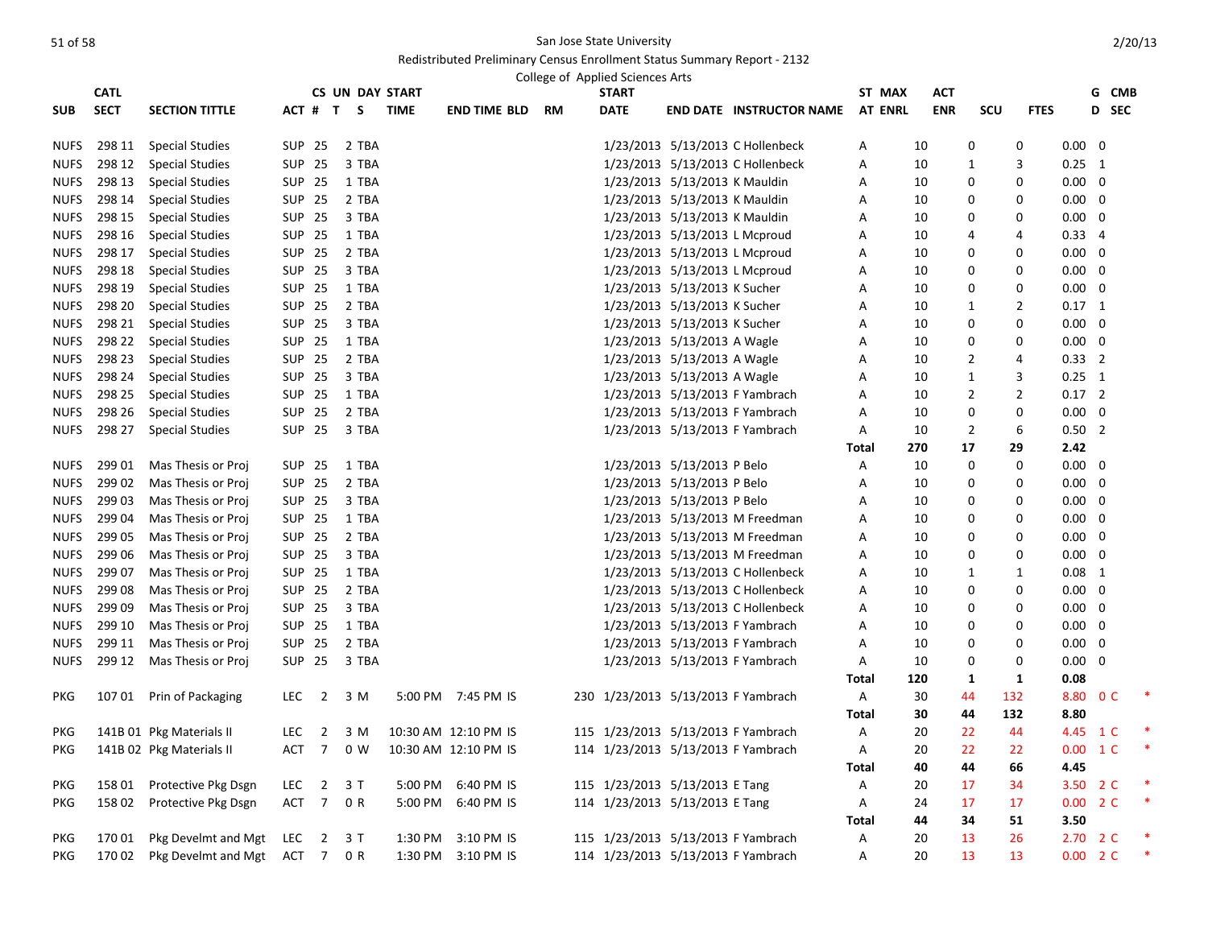San Jose State University

Redistributed Preliminary Census Enrollment Status Summary Report - 2132

College of Applied Sciences Arts

| SUB | CATL SECT | SECTION TITTLE | ACT # | CS UN T | DAY S | START TIME | END TIME | BLD | RM | START DATE | END DATE | INSTRUCTOR NAME | ST AT | MAX ENRL | ACT ENR | SCU | FTES | G D | CMB SEC |
|---|---|---|---|---|---|---|---|---|---|---|---|---|---|---|---|---|---|---|---|
| NUFS | 298 11 | Special Studies | SUP | 25 | 2 | TBA | | | | 1/23/2013 | 5/13/2013 | C Hollenbeck | A | 10 | 0 | 0 | 0.00 | 0 | |
| NUFS | 298 12 | Special Studies | SUP | 25 | 3 | TBA | | | | 1/23/2013 | 5/13/2013 | C Hollenbeck | A | 10 | 1 | 3 | 0.25 | 1 | |
| NUFS | 298 13 | Special Studies | SUP | 25 | 1 | TBA | | | | 1/23/2013 | 5/13/2013 | K Mauldin | A | 10 | 0 | 0 | 0.00 | 0 | |
| NUFS | 298 14 | Special Studies | SUP | 25 | 2 | TBA | | | | 1/23/2013 | 5/13/2013 | K Mauldin | A | 10 | 0 | 0 | 0.00 | 0 | |
| NUFS | 298 15 | Special Studies | SUP | 25 | 3 | TBA | | | | 1/23/2013 | 5/13/2013 | K Mauldin | A | 10 | 0 | 0 | 0.00 | 0 | |
| NUFS | 298 16 | Special Studies | SUP | 25 | 1 | TBA | | | | 1/23/2013 | 5/13/2013 | L Mcproud | A | 10 | 4 | 4 | 0.33 | 4 | |
| NUFS | 298 17 | Special Studies | SUP | 25 | 2 | TBA | | | | 1/23/2013 | 5/13/2013 | L Mcproud | A | 10 | 0 | 0 | 0.00 | 0 | |
| NUFS | 298 18 | Special Studies | SUP | 25 | 3 | TBA | | | | 1/23/2013 | 5/13/2013 | L Mcproud | A | 10 | 0 | 0 | 0.00 | 0 | |
| NUFS | 298 19 | Special Studies | SUP | 25 | 1 | TBA | | | | 1/23/2013 | 5/13/2013 | K Sucher | A | 10 | 0 | 0 | 0.00 | 0 | |
| NUFS | 298 20 | Special Studies | SUP | 25 | 2 | TBA | | | | 1/23/2013 | 5/13/2013 | K Sucher | A | 10 | 1 | 2 | 0.17 | 1 | |
| NUFS | 298 21 | Special Studies | SUP | 25 | 3 | TBA | | | | 1/23/2013 | 5/13/2013 | K Sucher | A | 10 | 0 | 0 | 0.00 | 0 | |
| NUFS | 298 22 | Special Studies | SUP | 25 | 1 | TBA | | | | 1/23/2013 | 5/13/2013 | A Wagle | A | 10 | 0 | 0 | 0.00 | 0 | |
| NUFS | 298 23 | Special Studies | SUP | 25 | 2 | TBA | | | | 1/23/2013 | 5/13/2013 | A Wagle | A | 10 | 2 | 4 | 0.33 | 2 | |
| NUFS | 298 24 | Special Studies | SUP | 25 | 3 | TBA | | | | 1/23/2013 | 5/13/2013 | A Wagle | A | 10 | 1 | 3 | 0.25 | 1 | |
| NUFS | 298 25 | Special Studies | SUP | 25 | 1 | TBA | | | | 1/23/2013 | 5/13/2013 | F Yambrach | A | 10 | 2 | 2 | 0.17 | 2 | |
| NUFS | 298 26 | Special Studies | SUP | 25 | 2 | TBA | | | | 1/23/2013 | 5/13/2013 | F Yambrach | A | 10 | 0 | 0 | 0.00 | 0 | |
| NUFS | 298 27 | Special Studies | SUP | 25 | 3 | TBA | | | | 1/23/2013 | 5/13/2013 | F Yambrach | A | 10 | 2 | 6 | 0.50 | 2 | |
| | | | | | | | | | | | | | **Total** | **270** | **17** | **29** | **2.42** | | |
| NUFS | 299 01 | Mas Thesis or Proj | SUP | 25 | 1 | TBA | | | | 1/23/2013 | 5/13/2013 | P Belo | A | 10 | 0 | 0 | 0.00 | 0 | |
| NUFS | 299 02 | Mas Thesis or Proj | SUP | 25 | 2 | TBA | | | | 1/23/2013 | 5/13/2013 | P Belo | A | 10 | 0 | 0 | 0.00 | 0 | |
| NUFS | 299 03 | Mas Thesis or Proj | SUP | 25 | 3 | TBA | | | | 1/23/2013 | 5/13/2013 | P Belo | A | 10 | 0 | 0 | 0.00 | 0 | |
| NUFS | 299 04 | Mas Thesis or Proj | SUP | 25 | 1 | TBA | | | | 1/23/2013 | 5/13/2013 | M Freedman | A | 10 | 0 | 0 | 0.00 | 0 | |
| NUFS | 299 05 | Mas Thesis or Proj | SUP | 25 | 2 | TBA | | | | 1/23/2013 | 5/13/2013 | M Freedman | A | 10 | 0 | 0 | 0.00 | 0 | |
| NUFS | 299 06 | Mas Thesis or Proj | SUP | 25 | 3 | TBA | | | | 1/23/2013 | 5/13/2013 | M Freedman | A | 10 | 0 | 0 | 0.00 | 0 | |
| NUFS | 299 07 | Mas Thesis or Proj | SUP | 25 | 1 | TBA | | | | 1/23/2013 | 5/13/2013 | C Hollenbeck | A | 10 | 1 | 1 | 0.08 | 1 | |
| NUFS | 299 08 | Mas Thesis or Proj | SUP | 25 | 2 | TBA | | | | 1/23/2013 | 5/13/2013 | C Hollenbeck | A | 10 | 0 | 0 | 0.00 | 0 | |
| NUFS | 299 09 | Mas Thesis or Proj | SUP | 25 | 3 | TBA | | | | 1/23/2013 | 5/13/2013 | C Hollenbeck | A | 10 | 0 | 0 | 0.00 | 0 | |
| NUFS | 299 10 | Mas Thesis or Proj | SUP | 25 | 1 | TBA | | | | 1/23/2013 | 5/13/2013 | F Yambrach | A | 10 | 0 | 0 | 0.00 | 0 | |
| NUFS | 299 11 | Mas Thesis or Proj | SUP | 25 | 2 | TBA | | | | 1/23/2013 | 5/13/2013 | F Yambrach | A | 10 | 0 | 0 | 0.00 | 0 | |
| NUFS | 299 12 | Mas Thesis or Proj | SUP | 25 | 3 | TBA | | | | 1/23/2013 | 5/13/2013 | F Yambrach | A | 10 | 0 | 0 | 0.00 | 0 | |
| | | | | | | | | | | | | | **Total** | **120** | **1** | **1** | **0.08** | | |
| PKG | 107 01 | Prin of Packaging | LEC | 2 | 3 | M | 5:00 PM | 7:45 PM | IS | 230 | 1/23/2013 | 5/13/2013 | F Yambrach | A | 30 | 44 | 132 | 8.80 | 0 C * |
| | | | | | | | | | | | | | **Total** | **30** | **44** | **132** | **8.80** | | |
| PKG | 141B 01 | Pkg Materials II | LEC | 2 | 3 | M | 10:30 AM | 12:10 PM | IS | 115 | 1/23/2013 | 5/13/2013 | F Yambrach | A | 20 | 22 | 44 | 4.45 | 1 C * |
| PKG | 141B 02 | Pkg Materials II | ACT | 7 | 0 | W | 10:30 AM | 12:10 PM | IS | 114 | 1/23/2013 | 5/13/2013 | F Yambrach | A | 20 | 22 | 22 | 0.00 | 1 C * |
| | | | | | | | | | | | | | **Total** | **40** | **44** | **66** | **4.45** | | |
| PKG | 158 01 | Protective Pkg Dsgn | LEC | 2 | 3 | T | 5:00 PM | 6:40 PM | IS | 115 | 1/23/2013 | 5/13/2013 | E Tang | A | 20 | 17 | 34 | 3.50 | 2 C * |
| PKG | 158 02 | Protective Pkg Dsgn | ACT | 7 | 0 | R | 5:00 PM | 6:40 PM | IS | 114 | 1/23/2013 | 5/13/2013 | E Tang | A | 24 | 17 | 17 | 0.00 | 2 C * |
| | | | | | | | | | | | | | **Total** | **44** | **34** | **51** | **3.50** | | |
| PKG | 170 01 | Pkg Develmt and Mgt | LEC | 2 | 3 | T | 1:30 PM | 3:10 PM | IS | 115 | 1/23/2013 | 5/13/2013 | F Yambrach | A | 20 | 13 | 26 | 2.70 | 2 C * |
| PKG | 170 02 | Pkg Develmt and Mgt | ACT | 7 | 0 | R | 1:30 PM | 3:10 PM | IS | 114 | 1/23/2013 | 5/13/2013 | F Yambrach | A | 20 | 13 | 13 | 0.00 | 2 C * |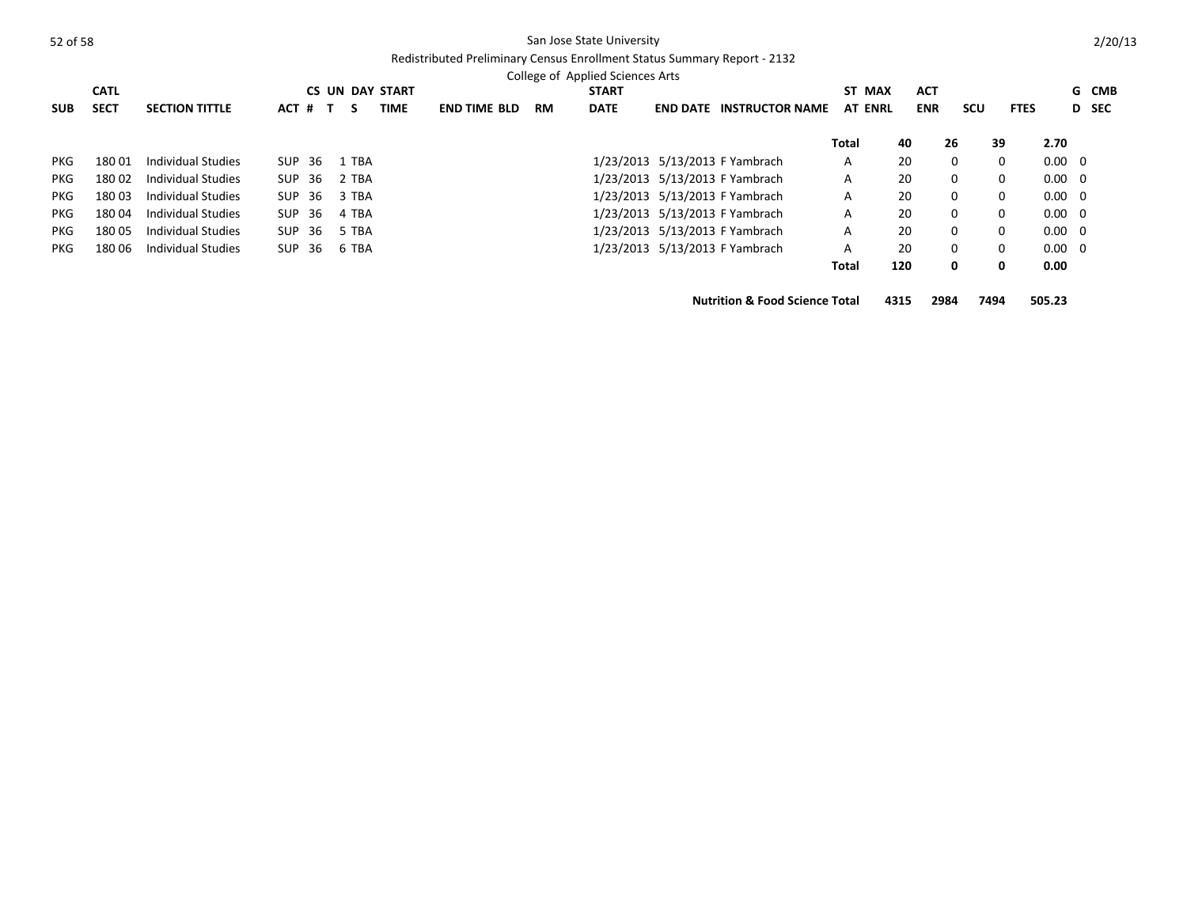San Jose State University

Redistributed Preliminary Census Enrollment Status Summary Report - 2132

College of Applied Sciences Arts

| SUB | CATL SECT | SECTION TITTLE | ACT | CS # | UN T | DAY S | START TIME | END TIME | BLD | RM | START DATE | END DATE | INSTRUCTOR NAME | ST AT | MAX ENRL | ACT ENR | SCU | FTES | GD | CMB SEC |
|---|---|---|---|---|---|---|---|---|---|---|---|---|---|---|---|---|---|---|---|---|
| | | | | | | | | | | | | | | **Total** | **40** | **26** | **39** | **2.70** | | |
| PKG | 180 01 | Individual Studies | SUP | 36 | 1 | TBA | | | | | 1/23/2013 | 5/13/2013 | F Yambrach | A | 20 | 0 | 0 | 0.00 | 0 | |
| PKG | 180 02 | Individual Studies | SUP | 36 | 2 | TBA | | | | | 1/23/2013 | 5/13/2013 | F Yambrach | A | 20 | 0 | 0 | 0.00 | 0 | |
| PKG | 180 03 | Individual Studies | SUP | 36 | 3 | TBA | | | | | 1/23/2013 | 5/13/2013 | F Yambrach | A | 20 | 0 | 0 | 0.00 | 0 | |
| PKG | 180 04 | Individual Studies | SUP | 36 | 4 | TBA | | | | | 1/23/2013 | 5/13/2013 | F Yambrach | A | 20 | 0 | 0 | 0.00 | 0 | |
| PKG | 180 05 | Individual Studies | SUP | 36 | 5 | TBA | | | | | 1/23/2013 | 5/13/2013 | F Yambrach | A | 20 | 0 | 0 | 0.00 | 0 | |
| PKG | 180 06 | Individual Studies | SUP | 36 | 6 | TBA | | | | | 1/23/2013 | 5/13/2013 | F Yambrach | A | 20 | 0 | 0 | 0.00 | 0 | |
| | | | | | | | | | | | | | | **Total** | **120** | **0** | **0** | **0.00** | | |
| | | | | | | | | | | | | | **Nutrition & Food Science Total** | | **4315** | **2984** | **7494** | **505.23** | | |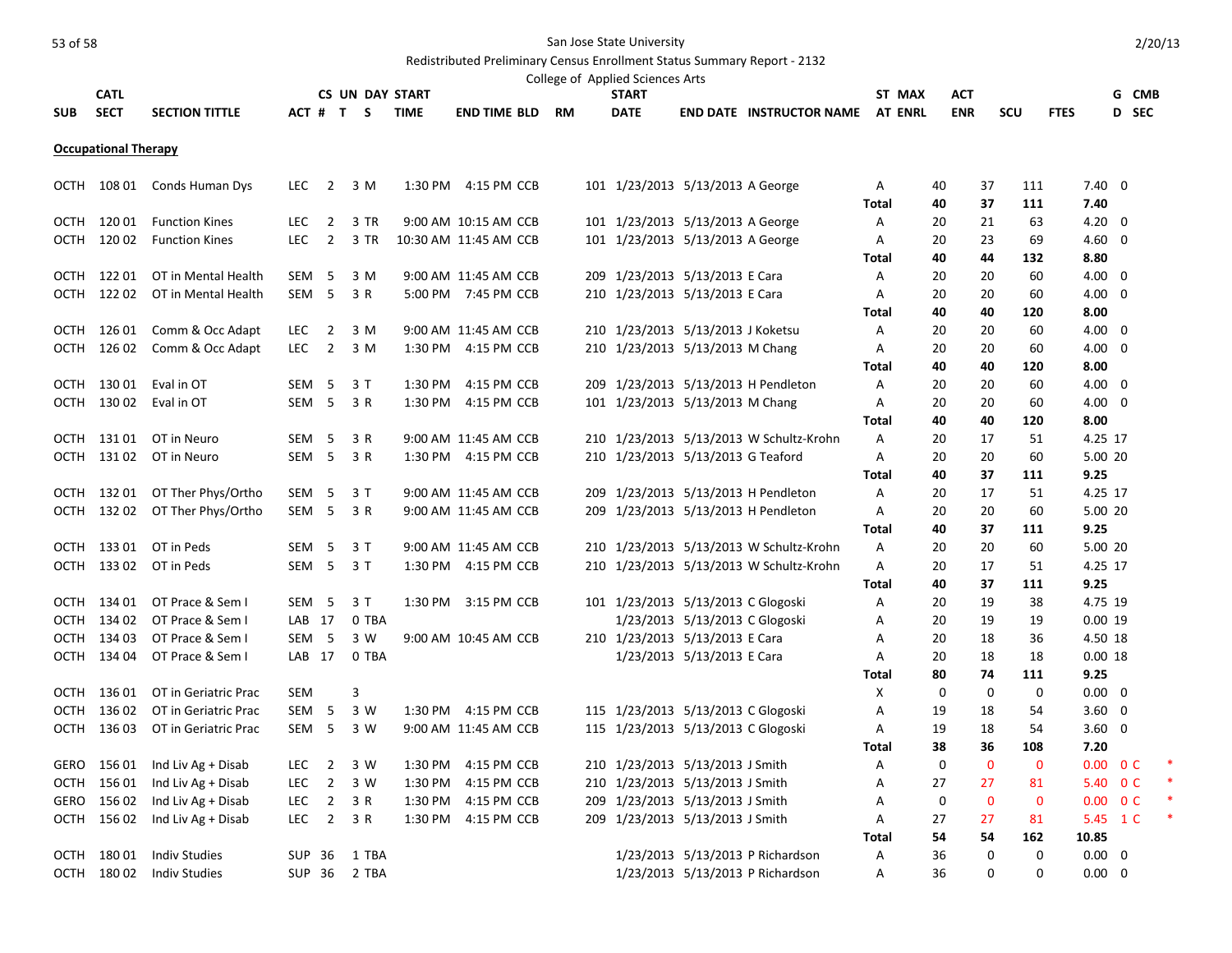San Jose State University

Redistributed Preliminary Census Enrollment Status Summary Report - 2132

College of Applied Sciences Arts

| SUB | CATL SECT | SECTION TITTLE | ACT | CS # | UN T | DAY S | START TIME | END TIME | BLD | RM | START DATE | END DATE | INSTRUCTOR NAME | ST AT | MAX ENRL | ACT ENR | SCU | FTES | G D | CMB SEC | |
|---|---|---|---|---|---|---|---|---|---|---|---|---|---|---|---|---|---|---|---|---|---|
| **Occupational Therapy** | | | | | | | | | | | | | | | | | | | | | |
| OCTH | 108 01 | Conds Human Dys | LEC | 2 | 3 | M | 1:30 PM | 4:15 PM | CCB | 101 | 1/23/2013 | 5/13/2013 | A George | A | 40 | 37 | 111 | 7.40 | 0 | | |
| | | | | | | | | | | | | | | **Total** | **40** | **37** | **111** | **7.40** | | | |
| OCTH | 120 01 | Function Kines | LEC | 2 | 3 | TR | 9:00 AM | 10:15 AM | CCB | 101 | 1/23/2013 | 5/13/2013 | A George | A | 20 | 21 | 63 | 4.20 | 0 | | |
| OCTH | 120 02 | Function Kines | LEC | 2 | 3 | TR | 10:30 AM | 11:45 AM | CCB | 101 | 1/23/2013 | 5/13/2013 | A George | A | 20 | 23 | 69 | 4.60 | 0 | | |
| | | | | | | | | | | | | | | **Total** | **40** | **44** | **132** | **8.80** | | | |
| OCTH | 122 01 | OT in Mental Health | SEM | 5 | 3 | M | 9:00 AM | 11:45 AM | CCB | 209 | 1/23/2013 | 5/13/2013 | E Cara | A | 20 | 20 | 60 | 4.00 | 0 | | |
| OCTH | 122 02 | OT in Mental Health | SEM | 5 | 3 | R | 5:00 PM | 7:45 PM | CCB | 210 | 1/23/2013 | 5/13/2013 | E Cara | A | 20 | 20 | 60 | 4.00 | 0 | | |
| | | | | | | | | | | | | | | **Total** | **40** | **40** | **120** | **8.00** | | | |
| OCTH | 126 01 | Comm & Occ Adapt | LEC | 2 | 3 | M | 9:00 AM | 11:45 AM | CCB | 210 | 1/23/2013 | 5/13/2013 | J Koketsu | A | 20 | 20 | 60 | 4.00 | 0 | | |
| OCTH | 126 02 | Comm & Occ Adapt | LEC | 2 | 3 | M | 1:30 PM | 4:15 PM | CCB | 210 | 1/23/2013 | 5/13/2013 | M Chang | A | 20 | 20 | 60 | 4.00 | 0 | | |
| | | | | | | | | | | | | | | **Total** | **40** | **40** | **120** | **8.00** | | | |
| OCTH | 130 01 | Eval in OT | SEM | 5 | 3 | T | 1:30 PM | 4:15 PM | CCB | 209 | 1/23/2013 | 5/13/2013 | H Pendleton | A | 20 | 20 | 60 | 4.00 | 0 | | |
| OCTH | 130 02 | Eval in OT | SEM | 5 | 3 | R | 1:30 PM | 4:15 PM | CCB | 101 | 1/23/2013 | 5/13/2013 | M Chang | A | 20 | 20 | 60 | 4.00 | 0 | | |
| | | | | | | | | | | | | | | **Total** | **40** | **40** | **120** | **8.00** | | | |
| OCTH | 131 01 | OT in Neuro | SEM | 5 | 3 | R | 9:00 AM | 11:45 AM | CCB | 210 | 1/23/2013 | 5/13/2013 | W Schultz-Krohn | A | 20 | 17 | 51 | 4.25 | 17 | | |
| OCTH | 131 02 | OT in Neuro | SEM | 5 | 3 | R | 1:30 PM | 4:15 PM | CCB | 210 | 1/23/2013 | 5/13/2013 | G Teaford | A | 20 | 20 | 60 | 5.00 | 20 | | |
| | | | | | | | | | | | | | | **Total** | **40** | **37** | **111** | **9.25** | | | |
| OCTH | 132 01 | OT Ther Phys/Ortho | SEM | 5 | 3 | T | 9:00 AM | 11:45 AM | CCB | 209 | 1/23/2013 | 5/13/2013 | H Pendleton | A | 20 | 17 | 51 | 4.25 | 17 | | |
| OCTH | 132 02 | OT Ther Phys/Ortho | SEM | 5 | 3 | R | 9:00 AM | 11:45 AM | CCB | 209 | 1/23/2013 | 5/13/2013 | H Pendleton | A | 20 | 20 | 60 | 5.00 | 20 | | |
| | | | | | | | | | | | | | | **Total** | **40** | **37** | **111** | **9.25** | | | |
| OCTH | 133 01 | OT in Peds | SEM | 5 | 3 | T | 9:00 AM | 11:45 AM | CCB | 210 | 1/23/2013 | 5/13/2013 | W Schultz-Krohn | A | 20 | 20 | 60 | 5.00 | 20 | | |
| OCTH | 133 02 | OT in Peds | SEM | 5 | 3 | T | 1:30 PM | 4:15 PM | CCB | 210 | 1/23/2013 | 5/13/2013 | W Schultz-Krohn | A | 20 | 17 | 51 | 4.25 | 17 | | |
| | | | | | | | | | | | | | | **Total** | **40** | **37** | **111** | **9.25** | | | |
| OCTH | 134 01 | OT Prace & Sem I | SEM | 5 | 3 | T | 1:30 PM | 3:15 PM | CCB | 101 | 1/23/2013 | 5/13/2013 | C Glogoski | A | 20 | 19 | 38 | 4.75 | 19 | | |
| OCTH | 134 02 | OT Prace & Sem I | LAB | 17 | 0 | TBA | | | | | 1/23/2013 | 5/13/2013 | C Glogoski | A | 20 | 19 | 19 | 0.00 | 19 | | |
| OCTH | 134 03 | OT Prace & Sem I | SEM | 5 | 3 | W | 9:00 AM | 10:45 AM | CCB | 210 | 1/23/2013 | 5/13/2013 | E Cara | A | 20 | 18 | 36 | 4.50 | 18 | | |
| OCTH | 134 04 | OT Prace & Sem I | LAB | 17 | 0 | TBA | | | | | 1/23/2013 | 5/13/2013 | E Cara | A | 20 | 18 | 18 | 0.00 | 18 | | |
| | | | | | | | | | | | | | | **Total** | **80** | **74** | **111** | **9.25** | | | |
| OCTH | 136 01 | OT in Geriatric Prac | SEM | | 3 | | | | | | | | | X | 0 | 0 | 0 | 0.00 | 0 | | |
| OCTH | 136 02 | OT in Geriatric Prac | SEM | 5 | 3 | W | 1:30 PM | 4:15 PM | CCB | 115 | 1/23/2013 | 5/13/2013 | C Glogoski | A | 19 | 18 | 54 | 3.60 | 0 | | |
| OCTH | 136 03 | OT in Geriatric Prac | SEM | 5 | 3 | W | 9:00 AM | 11:45 AM | CCB | 115 | 1/23/2013 | 5/13/2013 | C Glogoski | A | 19 | 18 | 54 | 3.60 | 0 | | |
| | | | | | | | | | | | | | | **Total** | **38** | **36** | **108** | **7.20** | | | |
| GERO | 156 01 | Ind Liv Ag + Disab | LEC | 2 | 3 | W | 1:30 PM | 4:15 PM | CCB | 210 | 1/23/2013 | 5/13/2013 | J Smith | A | 0 | 0 | 0 | 0.00 | 0 | C | * |
| OCTH | 156 01 | Ind Liv Ag + Disab | LEC | 2 | 3 | W | 1:30 PM | 4:15 PM | CCB | 210 | 1/23/2013 | 5/13/2013 | J Smith | A | 27 | 27 | 81 | 5.40 | 0 | C | * |
| GERO | 156 02 | Ind Liv Ag + Disab | LEC | 2 | 3 | R | 1:30 PM | 4:15 PM | CCB | 209 | 1/23/2013 | 5/13/2013 | J Smith | A | 0 | 0 | 0 | 0.00 | 0 | C | * |
| OCTH | 156 02 | Ind Liv Ag + Disab | LEC | 2 | 3 | R | 1:30 PM | 4:15 PM | CCB | 209 | 1/23/2013 | 5/13/2013 | J Smith | A | 27 | 27 | 81 | 5.45 | 1 | C | * |
| | | | | | | | | | | | | | | **Total** | **54** | **54** | **162** | **10.85** | | | |
| OCTH | 180 01 | Indiv Studies | SUP | 36 | 1 | TBA | | | | | 1/23/2013 | 5/13/2013 | P Richardson | A | 36 | 0 | 0 | 0.00 | 0 | | |
| OCTH | 180 02 | Indiv Studies | SUP | 36 | 2 | TBA | | | | | 1/23/2013 | 5/13/2013 | P Richardson | A | 36 | 0 | 0 | 0.00 | 0 | | |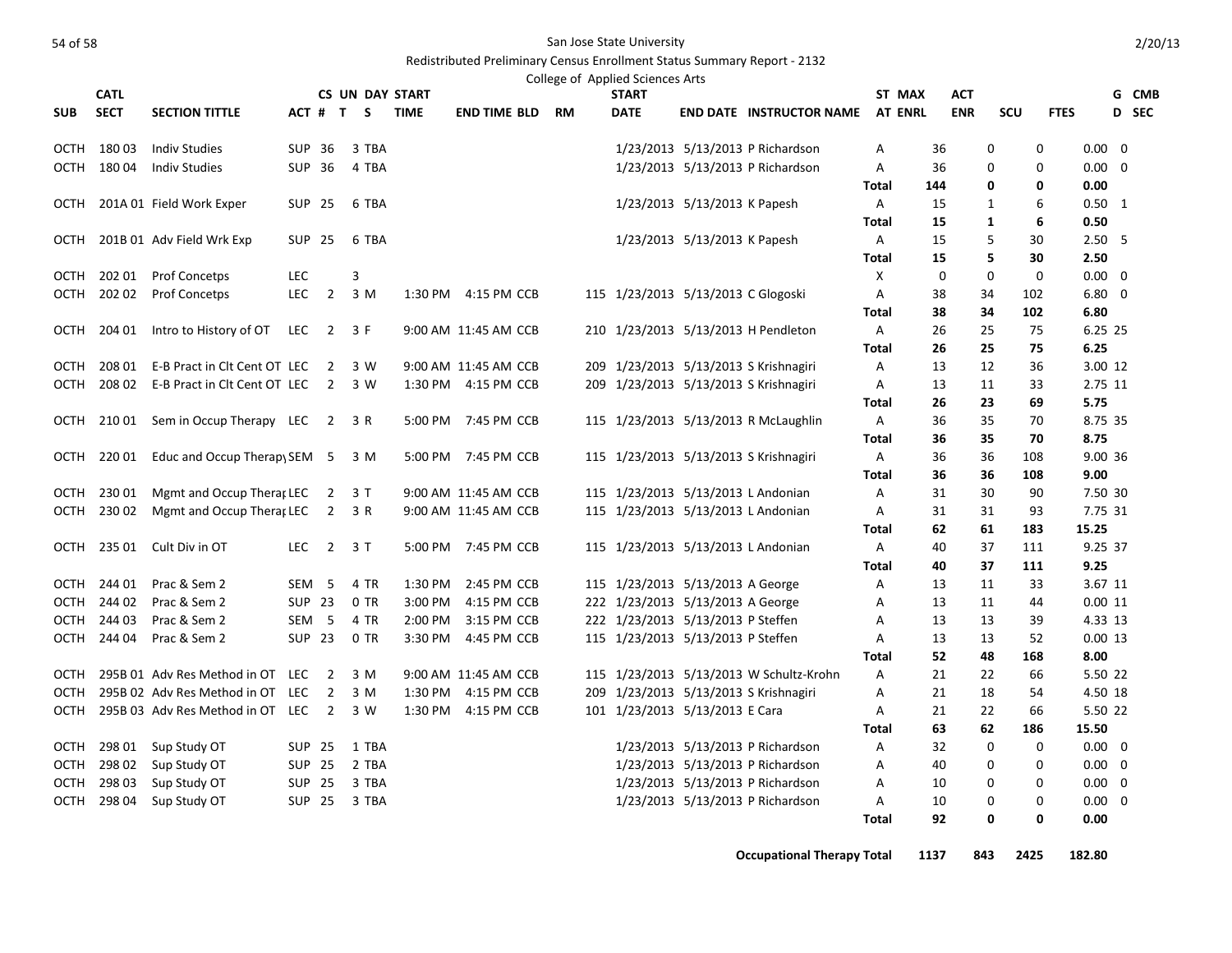San Jose State University

Redistributed Preliminary Census Enrollment Status Summary Report - 2132

College of Applied Sciences Arts

| SUB | CATL SECT | SECTION TITTLE | ACT # | CS T | UN S | DAY | START TIME | END TIME | BLD | RM | START DATE | END DATE | INSTRUCTOR NAME | ST AT | MAX ENRL | ACT ENR | SCU | FTES | GD | CMB SEC |
|---|---|---|---|---|---|---|---|---|---|---|---|---|---|---|---|---|---|---|---|---|
| OCTH | 180 03 | Indiv Studies | SUP | 36 | 3 | TBA | | | | | 1/23/2013 | 5/13/2013 | P Richardson | A | 36 | 0 | 0 | 0.00 | | 0 |
| OCTH | 180 04 | Indiv Studies | SUP | 36 | 4 | TBA | | | | | 1/23/2013 | 5/13/2013 | P Richardson | A | 36 | 0 | 0 | 0.00 | | 0 |
| | | | | | | | | | | | | | | Total | 144 | 0 | 0 | 0.00 | | |
| OCTH | 201A 01 | Field Work Exper | SUP | 25 | 6 | TBA | | | | | 1/23/2013 | 5/13/2013 | K Papesh | A | 15 | 1 | 6 | 0.50 | | 1 |
| | | | | | | | | | | | | | | Total | 15 | 1 | 6 | 0.50 | | |
| OCTH | 201B 01 | Adv Field Wrk Exp | SUP | 25 | 6 | TBA | | | | | 1/23/2013 | 5/13/2013 | K Papesh | A | 15 | 5 | 30 | 2.50 | | 5 |
| | | | | | | | | | | | | | | Total | 15 | 5 | 30 | 2.50 | | |
| OCTH | 202 01 | Prof Concetps | LEC | | 3 | | | | | | | | | X | 0 | 0 | 0 | 0.00 | | 0 |
| OCTH | 202 02 | Prof Concetps | LEC | 2 | 3 | M | 1:30 PM | 4:15 PM | CCB | 115 | 1/23/2013 | 5/13/2013 | C Glogoski | A | 38 | 34 | 102 | 6.80 | | 0 |
| | | | | | | | | | | | | | | Total | 38 | 34 | 102 | 6.80 | | |
| OCTH | 204 01 | Intro to History of OT | LEC | 2 | 3 | F | 9:00 AM | 11:45 AM | CCB | 210 | 1/23/2013 | 5/13/2013 | H Pendleton | A | 26 | 25 | 75 | 6.25 | | 25 |
| | | | | | | | | | | | | | | Total | 26 | 25 | 75 | 6.25 | | |
| OCTH | 208 01 | E-B Pract in Clt Cent OT | LEC | 2 | 3 | W | 9:00 AM | 11:45 AM | CCB | 209 | 1/23/2013 | 5/13/2013 | S Krishnagiri | A | 13 | 12 | 36 | 3.00 | | 12 |
| OCTH | 208 02 | E-B Pract in Clt Cent OT | LEC | 2 | 3 | W | 1:30 PM | 4:15 PM | CCB | 209 | 1/23/2013 | 5/13/2013 | S Krishnagiri | A | 13 | 11 | 33 | 2.75 | | 11 |
| | | | | | | | | | | | | | | Total | 26 | 23 | 69 | 5.75 | | |
| OCTH | 210 01 | Sem in Occup Therapy | LEC | 2 | 3 | R | 5:00 PM | 7:45 PM | CCB | 115 | 1/23/2013 | 5/13/2013 | R McLaughlin | A | 36 | 35 | 70 | 8.75 | | 35 |
| | | | | | | | | | | | | | | Total | 36 | 35 | 70 | 8.75 | | |
| OCTH | 220 01 | Educ and Occup Therapy | SEM | 5 | 3 | M | 5:00 PM | 7:45 PM | CCB | 115 | 1/23/2013 | 5/13/2013 | S Krishnagiri | A | 36 | 36 | 108 | 9.00 | | 36 |
| | | | | | | | | | | | | | | Total | 36 | 36 | 108 | 9.00 | | |
| OCTH | 230 01 | Mgmt and Occup Therap | LEC | 2 | 3 | T | 9:00 AM | 11:45 AM | CCB | 115 | 1/23/2013 | 5/13/2013 | L Andonian | A | 31 | 30 | 90 | 7.50 | | 30 |
| OCTH | 230 02 | Mgmt and Occup Therap | LEC | 2 | 3 | R | 9:00 AM | 11:45 AM | CCB | 115 | 1/23/2013 | 5/13/2013 | L Andonian | A | 31 | 31 | 93 | 7.75 | | 31 |
| | | | | | | | | | | | | | | Total | 62 | 61 | 183 | 15.25 | | |
| OCTH | 235 01 | Cult Div in OT | LEC | 2 | 3 | T | 5:00 PM | 7:45 PM | CCB | 115 | 1/23/2013 | 5/13/2013 | L Andonian | A | 40 | 37 | 111 | 9.25 | | 37 |
| | | | | | | | | | | | | | | Total | 40 | 37 | 111 | 9.25 | | |
| OCTH | 244 01 | Prac & Sem 2 | SEM | 5 | 4 | TR | 1:30 PM | 2:45 PM | CCB | 115 | 1/23/2013 | 5/13/2013 | A George | A | 13 | 11 | 33 | 3.67 | | 11 |
| OCTH | 244 02 | Prac & Sem 2 | SUP | 23 | 0 | TR | 3:00 PM | 4:15 PM | CCB | 222 | 1/23/2013 | 5/13/2013 | A George | A | 13 | 11 | 44 | 0.00 | | 11 |
| OCTH | 244 03 | Prac & Sem 2 | SEM | 5 | 4 | TR | 2:00 PM | 3:15 PM | CCB | 222 | 1/23/2013 | 5/13/2013 | P Steffen | A | 13 | 13 | 39 | 4.33 | | 13 |
| OCTH | 244 04 | Prac & Sem 2 | SUP | 23 | 0 | TR | 3:30 PM | 4:45 PM | CCB | 115 | 1/23/2013 | 5/13/2013 | P Steffen | A | 13 | 13 | 52 | 0.00 | | 13 |
| | | | | | | | | | | | | | | Total | 52 | 48 | 168 | 8.00 | | |
| OCTH | 295B 01 | Adv Res Method in OT | LEC | 2 | 3 | M | 9:00 AM | 11:45 AM | CCB | 115 | 1/23/2013 | 5/13/2013 | W Schultz-Krohn | A | 21 | 22 | 66 | 5.50 | | 22 |
| OCTH | 295B 02 | Adv Res Method in OT | LEC | 2 | 3 | M | 1:30 PM | 4:15 PM | CCB | 209 | 1/23/2013 | 5/13/2013 | S Krishnagiri | A | 21 | 18 | 54 | 4.50 | | 18 |
| OCTH | 295B 03 | Adv Res Method in OT | LEC | 2 | 3 | W | 1:30 PM | 4:15 PM | CCB | 101 | 1/23/2013 | 5/13/2013 | E Cara | A | 21 | 22 | 66 | 5.50 | | 22 |
| | | | | | | | | | | | | | | Total | 63 | 62 | 186 | 15.50 | | |
| OCTH | 298 01 | Sup Study OT | SUP | 25 | 1 | TBA | | | | | 1/23/2013 | 5/13/2013 | P Richardson | A | 32 | 0 | 0 | 0.00 | | 0 |
| OCTH | 298 02 | Sup Study OT | SUP | 25 | 2 | TBA | | | | | 1/23/2013 | 5/13/2013 | P Richardson | A | 40 | 0 | 0 | 0.00 | | 0 |
| OCTH | 298 03 | Sup Study OT | SUP | 25 | 3 | TBA | | | | | 1/23/2013 | 5/13/2013 | P Richardson | A | 10 | 0 | 0 | 0.00 | | 0 |
| OCTH | 298 04 | Sup Study OT | SUP | 25 | 3 | TBA | | | | | 1/23/2013 | 5/13/2013 | P Richardson | A | 10 | 0 | 0 | 0.00 | | 0 |
| | | | | | | | | | | | | | | Total | 92 | 0 | 0 | 0.00 | | |

**Occupational Therapy Total 1137 843 2425 182.80**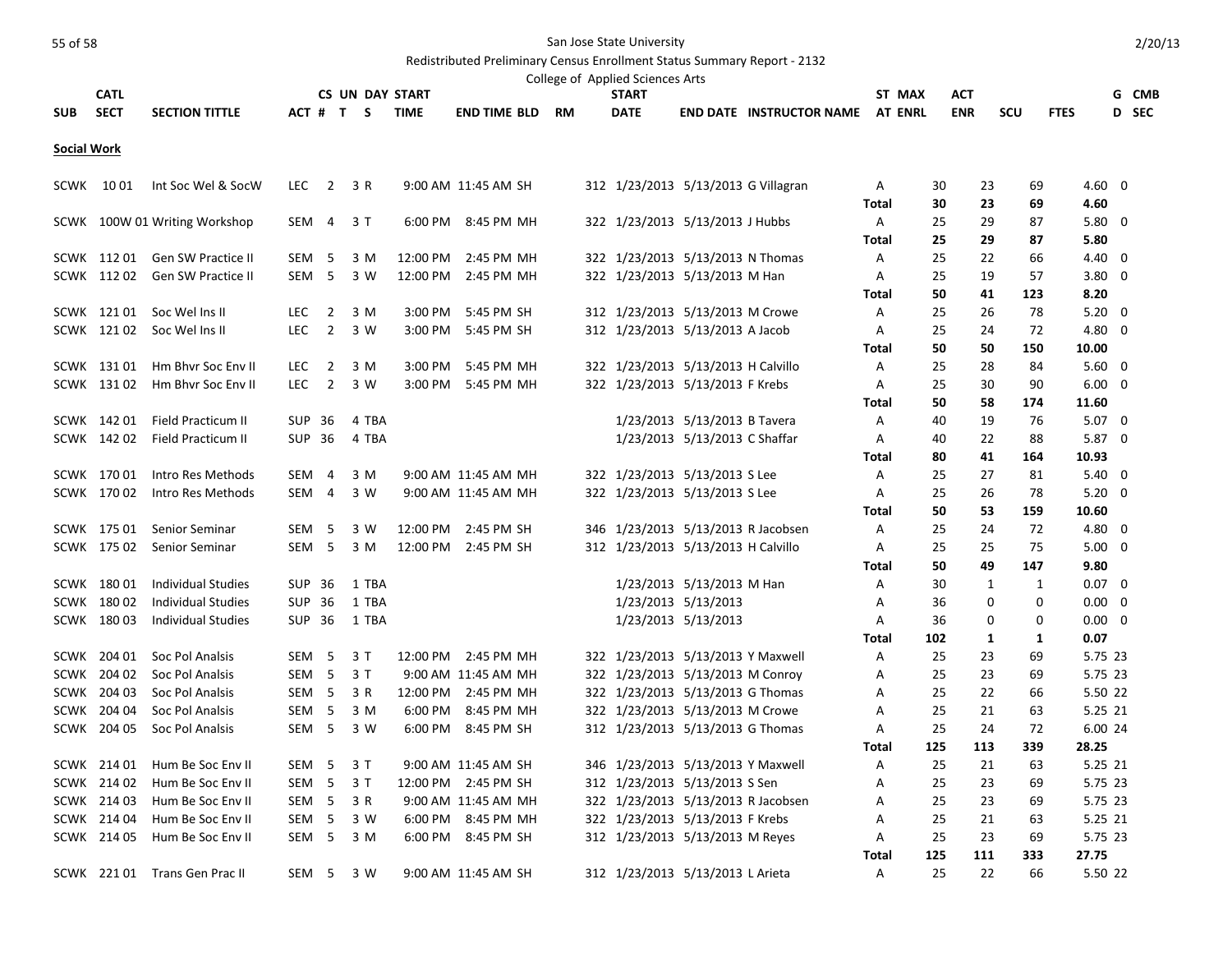San Jose State University

Redistributed Preliminary Census Enrollment Status Summary Report - 2132

College of Applied Sciences Arts

| SUB | CATL SECT | SECTION TITTLE | ACT # | CS T | UN S | DAY | START TIME | END TIME | BLD | RM | START DATE | END DATE | INSTRUCTOR NAME | ST AT | MAX ENRL | ACT ENR | SCU | FTES | G D | CMB SEC |
|---|---|---|---|---|---|---|---|---|---|---|---|---|---|---|---|---|---|---|---|---|
| **Social Work** | | | | | | | | | | | | | | | | | | | | |
| SCWK | 10 01 | Int Soc Wel & SocW | LEC | 2 | 3 | R | 9:00 AM | 11:45 AM | SH | 312 | 1/23/2013 | 5/13/2013 | G Villagran | A | 30 | 23 | 69 | 4.60 | 0 | |
| | | | | | | | | | | | | | | **Total** | **30** | **23** | **69** | **4.60** | | |
| SCWK | 100W 01 | Writing Workshop | SEM | 4 | 3 | T | 6:00 PM | 8:45 PM | MH | 322 | 1/23/2013 | 5/13/2013 | J Hubbs | A | 25 | 29 | 87 | 5.80 | 0 | |
| | | | | | | | | | | | | | | **Total** | **25** | **29** | **87** | **5.80** | | |
| SCWK | 112 01 | Gen SW Practice II | SEM | 5 | 3 | M | 12:00 PM | 2:45 PM | MH | 322 | 1/23/2013 | 5/13/2013 | N Thomas | A | 25 | 22 | 66 | 4.40 | 0 | |
| SCWK | 112 02 | Gen SW Practice II | SEM | 5 | 3 | W | 12:00 PM | 2:45 PM | MH | 322 | 1/23/2013 | 5/13/2013 | M Han | A | 25 | 19 | 57 | 3.80 | 0 | |
| | | | | | | | | | | | | | | **Total** | **50** | **41** | **123** | **8.20** | | |
| SCWK | 121 01 | Soc Wel Ins II | LEC | 2 | 3 | M | 3:00 PM | 5:45 PM | SH | 312 | 1/23/2013 | 5/13/2013 | M Crowe | A | 25 | 26 | 78 | 5.20 | 0 | |
| SCWK | 121 02 | Soc Wel Ins II | LEC | 2 | 3 | W | 3:00 PM | 5:45 PM | SH | 312 | 1/23/2013 | 5/13/2013 | A Jacob | A | 25 | 24 | 72 | 4.80 | 0 | |
| | | | | | | | | | | | | | | **Total** | **50** | **50** | **150** | **10.00** | | |
| SCWK | 131 01 | Hm Bhvr Soc Env II | LEC | 2 | 3 | M | 3:00 PM | 5:45 PM | MH | 322 | 1/23/2013 | 5/13/2013 | H Calvillo | A | 25 | 28 | 84 | 5.60 | 0 | |
| SCWK | 131 02 | Hm Bhvr Soc Env II | LEC | 2 | 3 | W | 3:00 PM | 5:45 PM | MH | 322 | 1/23/2013 | 5/13/2013 | F Krebs | A | 25 | 30 | 90 | 6.00 | 0 | |
| | | | | | | | | | | | | | | **Total** | **50** | **58** | **174** | **11.60** | | |
| SCWK | 142 01 | Field Practicum II | SUP | 36 | 4 | TBA | | | | | 1/23/2013 | 5/13/2013 | B Tavera | A | 40 | 19 | 76 | 5.07 | 0 | |
| SCWK | 142 02 | Field Practicum II | SUP | 36 | 4 | TBA | | | | | 1/23/2013 | 5/13/2013 | C Shaffar | A | 40 | 22 | 88 | 5.87 | 0 | |
| | | | | | | | | | | | | | | **Total** | **80** | **41** | **164** | **10.93** | | |
| SCWK | 170 01 | Intro Res Methods | SEM | 4 | 3 | M | 9:00 AM | 11:45 AM | MH | 322 | 1/23/2013 | 5/13/2013 | S Lee | A | 25 | 27 | 81 | 5.40 | 0 | |
| SCWK | 170 02 | Intro Res Methods | SEM | 4 | 3 | W | 9:00 AM | 11:45 AM | MH | 322 | 1/23/2013 | 5/13/2013 | S Lee | A | 25 | 26 | 78 | 5.20 | 0 | |
| | | | | | | | | | | | | | | **Total** | **50** | **53** | **159** | **10.60** | | |
| SCWK | 175 01 | Senior Seminar | SEM | 5 | 3 | W | 12:00 PM | 2:45 PM | SH | 346 | 1/23/2013 | 5/13/2013 | R Jacobsen | A | 25 | 24 | 72 | 4.80 | 0 | |
| SCWK | 175 02 | Senior Seminar | SEM | 5 | 3 | M | 12:00 PM | 2:45 PM | SH | 312 | 1/23/2013 | 5/13/2013 | H Calvillo | A | 25 | 25 | 75 | 5.00 | 0 | |
| | | | | | | | | | | | | | | **Total** | **50** | **49** | **147** | **9.80** | | |
| SCWK | 180 01 | Individual Studies | SUP | 36 | 1 | TBA | | | | | 1/23/2013 | 5/13/2013 | M Han | A | 30 | 1 | 1 | 0.07 | 0 | |
| SCWK | 180 02 | Individual Studies | SUP | 36 | 1 | TBA | | | | | 1/23/2013 | 5/13/2013 | | A | 36 | 0 | 0 | 0.00 | 0 | |
| SCWK | 180 03 | Individual Studies | SUP | 36 | 1 | TBA | | | | | 1/23/2013 | 5/13/2013 | | A | 36 | 0 | 0 | 0.00 | 0 | |
| | | | | | | | | | | | | | | **Total** | **102** | **1** | **1** | **0.07** | | |
| SCWK | 204 01 | Soc Pol Analsis | SEM | 5 | 3 | T | 12:00 PM | 2:45 PM | MH | 322 | 1/23/2013 | 5/13/2013 | Y Maxwell | A | 25 | 23 | 69 | 5.75 | 23 | |
| SCWK | 204 02 | Soc Pol Analsis | SEM | 5 | 3 | T | 9:00 AM | 11:45 AM | MH | 322 | 1/23/2013 | 5/13/2013 | M Conroy | A | 25 | 23 | 69 | 5.75 | 23 | |
| SCWK | 204 03 | Soc Pol Analsis | SEM | 5 | 3 | R | 12:00 PM | 2:45 PM | MH | 322 | 1/23/2013 | 5/13/2013 | G Thomas | A | 25 | 22 | 66 | 5.50 | 22 | |
| SCWK | 204 04 | Soc Pol Analsis | SEM | 5 | 3 | M | 6:00 PM | 8:45 PM | MH | 322 | 1/23/2013 | 5/13/2013 | M Crowe | A | 25 | 21 | 63 | 5.25 | 21 | |
| SCWK | 204 05 | Soc Pol Analsis | SEM | 5 | 3 | W | 6:00 PM | 8:45 PM | SH | 312 | 1/23/2013 | 5/13/2013 | G Thomas | A | 25 | 24 | 72 | 6.00 | 24 | |
| | | | | | | | | | | | | | | **Total** | **125** | **113** | **339** | **28.25** | | |
| SCWK | 214 01 | Hum Be Soc Env II | SEM | 5 | 3 | T | 9:00 AM | 11:45 AM | SH | 346 | 1/23/2013 | 5/13/2013 | Y Maxwell | A | 25 | 21 | 63 | 5.25 | 21 | |
| SCWK | 214 02 | Hum Be Soc Env II | SEM | 5 | 3 | T | 12:00 PM | 2:45 PM | SH | 312 | 1/23/2013 | 5/13/2013 | S Sen | A | 25 | 23 | 69 | 5.75 | 23 | |
| SCWK | 214 03 | Hum Be Soc Env II | SEM | 5 | 3 | R | 9:00 AM | 11:45 AM | MH | 322 | 1/23/2013 | 5/13/2013 | R Jacobsen | A | 25 | 23 | 69 | 5.75 | 23 | |
| SCWK | 214 04 | Hum Be Soc Env II | SEM | 5 | 3 | W | 6:00 PM | 8:45 PM | MH | 322 | 1/23/2013 | 5/13/2013 | F Krebs | A | 25 | 21 | 63 | 5.25 | 21 | |
| SCWK | 214 05 | Hum Be Soc Env II | SEM | 5 | 3 | M | 6:00 PM | 8:45 PM | SH | 312 | 1/23/2013 | 5/13/2013 | M Reyes | A | 25 | 23 | 69 | 5.75 | 23 | |
| | | | | | | | | | | | | | | **Total** | **125** | **111** | **333** | **27.75** | | |
| SCWK | 221 01 | Trans Gen Prac II | SEM | 5 | 3 | W | 9:00 AM | 11:45 AM | SH | 312 | 1/23/2013 | 5/13/2013 | L Arieta | A | 25 | 22 | 66 | 5.50 | 22 | |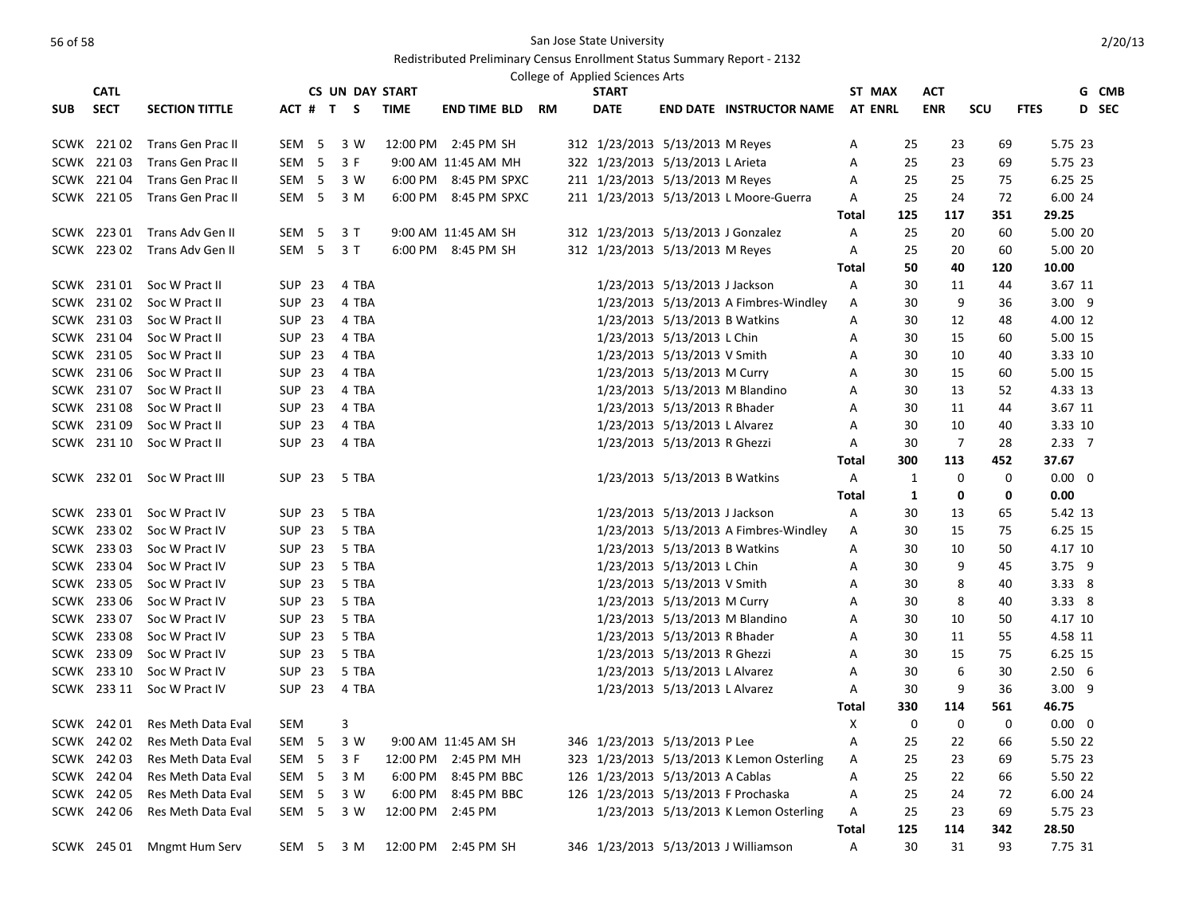San Jose State University

Redistributed Preliminary Census Enrollment Status Summary Report - 2132

College of Applied Sciences Arts

| SUB | CATL SECT | SECTION TITTLE | ACT # | CS UN T | DAY S | START TIME | END TIME | BLD | RM | START DATE | END DATE | INSTRUCTOR NAME | ST AT | MAX ENRL | ACT ENR | SCU | FTES | G D | CMB SEC |
|---|---|---|---|---|---|---|---|---|---|---|---|---|---|---|---|---|---|---|---|
| SCWK | 221 02 | Trans Gen Prac II | SEM | 5 | 3 | W | 12:00 PM | 2:45 PM | SH | 312 | 1/23/2013 | 5/13/2013 M Reyes | A | 25 | 23 | 69 | 5.75 | 23 | |
| SCWK | 221 03 | Trans Gen Prac II | SEM | 5 | 3 | F | 9:00 AM | 11:45 AM | MH | 322 | 1/23/2013 | 5/13/2013 L Arieta | A | 25 | 23 | 69 | 5.75 | 23 | |
| SCWK | 221 04 | Trans Gen Prac II | SEM | 5 | 3 | W | 6:00 PM | 8:45 PM | SPXC | 211 | 1/23/2013 | 5/13/2013 M Reyes | A | 25 | 25 | 75 | 6.25 | 25 | |
| SCWK | 221 05 | Trans Gen Prac II | SEM | 5 | 3 | M | 6:00 PM | 8:45 PM | SPXC | 211 | 1/23/2013 | 5/13/2013 L Moore-Guerra | A | 25 | 24 | 72 | 6.00 | 24 | |
| | | | | | | | | | | | | | Total | 125 | 117 | 351 | 29.25 | | |
| SCWK | 223 01 | Trans Adv Gen II | SEM | 5 | 3 | T | 9:00 AM | 11:45 AM | SH | 312 | 1/23/2013 | 5/13/2013 J Gonzalez | A | 25 | 20 | 60 | 5.00 | 20 | |
| SCWK | 223 02 | Trans Adv Gen II | SEM | 5 | 3 | T | 6:00 PM | 8:45 PM | SH | 312 | 1/23/2013 | 5/13/2013 M Reyes | A | 25 | 20 | 60 | 5.00 | 20 | |
| | | | | | | | | | | | | | Total | 50 | 40 | 120 | 10.00 | | |
| SCWK | 231 01 | Soc W Pract II | SUP | 23 | 4 | TBA | | | | | 1/23/2013 | 5/13/2013 J Jackson | A | 30 | 11 | 44 | 3.67 | 11 | |
| SCWK | 231 02 | Soc W Pract II | SUP | 23 | 4 | TBA | | | | | 1/23/2013 | 5/13/2013 A Fimbres-Windley | A | 30 | 9 | 36 | 3.00 | 9 | |
| SCWK | 231 03 | Soc W Pract II | SUP | 23 | 4 | TBA | | | | | 1/23/2013 | 5/13/2013 B Watkins | A | 30 | 12 | 48 | 4.00 | 12 | |
| SCWK | 231 04 | Soc W Pract II | SUP | 23 | 4 | TBA | | | | | 1/23/2013 | 5/13/2013 L Chin | A | 30 | 15 | 60 | 5.00 | 15 | |
| SCWK | 231 05 | Soc W Pract II | SUP | 23 | 4 | TBA | | | | | 1/23/2013 | 5/13/2013 V Smith | A | 30 | 10 | 40 | 3.33 | 10 | |
| SCWK | 231 06 | Soc W Pract II | SUP | 23 | 4 | TBA | | | | | 1/23/2013 | 5/13/2013 M Curry | A | 30 | 15 | 60 | 5.00 | 15 | |
| SCWK | 231 07 | Soc W Pract II | SUP | 23 | 4 | TBA | | | | | 1/23/2013 | 5/13/2013 M Blandino | A | 30 | 13 | 52 | 4.33 | 13 | |
| SCWK | 231 08 | Soc W Pract II | SUP | 23 | 4 | TBA | | | | | 1/23/2013 | 5/13/2013 R Bhader | A | 30 | 11 | 44 | 3.67 | 11 | |
| SCWK | 231 09 | Soc W Pract II | SUP | 23 | 4 | TBA | | | | | 1/23/2013 | 5/13/2013 L Alvarez | A | 30 | 10 | 40 | 3.33 | 10 | |
| SCWK | 231 10 | Soc W Pract II | SUP | 23 | 4 | TBA | | | | | 1/23/2013 | 5/13/2013 R Ghezzi | A | 30 | 7 | 28 | 2.33 | 7 | |
| | | | | | | | | | | | | | Total | 300 | 113 | 452 | 37.67 | | |
| SCWK | 232 01 | Soc W Pract III | SUP | 23 | 5 | TBA | | | | | 1/23/2013 | 5/13/2013 B Watkins | A | 1 | 0 | 0 | 0.00 | 0 | |
| | | | | | | | | | | | | | Total | 1 | 0 | 0 | 0.00 | | |
| SCWK | 233 01 | Soc W Pract IV | SUP | 23 | 5 | TBA | | | | | 1/23/2013 | 5/13/2013 J Jackson | A | 30 | 13 | 65 | 5.42 | 13 | |
| SCWK | 233 02 | Soc W Pract IV | SUP | 23 | 5 | TBA | | | | | 1/23/2013 | 5/13/2013 A Fimbres-Windley | A | 30 | 15 | 75 | 6.25 | 15 | |
| SCWK | 233 03 | Soc W Pract IV | SUP | 23 | 5 | TBA | | | | | 1/23/2013 | 5/13/2013 B Watkins | A | 30 | 10 | 50 | 4.17 | 10 | |
| SCWK | 233 04 | Soc W Pract IV | SUP | 23 | 5 | TBA | | | | | 1/23/2013 | 5/13/2013 L Chin | A | 30 | 9 | 45 | 3.75 | 9 | |
| SCWK | 233 05 | Soc W Pract IV | SUP | 23 | 5 | TBA | | | | | 1/23/2013 | 5/13/2013 V Smith | A | 30 | 8 | 40 | 3.33 | 8 | |
| SCWK | 233 06 | Soc W Pract IV | SUP | 23 | 5 | TBA | | | | | 1/23/2013 | 5/13/2013 M Curry | A | 30 | 8 | 40 | 3.33 | 8 | |
| SCWK | 233 07 | Soc W Pract IV | SUP | 23 | 5 | TBA | | | | | 1/23/2013 | 5/13/2013 M Blandino | A | 30 | 10 | 50 | 4.17 | 10 | |
| SCWK | 233 08 | Soc W Pract IV | SUP | 23 | 5 | TBA | | | | | 1/23/2013 | 5/13/2013 R Bhader | A | 30 | 11 | 55 | 4.58 | 11 | |
| SCWK | 233 09 | Soc W Pract IV | SUP | 23 | 5 | TBA | | | | | 1/23/2013 | 5/13/2013 R Ghezzi | A | 30 | 15 | 75 | 6.25 | 15 | |
| SCWK | 233 10 | Soc W Pract IV | SUP | 23 | 5 | TBA | | | | | 1/23/2013 | 5/13/2013 L Alvarez | A | 30 | 6 | 30 | 2.50 | 6 | |
| SCWK | 233 11 | Soc W Pract IV | SUP | 23 | 4 | TBA | | | | | 1/23/2013 | 5/13/2013 L Alvarez | A | 30 | 9 | 36 | 3.00 | 9 | |
| | | | | | | | | | | | | | Total | 330 | 114 | 561 | 46.75 | | |
| SCWK | 242 01 | Res Meth Data Eval | SEM | | 3 | | | | | | | | X | 0 | 0 | 0 | 0.00 | 0 | |
| SCWK | 242 02 | Res Meth Data Eval | SEM | 5 | 3 | W | 9:00 AM | 11:45 AM | SH | 346 | 1/23/2013 | 5/13/2013 P Lee | A | 25 | 22 | 66 | 5.50 | 22 | |
| SCWK | 242 03 | Res Meth Data Eval | SEM | 5 | 3 | F | 12:00 PM | 2:45 PM | MH | 323 | 1/23/2013 | 5/13/2013 K Lemon Osterling | A | 25 | 23 | 69 | 5.75 | 23 | |
| SCWK | 242 04 | Res Meth Data Eval | SEM | 5 | 3 | M | 6:00 PM | 8:45 PM | BBC | 126 | 1/23/2013 | 5/13/2013 A Cablas | A | 25 | 22 | 66 | 5.50 | 22 | |
| SCWK | 242 05 | Res Meth Data Eval | SEM | 5 | 3 | W | 6:00 PM | 8:45 PM | BBC | 126 | 1/23/2013 | 5/13/2013 F Prochaska | A | 25 | 24 | 72 | 6.00 | 24 | |
| SCWK | 242 06 | Res Meth Data Eval | SEM | 5 | 3 | W | 12:00 PM | 2:45 PM | | | 1/23/2013 | 5/13/2013 K Lemon Osterling | A | 25 | 23 | 69 | 5.75 | 23 | |
| | | | | | | | | | | | | | Total | 125 | 114 | 342 | 28.50 | | |
| SCWK | 245 01 | Mngmt Hum Serv | SEM | 5 | 3 | M | 12:00 PM | 2:45 PM | SH | 346 | 1/23/2013 | 5/13/2013 J Williamson | A | 30 | 31 | 93 | 7.75 | 31 | |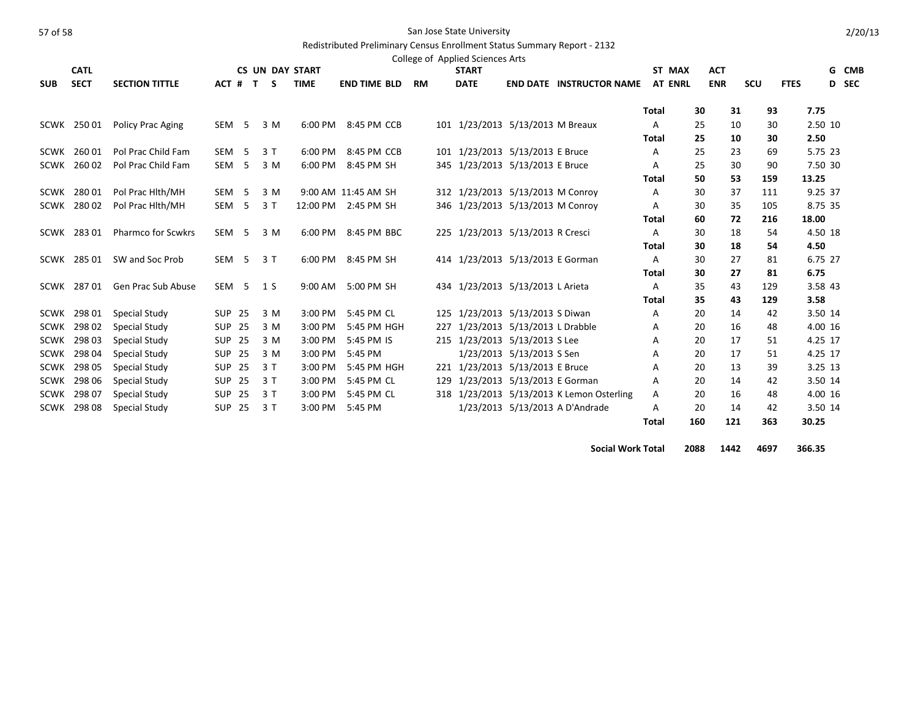San Jose State University

Redistributed Preliminary Census Enrollment Status Summary Report - 2132

College of Applied Sciences Arts

| SUB | CATL SECT | SECTION TITTLE | ACT | CS # | UN T | DAY S | START TIME | END TIME | BLD | RM | START DATE | END DATE | INSTRUCTOR NAME | ST AT | MAX ENRL | ACT ENR | SCU | FTES | GD | CMB SEC |
|---|---|---|---|---|---|---|---|---|---|---|---|---|---|---|---|---|---|---|---|---|
| | | | | | | | | | | | | | | **Total** | **30** | **31** | **93** | **7.75** | | |
| SCWK | 250 01 | Policy Prac Aging | SEM | 5 | 3 | M | 6:00 PM | 8:45 PM | CCB | 101 | 1/23/2013 | 5/13/2013 | M Breaux | A | 25 | 10 | 30 | 2.50 | | 10 |
| | | | | | | | | | | | | | | **Total** | **25** | **10** | **30** | **2.50** | | |
| SCWK | 260 01 | Pol Prac Child Fam | SEM | 5 | 3 | T | 6:00 PM | 8:45 PM | CCB | 101 | 1/23/2013 | 5/13/2013 | E Bruce | A | 25 | 23 | 69 | 5.75 | | 23 |
| SCWK | 260 02 | Pol Prac Child Fam | SEM | 5 | 3 | M | 6:00 PM | 8:45 PM | SH | 345 | 1/23/2013 | 5/13/2013 | E Bruce | A | 25 | 30 | 90 | 7.50 | | 30 |
| | | | | | | | | | | | | | | **Total** | **50** | **53** | **159** | **13.25** | | |
| SCWK | 280 01 | Pol Prac Hlth/MH | SEM | 5 | 3 | M | 9:00 AM | 11:45 AM | SH | 312 | 1/23/2013 | 5/13/2013 | M Conroy | A | 30 | 37 | 111 | 9.25 | | 37 |
| SCWK | 280 02 | Pol Prac Hlth/MH | SEM | 5 | 3 | T | 12:00 PM | 2:45 PM | SH | 346 | 1/23/2013 | 5/13/2013 | M Conroy | A | 30 | 35 | 105 | 8.75 | | 35 |
| | | | | | | | | | | | | | | **Total** | **60** | **72** | **216** | **18.00** | | |
| SCWK | 283 01 | Pharmco for Scwkrs | SEM | 5 | 3 | M | 6:00 PM | 8:45 PM | BBC | 225 | 1/23/2013 | 5/13/2013 | R Cresci | A | 30 | 18 | 54 | 4.50 | | 18 |
| | | | | | | | | | | | | | | **Total** | **30** | **18** | **54** | **4.50** | | |
| SCWK | 285 01 | SW and Soc Prob | SEM | 5 | 3 | T | 6:00 PM | 8:45 PM | SH | 414 | 1/23/2013 | 5/13/2013 | E Gorman | A | 30 | 27 | 81 | 6.75 | | 27 |
| | | | | | | | | | | | | | | **Total** | **30** | **27** | **81** | **6.75** | | |
| SCWK | 287 01 | Gen Prac Sub Abuse | SEM | 5 | 1 | S | 9:00 AM | 5:00 PM | SH | 434 | 1/23/2013 | 5/13/2013 | L Arieta | A | 35 | 43 | 129 | 3.58 | | 43 |
| | | | | | | | | | | | | | | **Total** | **35** | **43** | **129** | **3.58** | | |
| SCWK | 298 01 | Special Study | SUP | 25 | 3 | M | 3:00 PM | 5:45 PM | CL | 125 | 1/23/2013 | 5/13/2013 | S Diwan | A | 20 | 14 | 42 | 3.50 | | 14 |
| SCWK | 298 02 | Special Study | SUP | 25 | 3 | M | 3:00 PM | 5:45 PM | HGH | 227 | 1/23/2013 | 5/13/2013 | L Drabble | A | 20 | 16 | 48 | 4.00 | | 16 |
| SCWK | 298 03 | Special Study | SUP | 25 | 3 | M | 3:00 PM | 5:45 PM | IS | 215 | 1/23/2013 | 5/13/2013 | S Lee | A | 20 | 17 | 51 | 4.25 | | 17 |
| SCWK | 298 04 | Special Study | SUP | 25 | 3 | M | 3:00 PM | 5:45 PM | | | 1/23/2013 | 5/13/2013 | S Sen | A | 20 | 17 | 51 | 4.25 | | 17 |
| SCWK | 298 05 | Special Study | SUP | 25 | 3 | T | 3:00 PM | 5:45 PM | HGH | 221 | 1/23/2013 | 5/13/2013 | E Bruce | A | 20 | 13 | 39 | 3.25 | | 13 |
| SCWK | 298 06 | Special Study | SUP | 25 | 3 | T | 3:00 PM | 5:45 PM | CL | 129 | 1/23/2013 | 5/13/2013 | E Gorman | A | 20 | 14 | 42 | 3.50 | | 14 |
| SCWK | 298 07 | Special Study | SUP | 25 | 3 | T | 3:00 PM | 5:45 PM | CL | 318 | 1/23/2013 | 5/13/2013 | K Lemon Osterling | A | 20 | 16 | 48 | 4.00 | | 16 |
| SCWK | 298 08 | Special Study | SUP | 25 | 3 | T | 3:00 PM | 5:45 PM | | | 1/23/2013 | 5/13/2013 | A D'Andrade | A | 20 | 14 | 42 | 3.50 | | 14 |
| | | | | | | | | | | | | | | **Total** | **160** | **121** | **363** | **30.25** | | |
| | | | | | | | | | | | | | **Social Work Total** | | **2088** | **1442** | **4697** | **366.35** | | |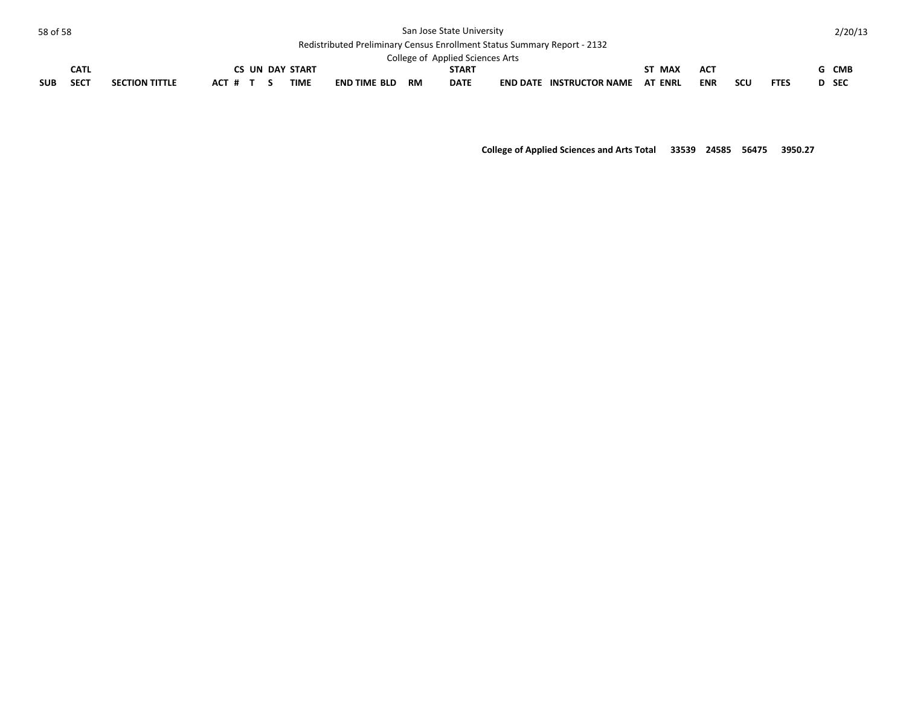| SUB | CATL SECT | SECTION TITTLE | ACT | CS # | UN T | DAY S | START TIME | END TIME | BLD | RM | START DATE | END DATE | INSTRUCTOR NAME | ST AT | MAX ENRL | ACT ENR | SCU | FTES | G D | CMB SEC |
|---|---|---|---|---|---|---|---|---|---|---|---|---|---|---|---|---|---|---|---|---|
| | | | | | | | | | | | | **College of Applied Sciences and Arts Total** | | | **33539** | **24585** | **56475** | **3950.27** | | |